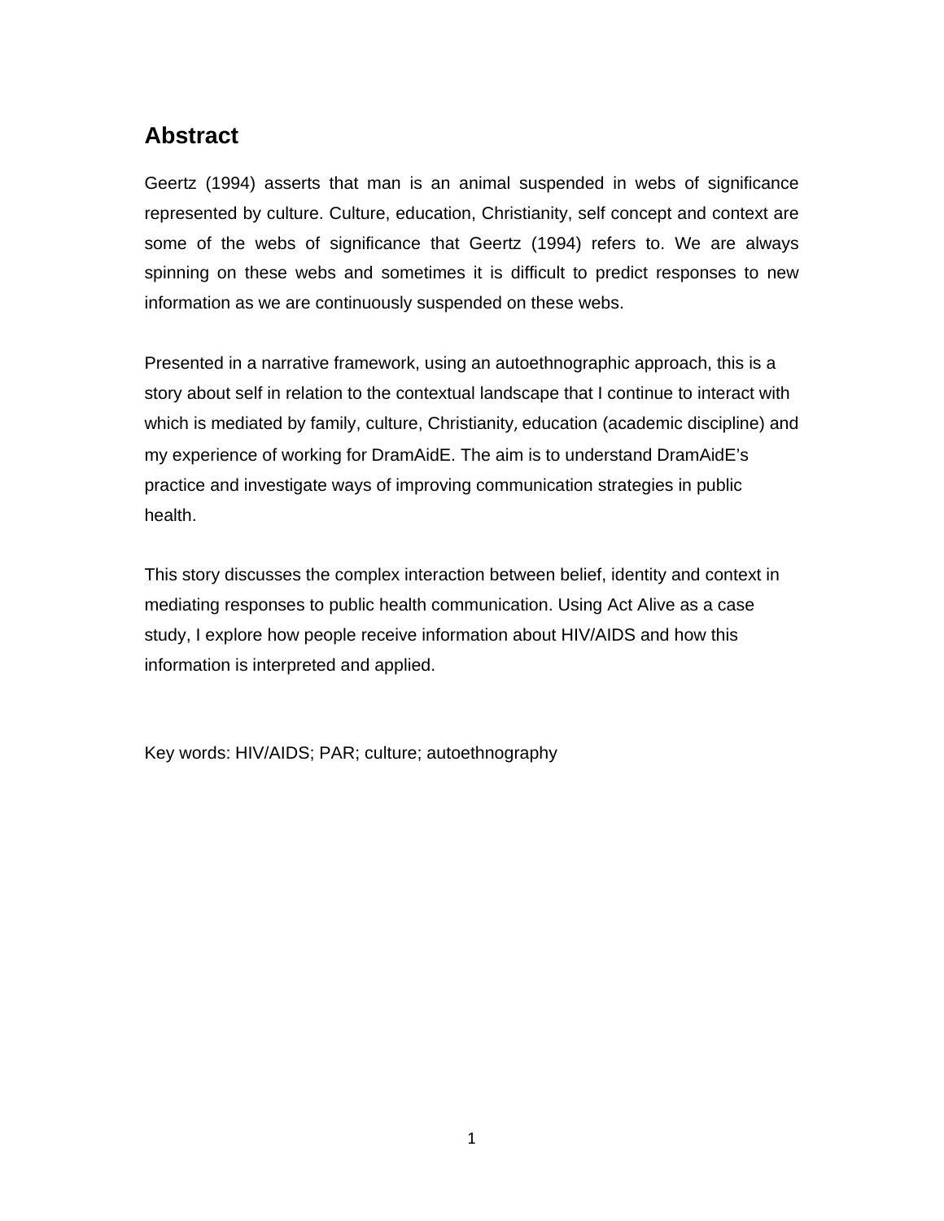# Abstract

Geertz (1994) asserts that man is an animal suspended in webs of significance represented by culture. Culture, education, Christianity, self concept and context are some of the webs of significance that Geertz (1994) refers to. We are always spinning on these webs and sometimes it is difficult to predict responses to new information as we are continuously suspended on these webs.

Presented in a narrative framework, using an autoethnographic approach, this is a story about self in relation to the contextual landscape that I continue to interact with which is mediated by family, culture, Christianity, education (academic discipline) and my experience of working for DramAidE. The aim is to understand DramAidE's practice and investigate ways of improving communication strategies in public health.

This story discusses the complex interaction between belief, identity and context in mediating responses to public health communication. Using Act Alive as a case study, I explore how people receive information about HIV/AIDS and how this information is interpreted and applied.

Key words: HIV/AIDS; PAR; culture; autoethnography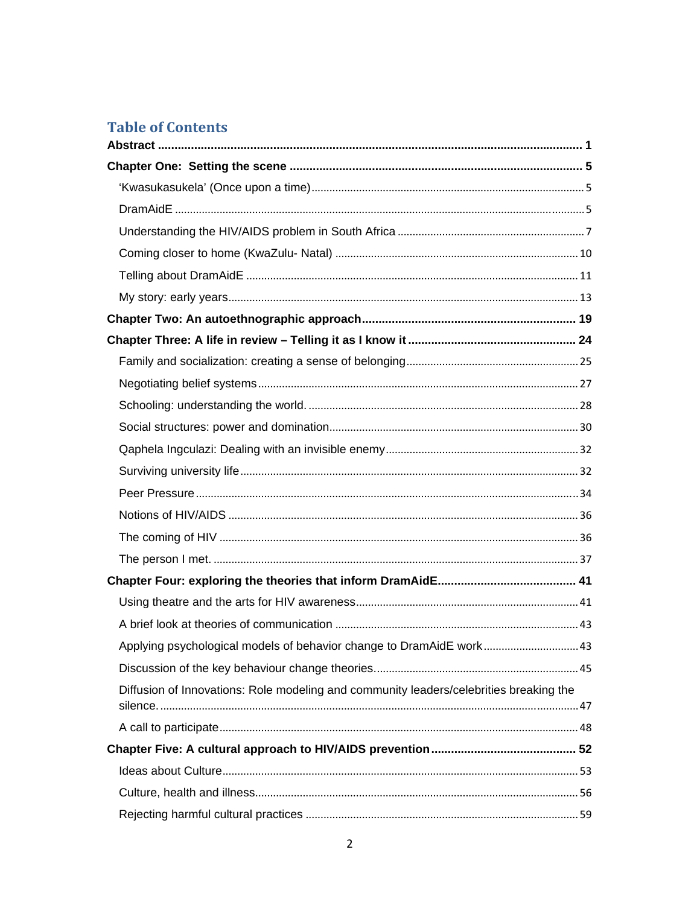## Table of Contents

**Abstract** ............................................................. **1**

**Chapter One: Setting the scene** ............................................................. **5**

- 'Kwasukasukela' (Once upon a time) ............................................................. 5
- DramAidE ............................................................. 5
- Understanding the HIV/AIDS problem in South Africa ............................................................. 7
- Coming closer to home (KwaZulu- Natal) ............................................................. 10
- Telling about DramAidE ............................................................. 11
- My story: early years ............................................................. 13

**Chapter Two: An autoethnographic approach** ............................................................. **19**

**Chapter Three: A life in review – Telling it as I know it** ............................................................. **24**

- Family and socialization: creating a sense of belonging ............................................................. 25
- Negotiating belief systems ............................................................. 27
- Schooling: understanding the world. ............................................................. 28
- Social structures: power and domination ............................................................. 30
- Qaphela Ingculazi: Dealing with an invisible enemy ............................................................. 32
- Surviving university life ............................................................. 32
- Peer Pressure ............................................................. 34
- Notions of HIV/AIDS ............................................................. 36
- The coming of HIV ............................................................. 36
- The person I met. ............................................................. 37

**Chapter Four: exploring the theories that inform DramAidE** ............................................................. **41**

- Using theatre and the arts for HIV awareness ............................................................. 41
- A brief look at theories of communication ............................................................. 43
- Applying psychological models of behavior change to DramAidE work ............................................................. 43
- Discussion of the key behaviour change theories. ............................................................. 45
- Diffusion of Innovations: Role modeling and community leaders/celebrities breaking the silence. ............................................................. 47
- A call to participate ............................................................. 48

**Chapter Five: A cultural approach to HIV/AIDS prevention** ............................................................. **52**

- Ideas about Culture ............................................................. 53
- Culture, health and illness ............................................................. 56
- Rejecting harmful cultural practices ............................................................. 59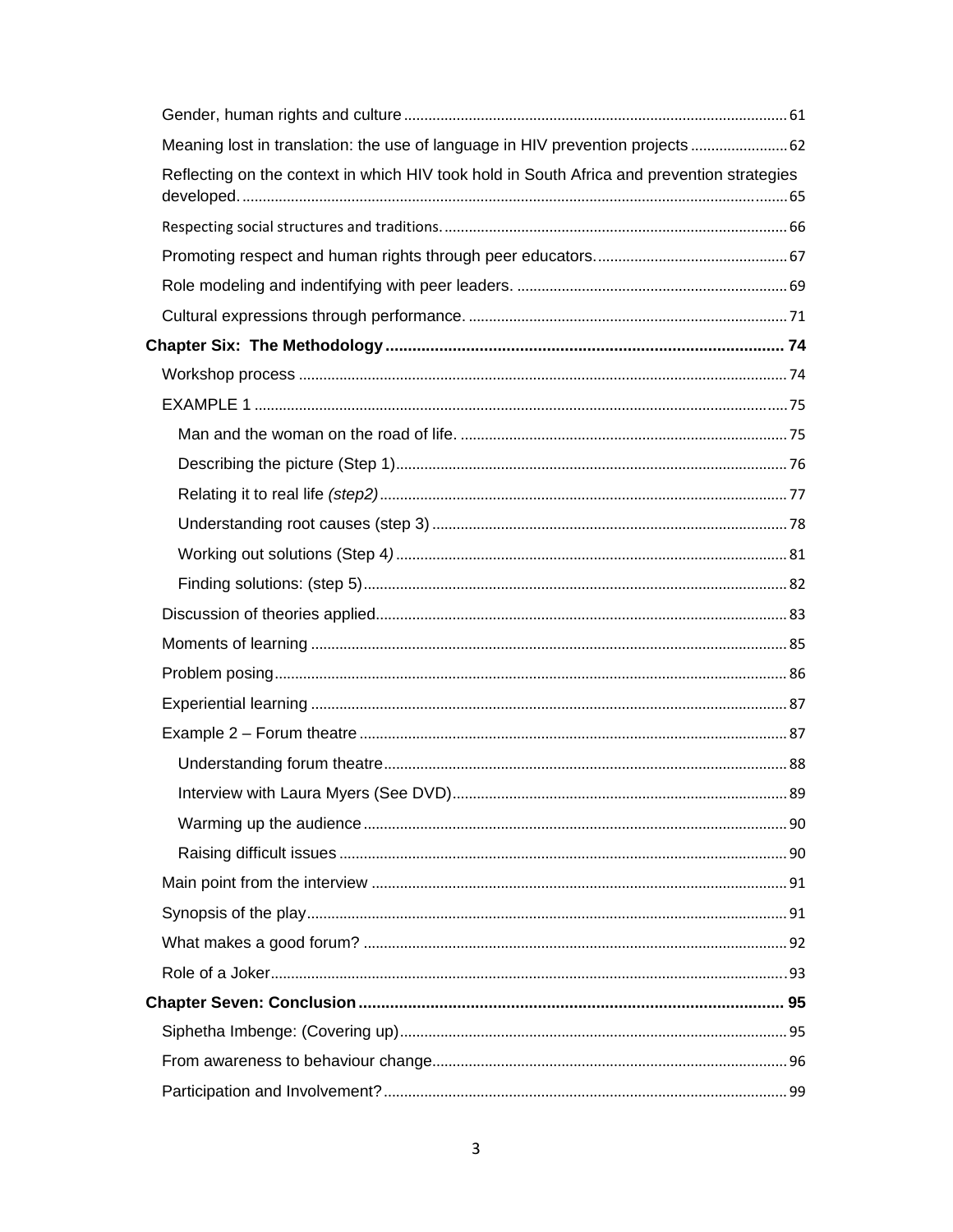Gender, human rights and culture .......... 61

Meaning lost in translation: the use of language in HIV prevention projects .......... 62

Reflecting on the context in which HIV took hold in South Africa and prevention strategies developed. .......... 65

Respecting social structures and traditions. .......... 66

Promoting respect and human rights through peer educators. .......... 67

Role modeling and indentifying with peer leaders. .......... 69

Cultural expressions through performance. .......... 71

**Chapter Six: The Methodology .......... 74**

Workshop process .......... 74

EXAMPLE 1 .......... 75

Man and the woman on the road of life. .......... 75

Describing the picture (Step 1) .......... 76

Relating it to real life *(step2)* .......... 77

Understanding root causes (step 3) .......... 78

Working out solutions (Step 4*)* .......... 81

Finding solutions: (step 5) .......... 82

Discussion of theories applied .......... 83

Moments of learning .......... 85

Problem posing .......... 86

Experiential learning .......... 87

Example 2 – Forum theatre .......... 87

Understanding forum theatre .......... 88

Interview with Laura Myers (See DVD) .......... 89

Warming up the audience .......... 90

Raising difficult issues .......... 90

Main point from the interview .......... 91

Synopsis of the play .......... 91

What makes a good forum? .......... 92

Role of a Joker .......... 93

**Chapter Seven: Conclusion .......... 95**

Siphetha Imbenge: (Covering up) .......... 95

From awareness to behaviour change .......... 96

Participation and Involvement? .......... 99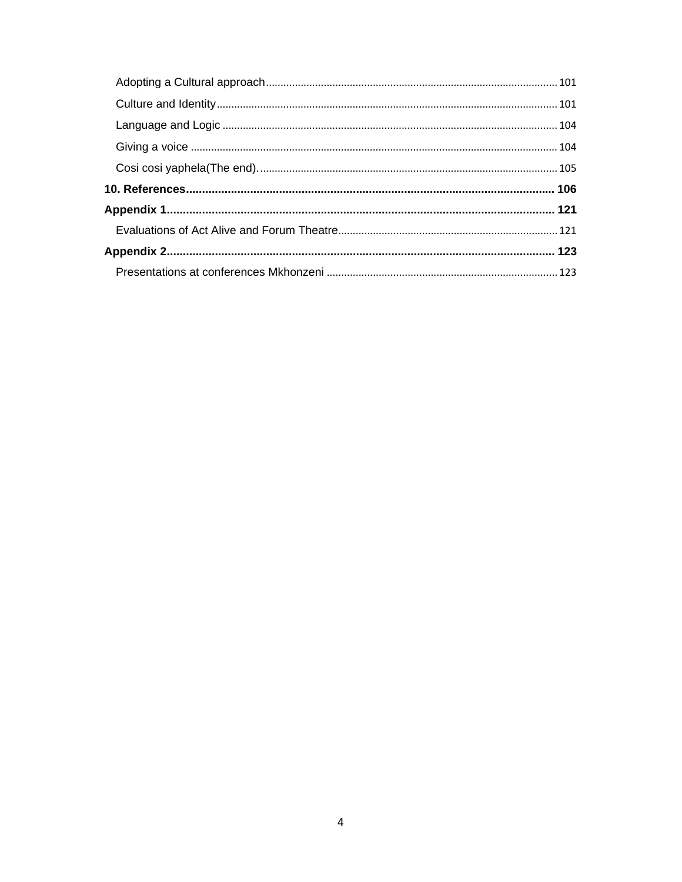Adopting a Cultural approach .......... 101

Culture and Identity .......... 101

Language and Logic .......... 104

Giving a voice .......... 104

Cosi cosi yaphela(The end). .......... 105

**10. References .......... 106**

**Appendix 1 .......... 121**

Evaluations of Act Alive and Forum Theatre .......... 121

**Appendix 2 .......... 123**

Presentations at conferences Mkhonzeni .......... 123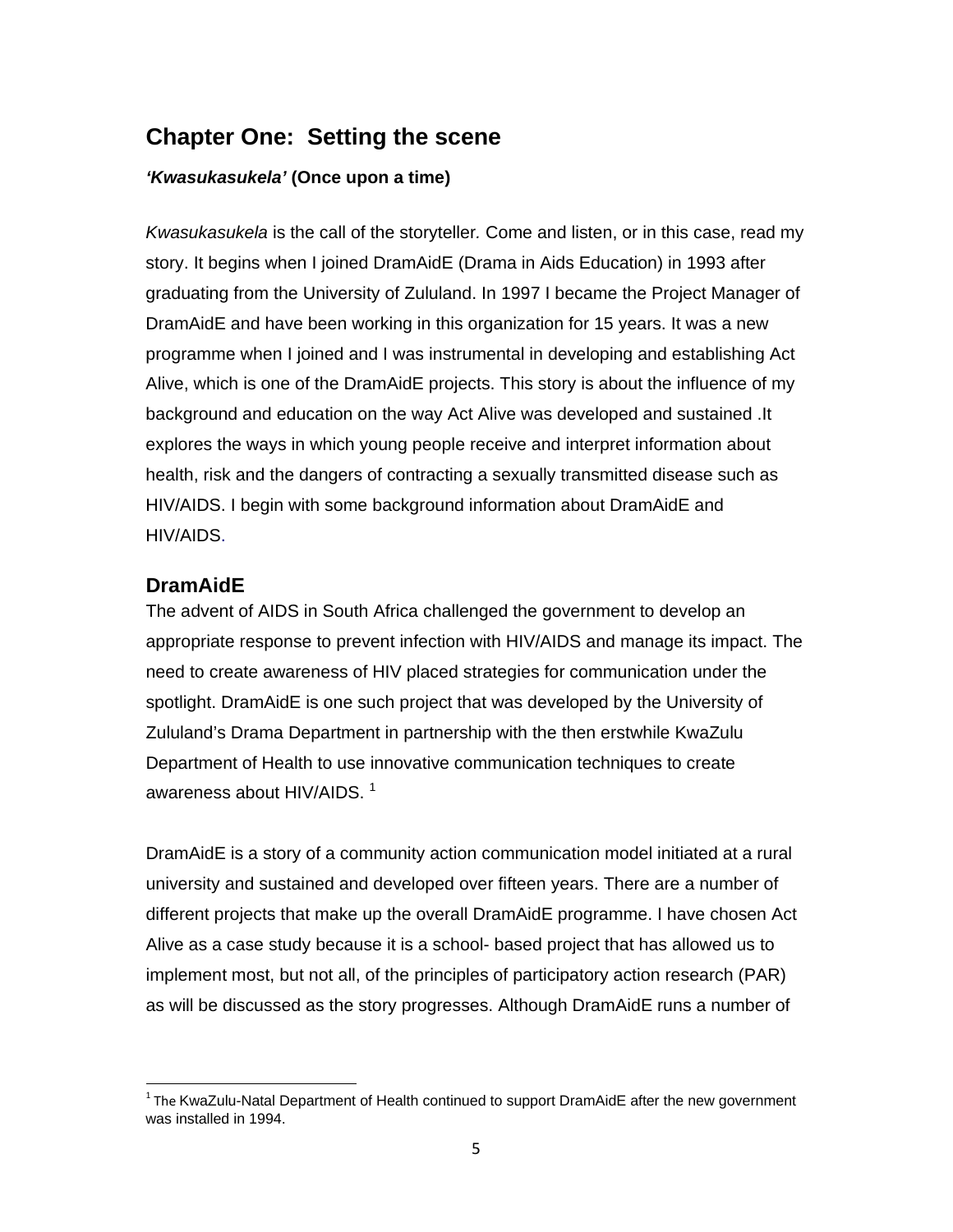# Chapter One: Setting the scene

***'Kwasukasukela'* (Once upon a time)**

*Kwasukasukela* is the call of the storyteller. Come and listen, or in this case, read my story. It begins when I joined DramAidE (Drama in Aids Education) in 1993 after graduating from the University of Zululand. In 1997 I became the Project Manager of DramAidE and have been working in this organization for 15 years. It was a new programme when I joined and I was instrumental in developing and establishing Act Alive, which is one of the DramAidE projects. This story is about the influence of my background and education on the way Act Alive was developed and sustained .It explores the ways in which young people receive and interpret information about health, risk and the dangers of contracting a sexually transmitted disease such as HIV/AIDS. I begin with some background information about DramAidE and HIV/AIDS.

## DramAidE

The advent of AIDS in South Africa challenged the government to develop an appropriate response to prevent infection with HIV/AIDS and manage its impact. The need to create awareness of HIV placed strategies for communication under the spotlight. DramAidE is one such project that was developed by the University of Zululand's Drama Department in partnership with the then erstwhile KwaZulu Department of Health to use innovative communication techniques to create awareness about HIV/AIDS. [1]

DramAidE is a story of a community action communication model initiated at a rural university and sustained and developed over fifteen years. There are a number of different projects that make up the overall DramAidE programme. I have chosen Act Alive as a case study because it is a school- based project that has allowed us to implement most, but not all, of the principles of participatory action research (PAR) as will be discussed as the story progresses. Although DramAidE runs a number of

[1] The KwaZulu-Natal Department of Health continued to support DramAidE after the new government was installed in 1994.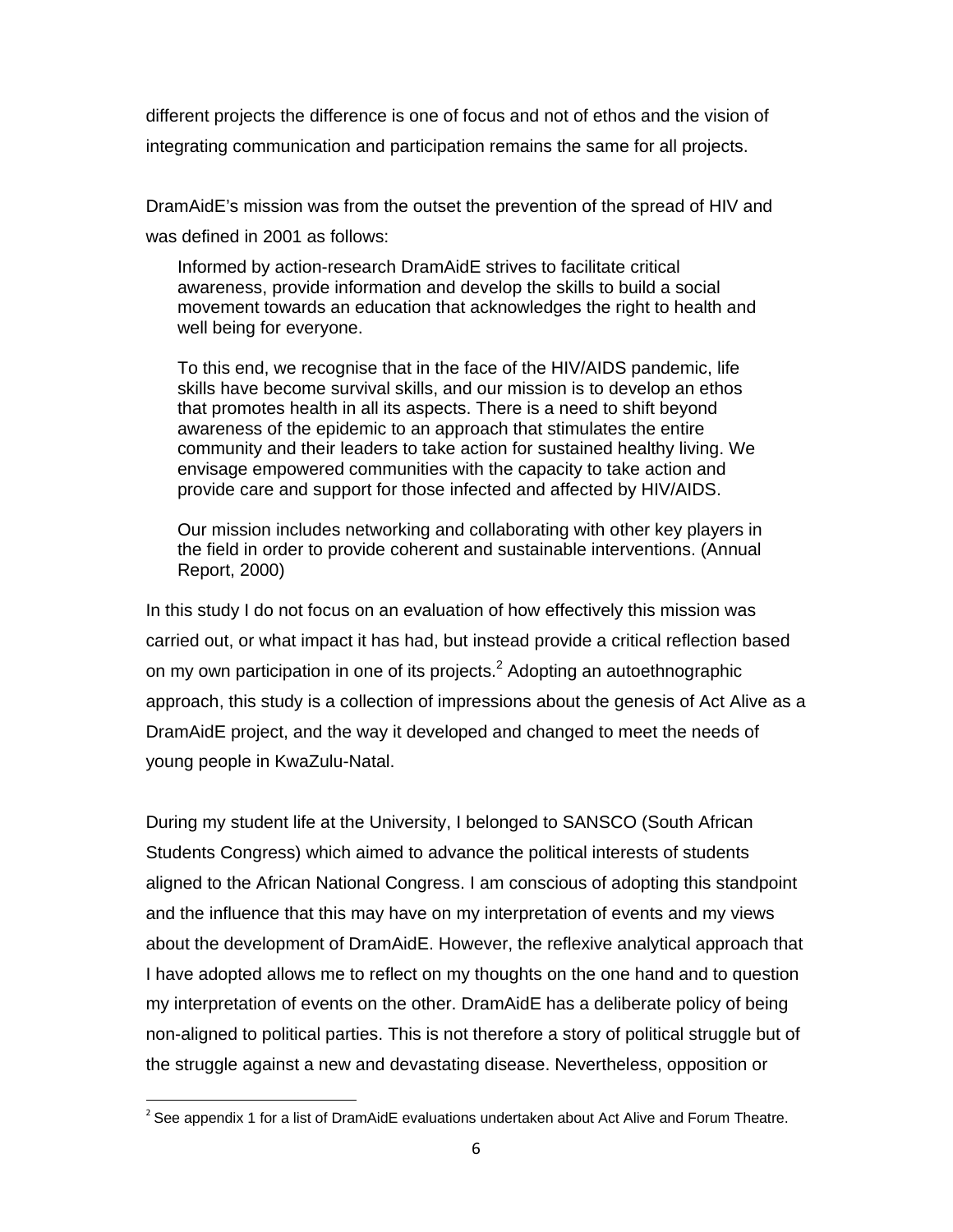different projects the difference is one of focus and not of ethos and the vision of integrating communication and participation remains the same for all projects.

DramAidE's mission was from the outset the prevention of the spread of HIV and was defined in 2001 as follows:

> Informed by action-research DramAidE strives to facilitate critical awareness, provide information and develop the skills to build a social movement towards an education that acknowledges the right to health and well being for everyone.
>
> To this end, we recognise that in the face of the HIV/AIDS pandemic, life skills have become survival skills, and our mission is to develop an ethos that promotes health in all its aspects. There is a need to shift beyond awareness of the epidemic to an approach that stimulates the entire community and their leaders to take action for sustained healthy living. We envisage empowered communities with the capacity to take action and provide care and support for those infected and affected by HIV/AIDS.
>
> Our mission includes networking and collaborating with other key players in the field in order to provide coherent and sustainable interventions. (Annual Report, 2000)

In this study I do not focus on an evaluation of how effectively this mission was carried out, or what impact it has had, but instead provide a critical reflection based on my own participation in one of its projects.[2] Adopting an autoethnographic approach, this study is a collection of impressions about the genesis of Act Alive as a DramAidE project, and the way it developed and changed to meet the needs of young people in KwaZulu-Natal.

During my student life at the University, I belonged to SANSCO (South African Students Congress) which aimed to advance the political interests of students aligned to the African National Congress. I am conscious of adopting this standpoint and the influence that this may have on my interpretation of events and my views about the development of DramAidE. However, the reflexive analytical approach that I have adopted allows me to reflect on my thoughts on the one hand and to question my interpretation of events on the other. DramAidE has a deliberate policy of being non-aligned to political parties. This is not therefore a story of political struggle but of the struggle against a new and devastating disease. Nevertheless, opposition or

[2] See appendix 1 for a list of DramAidE evaluations undertaken about Act Alive and Forum Theatre.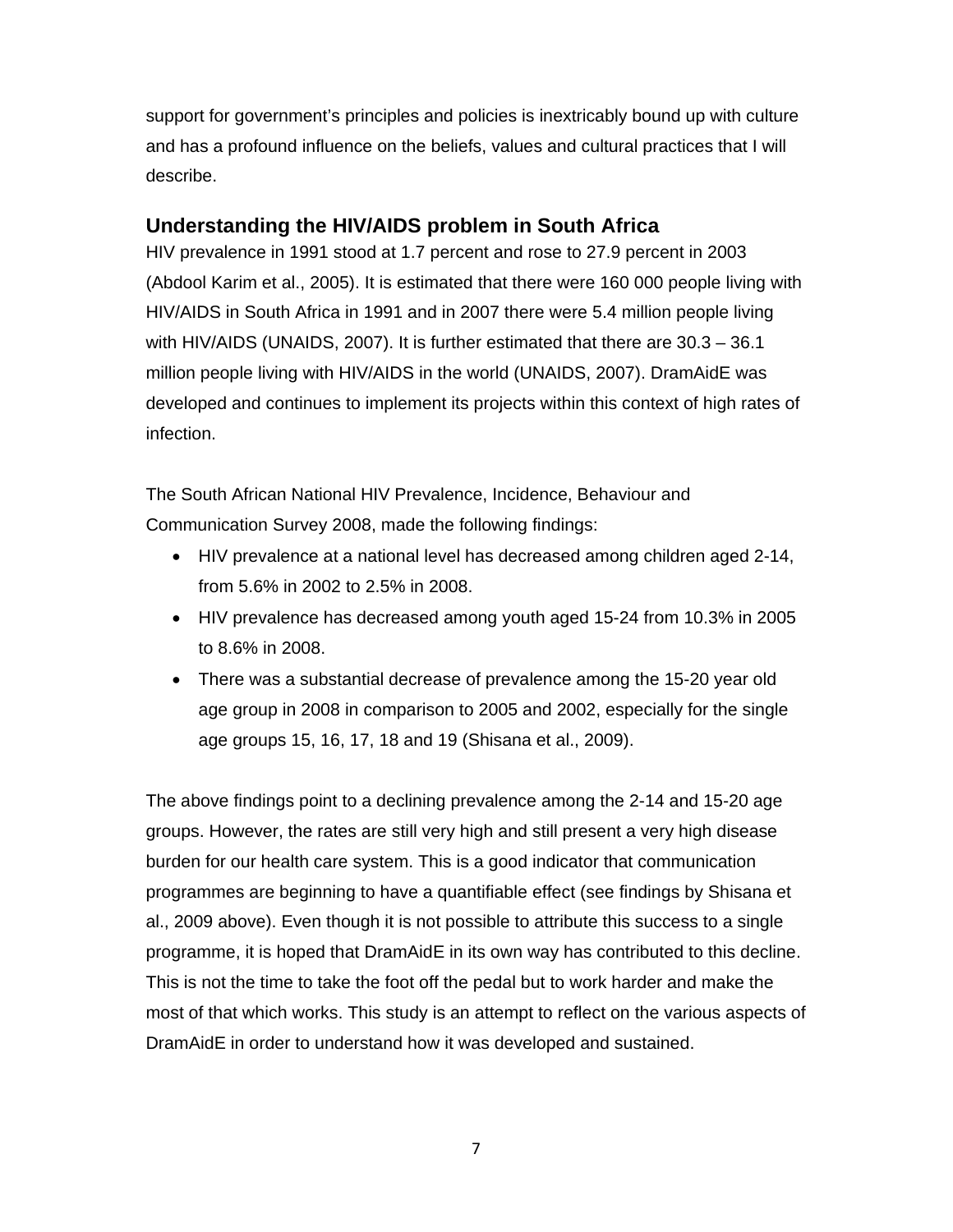support for government's principles and policies is inextricably bound up with culture and has a profound influence on the beliefs, values and cultural practices that I will describe.

## Understanding the HIV/AIDS problem in South Africa

HIV prevalence in 1991 stood at 1.7 percent and rose to 27.9 percent in 2003 (Abdool Karim et al., 2005). It is estimated that there were 160 000 people living with HIV/AIDS in South Africa in 1991 and in 2007 there were 5.4 million people living with HIV/AIDS (UNAIDS, 2007). It is further estimated that there are 30.3 – 36.1 million people living with HIV/AIDS in the world (UNAIDS, 2007). DramAidE was developed and continues to implement its projects within this context of high rates of infection.

The South African National HIV Prevalence, Incidence, Behaviour and Communication Survey 2008, made the following findings:

- HIV prevalence at a national level has decreased among children aged 2-14, from 5.6% in 2002 to 2.5% in 2008.
- HIV prevalence has decreased among youth aged 15-24 from 10.3% in 2005 to 8.6% in 2008.
- There was a substantial decrease of prevalence among the 15-20 year old age group in 2008 in comparison to 2005 and 2002, especially for the single age groups 15, 16, 17, 18 and 19 (Shisana et al., 2009).

The above findings point to a declining prevalence among the 2-14 and 15-20 age groups. However, the rates are still very high and still present a very high disease burden for our health care system. This is a good indicator that communication programmes are beginning to have a quantifiable effect (see findings by Shisana et al., 2009 above). Even though it is not possible to attribute this success to a single programme, it is hoped that DramAidE in its own way has contributed to this decline. This is not the time to take the foot off the pedal but to work harder and make the most of that which works. This study is an attempt to reflect on the various aspects of DramAidE in order to understand how it was developed and sustained.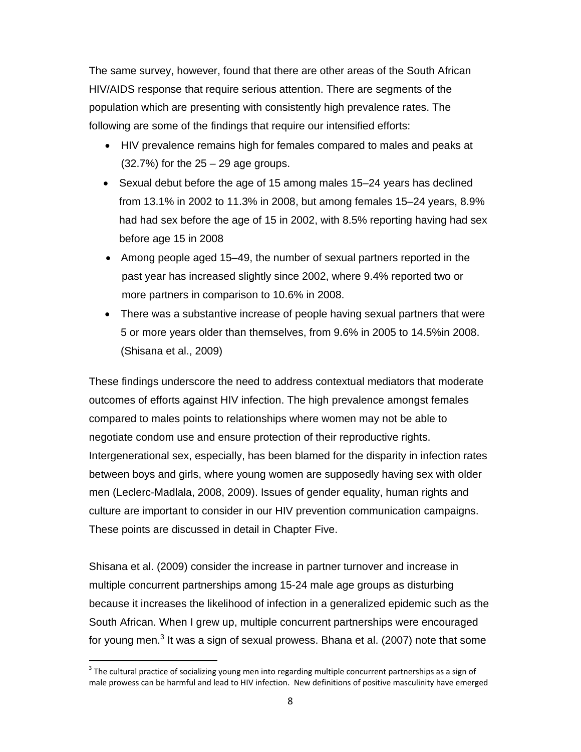The same survey, however, found that there are other areas of the South African HIV/AIDS response that require serious attention. There are segments of the population which are presenting with consistently high prevalence rates. The following are some of the findings that require our intensified efforts:

- HIV prevalence remains high for females compared to males and peaks at (32.7%) for the 25 – 29 age groups.
- Sexual debut before the age of 15 among males 15–24 years has declined from 13.1% in 2002 to 11.3% in 2008, but among females 15–24 years, 8.9% had had sex before the age of 15 in 2002, with 8.5% reporting having had sex before age 15 in 2008
- Among people aged 15–49, the number of sexual partners reported in the past year has increased slightly since 2002, where 9.4% reported two or more partners in comparison to 10.6% in 2008.
- There was a substantive increase of people having sexual partners that were 5 or more years older than themselves, from 9.6% in 2005 to 14.5%in 2008. (Shisana et al., 2009)

These findings underscore the need to address contextual mediators that moderate outcomes of efforts against HIV infection. The high prevalence amongst females compared to males points to relationships where women may not be able to negotiate condom use and ensure protection of their reproductive rights. Intergenerational sex, especially, has been blamed for the disparity in infection rates between boys and girls, where young women are supposedly having sex with older men (Leclerc-Madlala, 2008, 2009). Issues of gender equality, human rights and culture are important to consider in our HIV prevention communication campaigns. These points are discussed in detail in Chapter Five.

Shisana et al. (2009) consider the increase in partner turnover and increase in multiple concurrent partnerships among 15-24 male age groups as disturbing because it increases the likelihood of infection in a generalized epidemic such as the South African. When I grew up, multiple concurrent partnerships were encouraged for young men.[3] It was a sign of sexual prowess. Bhana et al. (2007) note that some

[3] The cultural practice of socializing young men into regarding multiple concurrent partnerships as a sign of male prowess can be harmful and lead to HIV infection. New definitions of positive masculinity have emerged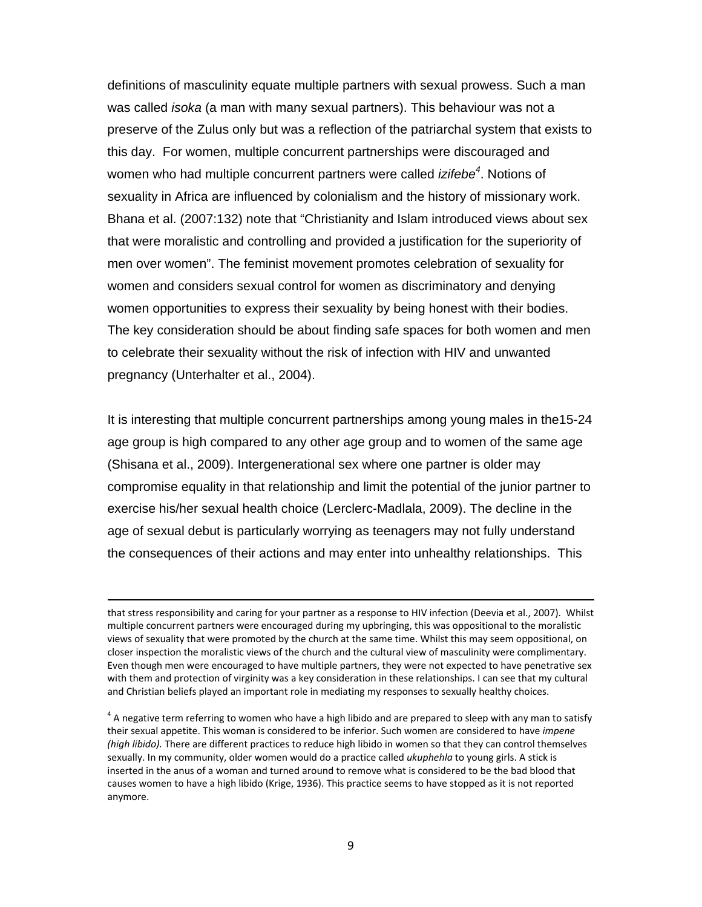definitions of masculinity equate multiple partners with sexual prowess. Such a man was called *isoka* (a man with many sexual partners). This behaviour was not a preserve of the Zulus only but was a reflection of the patriarchal system that exists to this day. For women, multiple concurrent partnerships were discouraged and women who had multiple concurrent partners were called *izifebe*[4]. Notions of sexuality in Africa are influenced by colonialism and the history of missionary work. Bhana et al. (2007:132) note that "Christianity and Islam introduced views about sex that were moralistic and controlling and provided a justification for the superiority of men over women". The feminist movement promotes celebration of sexuality for women and considers sexual control for women as discriminatory and denying women opportunities to express their sexuality by being honest with their bodies. The key consideration should be about finding safe spaces for both women and men to celebrate their sexuality without the risk of infection with HIV and unwanted pregnancy (Unterhalter et al., 2004).

It is interesting that multiple concurrent partnerships among young males in the15-24 age group is high compared to any other age group and to women of the same age (Shisana et al., 2009). Intergenerational sex where one partner is older may compromise equality in that relationship and limit the potential of the junior partner to exercise his/her sexual health choice (Lerclerc-Madlala, 2009). The decline in the age of sexual debut is particularly worrying as teenagers may not fully understand the consequences of their actions and may enter into unhealthy relationships. This

---

that stress responsibility and caring for your partner as a response to HIV infection (Deevia et al., 2007). Whilst multiple concurrent partners were encouraged during my upbringing, this was oppositional to the moralistic views of sexuality that were promoted by the church at the same time. Whilst this may seem oppositional, on closer inspection the moralistic views of the church and the cultural view of masculinity were complimentary. Even though men were encouraged to have multiple partners, they were not expected to have penetrative sex with them and protection of virginity was a key consideration in these relationships. I can see that my cultural and Christian beliefs played an important role in mediating my responses to sexually healthy choices.

[4] A negative term referring to women who have a high libido and are prepared to sleep with any man to satisfy their sexual appetite. This woman is considered to be inferior. Such women are considered to have *impene (high libido).* There are different practices to reduce high libido in women so that they can control themselves sexually. In my community, older women would do a practice called *ukuphehla* to young girls. A stick is inserted in the anus of a woman and turned around to remove what is considered to be the bad blood that causes women to have a high libido (Krige, 1936). This practice seems to have stopped as it is not reported anymore.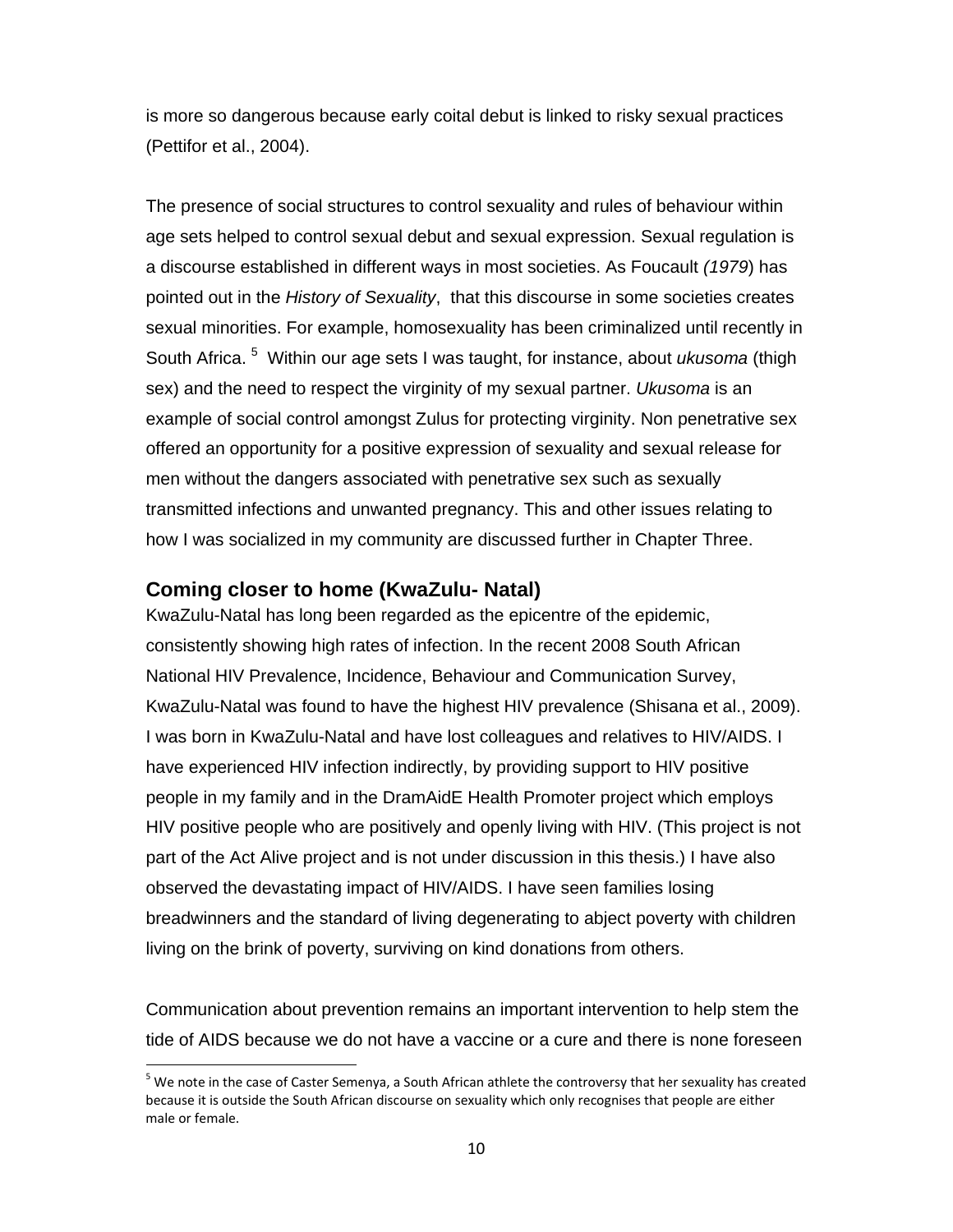is more so dangerous because early coital debut is linked to risky sexual practices (Pettifor et al., 2004).

The presence of social structures to control sexuality and rules of behaviour within age sets helped to control sexual debut and sexual expression. Sexual regulation is a discourse established in different ways in most societies. As Foucault *(1979*) has pointed out in the *History of Sexuality*, that this discourse in some societies creates sexual minorities. For example, homosexuality has been criminalized until recently in South Africa. [5] Within our age sets I was taught, for instance, about *ukusoma* (thigh sex) and the need to respect the virginity of my sexual partner. *Ukusoma* is an example of social control amongst Zulus for protecting virginity. Non penetrative sex offered an opportunity for a positive expression of sexuality and sexual release for men without the dangers associated with penetrative sex such as sexually transmitted infections and unwanted pregnancy. This and other issues relating to how I was socialized in my community are discussed further in Chapter Three.

## Coming closer to home (KwaZulu- Natal)

KwaZulu-Natal has long been regarded as the epicentre of the epidemic, consistently showing high rates of infection. In the recent 2008 South African National HIV Prevalence, Incidence, Behaviour and Communication Survey, KwaZulu-Natal was found to have the highest HIV prevalence (Shisana et al., 2009). I was born in KwaZulu-Natal and have lost colleagues and relatives to HIV/AIDS. I have experienced HIV infection indirectly, by providing support to HIV positive people in my family and in the DramAidE Health Promoter project which employs HIV positive people who are positively and openly living with HIV. (This project is not part of the Act Alive project and is not under discussion in this thesis.) I have also observed the devastating impact of HIV/AIDS. I have seen families losing breadwinners and the standard of living degenerating to abject poverty with children living on the brink of poverty, surviving on kind donations from others.

Communication about prevention remains an important intervention to help stem the tide of AIDS because we do not have a vaccine or a cure and there is none foreseen

[5] We note in the case of Caster Semenya, a South African athlete the controversy that her sexuality has created because it is outside the South African discourse on sexuality which only recognises that people are either male or female.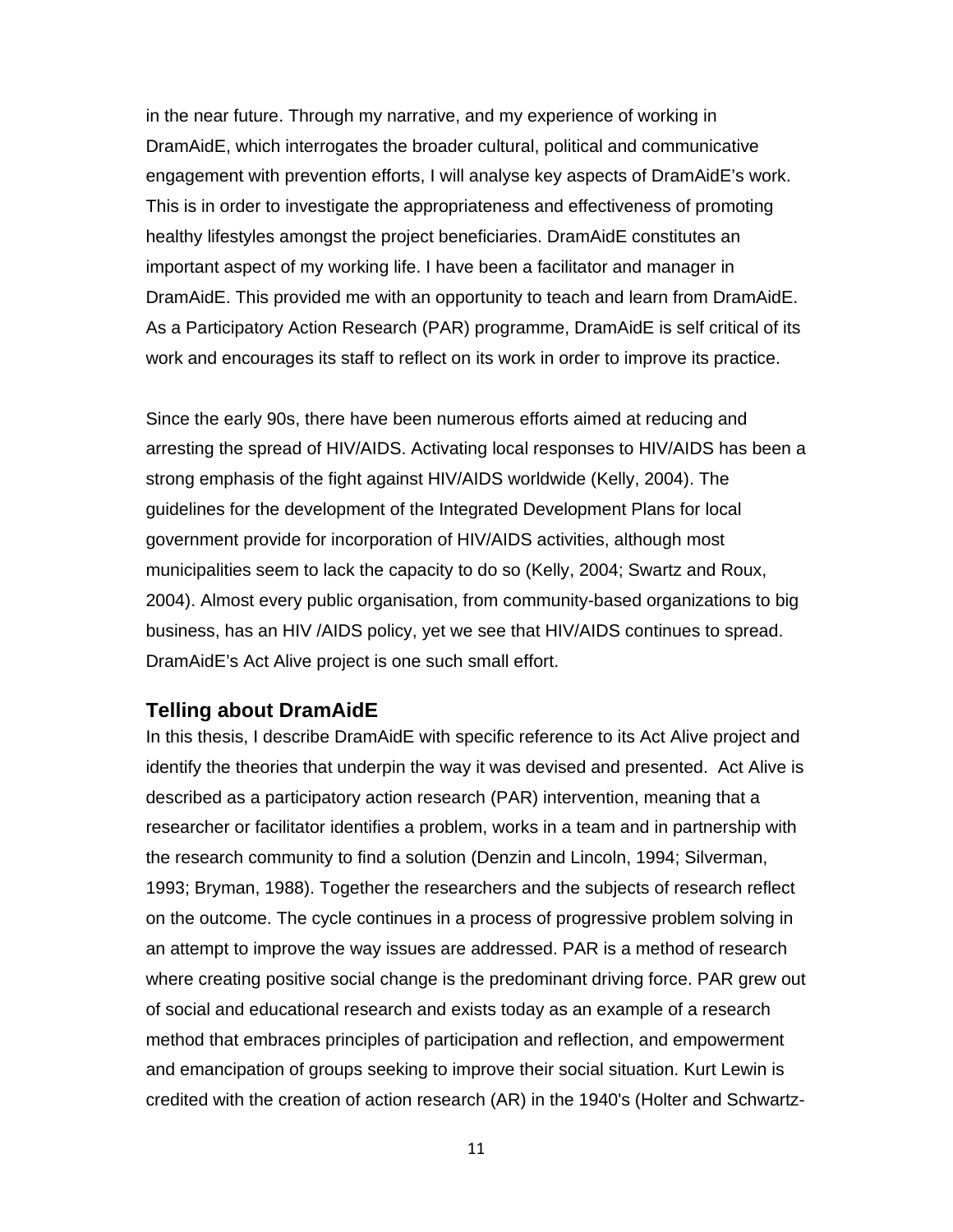in the near future. Through my narrative, and my experience of working in DramAidE, which interrogates the broader cultural, political and communicative engagement with prevention efforts, I will analyse key aspects of DramAidE's work. This is in order to investigate the appropriateness and effectiveness of promoting healthy lifestyles amongst the project beneficiaries. DramAidE constitutes an important aspect of my working life. I have been a facilitator and manager in DramAidE. This provided me with an opportunity to teach and learn from DramAidE. As a Participatory Action Research (PAR) programme, DramAidE is self critical of its work and encourages its staff to reflect on its work in order to improve its practice.

Since the early 90s, there have been numerous efforts aimed at reducing and arresting the spread of HIV/AIDS. Activating local responses to HIV/AIDS has been a strong emphasis of the fight against HIV/AIDS worldwide (Kelly, 2004). The guidelines for the development of the Integrated Development Plans for local government provide for incorporation of HIV/AIDS activities, although most municipalities seem to lack the capacity to do so (Kelly, 2004; Swartz and Roux, 2004). Almost every public organisation, from community-based organizations to big business, has an HIV /AIDS policy, yet we see that HIV/AIDS continues to spread. DramAidE's Act Alive project is one such small effort.

## Telling about DramAidE

In this thesis, I describe DramAidE with specific reference to its Act Alive project and identify the theories that underpin the way it was devised and presented. Act Alive is described as a participatory action research (PAR) intervention, meaning that a researcher or facilitator identifies a problem, works in a team and in partnership with the research community to find a solution (Denzin and Lincoln, 1994; Silverman, 1993; Bryman, 1988). Together the researchers and the subjects of research reflect on the outcome. The cycle continues in a process of progressive problem solving in an attempt to improve the way issues are addressed. PAR is a method of research where creating positive social change is the predominant driving force. PAR grew out of social and educational research and exists today as an example of a research method that embraces principles of participation and reflection, and empowerment and emancipation of groups seeking to improve their social situation. Kurt Lewin is credited with the creation of action research (AR) in the 1940's (Holter and Schwartz-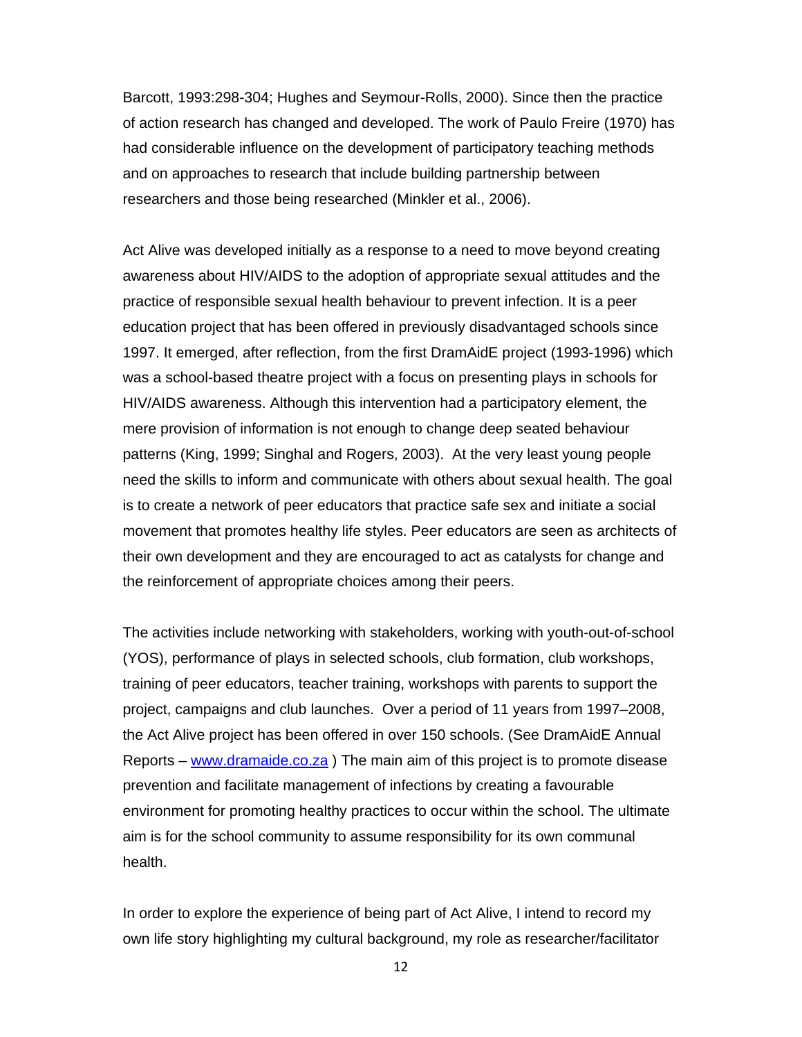Barcott, 1993:298-304; Hughes and Seymour-Rolls, 2000). Since then the practice of action research has changed and developed. The work of Paulo Freire (1970) has had considerable influence on the development of participatory teaching methods and on approaches to research that include building partnership between researchers and those being researched (Minkler et al., 2006).

Act Alive was developed initially as a response to a need to move beyond creating awareness about HIV/AIDS to the adoption of appropriate sexual attitudes and the practice of responsible sexual health behaviour to prevent infection. It is a peer education project that has been offered in previously disadvantaged schools since 1997. It emerged, after reflection, from the first DramAidE project (1993-1996) which was a school-based theatre project with a focus on presenting plays in schools for HIV/AIDS awareness. Although this intervention had a participatory element, the mere provision of information is not enough to change deep seated behaviour patterns (King, 1999; Singhal and Rogers, 2003). At the very least young people need the skills to inform and communicate with others about sexual health. The goal is to create a network of peer educators that practice safe sex and initiate a social movement that promotes healthy life styles. Peer educators are seen as architects of their own development and they are encouraged to act as catalysts for change and the reinforcement of appropriate choices among their peers.

The activities include networking with stakeholders, working with youth-out-of-school (YOS), performance of plays in selected schools, club formation, club workshops, training of peer educators, teacher training, workshops with parents to support the project, campaigns and club launches. Over a period of 11 years from 1997–2008, the Act Alive project has been offered in over 150 schools. (See DramAidE Annual Reports – [www.dramaide.co.za](www.dramaide.co.za) ) The main aim of this project is to promote disease prevention and facilitate management of infections by creating a favourable environment for promoting healthy practices to occur within the school. The ultimate aim is for the school community to assume responsibility for its own communal health.

In order to explore the experience of being part of Act Alive, I intend to record my own life story highlighting my cultural background, my role as researcher/facilitator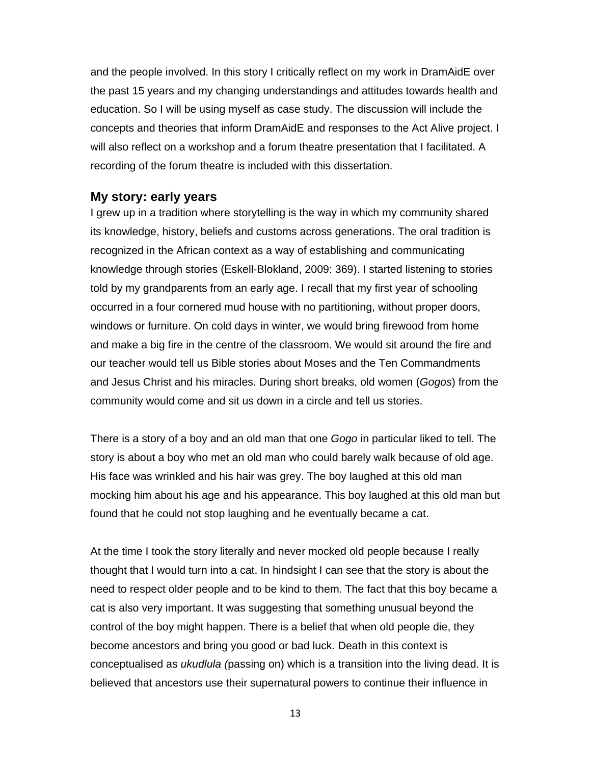and the people involved. In this story I critically reflect on my work in DramAidE over the past 15 years and my changing understandings and attitudes towards health and education. So I will be using myself as case study. The discussion will include the concepts and theories that inform DramAidE and responses to the Act Alive project. I will also reflect on a workshop and a forum theatre presentation that I facilitated. A recording of the forum theatre is included with this dissertation.

## My story: early years

I grew up in a tradition where storytelling is the way in which my community shared its knowledge, history, beliefs and customs across generations. The oral tradition is recognized in the African context as a way of establishing and communicating knowledge through stories (Eskell-Blokland, 2009: 369). I started listening to stories told by my grandparents from an early age. I recall that my first year of schooling occurred in a four cornered mud house with no partitioning, without proper doors, windows or furniture. On cold days in winter, we would bring firewood from home and make a big fire in the centre of the classroom. We would sit around the fire and our teacher would tell us Bible stories about Moses and the Ten Commandments and Jesus Christ and his miracles. During short breaks, old women (*Gogos*) from the community would come and sit us down in a circle and tell us stories.

There is a story of a boy and an old man that one *Gogo* in particular liked to tell. The story is about a boy who met an old man who could barely walk because of old age. His face was wrinkled and his hair was grey. The boy laughed at this old man mocking him about his age and his appearance. This boy laughed at this old man but found that he could not stop laughing and he eventually became a cat.

At the time I took the story literally and never mocked old people because I really thought that I would turn into a cat. In hindsight I can see that the story is about the need to respect older people and to be kind to them. The fact that this boy became a cat is also very important. It was suggesting that something unusual beyond the control of the boy might happen. There is a belief that when old people die, they become ancestors and bring you good or bad luck. Death in this context is conceptualised as *ukudlula (*passing on) which is a transition into the living dead. It is believed that ancestors use their supernatural powers to continue their influence in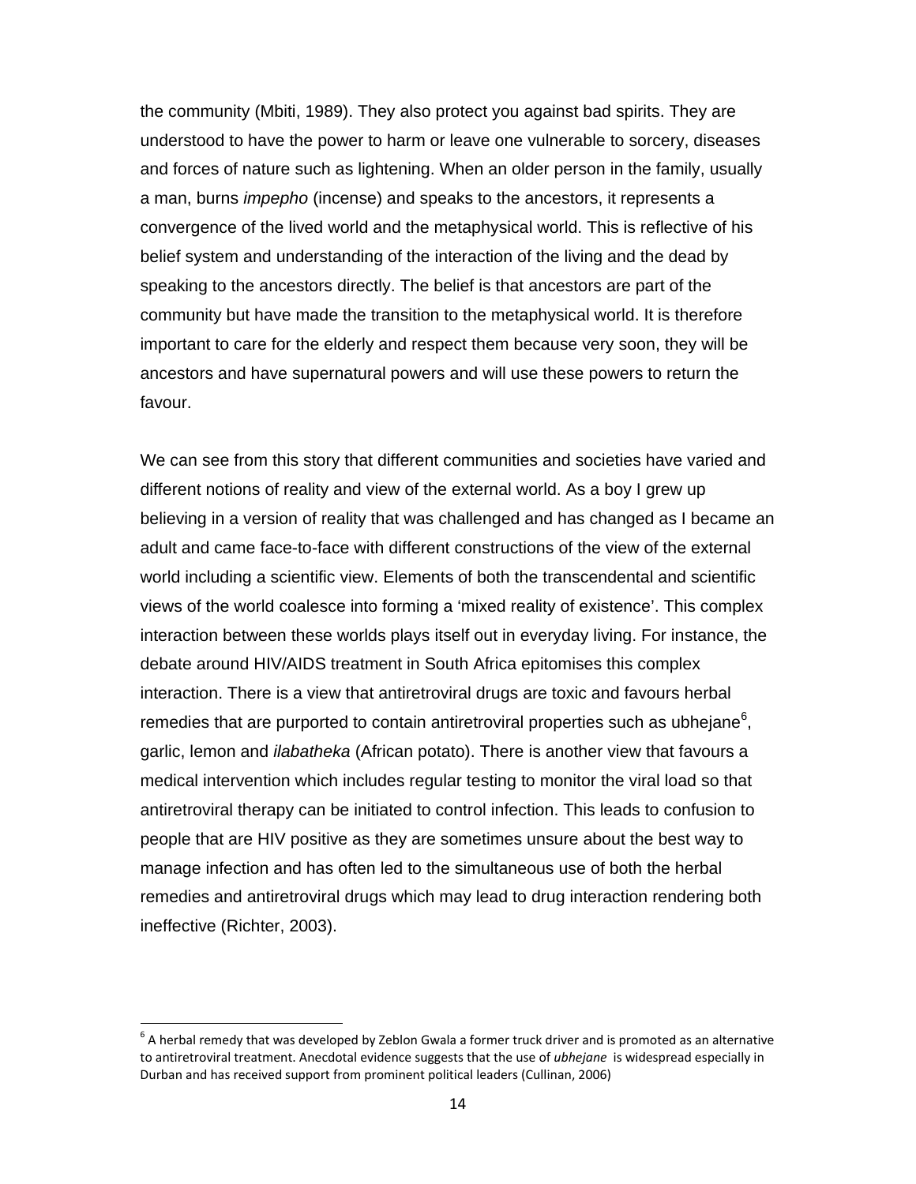the community (Mbiti, 1989). They also protect you against bad spirits. They are understood to have the power to harm or leave one vulnerable to sorcery, diseases and forces of nature such as lightening. When an older person in the family, usually a man, burns *impepho* (incense) and speaks to the ancestors, it represents a convergence of the lived world and the metaphysical world. This is reflective of his belief system and understanding of the interaction of the living and the dead by speaking to the ancestors directly. The belief is that ancestors are part of the community but have made the transition to the metaphysical world. It is therefore important to care for the elderly and respect them because very soon, they will be ancestors and have supernatural powers and will use these powers to return the favour.

We can see from this story that different communities and societies have varied and different notions of reality and view of the external world. As a boy I grew up believing in a version of reality that was challenged and has changed as I became an adult and came face-to-face with different constructions of the view of the external world including a scientific view. Elements of both the transcendental and scientific views of the world coalesce into forming a 'mixed reality of existence'. This complex interaction between these worlds plays itself out in everyday living. For instance, the debate around HIV/AIDS treatment in South Africa epitomises this complex interaction. There is a view that antiretroviral drugs are toxic and favours herbal remedies that are purported to contain antiretroviral properties such as ubhejane[6], garlic, lemon and *ilabatheka* (African potato). There is another view that favours a medical intervention which includes regular testing to monitor the viral load so that antiretroviral therapy can be initiated to control infection. This leads to confusion to people that are HIV positive as they are sometimes unsure about the best way to manage infection and has often led to the simultaneous use of both the herbal remedies and antiretroviral drugs which may lead to drug interaction rendering both ineffective (Richter, 2003).

---

[6] A herbal remedy that was developed by Zeblon Gwala a former truck driver and is promoted as an alternative to antiretroviral treatment. Anecdotal evidence suggests that the use of *ubhejane* is widespread especially in Durban and has received support from prominent political leaders (Cullinan, 2006)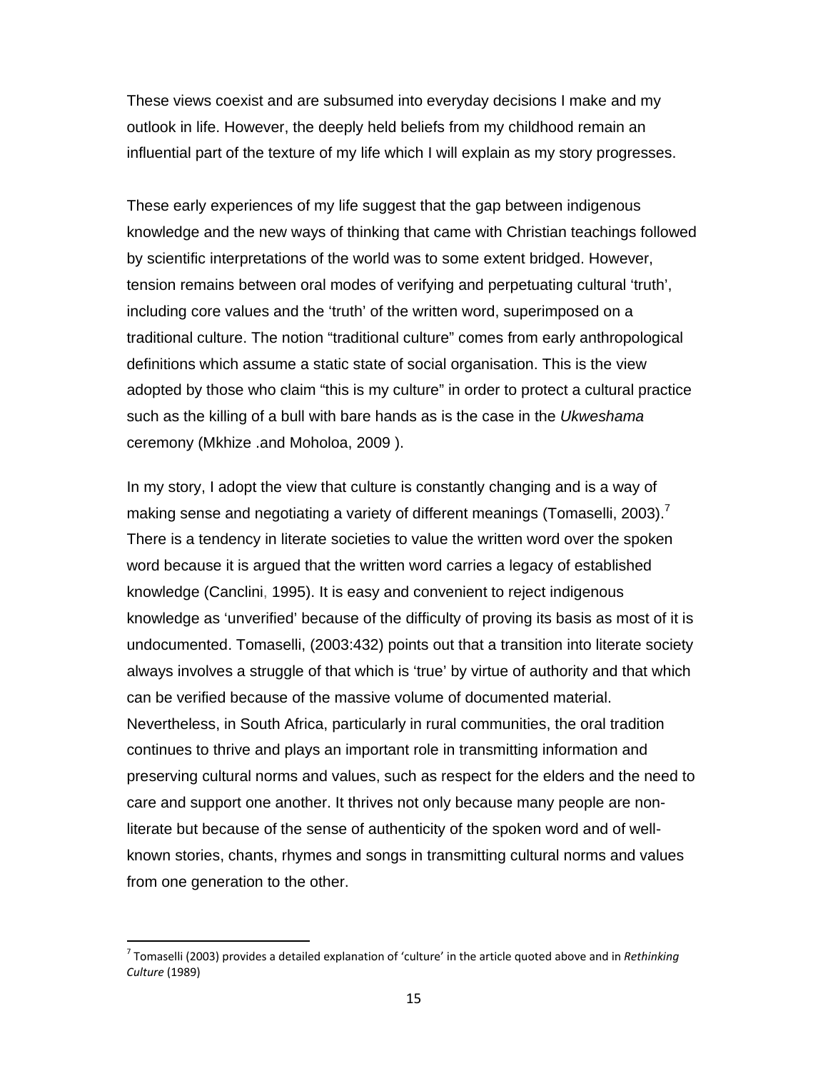These views coexist and are subsumed into everyday decisions I make and my outlook in life. However, the deeply held beliefs from my childhood remain an influential part of the texture of my life which I will explain as my story progresses.

These early experiences of my life suggest that the gap between indigenous knowledge and the new ways of thinking that came with Christian teachings followed by scientific interpretations of the world was to some extent bridged. However, tension remains between oral modes of verifying and perpetuating cultural 'truth', including core values and the 'truth' of the written word, superimposed on a traditional culture. The notion "traditional culture" comes from early anthropological definitions which assume a static state of social organisation. This is the view adopted by those who claim "this is my culture" in order to protect a cultural practice such as the killing of a bull with bare hands as is the case in the *Ukweshama* ceremony (Mkhize .and Moholoa, 2009 ).

In my story, I adopt the view that culture is constantly changing and is a way of making sense and negotiating a variety of different meanings (Tomaselli, 2003).[7] There is a tendency in literate societies to value the written word over the spoken word because it is argued that the written word carries a legacy of established knowledge (Canclini, 1995). It is easy and convenient to reject indigenous knowledge as 'unverified' because of the difficulty of proving its basis as most of it is undocumented. Tomaselli, (2003:432) points out that a transition into literate society always involves a struggle of that which is 'true' by virtue of authority and that which can be verified because of the massive volume of documented material. Nevertheless, in South Africa, particularly in rural communities, the oral tradition continues to thrive and plays an important role in transmitting information and preserving cultural norms and values, such as respect for the elders and the need to care and support one another. It thrives not only because many people are non-literate but because of the sense of authenticity of the spoken word and of well-known stories, chants, rhymes and songs in transmitting cultural norms and values from one generation to the other.

---

[7] Tomaselli (2003) provides a detailed explanation of 'culture' in the article quoted above and in *Rethinking Culture* (1989)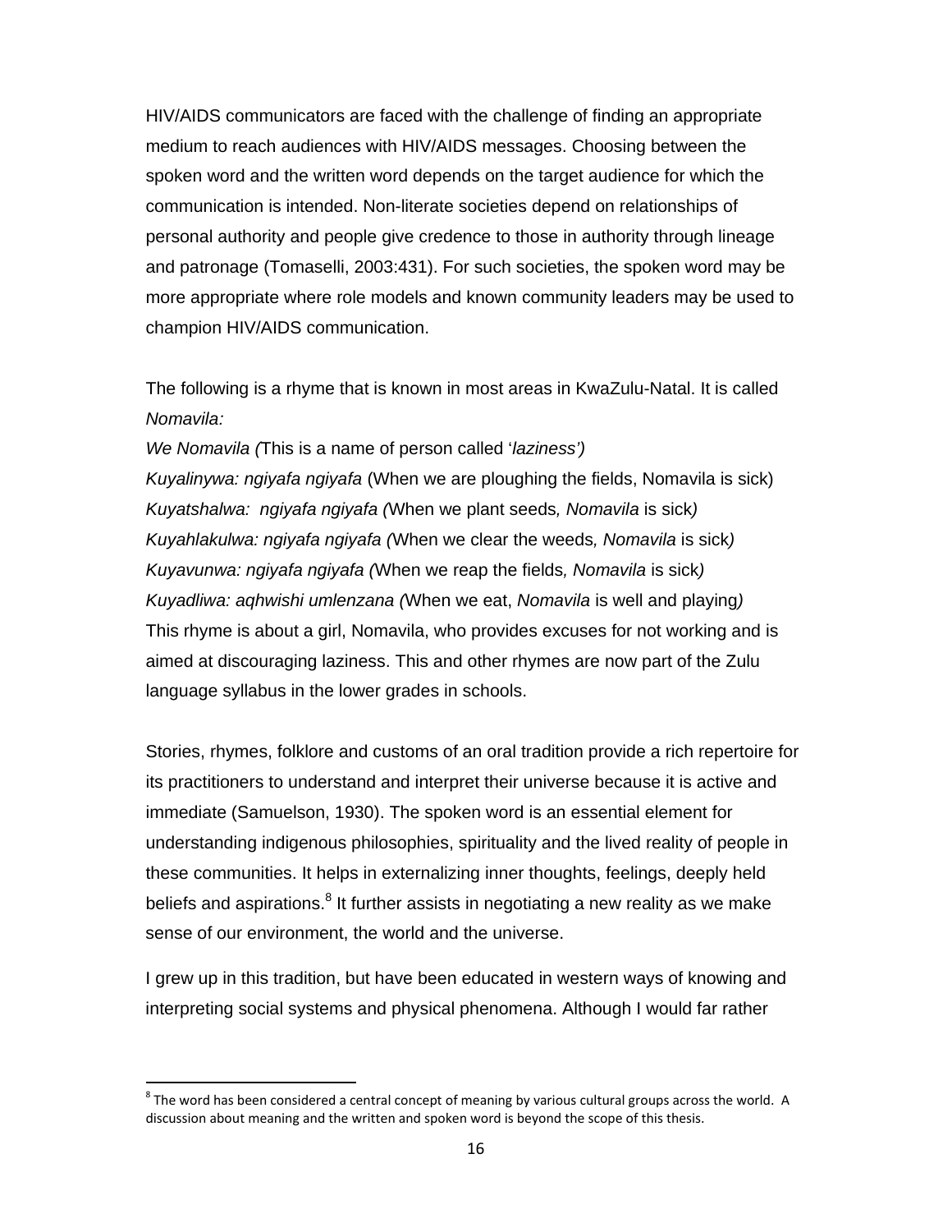HIV/AIDS communicators are faced with the challenge of finding an appropriate medium to reach audiences with HIV/AIDS messages. Choosing between the spoken word and the written word depends on the target audience for which the communication is intended. Non-literate societies depend on relationships of personal authority and people give credence to those in authority through lineage and patronage (Tomaselli, 2003:431). For such societies, the spoken word may be more appropriate where role models and known community leaders may be used to champion HIV/AIDS communication.

The following is a rhyme that is known in most areas in KwaZulu-Natal. It is called *Nomavila:*

*We Nomavila (*This is a name of person called '*laziness')*
*Kuyalinywa: ngiyafa ngiyafa* (When we are ploughing the fields, Nomavila is sick)
*Kuyatshalwa:  ngiyafa ngiyafa (*When we plant seeds*, Nomavila* is sick*)*
*Kuyahlakulwa: ngiyafa ngiyafa (*When we clear the weeds*, Nomavila* is sick*)*
*Kuyavunwa: ngiyafa ngiyafa (*When we reap the fields*, Nomavila* is sick*)*
*Kuyadliwa: aqhwishi umlenzana (*When we eat, *Nomavila* is well and playing*)*
This rhyme is about a girl, Nomavila, who provides excuses for not working and is aimed at discouraging laziness. This and other rhymes are now part of the Zulu language syllabus in the lower grades in schools.

Stories, rhymes, folklore and customs of an oral tradition provide a rich repertoire for its practitioners to understand and interpret their universe because it is active and immediate (Samuelson, 1930). The spoken word is an essential element for understanding indigenous philosophies, spirituality and the lived reality of people in these communities. It helps in externalizing inner thoughts, feelings, deeply held beliefs and aspirations.[8] It further assists in negotiating a new reality as we make sense of our environment, the world and the universe.

I grew up in this tradition, but have been educated in western ways of knowing and interpreting social systems and physical phenomena. Although I would far rather

[8] The word has been considered a central concept of meaning by various cultural groups across the world. A discussion about meaning and the written and spoken word is beyond the scope of this thesis.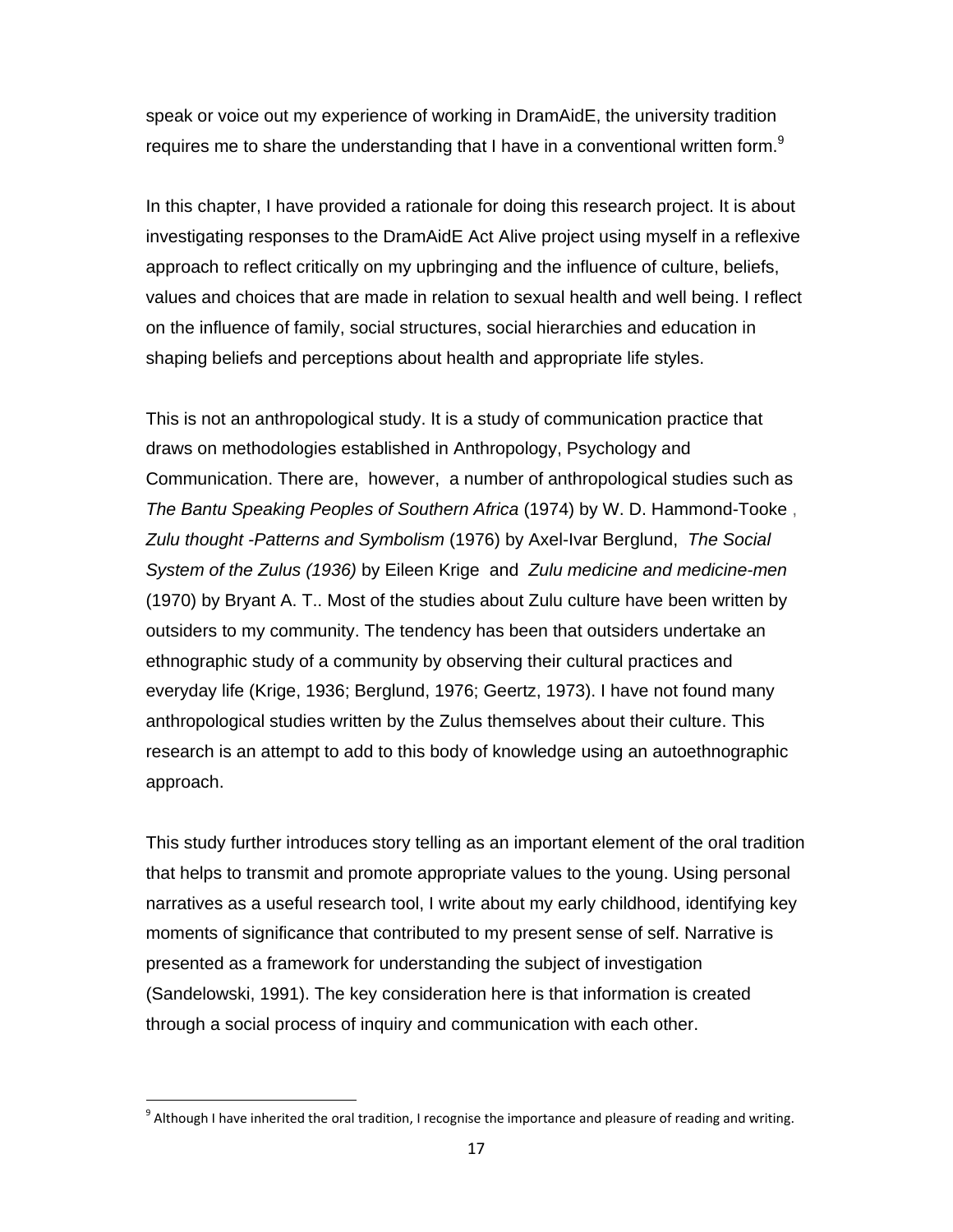speak or voice out my experience of working in DramAidE, the university tradition requires me to share the understanding that I have in a conventional written form.[9]

In this chapter, I have provided a rationale for doing this research project. It is about investigating responses to the DramAidE Act Alive project using myself in a reflexive approach to reflect critically on my upbringing and the influence of culture, beliefs, values and choices that are made in relation to sexual health and well being. I reflect on the influence of family, social structures, social hierarchies and education in shaping beliefs and perceptions about health and appropriate life styles.

This is not an anthropological study. It is a study of communication practice that draws on methodologies established in Anthropology, Psychology and Communication. There are, however, a number of anthropological studies such as *The Bantu Speaking Peoples of Southern Africa* (1974) by W. D. Hammond-Tooke , *Zulu thought -Patterns and Symbolism* (1976) by Axel-Ivar Berglund, *The Social System of the Zulus (1936)* by Eileen Krige and *Zulu medicine and medicine-men* (1970) by Bryant A. T.. Most of the studies about Zulu culture have been written by outsiders to my community. The tendency has been that outsiders undertake an ethnographic study of a community by observing their cultural practices and everyday life (Krige, 1936; Berglund, 1976; Geertz, 1973). I have not found many anthropological studies written by the Zulus themselves about their culture. This research is an attempt to add to this body of knowledge using an autoethnographic approach.

This study further introduces story telling as an important element of the oral tradition that helps to transmit and promote appropriate values to the young. Using personal narratives as a useful research tool, I write about my early childhood, identifying key moments of significance that contributed to my present sense of self. Narrative is presented as a framework for understanding the subject of investigation (Sandelowski, 1991). The key consideration here is that information is created through a social process of inquiry and communication with each other.

[9] Although I have inherited the oral tradition, I recognise the importance and pleasure of reading and writing.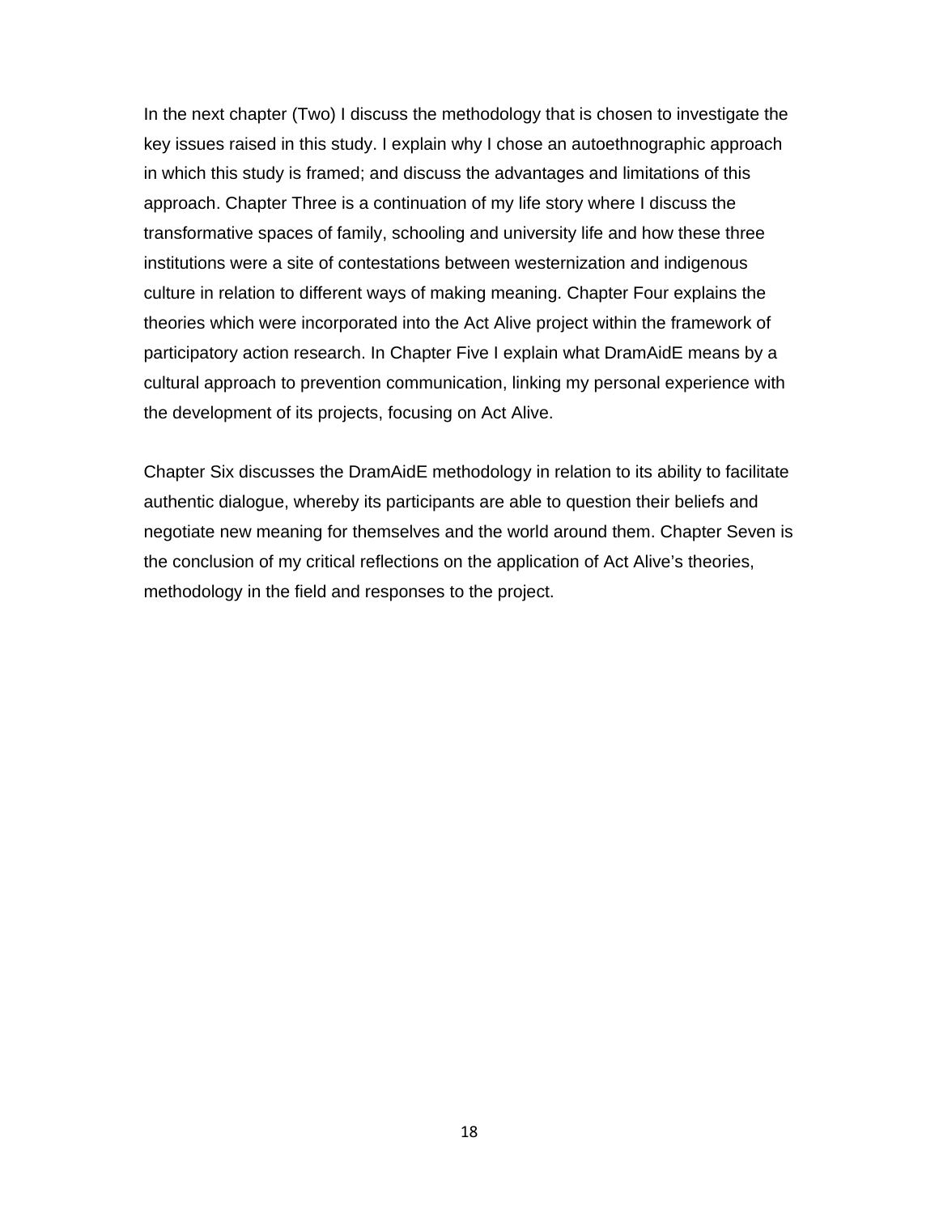In the next chapter (Two) I discuss the methodology that is chosen to investigate the key issues raised in this study. I explain why I chose an autoethnographic approach in which this study is framed; and discuss the advantages and limitations of this approach. Chapter Three is a continuation of my life story where I discuss the transformative spaces of family, schooling and university life and how these three institutions were a site of contestations between westernization and indigenous culture in relation to different ways of making meaning. Chapter Four explains the theories which were incorporated into the Act Alive project within the framework of participatory action research. In Chapter Five I explain what DramAidE means by a cultural approach to prevention communication, linking my personal experience with the development of its projects, focusing on Act Alive.

Chapter Six discusses the DramAidE methodology in relation to its ability to facilitate authentic dialogue, whereby its participants are able to question their beliefs and negotiate new meaning for themselves and the world around them. Chapter Seven is the conclusion of my critical reflections on the application of Act Alive's theories, methodology in the field and responses to the project.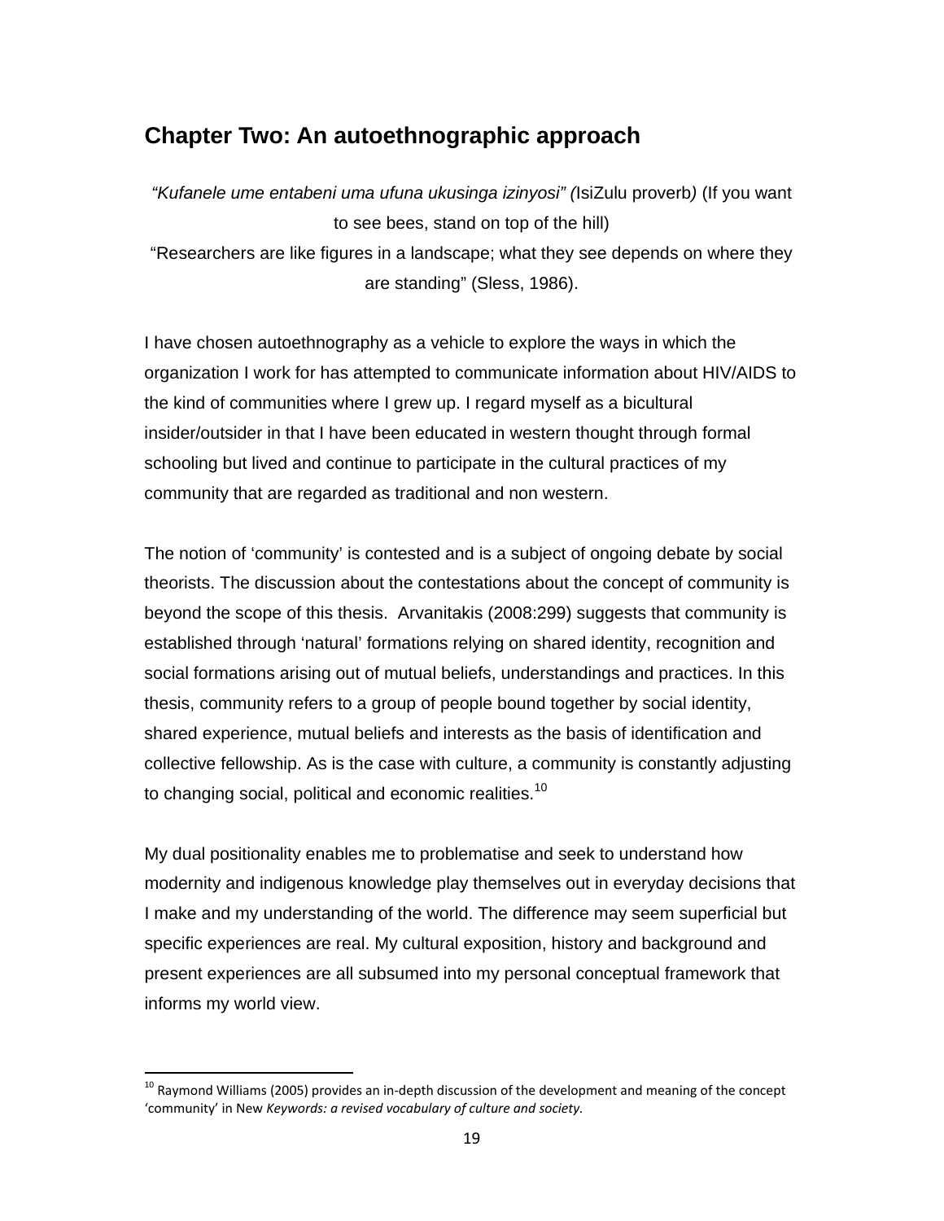## Chapter Two: An autoethnographic approach

*"Kufanele ume entabeni uma ufuna ukusinga izinyosi" (*IsiZulu proverb*)* (If you want to see bees, stand on top of the hill)

"Researchers are like figures in a landscape; what they see depends on where they are standing" (Sless, 1986).

I have chosen autoethnography as a vehicle to explore the ways in which the organization I work for has attempted to communicate information about HIV/AIDS to the kind of communities where I grew up. I regard myself as a bicultural insider/outsider in that I have been educated in western thought through formal schooling but lived and continue to participate in the cultural practices of my community that are regarded as traditional and non western.

The notion of 'community' is contested and is a subject of ongoing debate by social theorists. The discussion about the contestations about the concept of community is beyond the scope of this thesis. Arvanitakis (2008:299) suggests that community is established through 'natural' formations relying on shared identity, recognition and social formations arising out of mutual beliefs, understandings and practices. In this thesis, community refers to a group of people bound together by social identity, shared experience, mutual beliefs and interests as the basis of identification and collective fellowship. As is the case with culture, a community is constantly adjusting to changing social, political and economic realities.[10]

My dual positionality enables me to problematise and seek to understand how modernity and indigenous knowledge play themselves out in everyday decisions that I make and my understanding of the world. The difference may seem superficial but specific experiences are real. My cultural exposition, history and background and present experiences are all subsumed into my personal conceptual framework that informs my world view.

[10] Raymond Williams (2005) provides an in-depth discussion of the development and meaning of the concept 'community' in New *Keywords: a revised vocabulary of culture and society.*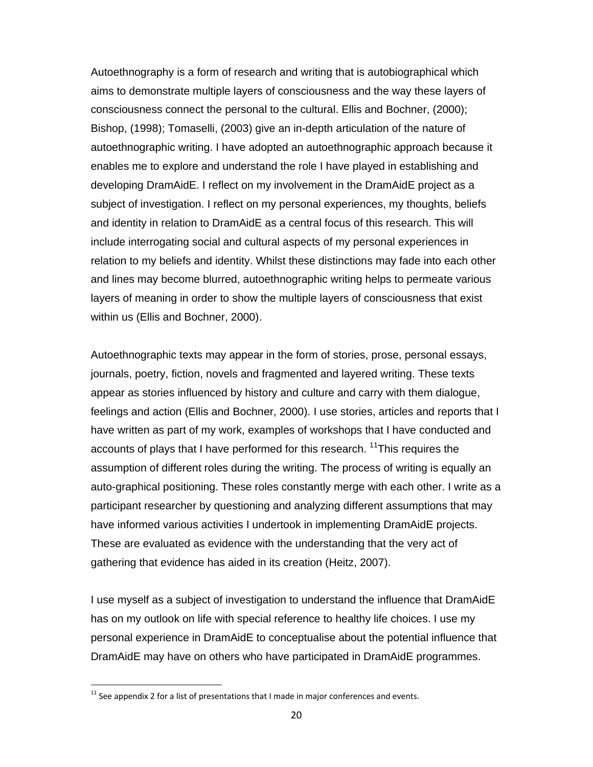Autoethnography is a form of research and writing that is autobiographical which aims to demonstrate multiple layers of consciousness and the way these layers of consciousness connect the personal to the cultural. Ellis and Bochner, (2000); Bishop, (1998); Tomaselli, (2003) give an in-depth articulation of the nature of autoethnographic writing. I have adopted an autoethnographic approach because it enables me to explore and understand the role I have played in establishing and developing DramAidE. I reflect on my involvement in the DramAidE project as a subject of investigation. I reflect on my personal experiences, my thoughts, beliefs and identity in relation to DramAidE as a central focus of this research. This will include interrogating social and cultural aspects of my personal experiences in relation to my beliefs and identity. Whilst these distinctions may fade into each other and lines may become blurred, autoethnographic writing helps to permeate various layers of meaning in order to show the multiple layers of consciousness that exist within us (Ellis and Bochner, 2000).

Autoethnographic texts may appear in the form of stories, prose, personal essays, journals, poetry, fiction, novels and fragmented and layered writing. These texts appear as stories influenced by history and culture and carry with them dialogue, feelings and action (Ellis and Bochner, 2000). I use stories, articles and reports that I have written as part of my work, examples of workshops that I have conducted and accounts of plays that I have performed for this research. [11]This requires the assumption of different roles during the writing. The process of writing is equally an auto-graphical positioning. These roles constantly merge with each other. I write as a participant researcher by questioning and analyzing different assumptions that may have informed various activities I undertook in implementing DramAidE projects. These are evaluated as evidence with the understanding that the very act of gathering that evidence has aided in its creation (Heitz, 2007).

I use myself as a subject of investigation to understand the influence that DramAidE has on my outlook on life with special reference to healthy life choices. I use my personal experience in DramAidE to conceptualise about the potential influence that DramAidE may have on others who have participated in DramAidE programmes.

[11] See appendix 2 for a list of presentations that I made in major conferences and events.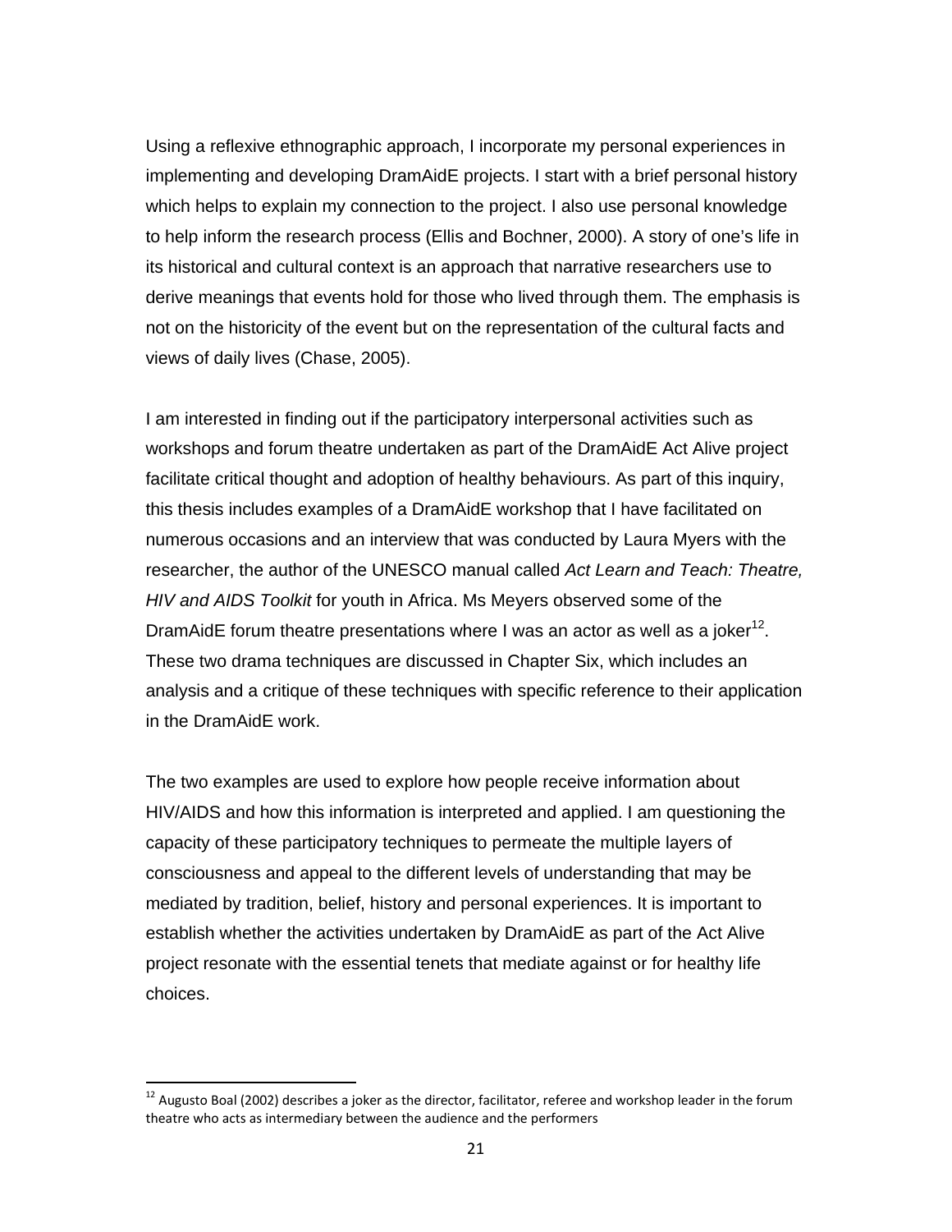Using a reflexive ethnographic approach, I incorporate my personal experiences in implementing and developing DramAidE projects. I start with a brief personal history which helps to explain my connection to the project. I also use personal knowledge to help inform the research process (Ellis and Bochner, 2000). A story of one's life in its historical and cultural context is an approach that narrative researchers use to derive meanings that events hold for those who lived through them. The emphasis is not on the historicity of the event but on the representation of the cultural facts and views of daily lives (Chase, 2005).

I am interested in finding out if the participatory interpersonal activities such as workshops and forum theatre undertaken as part of the DramAidE Act Alive project facilitate critical thought and adoption of healthy behaviours. As part of this inquiry, this thesis includes examples of a DramAidE workshop that I have facilitated on numerous occasions and an interview that was conducted by Laura Myers with the researcher, the author of the UNESCO manual called *Act Learn and Teach: Theatre, HIV and AIDS Toolkit* for youth in Africa. Ms Meyers observed some of the DramAidE forum theatre presentations where I was an actor as well as a joker[12]. These two drama techniques are discussed in Chapter Six, which includes an analysis and a critique of these techniques with specific reference to their application in the DramAidE work.

The two examples are used to explore how people receive information about HIV/AIDS and how this information is interpreted and applied. I am questioning the capacity of these participatory techniques to permeate the multiple layers of consciousness and appeal to the different levels of understanding that may be mediated by tradition, belief, history and personal experiences. It is important to establish whether the activities undertaken by DramAidE as part of the Act Alive project resonate with the essential tenets that mediate against or for healthy life choices.

---

[12] Augusto Boal (2002) describes a joker as the director, facilitator, referee and workshop leader in the forum theatre who acts as intermediary between the audience and the performers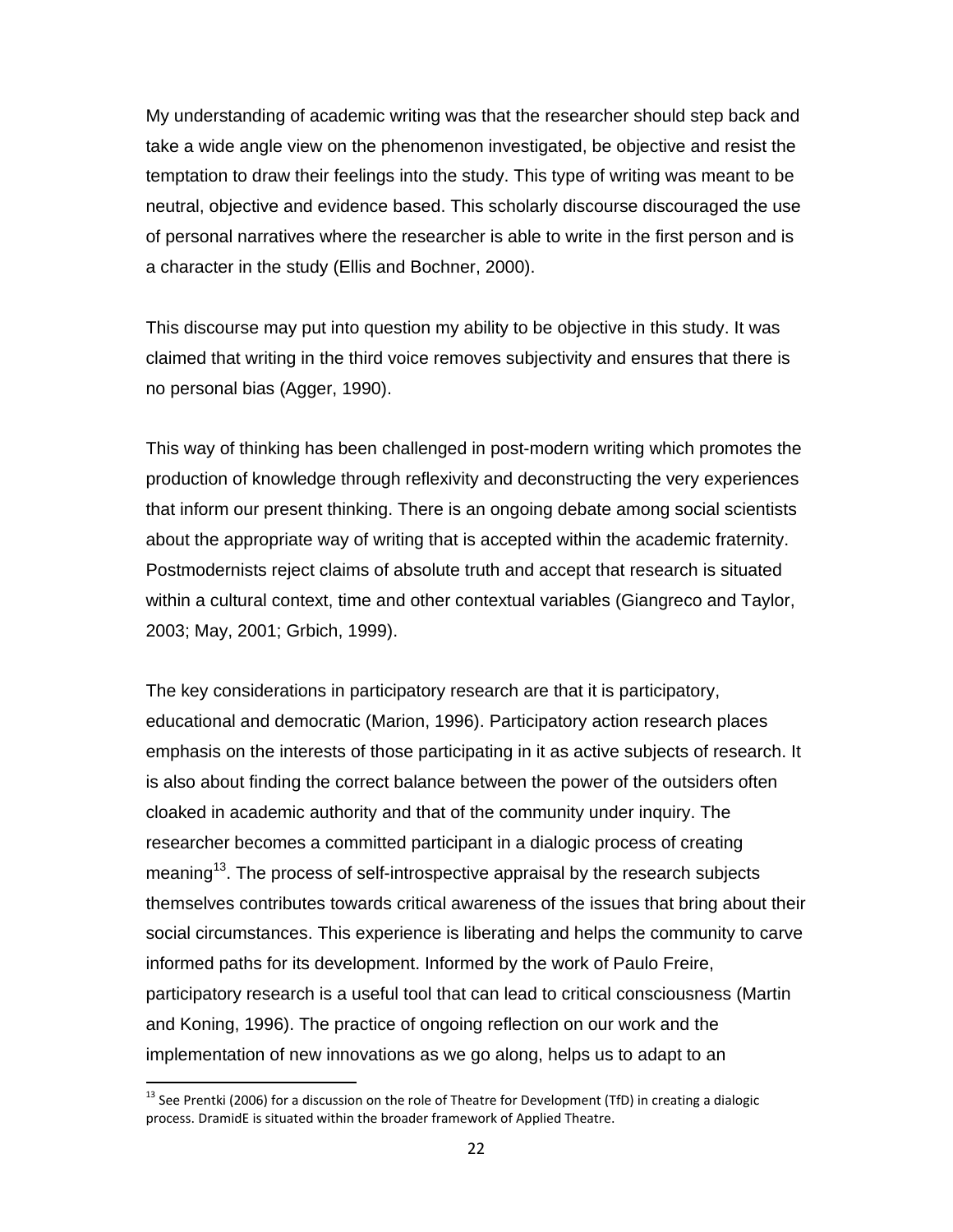My understanding of academic writing was that the researcher should step back and take a wide angle view on the phenomenon investigated, be objective and resist the temptation to draw their feelings into the study. This type of writing was meant to be neutral, objective and evidence based. This scholarly discourse discouraged the use of personal narratives where the researcher is able to write in the first person and is a character in the study (Ellis and Bochner, 2000).

This discourse may put into question my ability to be objective in this study. It was claimed that writing in the third voice removes subjectivity and ensures that there is no personal bias (Agger, 1990).

This way of thinking has been challenged in post-modern writing which promotes the production of knowledge through reflexivity and deconstructing the very experiences that inform our present thinking. There is an ongoing debate among social scientists about the appropriate way of writing that is accepted within the academic fraternity. Postmodernists reject claims of absolute truth and accept that research is situated within a cultural context, time and other contextual variables (Giangreco and Taylor, 2003; May, 2001; Grbich, 1999).

The key considerations in participatory research are that it is participatory, educational and democratic (Marion, 1996). Participatory action research places emphasis on the interests of those participating in it as active subjects of research. It is also about finding the correct balance between the power of the outsiders often cloaked in academic authority and that of the community under inquiry. The researcher becomes a committed participant in a dialogic process of creating meaning[13]. The process of self-introspective appraisal by the research subjects themselves contributes towards critical awareness of the issues that bring about their social circumstances. This experience is liberating and helps the community to carve informed paths for its development. Informed by the work of Paulo Freire, participatory research is a useful tool that can lead to critical consciousness (Martin and Koning, 1996). The practice of ongoing reflection on our work and the implementation of new innovations as we go along, helps us to adapt to an

[13] See Prentki (2006) for a discussion on the role of Theatre for Development (TfD) in creating a dialogic process. DramidE is situated within the broader framework of Applied Theatre.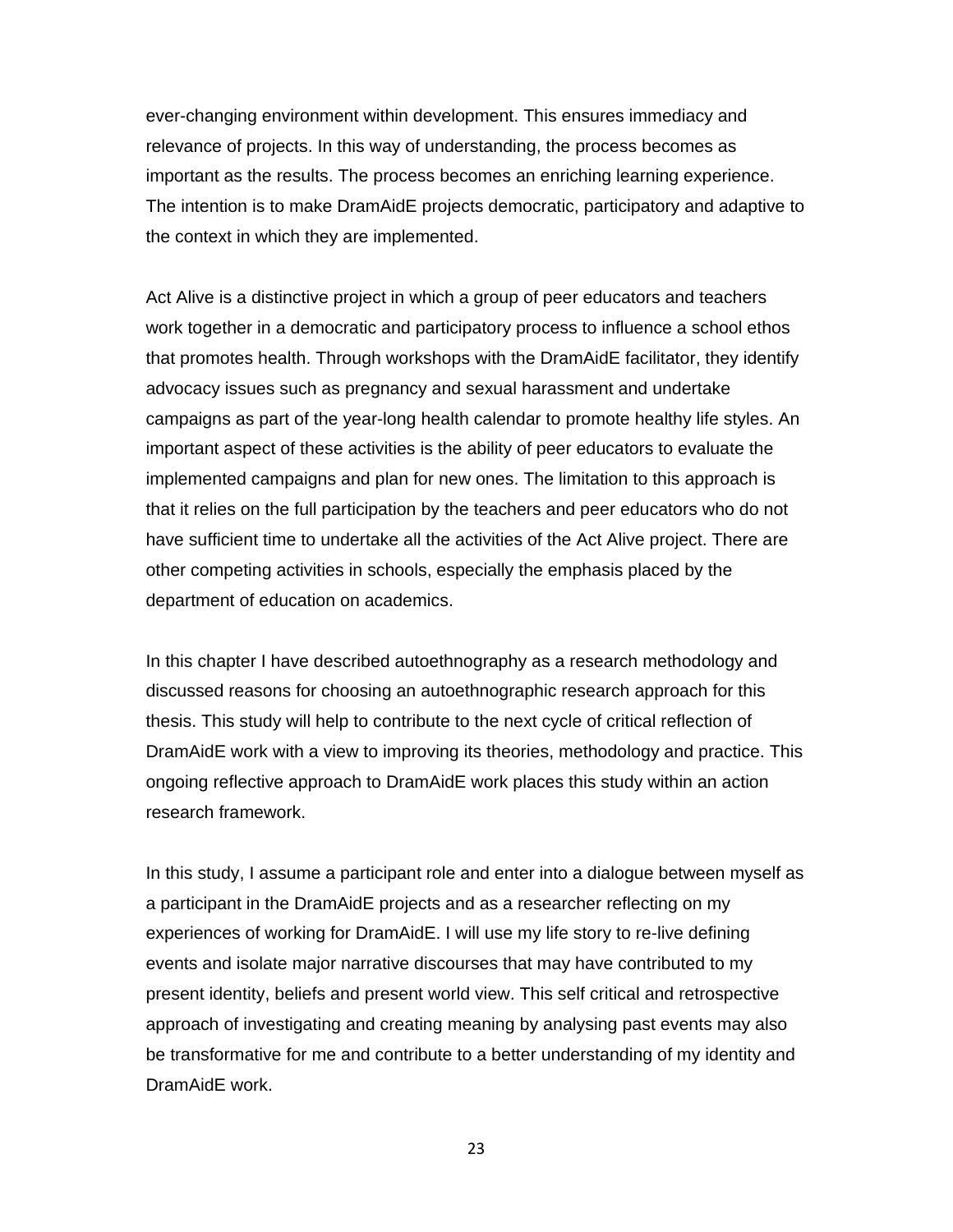ever-changing environment within development. This ensures immediacy and relevance of projects. In this way of understanding, the process becomes as important as the results. The process becomes an enriching learning experience. The intention is to make DramAidE projects democratic, participatory and adaptive to the context in which they are implemented.

Act Alive is a distinctive project in which a group of peer educators and teachers work together in a democratic and participatory process to influence a school ethos that promotes health. Through workshops with the DramAidE facilitator, they identify advocacy issues such as pregnancy and sexual harassment and undertake campaigns as part of the year-long health calendar to promote healthy life styles. An important aspect of these activities is the ability of peer educators to evaluate the implemented campaigns and plan for new ones. The limitation to this approach is that it relies on the full participation by the teachers and peer educators who do not have sufficient time to undertake all the activities of the Act Alive project. There are other competing activities in schools, especially the emphasis placed by the department of education on academics.

In this chapter I have described autoethnography as a research methodology and discussed reasons for choosing an autoethnographic research approach for this thesis. This study will help to contribute to the next cycle of critical reflection of DramAidE work with a view to improving its theories, methodology and practice. This ongoing reflective approach to DramAidE work places this study within an action research framework.

In this study, I assume a participant role and enter into a dialogue between myself as a participant in the DramAidE projects and as a researcher reflecting on my experiences of working for DramAidE. I will use my life story to re-live defining events and isolate major narrative discourses that may have contributed to my present identity, beliefs and present world view. This self critical and retrospective approach of investigating and creating meaning by analysing past events may also be transformative for me and contribute to a better understanding of my identity and DramAidE work.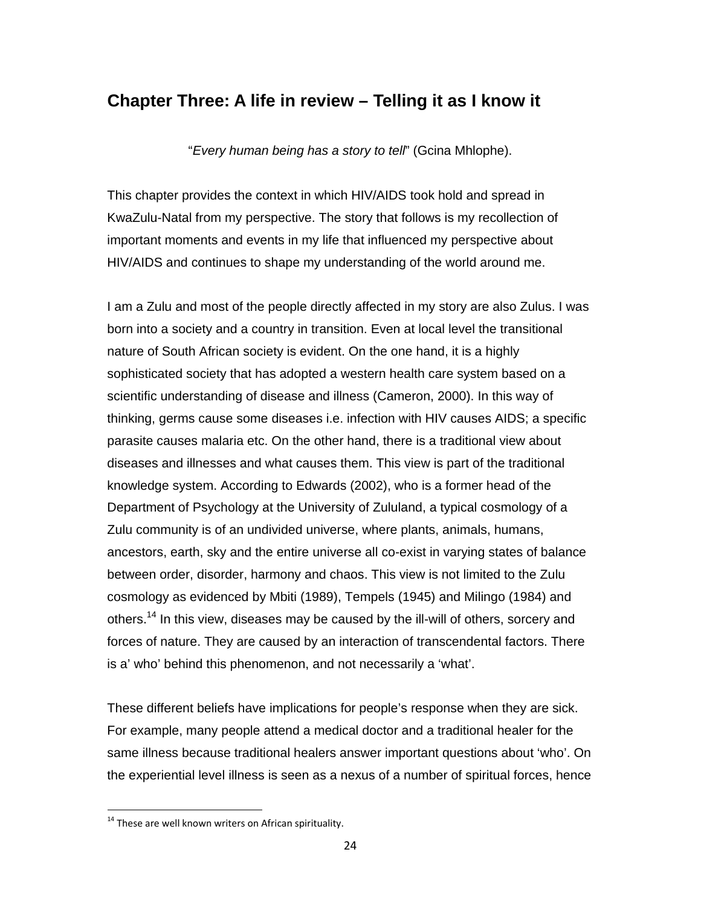## Chapter Three: A life in review – Telling it as I know it

"*Every human being has a story to tell*" (Gcina Mhlophe).

This chapter provides the context in which HIV/AIDS took hold and spread in KwaZulu-Natal from my perspective. The story that follows is my recollection of important moments and events in my life that influenced my perspective about HIV/AIDS and continues to shape my understanding of the world around me.

I am a Zulu and most of the people directly affected in my story are also Zulus. I was born into a society and a country in transition. Even at local level the transitional nature of South African society is evident. On the one hand, it is a highly sophisticated society that has adopted a western health care system based on a scientific understanding of disease and illness (Cameron, 2000). In this way of thinking, germs cause some diseases i.e. infection with HIV causes AIDS; a specific parasite causes malaria etc. On the other hand, there is a traditional view about diseases and illnesses and what causes them. This view is part of the traditional knowledge system. According to Edwards (2002), who is a former head of the Department of Psychology at the University of Zululand, a typical cosmology of a Zulu community is of an undivided universe, where plants, animals, humans, ancestors, earth, sky and the entire universe all co-exist in varying states of balance between order, disorder, harmony and chaos. This view is not limited to the Zulu cosmology as evidenced by Mbiti (1989), Tempels (1945) and Milingo (1984) and others.[14] In this view, diseases may be caused by the ill-will of others, sorcery and forces of nature. They are caused by an interaction of transcendental factors. There is a' who' behind this phenomenon, and not necessarily a 'what'.

These different beliefs have implications for people's response when they are sick. For example, many people attend a medical doctor and a traditional healer for the same illness because traditional healers answer important questions about 'who'. On the experiential level illness is seen as a nexus of a number of spiritual forces, hence

[14] These are well known writers on African spirituality.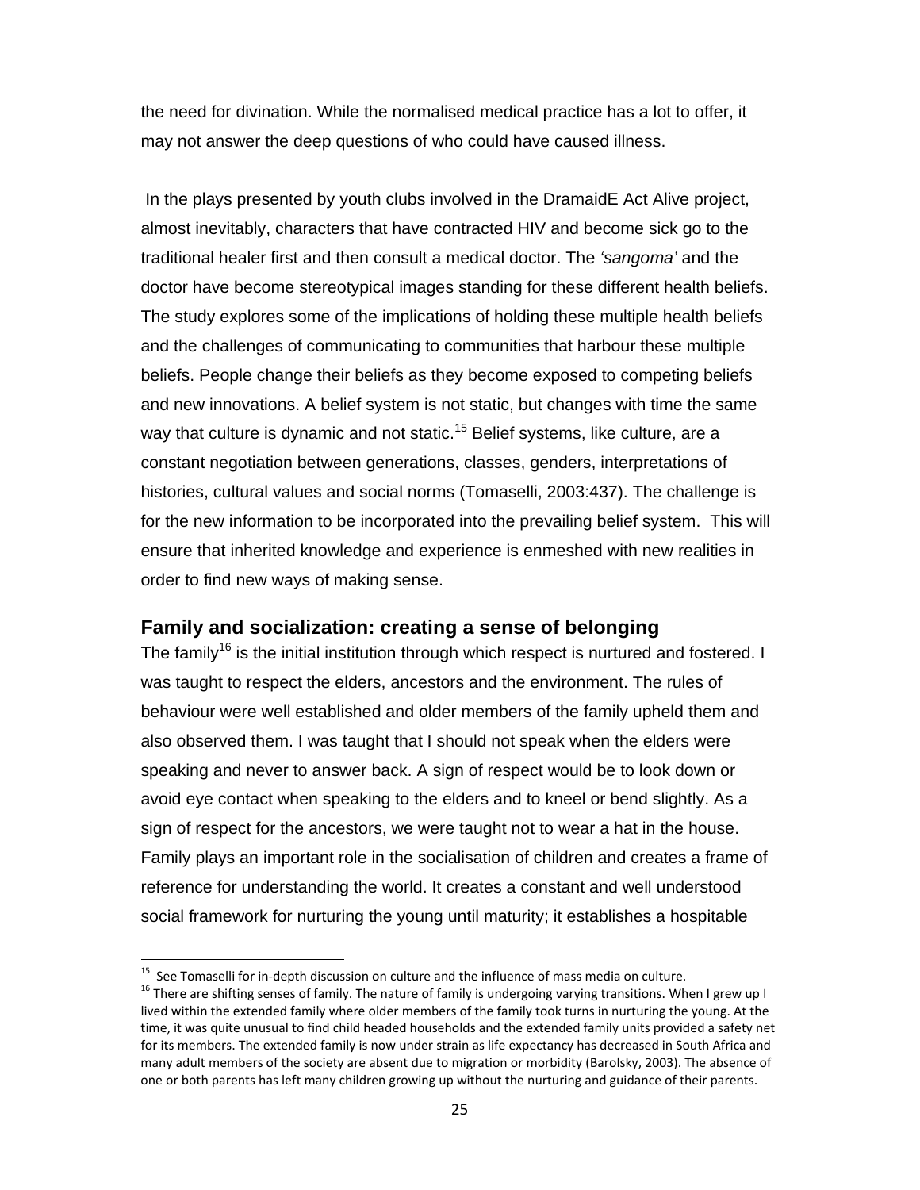the need for divination. While the normalised medical practice has a lot to offer, it may not answer the deep questions of who could have caused illness.

In the plays presented by youth clubs involved in the DramaidE Act Alive project, almost inevitably, characters that have contracted HIV and become sick go to the traditional healer first and then consult a medical doctor. The *'sangoma'* and the doctor have become stereotypical images standing for these different health beliefs. The study explores some of the implications of holding these multiple health beliefs and the challenges of communicating to communities that harbour these multiple beliefs. People change their beliefs as they become exposed to competing beliefs and new innovations. A belief system is not static, but changes with time the same way that culture is dynamic and not static.[15] Belief systems, like culture, are a constant negotiation between generations, classes, genders, interpretations of histories, cultural values and social norms (Tomaselli, 2003:437). The challenge is for the new information to be incorporated into the prevailing belief system. This will ensure that inherited knowledge and experience is enmeshed with new realities in order to find new ways of making sense.

## Family and socialization: creating a sense of belonging

The family[16] is the initial institution through which respect is nurtured and fostered. I was taught to respect the elders, ancestors and the environment. The rules of behaviour were well established and older members of the family upheld them and also observed them. I was taught that I should not speak when the elders were speaking and never to answer back. A sign of respect would be to look down or avoid eye contact when speaking to the elders and to kneel or bend slightly. As a sign of respect for the ancestors, we were taught not to wear a hat in the house. Family plays an important role in the socialisation of children and creates a frame of reference for understanding the world. It creates a constant and well understood social framework for nurturing the young until maturity; it establishes a hospitable

---

[15] See Tomaselli for in-depth discussion on culture and the influence of mass media on culture.

[16] There are shifting senses of family. The nature of family is undergoing varying transitions. When I grew up I lived within the extended family where older members of the family took turns in nurturing the young. At the time, it was quite unusual to find child headed households and the extended family units provided a safety net for its members. The extended family is now under strain as life expectancy has decreased in South Africa and many adult members of the society are absent due to migration or morbidity (Barolsky, 2003). The absence of one or both parents has left many children growing up without the nurturing and guidance of their parents.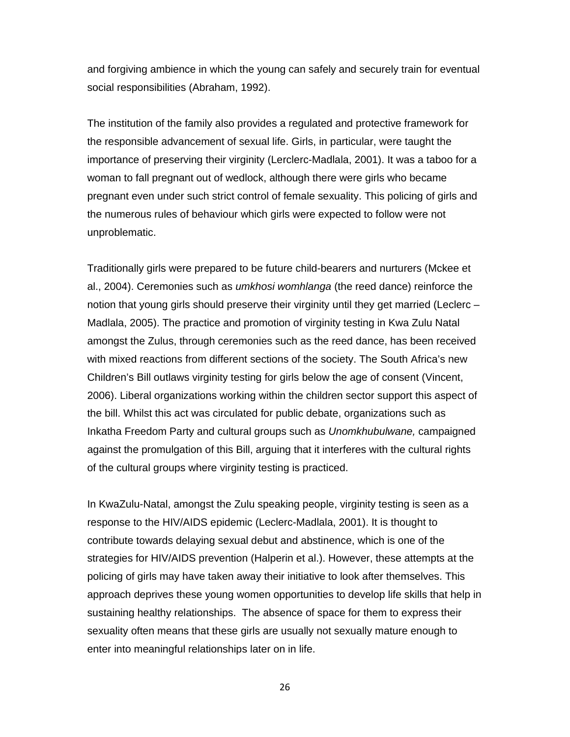and forgiving ambience in which the young can safely and securely train for eventual social responsibilities (Abraham, 1992).

The institution of the family also provides a regulated and protective framework for the responsible advancement of sexual life. Girls, in particular, were taught the importance of preserving their virginity (Lerclerc-Madlala, 2001). It was a taboo for a woman to fall pregnant out of wedlock, although there were girls who became pregnant even under such strict control of female sexuality. This policing of girls and the numerous rules of behaviour which girls were expected to follow were not unproblematic.

Traditionally girls were prepared to be future child-bearers and nurturers (Mckee et al., 2004). Ceremonies such as *umkhosi womhlanga* (the reed dance) reinforce the notion that young girls should preserve their virginity until they get married (Leclerc – Madlala, 2005). The practice and promotion of virginity testing in Kwa Zulu Natal amongst the Zulus, through ceremonies such as the reed dance, has been received with mixed reactions from different sections of the society. The South Africa's new Children's Bill outlaws virginity testing for girls below the age of consent (Vincent, 2006). Liberal organizations working within the children sector support this aspect of the bill. Whilst this act was circulated for public debate, organizations such as Inkatha Freedom Party and cultural groups such as *Unomkhubulwane,* campaigned against the promulgation of this Bill, arguing that it interferes with the cultural rights of the cultural groups where virginity testing is practiced.

In KwaZulu-Natal, amongst the Zulu speaking people, virginity testing is seen as a response to the HIV/AIDS epidemic (Leclerc-Madlala, 2001). It is thought to contribute towards delaying sexual debut and abstinence, which is one of the strategies for HIV/AIDS prevention (Halperin et al.). However, these attempts at the policing of girls may have taken away their initiative to look after themselves. This approach deprives these young women opportunities to develop life skills that help in sustaining healthy relationships. The absence of space for them to express their sexuality often means that these girls are usually not sexually mature enough to enter into meaningful relationships later on in life.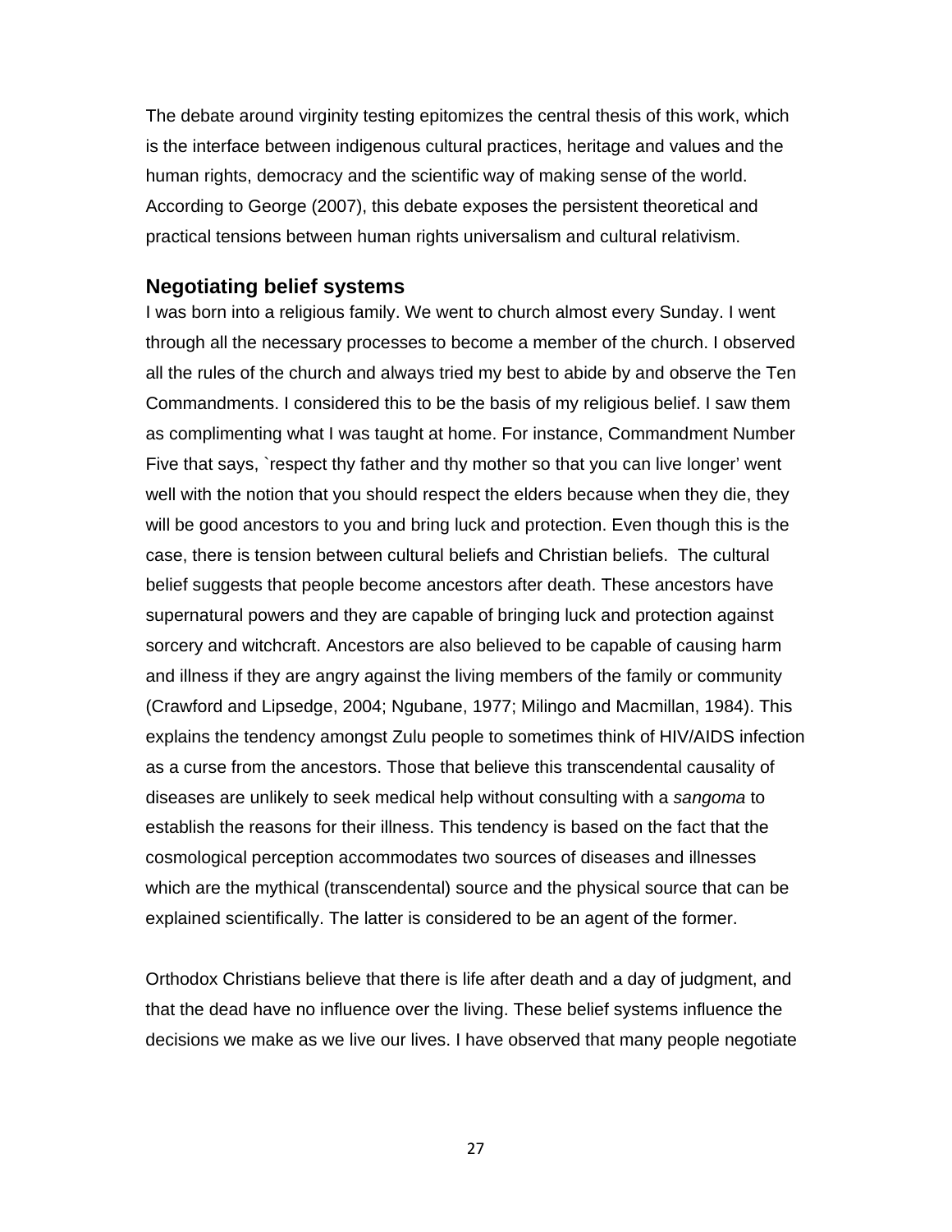The debate around virginity testing epitomizes the central thesis of this work, which is the interface between indigenous cultural practices, heritage and values and the human rights, democracy and the scientific way of making sense of the world. According to George (2007), this debate exposes the persistent theoretical and practical tensions between human rights universalism and cultural relativism.

## Negotiating belief systems

I was born into a religious family. We went to church almost every Sunday. I went through all the necessary processes to become a member of the church. I observed all the rules of the church and always tried my best to abide by and observe the Ten Commandments. I considered this to be the basis of my religious belief. I saw them as complimenting what I was taught at home. For instance, Commandment Number Five that says, `respect thy father and thy mother so that you can live longer' went well with the notion that you should respect the elders because when they die, they will be good ancestors to you and bring luck and protection. Even though this is the case, there is tension between cultural beliefs and Christian beliefs. The cultural belief suggests that people become ancestors after death. These ancestors have supernatural powers and they are capable of bringing luck and protection against sorcery and witchcraft. Ancestors are also believed to be capable of causing harm and illness if they are angry against the living members of the family or community (Crawford and Lipsedge, 2004; Ngubane, 1977; Milingo and Macmillan, 1984). This explains the tendency amongst Zulu people to sometimes think of HIV/AIDS infection as a curse from the ancestors. Those that believe this transcendental causality of diseases are unlikely to seek medical help without consulting with a *sangoma* to establish the reasons for their illness. This tendency is based on the fact that the cosmological perception accommodates two sources of diseases and illnesses which are the mythical (transcendental) source and the physical source that can be explained scientifically. The latter is considered to be an agent of the former.

Orthodox Christians believe that there is life after death and a day of judgment, and that the dead have no influence over the living. These belief systems influence the decisions we make as we live our lives. I have observed that many people negotiate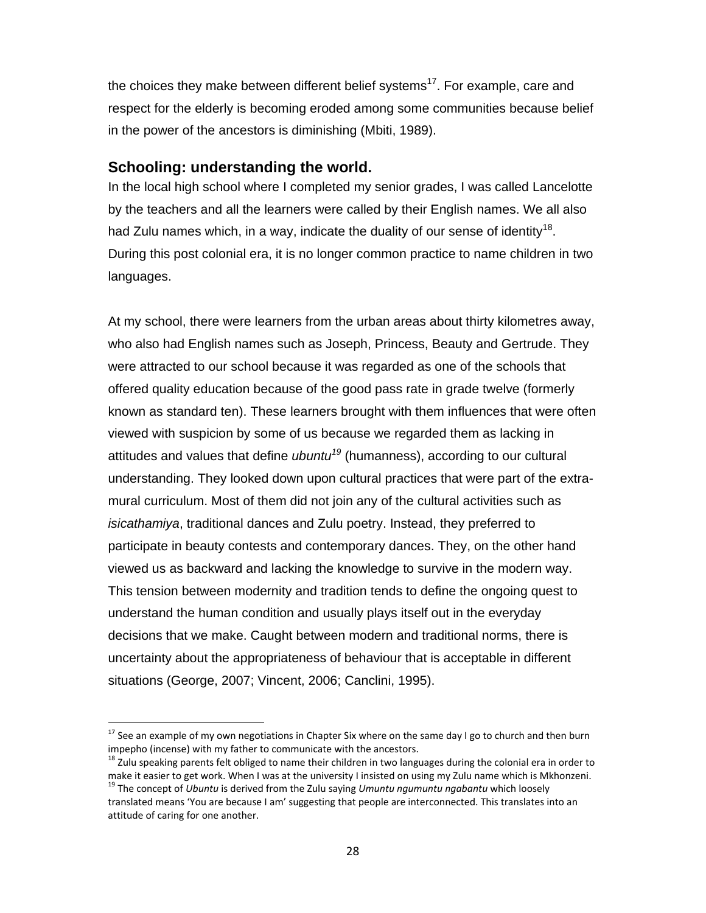the choices they make between different belief systems[17]. For example, care and respect for the elderly is becoming eroded among some communities because belief in the power of the ancestors is diminishing (Mbiti, 1989).

## Schooling: understanding the world.

In the local high school where I completed my senior grades, I was called Lancelotte by the teachers and all the learners were called by their English names. We all also had Zulu names which, in a way, indicate the duality of our sense of identity[18]. During this post colonial era, it is no longer common practice to name children in two languages.

At my school, there were learners from the urban areas about thirty kilometres away, who also had English names such as Joseph, Princess, Beauty and Gertrude. They were attracted to our school because it was regarded as one of the schools that offered quality education because of the good pass rate in grade twelve (formerly known as standard ten). These learners brought with them influences that were often viewed with suspicion by some of us because we regarded them as lacking in attitudes and values that define *ubuntu*[19] (humanness), according to our cultural understanding. They looked down upon cultural practices that were part of the extra-mural curriculum. Most of them did not join any of the cultural activities such as *isicathamiya*, traditional dances and Zulu poetry. Instead, they preferred to participate in beauty contests and contemporary dances. They, on the other hand viewed us as backward and lacking the knowledge to survive in the modern way. This tension between modernity and tradition tends to define the ongoing quest to understand the human condition and usually plays itself out in the everyday decisions that we make. Caught between modern and traditional norms, there is uncertainty about the appropriateness of behaviour that is acceptable in different situations (George, 2007; Vincent, 2006; Canclini, 1995).

---

[17] See an example of my own negotiations in Chapter Six where on the same day I go to church and then burn impepho (incense) with my father to communicate with the ancestors.

[18] Zulu speaking parents felt obliged to name their children in two languages during the colonial era in order to make it easier to get work. When I was at the university I insisted on using my Zulu name which is Mkhonzeni.

[19] The concept of *Ubuntu* is derived from the Zulu saying *Umuntu ngumuntu ngabantu* which loosely translated means 'You are because I am' suggesting that people are interconnected. This translates into an attitude of caring for one another.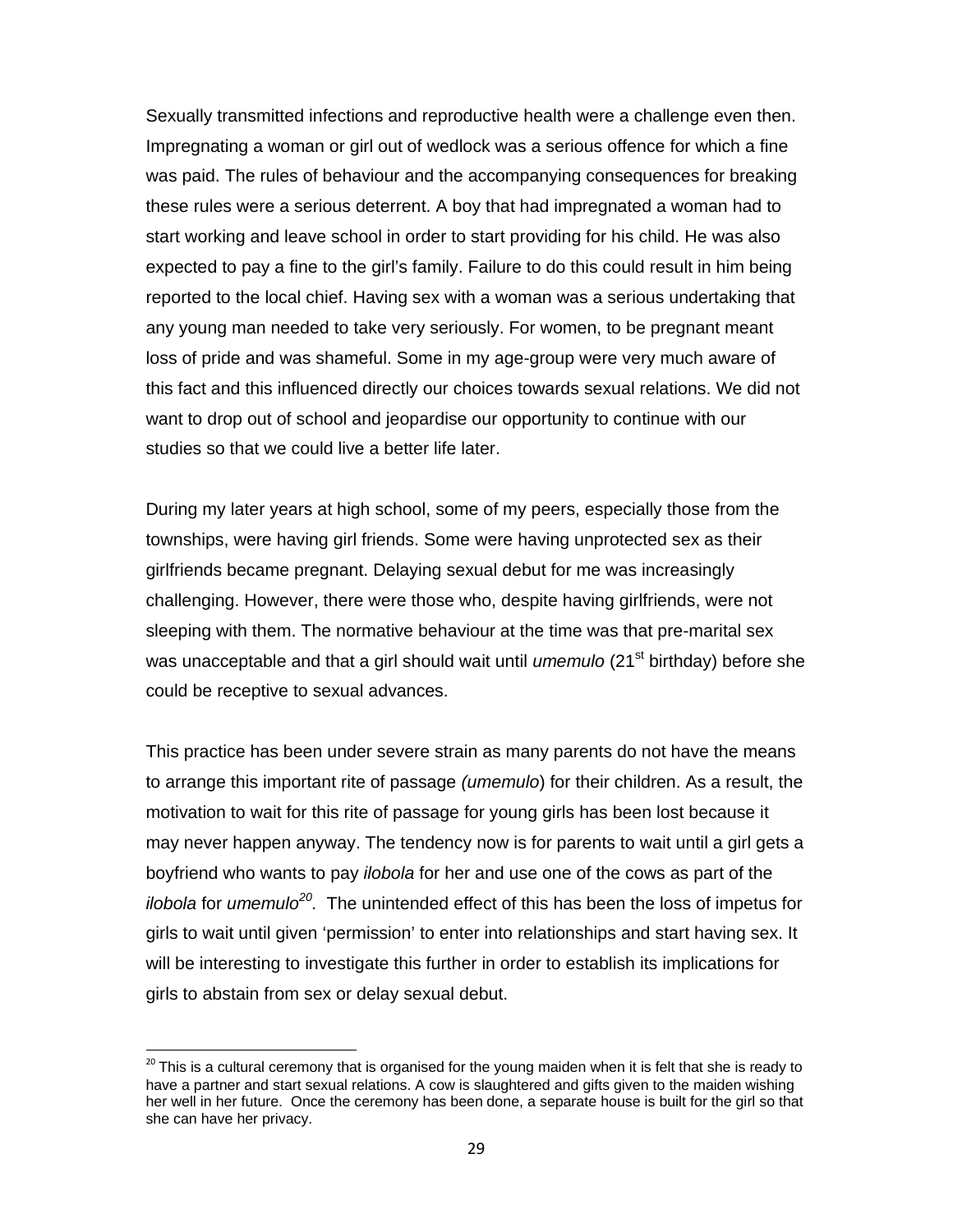Sexually transmitted infections and reproductive health were a challenge even then. Impregnating a woman or girl out of wedlock was a serious offence for which a fine was paid. The rules of behaviour and the accompanying consequences for breaking these rules were a serious deterrent. A boy that had impregnated a woman had to start working and leave school in order to start providing for his child. He was also expected to pay a fine to the girl's family. Failure to do this could result in him being reported to the local chief. Having sex with a woman was a serious undertaking that any young man needed to take very seriously. For women, to be pregnant meant loss of pride and was shameful. Some in my age-group were very much aware of this fact and this influenced directly our choices towards sexual relations. We did not want to drop out of school and jeopardise our opportunity to continue with our studies so that we could live a better life later.

During my later years at high school, some of my peers, especially those from the townships, were having girl friends. Some were having unprotected sex as their girlfriends became pregnant. Delaying sexual debut for me was increasingly challenging. However, there were those who, despite having girlfriends, were not sleeping with them. The normative behaviour at the time was that pre-marital sex was unacceptable and that a girl should wait until *umemulo* (21st birthday) before she could be receptive to sexual advances.

This practice has been under severe strain as many parents do not have the means to arrange this important rite of passage *(umemulo*) for their children. As a result, the motivation to wait for this rite of passage for young girls has been lost because it may never happen anyway. The tendency now is for parents to wait until a girl gets a boyfriend who wants to pay *ilobola* for her and use one of the cows as part of the *ilobola* for *umemulo*[20]. The unintended effect of this has been the loss of impetus for girls to wait until given 'permission' to enter into relationships and start having sex. It will be interesting to investigate this further in order to establish its implications for girls to abstain from sex or delay sexual debut.

[20] This is a cultural ceremony that is organised for the young maiden when it is felt that she is ready to have a partner and start sexual relations. A cow is slaughtered and gifts given to the maiden wishing her well in her future. Once the ceremony has been done, a separate house is built for the girl so that she can have her privacy.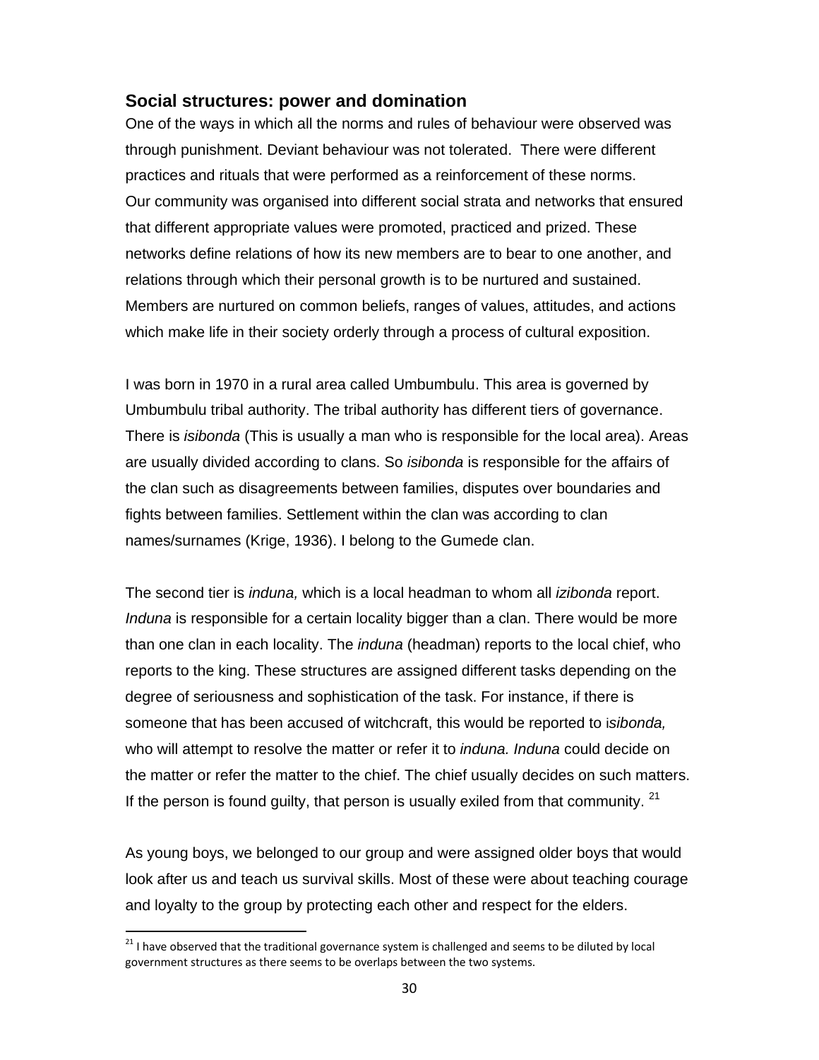## Social structures: power and domination

One of the ways in which all the norms and rules of behaviour were observed was through punishment. Deviant behaviour was not tolerated. There were different practices and rituals that were performed as a reinforcement of these norms. Our community was organised into different social strata and networks that ensured that different appropriate values were promoted, practiced and prized. These networks define relations of how its new members are to bear to one another, and relations through which their personal growth is to be nurtured and sustained. Members are nurtured on common beliefs, ranges of values, attitudes, and actions which make life in their society orderly through a process of cultural exposition.

I was born in 1970 in a rural area called Umbumbulu. This area is governed by Umbumbulu tribal authority. The tribal authority has different tiers of governance. There is *isibonda* (This is usually a man who is responsible for the local area). Areas are usually divided according to clans. So *isibonda* is responsible for the affairs of the clan such as disagreements between families, disputes over boundaries and fights between families. Settlement within the clan was according to clan names/surnames (Krige, 1936). I belong to the Gumede clan.

The second tier is *induna,* which is a local headman to whom all *izibonda* report. *Induna* is responsible for a certain locality bigger than a clan. There would be more than one clan in each locality. The *induna* (headman) reports to the local chief, who reports to the king. These structures are assigned different tasks depending on the degree of seriousness and sophistication of the task. For instance, if there is someone that has been accused of witchcraft, this would be reported to i*sibonda,* who will attempt to resolve the matter or refer it to *induna. Induna* could decide on the matter or refer the matter to the chief. The chief usually decides on such matters. If the person is found guilty, that person is usually exiled from that community. [21]

As young boys, we belonged to our group and were assigned older boys that would look after us and teach us survival skills. Most of these were about teaching courage and loyalty to the group by protecting each other and respect for the elders.

---

[21] I have observed that the traditional governance system is challenged and seems to be diluted by local government structures as there seems to be overlaps between the two systems.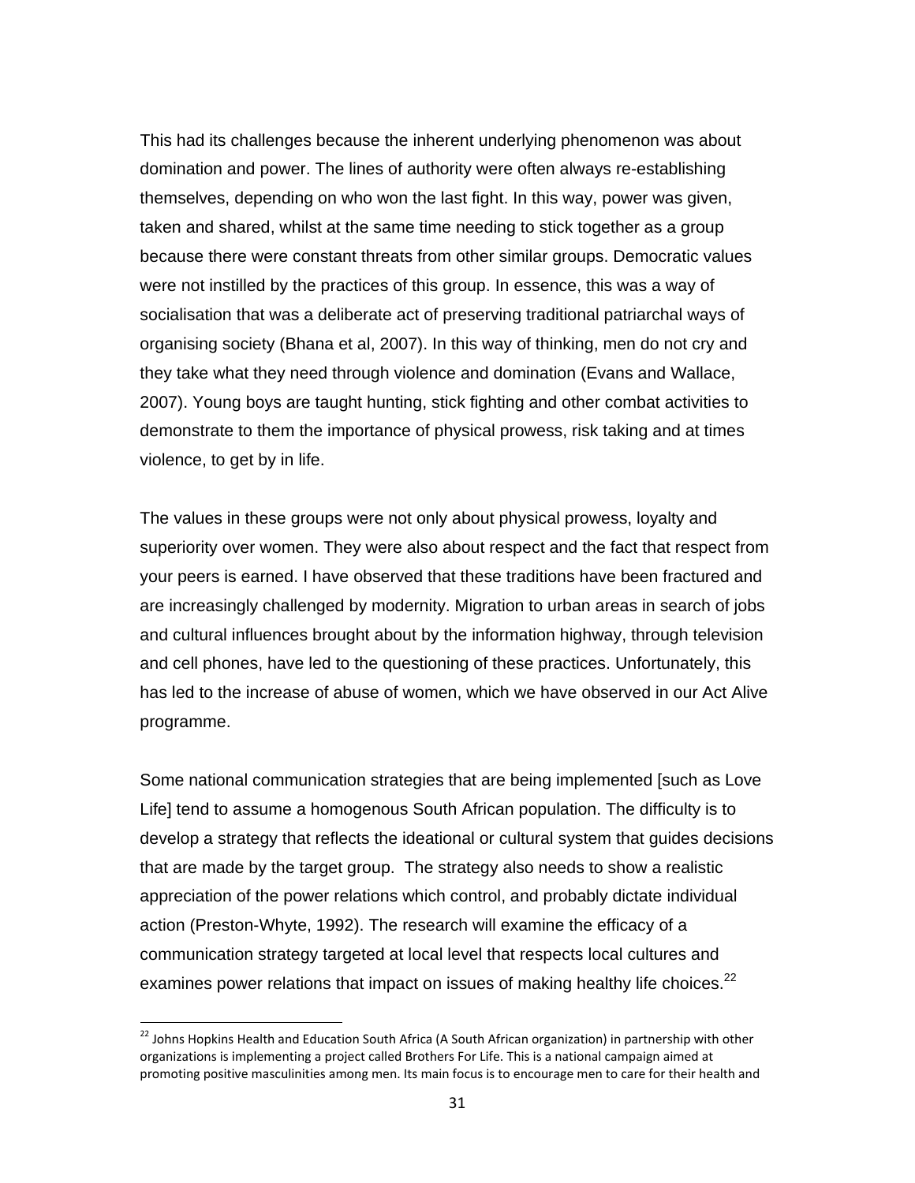This had its challenges because the inherent underlying phenomenon was about domination and power. The lines of authority were often always re-establishing themselves, depending on who won the last fight. In this way, power was given, taken and shared, whilst at the same time needing to stick together as a group because there were constant threats from other similar groups. Democratic values were not instilled by the practices of this group. In essence, this was a way of socialisation that was a deliberate act of preserving traditional patriarchal ways of organising society (Bhana et al, 2007). In this way of thinking, men do not cry and they take what they need through violence and domination (Evans and Wallace, 2007). Young boys are taught hunting, stick fighting and other combat activities to demonstrate to them the importance of physical prowess, risk taking and at times violence, to get by in life.

The values in these groups were not only about physical prowess, loyalty and superiority over women. They were also about respect and the fact that respect from your peers is earned. I have observed that these traditions have been fractured and are increasingly challenged by modernity. Migration to urban areas in search of jobs and cultural influences brought about by the information highway, through television and cell phones, have led to the questioning of these practices. Unfortunately, this has led to the increase of abuse of women, which we have observed in our Act Alive programme.

Some national communication strategies that are being implemented [such as Love Life] tend to assume a homogenous South African population. The difficulty is to develop a strategy that reflects the ideational or cultural system that guides decisions that are made by the target group. The strategy also needs to show a realistic appreciation of the power relations which control, and probably dictate individual action (Preston-Whyte, 1992). The research will examine the efficacy of a communication strategy targeted at local level that respects local cultures and examines power relations that impact on issues of making healthy life choices.[22]

[22] Johns Hopkins Health and Education South Africa (A South African organization) in partnership with other organizations is implementing a project called Brothers For Life. This is a national campaign aimed at promoting positive masculinities among men. Its main focus is to encourage men to care for their health and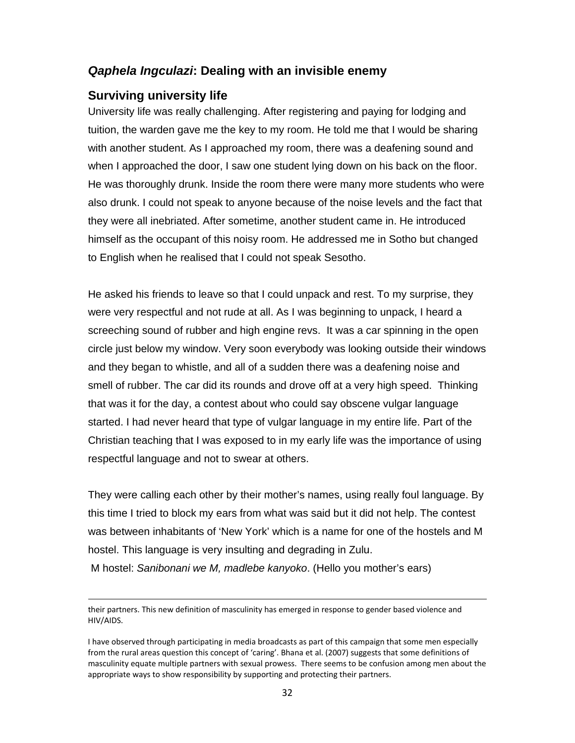## *Qaphela Ingculazi*: Dealing with an invisible enemy

### Surviving university life

University life was really challenging. After registering and paying for lodging and tuition, the warden gave me the key to my room. He told me that I would be sharing with another student. As I approached my room, there was a deafening sound and when I approached the door, I saw one student lying down on his back on the floor. He was thoroughly drunk. Inside the room there were many more students who were also drunk. I could not speak to anyone because of the noise levels and the fact that they were all inebriated. After sometime, another student came in. He introduced himself as the occupant of this noisy room. He addressed me in Sotho but changed to English when he realised that I could not speak Sesotho.

He asked his friends to leave so that I could unpack and rest. To my surprise, they were very respectful and not rude at all. As I was beginning to unpack, I heard a screeching sound of rubber and high engine revs. It was a car spinning in the open circle just below my window. Very soon everybody was looking outside their windows and they began to whistle, and all of a sudden there was a deafening noise and smell of rubber. The car did its rounds and drove off at a very high speed. Thinking that was it for the day, a contest about who could say obscene vulgar language started. I had never heard that type of vulgar language in my entire life. Part of the Christian teaching that I was exposed to in my early life was the importance of using respectful language and not to swear at others.

They were calling each other by their mother's names, using really foul language. By this time I tried to block my ears from what was said but it did not help. The contest was between inhabitants of 'New York' which is a name for one of the hostels and M hostel. This language is very insulting and degrading in Zulu.

M hostel: *Sanibonani we M, madlebe kanyoko*. (Hello you mother's ears)

---

their partners. This new definition of masculinity has emerged in response to gender based violence and HIV/AIDS.

I have observed through participating in media broadcasts as part of this campaign that some men especially from the rural areas question this concept of 'caring'. Bhana et al. (2007) suggests that some definitions of masculinity equate multiple partners with sexual prowess. There seems to be confusion among men about the appropriate ways to show responsibility by supporting and protecting their partners.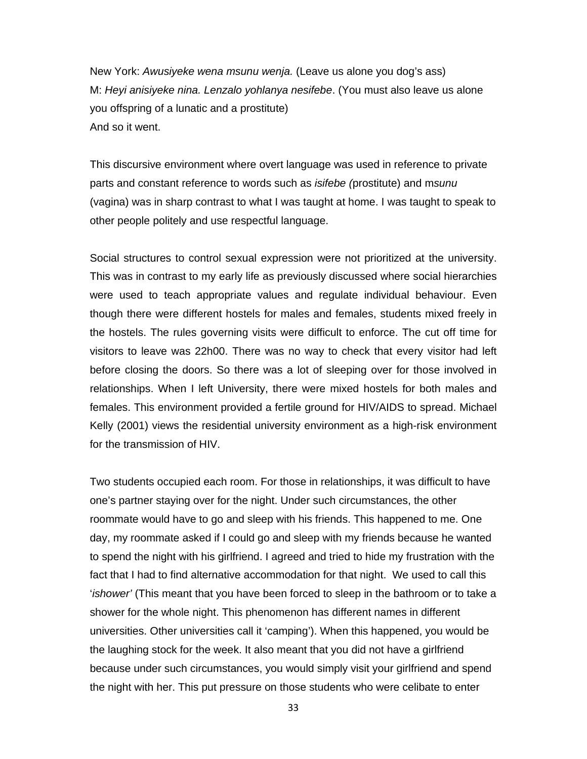New York: *Awusiyeke wena msunu wenja.* (Leave us alone you dog's ass)
M: *Heyi anisiyeke nina. Lenzalo yohlanya nesifebe*. (You must also leave us alone you offspring of a lunatic and a prostitute)
And so it went.

This discursive environment where overt language was used in reference to private parts and constant reference to words such as *isifebe (*prostitute) and m*sunu* (vagina) was in sharp contrast to what I was taught at home. I was taught to speak to other people politely and use respectful language.

Social structures to control sexual expression were not prioritized at the university. This was in contrast to my early life as previously discussed where social hierarchies were used to teach appropriate values and regulate individual behaviour. Even though there were different hostels for males and females, students mixed freely in the hostels. The rules governing visits were difficult to enforce. The cut off time for visitors to leave was 22h00. There was no way to check that every visitor had left before closing the doors. So there was a lot of sleeping over for those involved in relationships. When I left University, there were mixed hostels for both males and females. This environment provided a fertile ground for HIV/AIDS to spread. Michael Kelly (2001) views the residential university environment as a high-risk environment for the transmission of HIV.

Two students occupied each room. For those in relationships, it was difficult to have one's partner staying over for the night. Under such circumstances, the other roommate would have to go and sleep with his friends. This happened to me. One day, my roommate asked if I could go and sleep with my friends because he wanted to spend the night with his girlfriend. I agreed and tried to hide my frustration with the fact that I had to find alternative accommodation for that night. We used to call this '*ishower'* (This meant that you have been forced to sleep in the bathroom or to take a shower for the whole night. This phenomenon has different names in different universities. Other universities call it 'camping'). When this happened, you would be the laughing stock for the week. It also meant that you did not have a girlfriend because under such circumstances, you would simply visit your girlfriend and spend the night with her. This put pressure on those students who were celibate to enter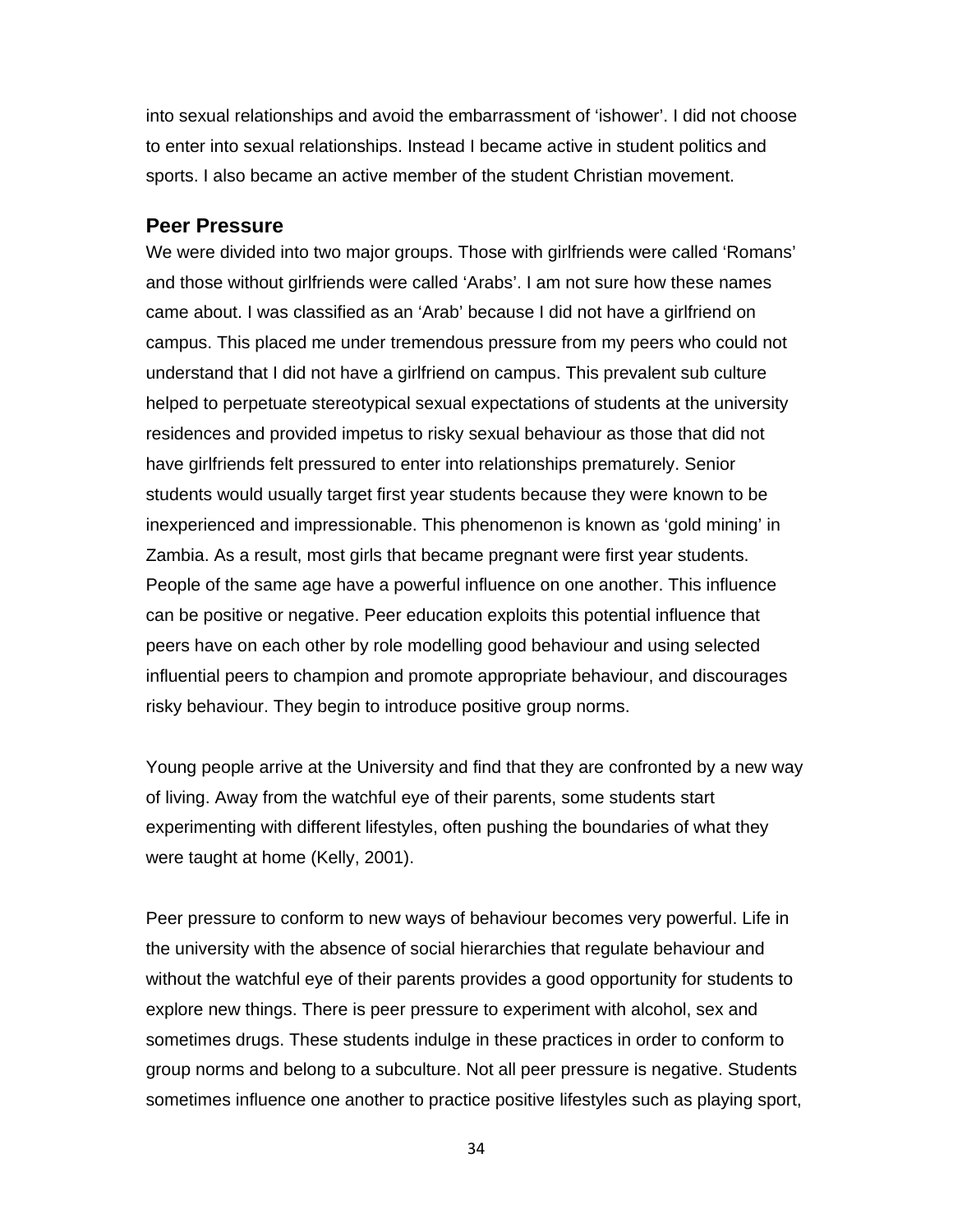into sexual relationships and avoid the embarrassment of 'ishower'. I did not choose to enter into sexual relationships. Instead I became active in student politics and sports. I also became an active member of the student Christian movement.

## Peer Pressure

We were divided into two major groups. Those with girlfriends were called 'Romans' and those without girlfriends were called 'Arabs'. I am not sure how these names came about. I was classified as an 'Arab' because I did not have a girlfriend on campus. This placed me under tremendous pressure from my peers who could not understand that I did not have a girlfriend on campus. This prevalent sub culture helped to perpetuate stereotypical sexual expectations of students at the university residences and provided impetus to risky sexual behaviour as those that did not have girlfriends felt pressured to enter into relationships prematurely. Senior students would usually target first year students because they were known to be inexperienced and impressionable. This phenomenon is known as 'gold mining' in Zambia. As a result, most girls that became pregnant were first year students. People of the same age have a powerful influence on one another. This influence can be positive or negative. Peer education exploits this potential influence that peers have on each other by role modelling good behaviour and using selected influential peers to champion and promote appropriate behaviour, and discourages risky behaviour. They begin to introduce positive group norms.

Young people arrive at the University and find that they are confronted by a new way of living. Away from the watchful eye of their parents, some students start experimenting with different lifestyles, often pushing the boundaries of what they were taught at home (Kelly, 2001).

Peer pressure to conform to new ways of behaviour becomes very powerful. Life in the university with the absence of social hierarchies that regulate behaviour and without the watchful eye of their parents provides a good opportunity for students to explore new things. There is peer pressure to experiment with alcohol, sex and sometimes drugs. These students indulge in these practices in order to conform to group norms and belong to a subculture. Not all peer pressure is negative. Students sometimes influence one another to practice positive lifestyles such as playing sport,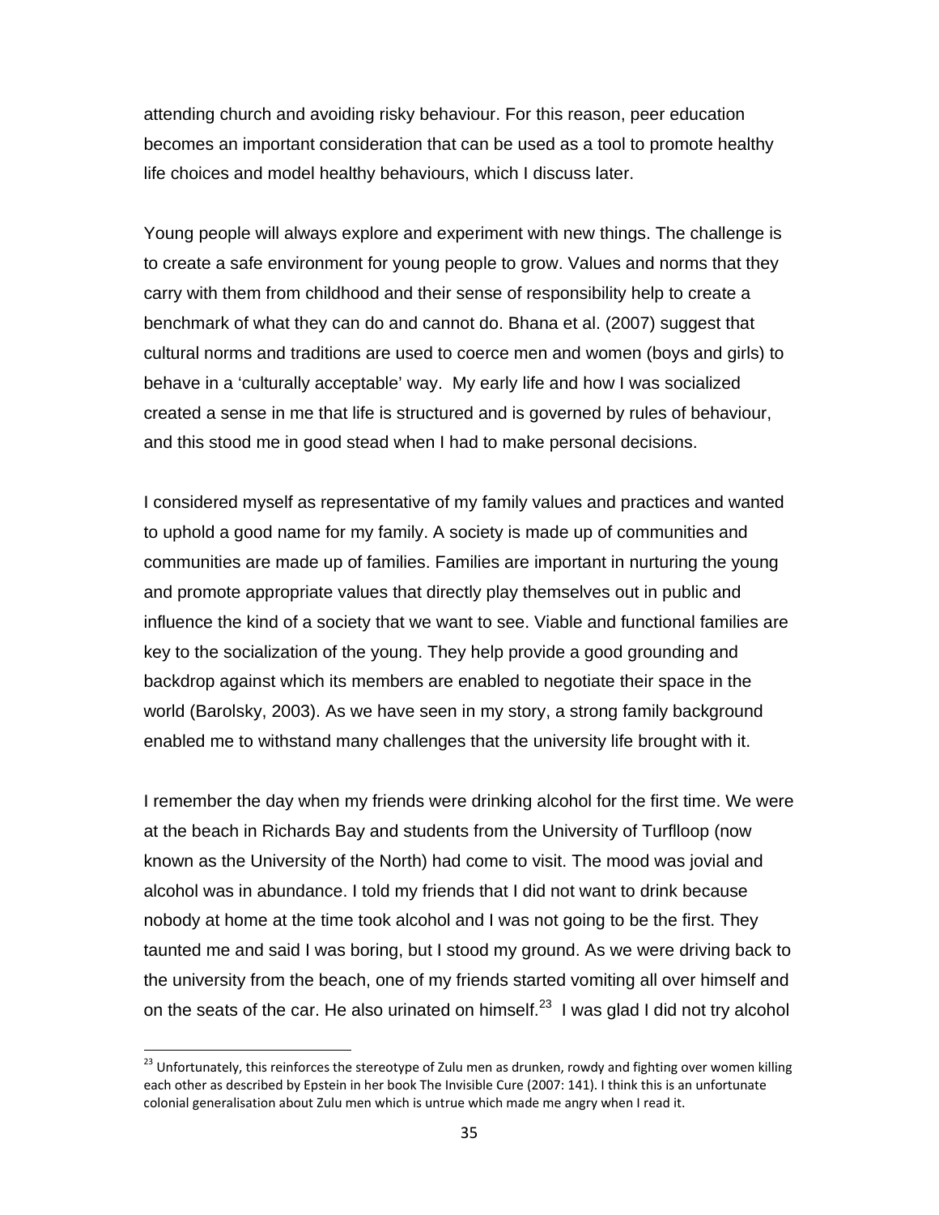attending church and avoiding risky behaviour. For this reason, peer education becomes an important consideration that can be used as a tool to promote healthy life choices and model healthy behaviours, which I discuss later.

Young people will always explore and experiment with new things. The challenge is to create a safe environment for young people to grow. Values and norms that they carry with them from childhood and their sense of responsibility help to create a benchmark of what they can do and cannot do. Bhana et al. (2007) suggest that cultural norms and traditions are used to coerce men and women (boys and girls) to behave in a 'culturally acceptable' way. My early life and how I was socialized created a sense in me that life is structured and is governed by rules of behaviour, and this stood me in good stead when I had to make personal decisions.

I considered myself as representative of my family values and practices and wanted to uphold a good name for my family. A society is made up of communities and communities are made up of families. Families are important in nurturing the young and promote appropriate values that directly play themselves out in public and influence the kind of a society that we want to see. Viable and functional families are key to the socialization of the young. They help provide a good grounding and backdrop against which its members are enabled to negotiate their space in the world (Barolsky, 2003). As we have seen in my story, a strong family background enabled me to withstand many challenges that the university life brought with it.

I remember the day when my friends were drinking alcohol for the first time. We were at the beach in Richards Bay and students from the University of Turflloop (now known as the University of the North) had come to visit. The mood was jovial and alcohol was in abundance. I told my friends that I did not want to drink because nobody at home at the time took alcohol and I was not going to be the first. They taunted me and said I was boring, but I stood my ground. As we were driving back to the university from the beach, one of my friends started vomiting all over himself and on the seats of the car. He also urinated on himself.[23] I was glad I did not try alcohol

---

[23] Unfortunately, this reinforces the stereotype of Zulu men as drunken, rowdy and fighting over women killing each other as described by Epstein in her book The Invisible Cure (2007: 141). I think this is an unfortunate colonial generalisation about Zulu men which is untrue which made me angry when I read it.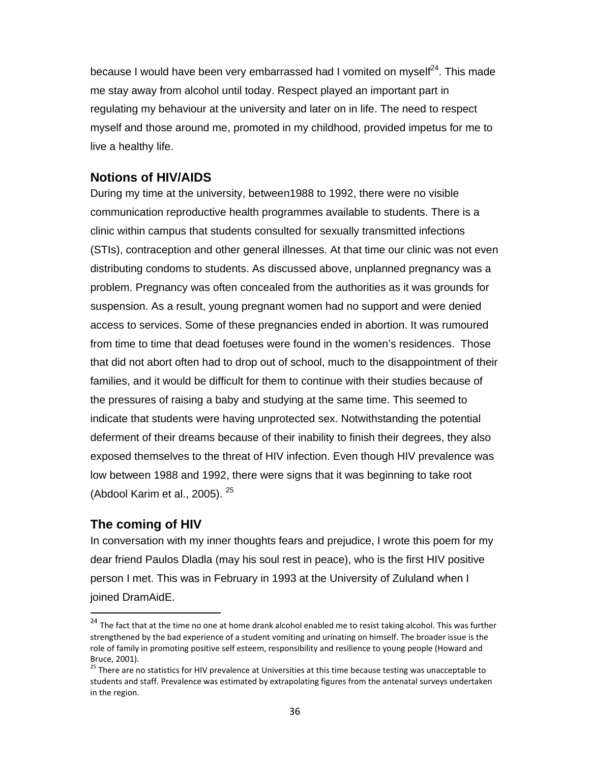because I would have been very embarrassed had I vomited on myself[24]. This made me stay away from alcohol until today. Respect played an important part in regulating my behaviour at the university and later on in life. The need to respect myself and those around me, promoted in my childhood, provided impetus for me to live a healthy life.

## Notions of HIV/AIDS

During my time at the university, between1988 to 1992, there were no visible communication reproductive health programmes available to students. There is a clinic within campus that students consulted for sexually transmitted infections (STIs), contraception and other general illnesses. At that time our clinic was not even distributing condoms to students. As discussed above, unplanned pregnancy was a problem. Pregnancy was often concealed from the authorities as it was grounds for suspension. As a result, young pregnant women had no support and were denied access to services. Some of these pregnancies ended in abortion. It was rumoured from time to time that dead foetuses were found in the women's residences. Those that did not abort often had to drop out of school, much to the disappointment of their families, and it would be difficult for them to continue with their studies because of the pressures of raising a baby and studying at the same time. This seemed to indicate that students were having unprotected sex. Notwithstanding the potential deferment of their dreams because of their inability to finish their degrees, they also exposed themselves to the threat of HIV infection. Even though HIV prevalence was low between 1988 and 1992, there were signs that it was beginning to take root (Abdool Karim et al., 2005). [25]

## The coming of HIV

In conversation with my inner thoughts fears and prejudice, I wrote this poem for my dear friend Paulos Dladla (may his soul rest in peace), who is the first HIV positive person I met. This was in February in 1993 at the University of Zululand when I joined DramAidE.

---

[24] The fact that at the time no one at home drank alcohol enabled me to resist taking alcohol. This was further strengthened by the bad experience of a student vomiting and urinating on himself. The broader issue is the role of family in promoting positive self esteem, responsibility and resilience to young people (Howard and Bruce, 2001).

[25] There are no statistics for HIV prevalence at Universities at this time because testing was unacceptable to students and staff. Prevalence was estimated by extrapolating figures from the antenatal surveys undertaken in the region.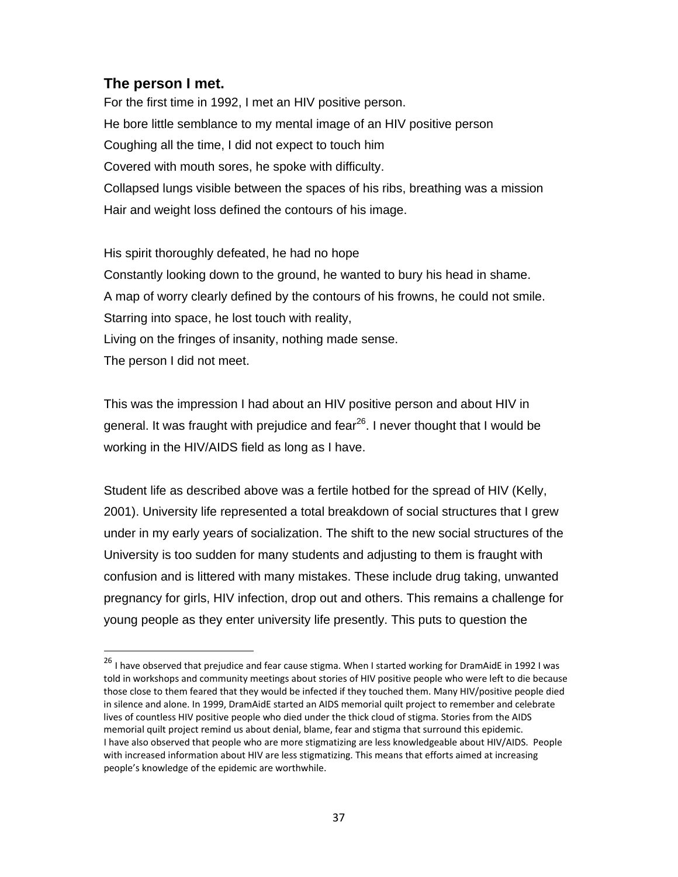### The person I met.

For the first time in 1992, I met an HIV positive person.
He bore little semblance to my mental image of an HIV positive person
Coughing all the time, I did not expect to touch him
Covered with mouth sores, he spoke with difficulty.
Collapsed lungs visible between the spaces of his ribs, breathing was a mission
Hair and weight loss defined the contours of his image.

His spirit thoroughly defeated, he had no hope
Constantly looking down to the ground, he wanted to bury his head in shame.
A map of worry clearly defined by the contours of his frowns, he could not smile.
Starring into space, he lost touch with reality,
Living on the fringes of insanity, nothing made sense.
The person I did not meet.

This was the impression I had about an HIV positive person and about HIV in general. It was fraught with prejudice and fear[26]. I never thought that I would be working in the HIV/AIDS field as long as I have.

Student life as described above was a fertile hotbed for the spread of HIV (Kelly, 2001). University life represented a total breakdown of social structures that I grew under in my early years of socialization. The shift to the new social structures of the University is too sudden for many students and adjusting to them is fraught with confusion and is littered with many mistakes. These include drug taking, unwanted pregnancy for girls, HIV infection, drop out and others. This remains a challenge for young people as they enter university life presently. This puts to question the

---

[26] I have observed that prejudice and fear cause stigma. When I started working for DramAidE in 1992 I was told in workshops and community meetings about stories of HIV positive people who were left to die because those close to them feared that they would be infected if they touched them. Many HIV/positive people died in silence and alone. In 1999, DramAidE started an AIDS memorial quilt project to remember and celebrate lives of countless HIV positive people who died under the thick cloud of stigma. Stories from the AIDS memorial quilt project remind us about denial, blame, fear and stigma that surround this epidemic.
I have also observed that people who are more stigmatizing are less knowledgeable about HIV/AIDS. People with increased information about HIV are less stigmatizing. This means that efforts aimed at increasing people's knowledge of the epidemic are worthwhile.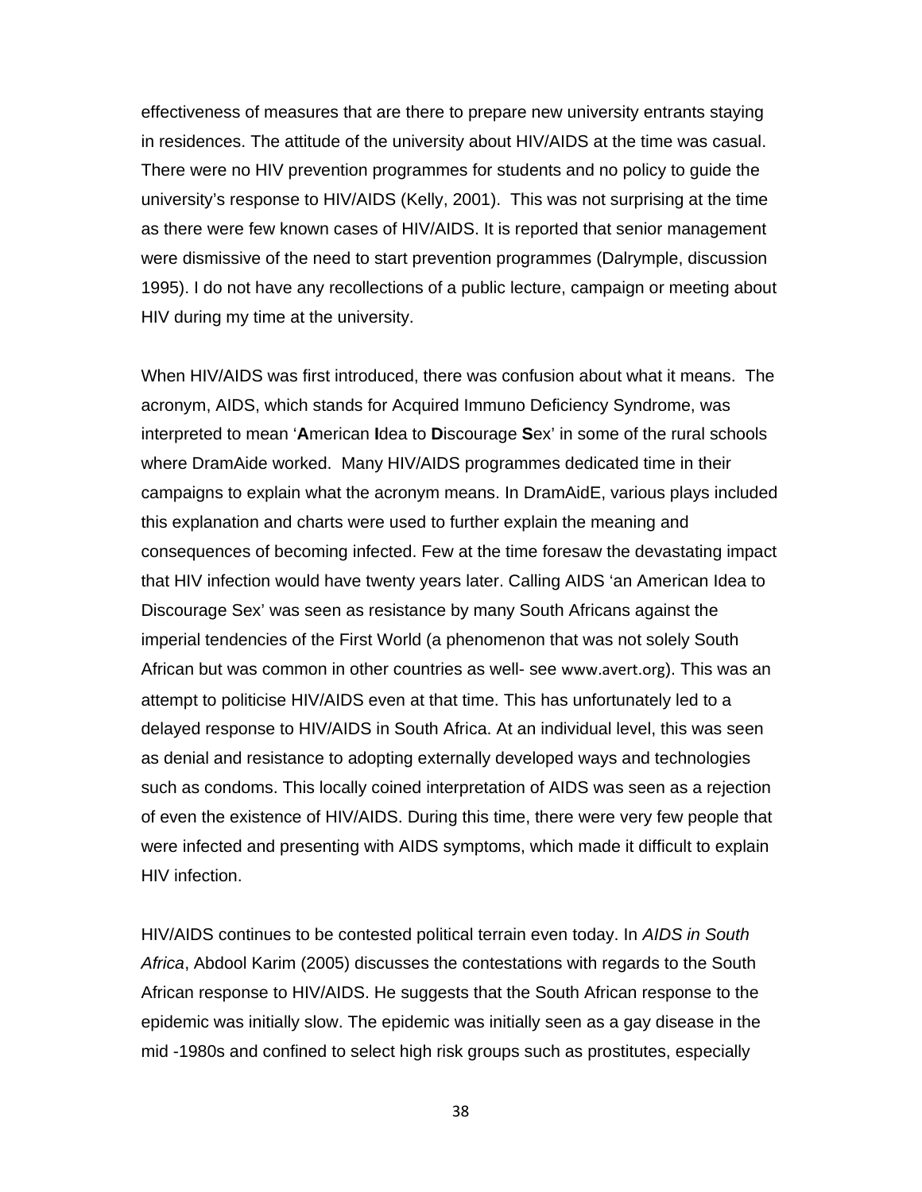effectiveness of measures that are there to prepare new university entrants staying in residences. The attitude of the university about HIV/AIDS at the time was casual. There were no HIV prevention programmes for students and no policy to guide the university's response to HIV/AIDS (Kelly, 2001). This was not surprising at the time as there were few known cases of HIV/AIDS. It is reported that senior management were dismissive of the need to start prevention programmes (Dalrymple, discussion 1995). I do not have any recollections of a public lecture, campaign or meeting about HIV during my time at the university.

When HIV/AIDS was first introduced, there was confusion about what it means. The acronym, AIDS, which stands for Acquired Immuno Deficiency Syndrome, was interpreted to mean '**A**merican **I**dea to **D**iscourage **S**ex' in some of the rural schools where DramAide worked. Many HIV/AIDS programmes dedicated time in their campaigns to explain what the acronym means. In DramAidE, various plays included this explanation and charts were used to further explain the meaning and consequences of becoming infected. Few at the time foresaw the devastating impact that HIV infection would have twenty years later. Calling AIDS 'an American Idea to Discourage Sex' was seen as resistance by many South Africans against the imperial tendencies of the First World (a phenomenon that was not solely South African but was common in other countries as well- see www.avert.org). This was an attempt to politicise HIV/AIDS even at that time. This has unfortunately led to a delayed response to HIV/AIDS in South Africa. At an individual level, this was seen as denial and resistance to adopting externally developed ways and technologies such as condoms. This locally coined interpretation of AIDS was seen as a rejection of even the existence of HIV/AIDS. During this time, there were very few people that were infected and presenting with AIDS symptoms, which made it difficult to explain HIV infection.

HIV/AIDS continues to be contested political terrain even today. In *AIDS in South Africa*, Abdool Karim (2005) discusses the contestations with regards to the South African response to HIV/AIDS. He suggests that the South African response to the epidemic was initially slow. The epidemic was initially seen as a gay disease in the mid -1980s and confined to select high risk groups such as prostitutes, especially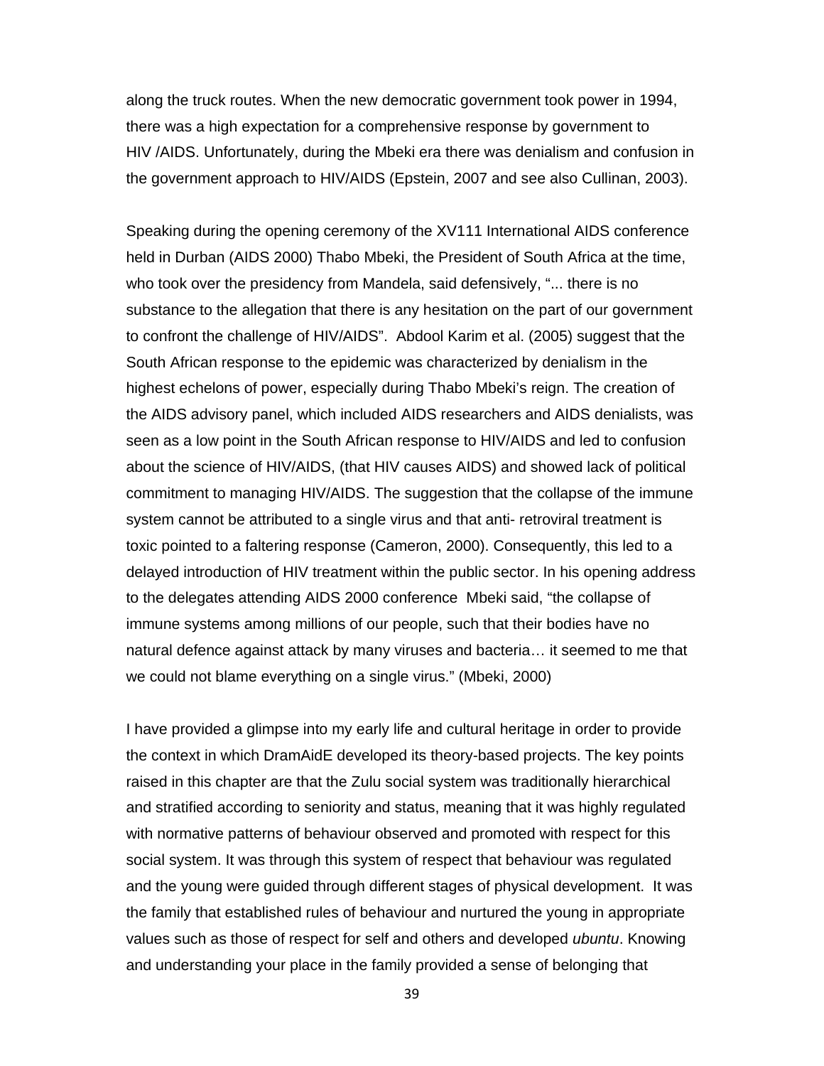along the truck routes. When the new democratic government took power in 1994, there was a high expectation for a comprehensive response by government to HIV /AIDS. Unfortunately, during the Mbeki era there was denialism and confusion in the government approach to HIV/AIDS (Epstein, 2007 and see also Cullinan, 2003).

Speaking during the opening ceremony of the XV111 International AIDS conference held in Durban (AIDS 2000) Thabo Mbeki, the President of South Africa at the time, who took over the presidency from Mandela, said defensively, "... there is no substance to the allegation that there is any hesitation on the part of our government to confront the challenge of HIV/AIDS". Abdool Karim et al. (2005) suggest that the South African response to the epidemic was characterized by denialism in the highest echelons of power, especially during Thabo Mbeki's reign. The creation of the AIDS advisory panel, which included AIDS researchers and AIDS denialists, was seen as a low point in the South African response to HIV/AIDS and led to confusion about the science of HIV/AIDS, (that HIV causes AIDS) and showed lack of political commitment to managing HIV/AIDS. The suggestion that the collapse of the immune system cannot be attributed to a single virus and that anti- retroviral treatment is toxic pointed to a faltering response (Cameron, 2000). Consequently, this led to a delayed introduction of HIV treatment within the public sector. In his opening address to the delegates attending AIDS 2000 conference Mbeki said, "the collapse of immune systems among millions of our people, such that their bodies have no natural defence against attack by many viruses and bacteria… it seemed to me that we could not blame everything on a single virus." (Mbeki, 2000)

I have provided a glimpse into my early life and cultural heritage in order to provide the context in which DramAidE developed its theory-based projects. The key points raised in this chapter are that the Zulu social system was traditionally hierarchical and stratified according to seniority and status, meaning that it was highly regulated with normative patterns of behaviour observed and promoted with respect for this social system. It was through this system of respect that behaviour was regulated and the young were guided through different stages of physical development. It was the family that established rules of behaviour and nurtured the young in appropriate values such as those of respect for self and others and developed *ubuntu*. Knowing and understanding your place in the family provided a sense of belonging that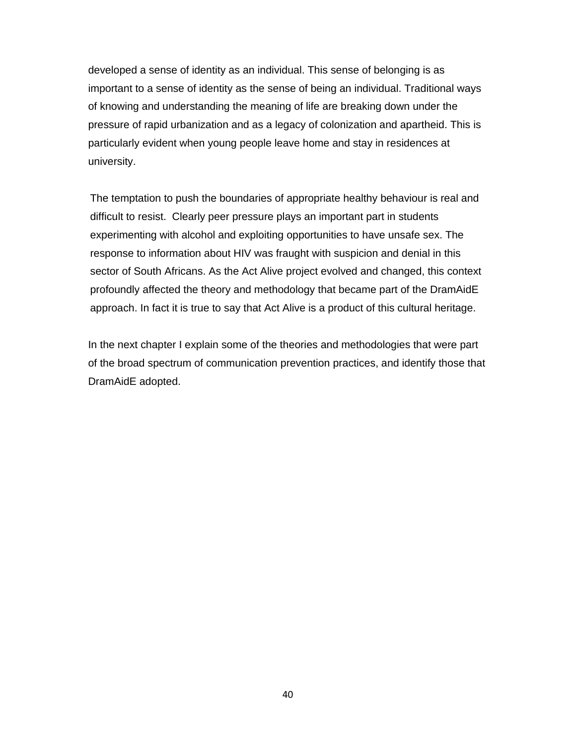developed a sense of identity as an individual. This sense of belonging is as important to a sense of identity as the sense of being an individual. Traditional ways of knowing and understanding the meaning of life are breaking down under the pressure of rapid urbanization and as a legacy of colonization and apartheid. This is particularly evident when young people leave home and stay in residences at university.

The temptation to push the boundaries of appropriate healthy behaviour is real and difficult to resist. Clearly peer pressure plays an important part in students experimenting with alcohol and exploiting opportunities to have unsafe sex. The response to information about HIV was fraught with suspicion and denial in this sector of South Africans. As the Act Alive project evolved and changed, this context profoundly affected the theory and methodology that became part of the DramAidE approach. In fact it is true to say that Act Alive is a product of this cultural heritage.

In the next chapter I explain some of the theories and methodologies that were part of the broad spectrum of communication prevention practices, and identify those that DramAidE adopted.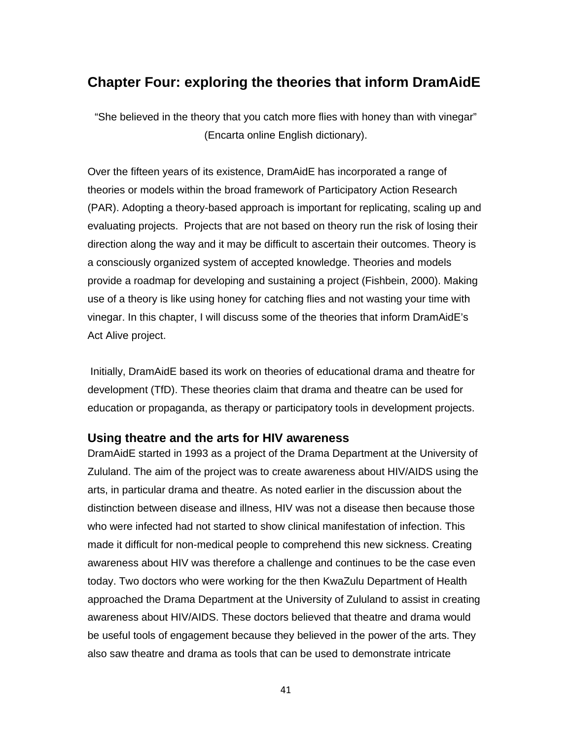## Chapter Four: exploring the theories that inform DramAidE

"She believed in the theory that you catch more flies with honey than with vinegar" (Encarta online English dictionary).

Over the fifteen years of its existence, DramAidE has incorporated a range of theories or models within the broad framework of Participatory Action Research (PAR). Adopting a theory-based approach is important for replicating, scaling up and evaluating projects. Projects that are not based on theory run the risk of losing their direction along the way and it may be difficult to ascertain their outcomes. Theory is a consciously organized system of accepted knowledge. Theories and models provide a roadmap for developing and sustaining a project (Fishbein, 2000). Making use of a theory is like using honey for catching flies and not wasting your time with vinegar. In this chapter, I will discuss some of the theories that inform DramAidE's Act Alive project.

Initially, DramAidE based its work on theories of educational drama and theatre for development (TfD). These theories claim that drama and theatre can be used for education or propaganda, as therapy or participatory tools in development projects.

### Using theatre and the arts for HIV awareness

DramAidE started in 1993 as a project of the Drama Department at the University of Zululand. The aim of the project was to create awareness about HIV/AIDS using the arts, in particular drama and theatre. As noted earlier in the discussion about the distinction between disease and illness, HIV was not a disease then because those who were infected had not started to show clinical manifestation of infection. This made it difficult for non-medical people to comprehend this new sickness. Creating awareness about HIV was therefore a challenge and continues to be the case even today. Two doctors who were working for the then KwaZulu Department of Health approached the Drama Department at the University of Zululand to assist in creating awareness about HIV/AIDS. These doctors believed that theatre and drama would be useful tools of engagement because they believed in the power of the arts. They also saw theatre and drama as tools that can be used to demonstrate intricate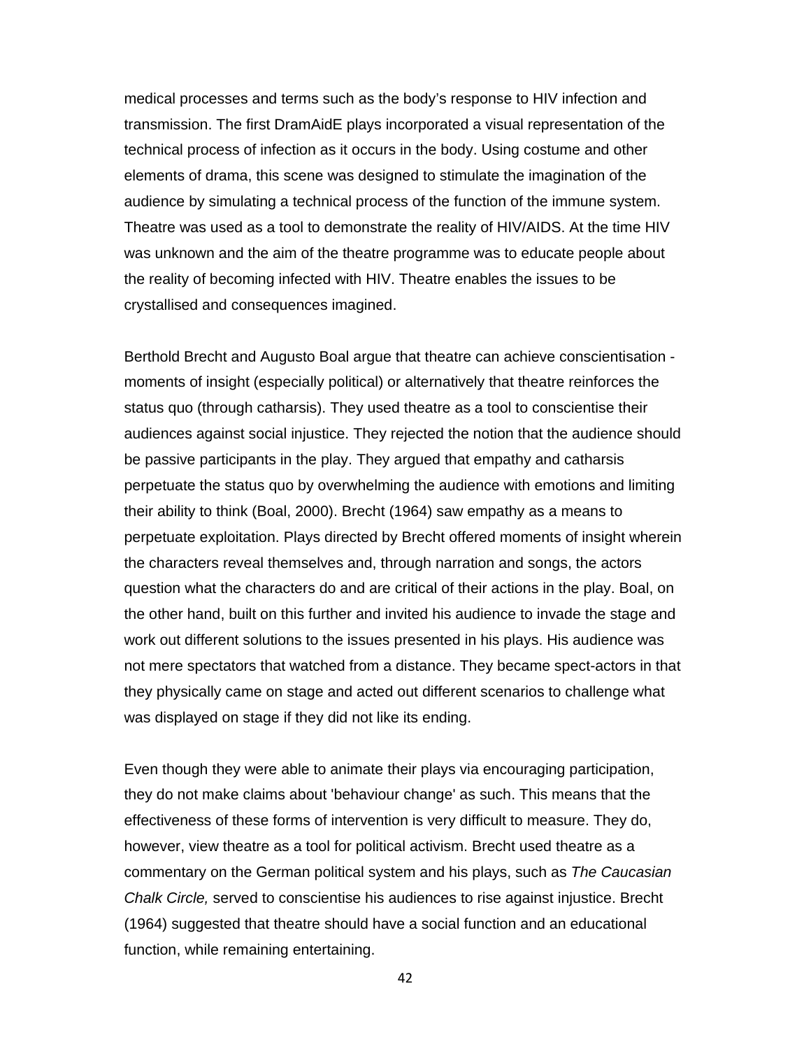medical processes and terms such as the body's response to HIV infection and transmission. The first DramAidE plays incorporated a visual representation of the technical process of infection as it occurs in the body. Using costume and other elements of drama, this scene was designed to stimulate the imagination of the audience by simulating a technical process of the function of the immune system. Theatre was used as a tool to demonstrate the reality of HIV/AIDS. At the time HIV was unknown and the aim of the theatre programme was to educate people about the reality of becoming infected with HIV. Theatre enables the issues to be crystallised and consequences imagined.

Berthold Brecht and Augusto Boal argue that theatre can achieve conscientisation - moments of insight (especially political) or alternatively that theatre reinforces the status quo (through catharsis). They used theatre as a tool to conscientise their audiences against social injustice. They rejected the notion that the audience should be passive participants in the play. They argued that empathy and catharsis perpetuate the status quo by overwhelming the audience with emotions and limiting their ability to think (Boal, 2000). Brecht (1964) saw empathy as a means to perpetuate exploitation. Plays directed by Brecht offered moments of insight wherein the characters reveal themselves and, through narration and songs, the actors question what the characters do and are critical of their actions in the play. Boal, on the other hand, built on this further and invited his audience to invade the stage and work out different solutions to the issues presented in his plays. His audience was not mere spectators that watched from a distance. They became spect-actors in that they physically came on stage and acted out different scenarios to challenge what was displayed on stage if they did not like its ending.

Even though they were able to animate their plays via encouraging participation, they do not make claims about 'behaviour change' as such. This means that the effectiveness of these forms of intervention is very difficult to measure. They do, however, view theatre as a tool for political activism. Brecht used theatre as a commentary on the German political system and his plays, such as *The Caucasian Chalk Circle,* served to conscientise his audiences to rise against injustice. Brecht (1964) suggested that theatre should have a social function and an educational function, while remaining entertaining.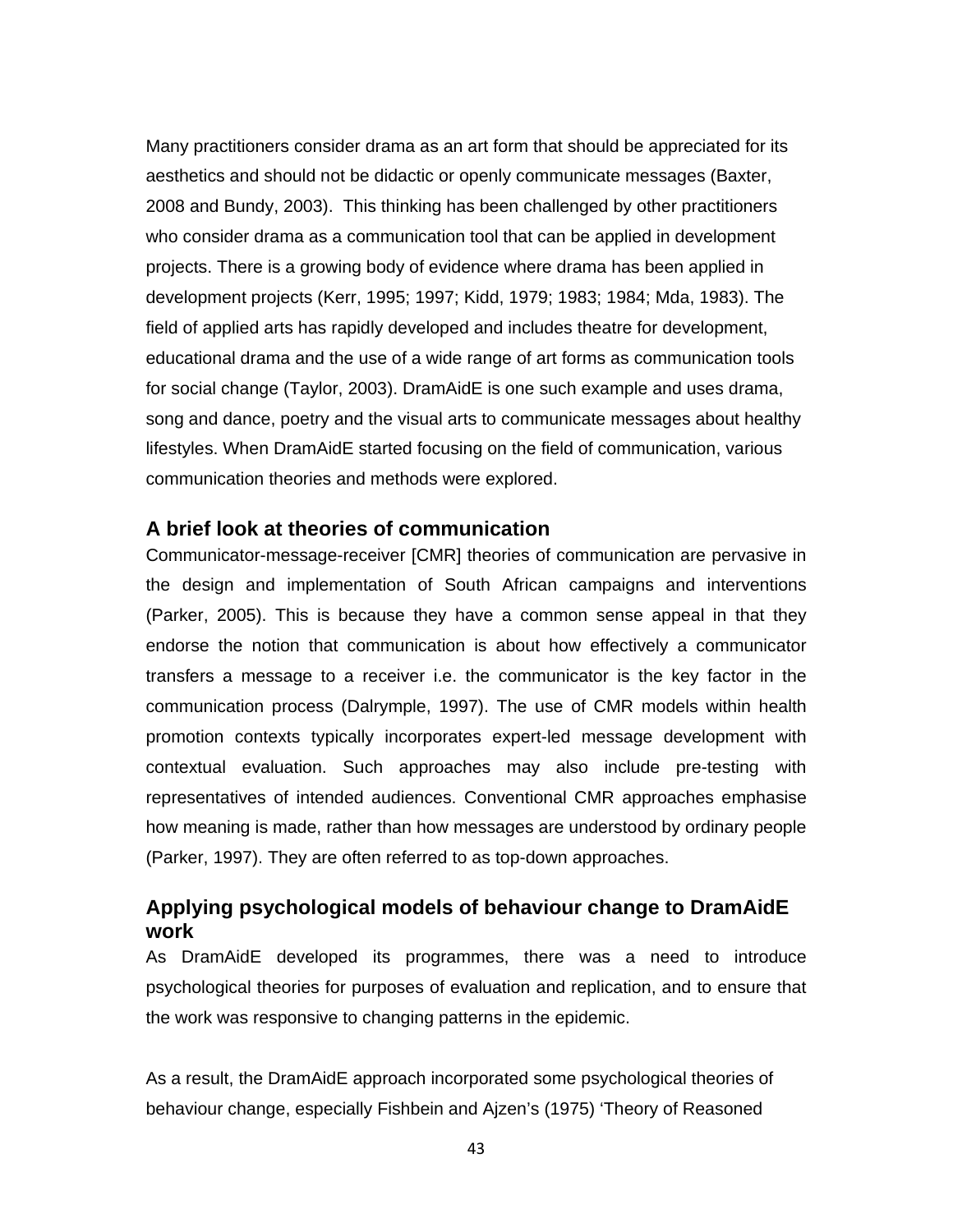Many practitioners consider drama as an art form that should be appreciated for its aesthetics and should not be didactic or openly communicate messages (Baxter, 2008 and Bundy, 2003). This thinking has been challenged by other practitioners who consider drama as a communication tool that can be applied in development projects. There is a growing body of evidence where drama has been applied in development projects (Kerr, 1995; 1997; Kidd, 1979; 1983; 1984; Mda, 1983). The field of applied arts has rapidly developed and includes theatre for development, educational drama and the use of a wide range of art forms as communication tools for social change (Taylor, 2003). DramAidE is one such example and uses drama, song and dance, poetry and the visual arts to communicate messages about healthy lifestyles. When DramAidE started focusing on the field of communication, various communication theories and methods were explored.

## A brief look at theories of communication

Communicator-message-receiver [CMR] theories of communication are pervasive in the design and implementation of South African campaigns and interventions (Parker, 2005). This is because they have a common sense appeal in that they endorse the notion that communication is about how effectively a communicator transfers a message to a receiver i.e. the communicator is the key factor in the communication process (Dalrymple, 1997). The use of CMR models within health promotion contexts typically incorporates expert-led message development with contextual evaluation. Such approaches may also include pre-testing with representatives of intended audiences. Conventional CMR approaches emphasise how meaning is made, rather than how messages are understood by ordinary people (Parker, 1997). They are often referred to as top-down approaches.

## Applying psychological models of behaviour change to DramAidE work

As DramAidE developed its programmes, there was a need to introduce psychological theories for purposes of evaluation and replication, and to ensure that the work was responsive to changing patterns in the epidemic.

As a result, the DramAidE approach incorporated some psychological theories of behaviour change, especially Fishbein and Ajzen's (1975) 'Theory of Reasoned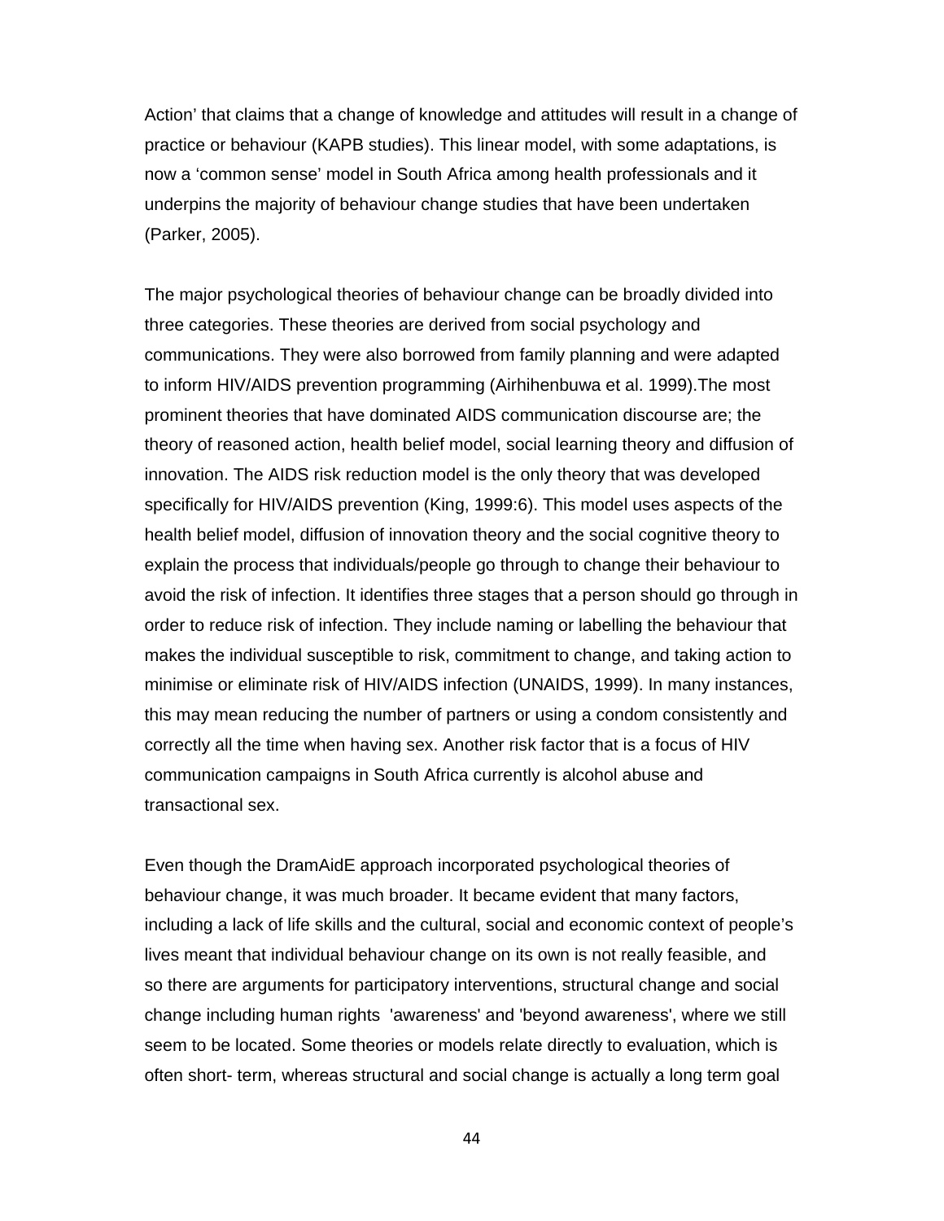Action' that claims that a change of knowledge and attitudes will result in a change of practice or behaviour (KAPB studies). This linear model, with some adaptations, is now a 'common sense' model in South Africa among health professionals and it underpins the majority of behaviour change studies that have been undertaken (Parker, 2005).

The major psychological theories of behaviour change can be broadly divided into three categories. These theories are derived from social psychology and communications. They were also borrowed from family planning and were adapted to inform HIV/AIDS prevention programming (Airhihenbuwa et al. 1999).The most prominent theories that have dominated AIDS communication discourse are; the theory of reasoned action, health belief model, social learning theory and diffusion of innovation. The AIDS risk reduction model is the only theory that was developed specifically for HIV/AIDS prevention (King, 1999:6). This model uses aspects of the health belief model, diffusion of innovation theory and the social cognitive theory to explain the process that individuals/people go through to change their behaviour to avoid the risk of infection. It identifies three stages that a person should go through in order to reduce risk of infection. They include naming or labelling the behaviour that makes the individual susceptible to risk, commitment to change, and taking action to minimise or eliminate risk of HIV/AIDS infection (UNAIDS, 1999). In many instances, this may mean reducing the number of partners or using a condom consistently and correctly all the time when having sex. Another risk factor that is a focus of HIV communication campaigns in South Africa currently is alcohol abuse and transactional sex.

Even though the DramAidE approach incorporated psychological theories of behaviour change, it was much broader. It became evident that many factors, including a lack of life skills and the cultural, social and economic context of people's lives meant that individual behaviour change on its own is not really feasible, and so there are arguments for participatory interventions, structural change and social change including human rights 'awareness' and 'beyond awareness', where we still seem to be located. Some theories or models relate directly to evaluation, which is often short- term, whereas structural and social change is actually a long term goal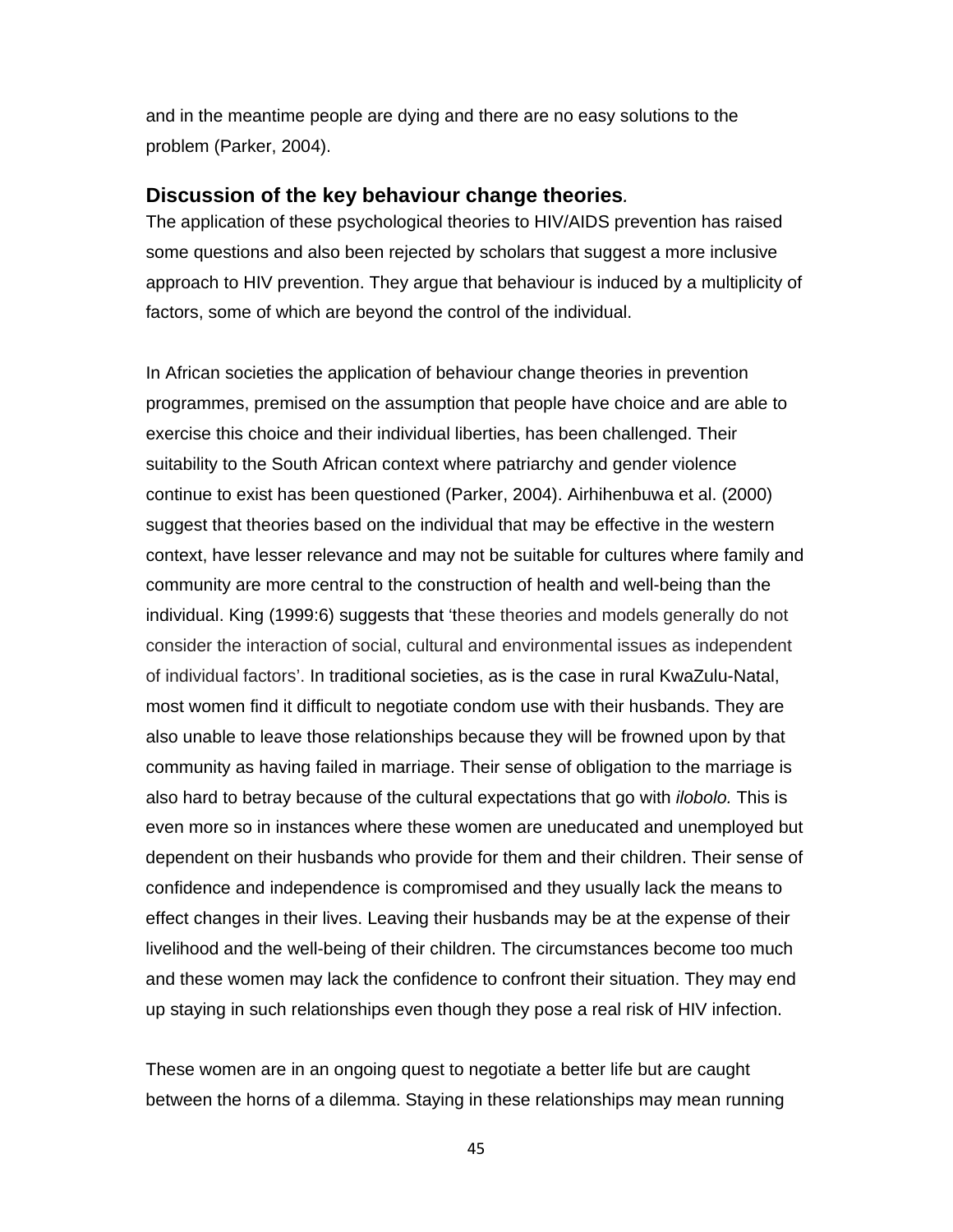and in the meantime people are dying and there are no easy solutions to the problem (Parker, 2004).

## **Discussion of the key behaviour change theories**.

The application of these psychological theories to HIV/AIDS prevention has raised some questions and also been rejected by scholars that suggest a more inclusive approach to HIV prevention. They argue that behaviour is induced by a multiplicity of factors, some of which are beyond the control of the individual.

In African societies the application of behaviour change theories in prevention programmes, premised on the assumption that people have choice and are able to exercise this choice and their individual liberties, has been challenged. Their suitability to the South African context where patriarchy and gender violence continue to exist has been questioned (Parker, 2004). Airhihenbuwa et al. (2000) suggest that theories based on the individual that may be effective in the western context, have lesser relevance and may not be suitable for cultures where family and community are more central to the construction of health and well-being than the individual. King (1999:6) suggests that 'these theories and models generally do not consider the interaction of social, cultural and environmental issues as independent of individual factors'. In traditional societies, as is the case in rural KwaZulu-Natal, most women find it difficult to negotiate condom use with their husbands. They are also unable to leave those relationships because they will be frowned upon by that community as having failed in marriage. Their sense of obligation to the marriage is also hard to betray because of the cultural expectations that go with *ilobolo.* This is even more so in instances where these women are uneducated and unemployed but dependent on their husbands who provide for them and their children. Their sense of confidence and independence is compromised and they usually lack the means to effect changes in their lives. Leaving their husbands may be at the expense of their livelihood and the well-being of their children. The circumstances become too much and these women may lack the confidence to confront their situation. They may end up staying in such relationships even though they pose a real risk of HIV infection.

These women are in an ongoing quest to negotiate a better life but are caught between the horns of a dilemma. Staying in these relationships may mean running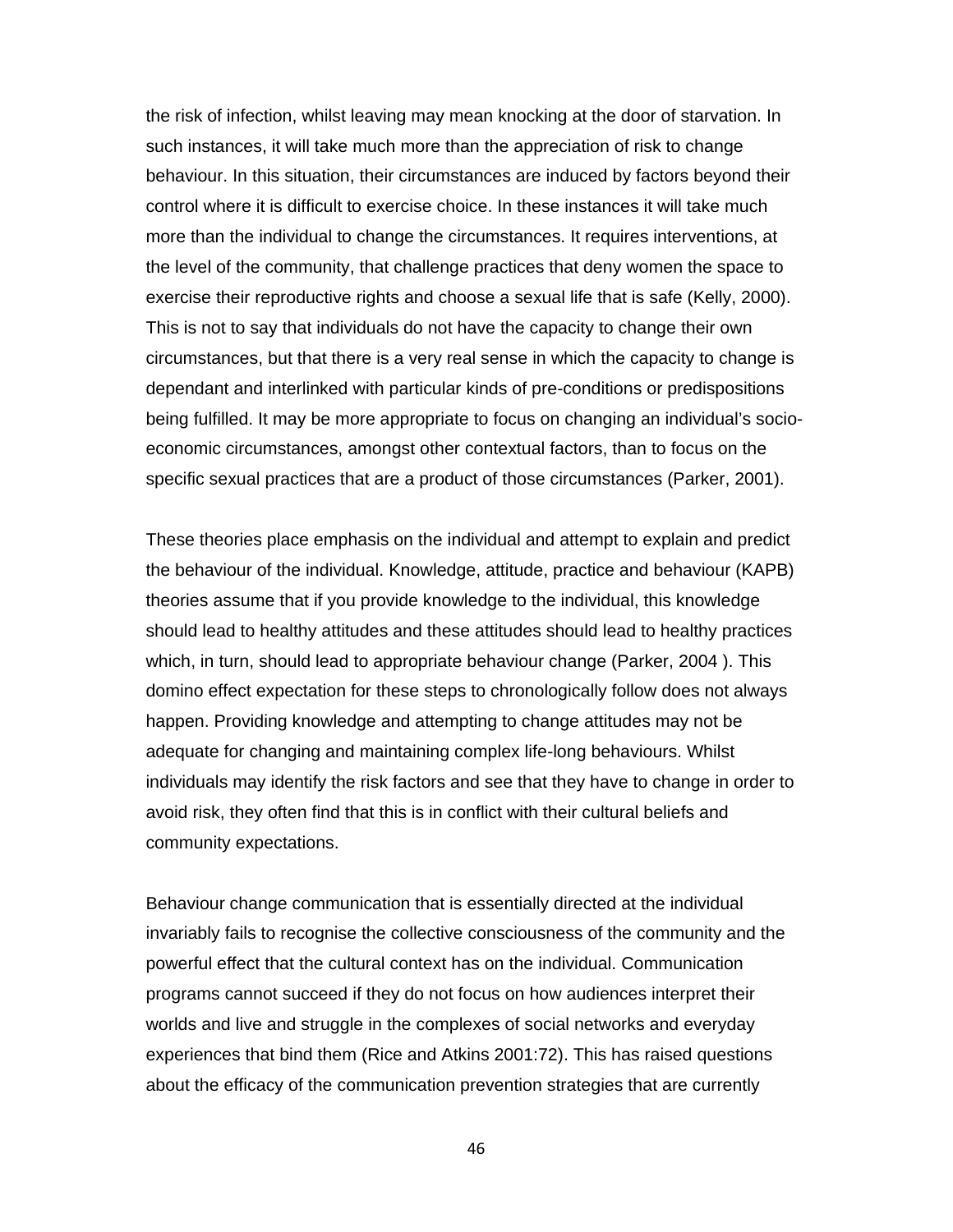the risk of infection, whilst leaving may mean knocking at the door of starvation. In such instances, it will take much more than the appreciation of risk to change behaviour. In this situation, their circumstances are induced by factors beyond their control where it is difficult to exercise choice. In these instances it will take much more than the individual to change the circumstances. It requires interventions, at the level of the community, that challenge practices that deny women the space to exercise their reproductive rights and choose a sexual life that is safe (Kelly, 2000). This is not to say that individuals do not have the capacity to change their own circumstances, but that there is a very real sense in which the capacity to change is dependant and interlinked with particular kinds of pre-conditions or predispositions being fulfilled. It may be more appropriate to focus on changing an individual's socio-economic circumstances, amongst other contextual factors, than to focus on the specific sexual practices that are a product of those circumstances (Parker, 2001).

These theories place emphasis on the individual and attempt to explain and predict the behaviour of the individual. Knowledge, attitude, practice and behaviour (KAPB) theories assume that if you provide knowledge to the individual, this knowledge should lead to healthy attitudes and these attitudes should lead to healthy practices which, in turn, should lead to appropriate behaviour change (Parker, 2004 ). This domino effect expectation for these steps to chronologically follow does not always happen. Providing knowledge and attempting to change attitudes may not be adequate for changing and maintaining complex life-long behaviours. Whilst individuals may identify the risk factors and see that they have to change in order to avoid risk, they often find that this is in conflict with their cultural beliefs and community expectations.

Behaviour change communication that is essentially directed at the individual invariably fails to recognise the collective consciousness of the community and the powerful effect that the cultural context has on the individual. Communication programs cannot succeed if they do not focus on how audiences interpret their worlds and live and struggle in the complexes of social networks and everyday experiences that bind them (Rice and Atkins 2001:72). This has raised questions about the efficacy of the communication prevention strategies that are currently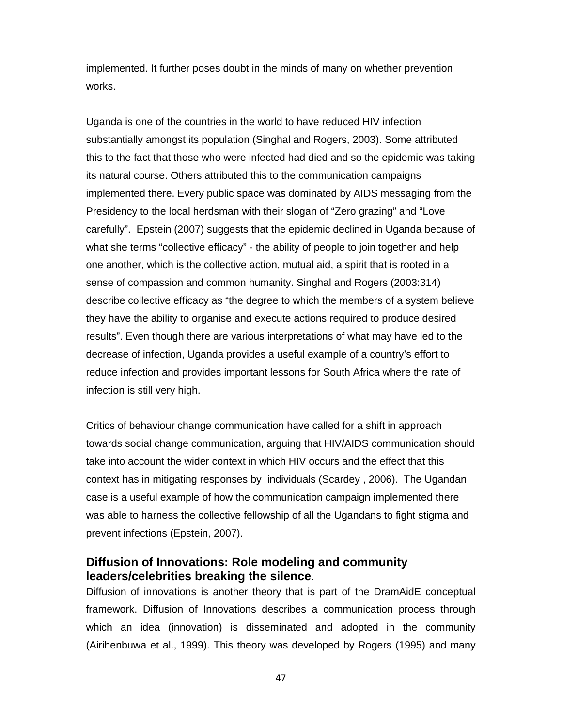implemented. It further poses doubt in the minds of many on whether prevention works.

Uganda is one of the countries in the world to have reduced HIV infection substantially amongst its population (Singhal and Rogers, 2003). Some attributed this to the fact that those who were infected had died and so the epidemic was taking its natural course. Others attributed this to the communication campaigns implemented there. Every public space was dominated by AIDS messaging from the Presidency to the local herdsman with their slogan of "Zero grazing" and "Love carefully". Epstein (2007) suggests that the epidemic declined in Uganda because of what she terms "collective efficacy" - the ability of people to join together and help one another, which is the collective action, mutual aid, a spirit that is rooted in a sense of compassion and common humanity. Singhal and Rogers (2003:314) describe collective efficacy as "the degree to which the members of a system believe they have the ability to organise and execute actions required to produce desired results". Even though there are various interpretations of what may have led to the decrease of infection, Uganda provides a useful example of a country's effort to reduce infection and provides important lessons for South Africa where the rate of infection is still very high.

Critics of behaviour change communication have called for a shift in approach towards social change communication, arguing that HIV/AIDS communication should take into account the wider context in which HIV occurs and the effect that this context has in mitigating responses by individuals (Scardey , 2006). The Ugandan case is a useful example of how the communication campaign implemented there was able to harness the collective fellowship of all the Ugandans to fight stigma and prevent infections (Epstein, 2007).

### Diffusion of Innovations: Role modeling and community leaders/celebrities breaking the silence.

Diffusion of innovations is another theory that is part of the DramAidE conceptual framework. Diffusion of Innovations describes a communication process through which an idea (innovation) is disseminated and adopted in the community (Airihenbuwa et al., 1999). This theory was developed by Rogers (1995) and many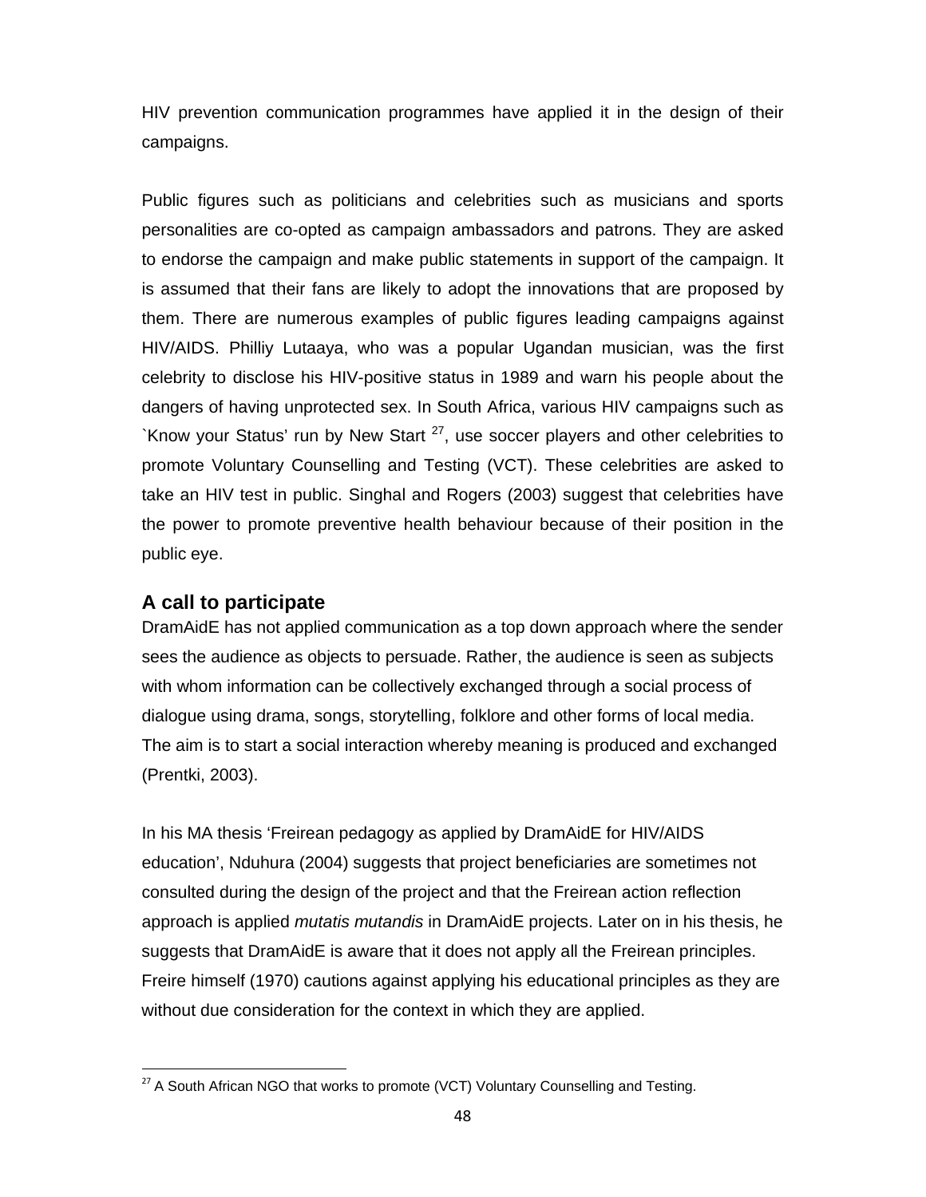HIV prevention communication programmes have applied it in the design of their campaigns.

Public figures such as politicians and celebrities such as musicians and sports personalities are co-opted as campaign ambassadors and patrons. They are asked to endorse the campaign and make public statements in support of the campaign. It is assumed that their fans are likely to adopt the innovations that are proposed by them. There are numerous examples of public figures leading campaigns against HIV/AIDS. Philliy Lutaaya, who was a popular Ugandan musician, was the first celebrity to disclose his HIV-positive status in 1989 and warn his people about the dangers of having unprotected sex. In South Africa, various HIV campaigns such as `Know your Status' run by New Start [27], use soccer players and other celebrities to promote Voluntary Counselling and Testing (VCT). These celebrities are asked to take an HIV test in public. Singhal and Rogers (2003) suggest that celebrities have the power to promote preventive health behaviour because of their position in the public eye.

### A call to participate

DramAidE has not applied communication as a top down approach where the sender sees the audience as objects to persuade. Rather, the audience is seen as subjects with whom information can be collectively exchanged through a social process of dialogue using drama, songs, storytelling, folklore and other forms of local media. The aim is to start a social interaction whereby meaning is produced and exchanged (Prentki, 2003).

In his MA thesis 'Freirean pedagogy as applied by DramAidE for HIV/AIDS education', Nduhura (2004) suggests that project beneficiaries are sometimes not consulted during the design of the project and that the Freirean action reflection approach is applied *mutatis mutandis* in DramAidE projects. Later on in his thesis, he suggests that DramAidE is aware that it does not apply all the Freirean principles. Freire himself (1970) cautions against applying his educational principles as they are without due consideration for the context in which they are applied.

---

[27] A South African NGO that works to promote (VCT) Voluntary Counselling and Testing.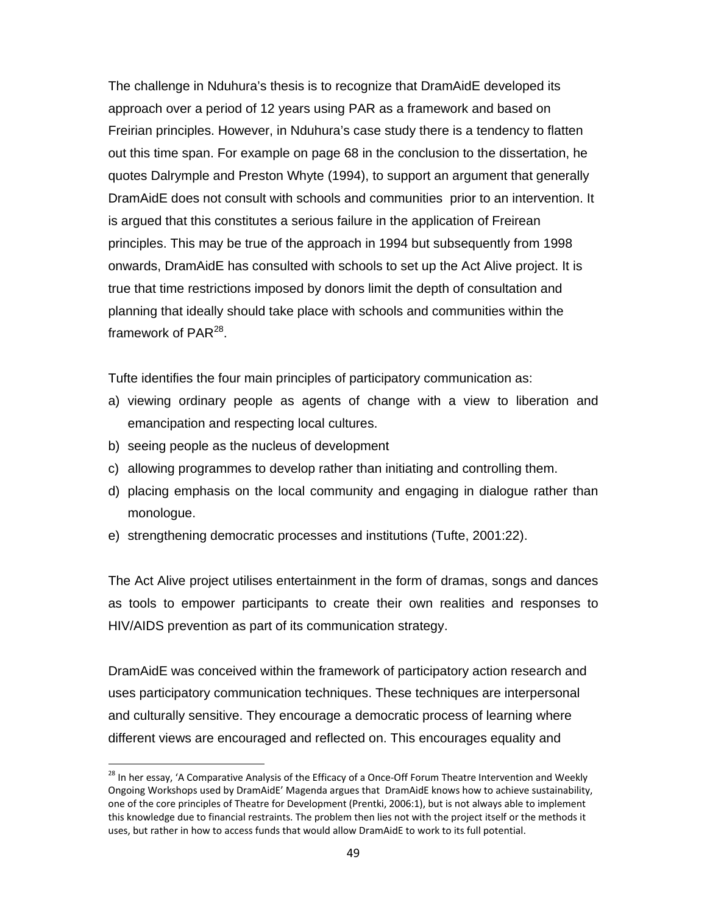The challenge in Nduhura's thesis is to recognize that DramAidE developed its approach over a period of 12 years using PAR as a framework and based on Freirian principles. However, in Nduhura's case study there is a tendency to flatten out this time span. For example on page 68 in the conclusion to the dissertation, he quotes Dalrymple and Preston Whyte (1994), to support an argument that generally DramAidE does not consult with schools and communities prior to an intervention. It is argued that this constitutes a serious failure in the application of Freirean principles. This may be true of the approach in 1994 but subsequently from 1998 onwards, DramAidE has consulted with schools to set up the Act Alive project. It is true that time restrictions imposed by donors limit the depth of consultation and planning that ideally should take place with schools and communities within the framework of PAR[28].

Tufte identifies the four main principles of participatory communication as:

a) viewing ordinary people as agents of change with a view to liberation and emancipation and respecting local cultures.
b) seeing people as the nucleus of development
c) allowing programmes to develop rather than initiating and controlling them.
d) placing emphasis on the local community and engaging in dialogue rather than monologue.
e) strengthening democratic processes and institutions (Tufte, 2001:22).

The Act Alive project utilises entertainment in the form of dramas, songs and dances as tools to empower participants to create their own realities and responses to HIV/AIDS prevention as part of its communication strategy.

DramAidE was conceived within the framework of participatory action research and uses participatory communication techniques. These techniques are interpersonal and culturally sensitive. They encourage a democratic process of learning where different views are encouraged and reflected on. This encourages equality and

[28] In her essay, 'A Comparative Analysis of the Efficacy of a Once-Off Forum Theatre Intervention and Weekly Ongoing Workshops used by DramAidE' Magenda argues that DramAidE knows how to achieve sustainability, one of the core principles of Theatre for Development (Prentki, 2006:1), but is not always able to implement this knowledge due to financial restraints. The problem then lies not with the project itself or the methods it uses, but rather in how to access funds that would allow DramAidE to work to its full potential.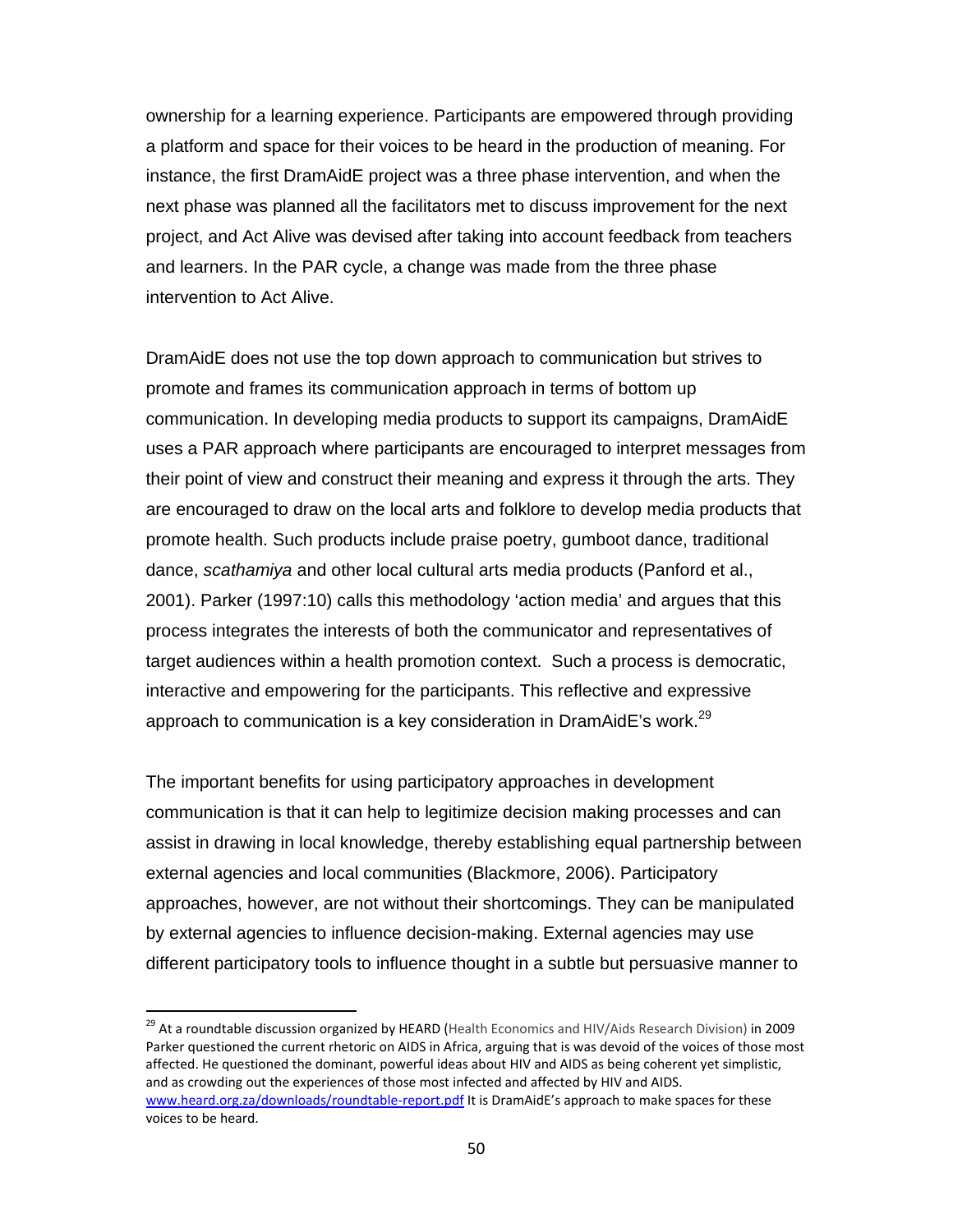ownership for a learning experience. Participants are empowered through providing a platform and space for their voices to be heard in the production of meaning. For instance, the first DramAidE project was a three phase intervention, and when the next phase was planned all the facilitators met to discuss improvement for the next project, and Act Alive was devised after taking into account feedback from teachers and learners. In the PAR cycle, a change was made from the three phase intervention to Act Alive.

DramAidE does not use the top down approach to communication but strives to promote and frames its communication approach in terms of bottom up communication. In developing media products to support its campaigns, DramAidE uses a PAR approach where participants are encouraged to interpret messages from their point of view and construct their meaning and express it through the arts. They are encouraged to draw on the local arts and folklore to develop media products that promote health. Such products include praise poetry, gumboot dance, traditional dance, *scathamiya* and other local cultural arts media products (Panford et al., 2001). Parker (1997:10) calls this methodology 'action media' and argues that this process integrates the interests of both the communicator and representatives of target audiences within a health promotion context. Such a process is democratic, interactive and empowering for the participants. This reflective and expressive approach to communication is a key consideration in DramAidE's work.[29]

The important benefits for using participatory approaches in development communication is that it can help to legitimize decision making processes and can assist in drawing in local knowledge, thereby establishing equal partnership between external agencies and local communities (Blackmore, 2006). Participatory approaches, however, are not without their shortcomings. They can be manipulated by external agencies to influence decision-making. External agencies may use different participatory tools to influence thought in a subtle but persuasive manner to

---

[29] At a roundtable discussion organized by HEARD (Health Economics and HIV/Aids Research Division) in 2009 Parker questioned the current rhetoric on AIDS in Africa, arguing that is was devoid of the voices of those most affected. He questioned the dominant, powerful ideas about HIV and AIDS as being coherent yet simplistic, and as crowding out the experiences of those most infected and affected by HIV and AIDS. www.heard.org.za/downloads/roundtable-report.pdf It is DramAidE's approach to make spaces for these voices to be heard.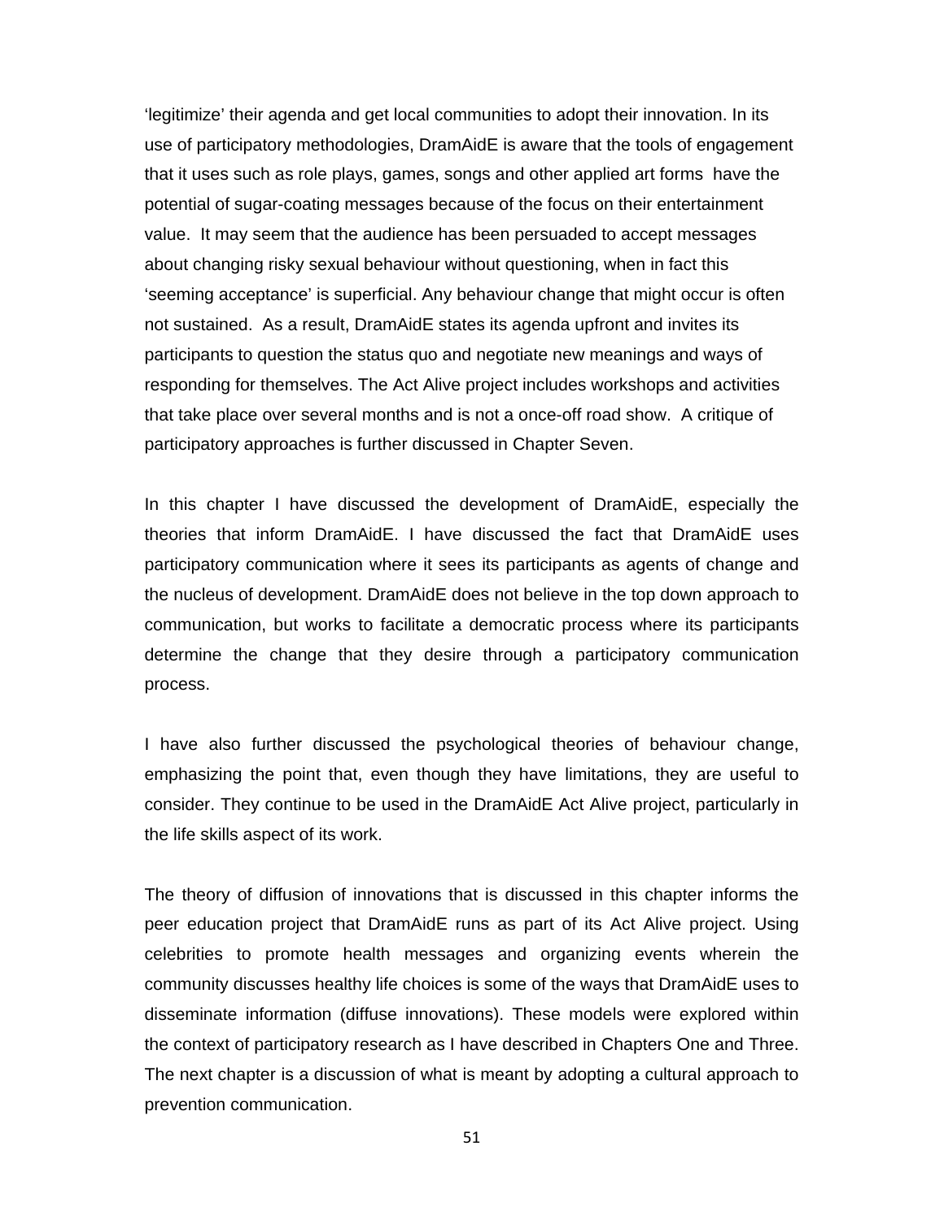'legitimize' their agenda and get local communities to adopt their innovation. In its use of participatory methodologies, DramAidE is aware that the tools of engagement that it uses such as role plays, games, songs and other applied art forms have the potential of sugar-coating messages because of the focus on their entertainment value. It may seem that the audience has been persuaded to accept messages about changing risky sexual behaviour without questioning, when in fact this 'seeming acceptance' is superficial. Any behaviour change that might occur is often not sustained. As a result, DramAidE states its agenda upfront and invites its participants to question the status quo and negotiate new meanings and ways of responding for themselves. The Act Alive project includes workshops and activities that take place over several months and is not a once-off road show. A critique of participatory approaches is further discussed in Chapter Seven.

In this chapter I have discussed the development of DramAidE, especially the theories that inform DramAidE. I have discussed the fact that DramAidE uses participatory communication where it sees its participants as agents of change and the nucleus of development. DramAidE does not believe in the top down approach to communication, but works to facilitate a democratic process where its participants determine the change that they desire through a participatory communication process.

I have also further discussed the psychological theories of behaviour change, emphasizing the point that, even though they have limitations, they are useful to consider. They continue to be used in the DramAidE Act Alive project, particularly in the life skills aspect of its work.

The theory of diffusion of innovations that is discussed in this chapter informs the peer education project that DramAidE runs as part of its Act Alive project. Using celebrities to promote health messages and organizing events wherein the community discusses healthy life choices is some of the ways that DramAidE uses to disseminate information (diffuse innovations). These models were explored within the context of participatory research as I have described in Chapters One and Three. The next chapter is a discussion of what is meant by adopting a cultural approach to prevention communication.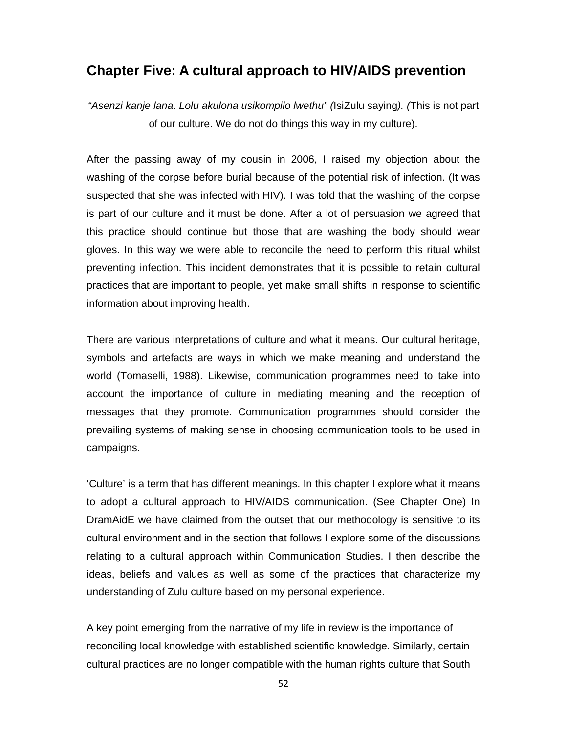# Chapter Five: A cultural approach to HIV/AIDS prevention

*"Asenzi kanje lana*. *Lolu akulona usikompilo lwethu" (*IsiZulu saying*). (*This is not part of our culture. We do not do things this way in my culture).

After the passing away of my cousin in 2006, I raised my objection about the washing of the corpse before burial because of the potential risk of infection. (It was suspected that she was infected with HIV). I was told that the washing of the corpse is part of our culture and it must be done. After a lot of persuasion we agreed that this practice should continue but those that are washing the body should wear gloves. In this way we were able to reconcile the need to perform this ritual whilst preventing infection. This incident demonstrates that it is possible to retain cultural practices that are important to people, yet make small shifts in response to scientific information about improving health.

There are various interpretations of culture and what it means. Our cultural heritage, symbols and artefacts are ways in which we make meaning and understand the world (Tomaselli, 1988). Likewise, communication programmes need to take into account the importance of culture in mediating meaning and the reception of messages that they promote. Communication programmes should consider the prevailing systems of making sense in choosing communication tools to be used in campaigns.

'Culture' is a term that has different meanings. In this chapter I explore what it means to adopt a cultural approach to HIV/AIDS communication. (See Chapter One) In DramAidE we have claimed from the outset that our methodology is sensitive to its cultural environment and in the section that follows I explore some of the discussions relating to a cultural approach within Communication Studies. I then describe the ideas, beliefs and values as well as some of the practices that characterize my understanding of Zulu culture based on my personal experience.

A key point emerging from the narrative of my life in review is the importance of reconciling local knowledge with established scientific knowledge. Similarly, certain cultural practices are no longer compatible with the human rights culture that South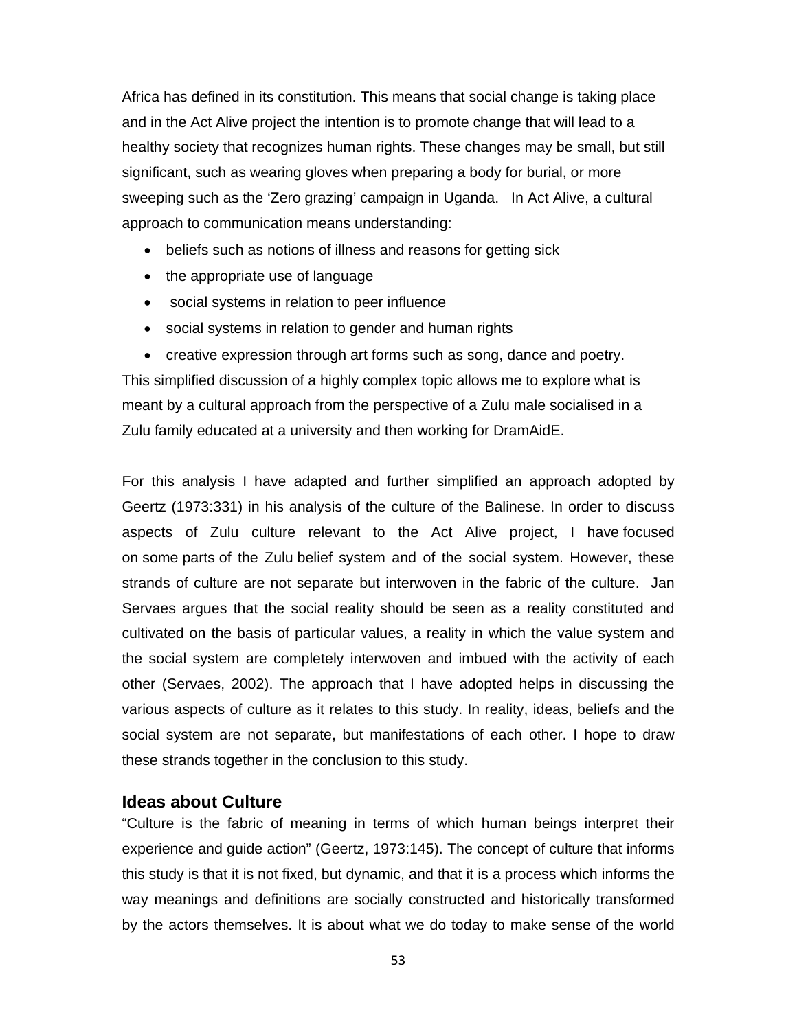Africa has defined in its constitution. This means that social change is taking place and in the Act Alive project the intention is to promote change that will lead to a healthy society that recognizes human rights. These changes may be small, but still significant, such as wearing gloves when preparing a body for burial, or more sweeping such as the 'Zero grazing' campaign in Uganda. In Act Alive, a cultural approach to communication means understanding:

- beliefs such as notions of illness and reasons for getting sick
- the appropriate use of language
- social systems in relation to peer influence
- social systems in relation to gender and human rights
- creative expression through art forms such as song, dance and poetry.

This simplified discussion of a highly complex topic allows me to explore what is meant by a cultural approach from the perspective of a Zulu male socialised in a Zulu family educated at a university and then working for DramAidE.

For this analysis I have adapted and further simplified an approach adopted by Geertz (1973:331) in his analysis of the culture of the Balinese. In order to discuss aspects of Zulu culture relevant to the Act Alive project, I have focused on some parts of the Zulu belief system and of the social system. However, these strands of culture are not separate but interwoven in the fabric of the culture. Jan Servaes argues that the social reality should be seen as a reality constituted and cultivated on the basis of particular values, a reality in which the value system and the social system are completely interwoven and imbued with the activity of each other (Servaes, 2002). The approach that I have adopted helps in discussing the various aspects of culture as it relates to this study. In reality, ideas, beliefs and the social system are not separate, but manifestations of each other. I hope to draw these strands together in the conclusion to this study.

## Ideas about Culture

"Culture is the fabric of meaning in terms of which human beings interpret their experience and guide action" (Geertz, 1973:145). The concept of culture that informs this study is that it is not fixed, but dynamic, and that it is a process which informs the way meanings and definitions are socially constructed and historically transformed by the actors themselves. It is about what we do today to make sense of the world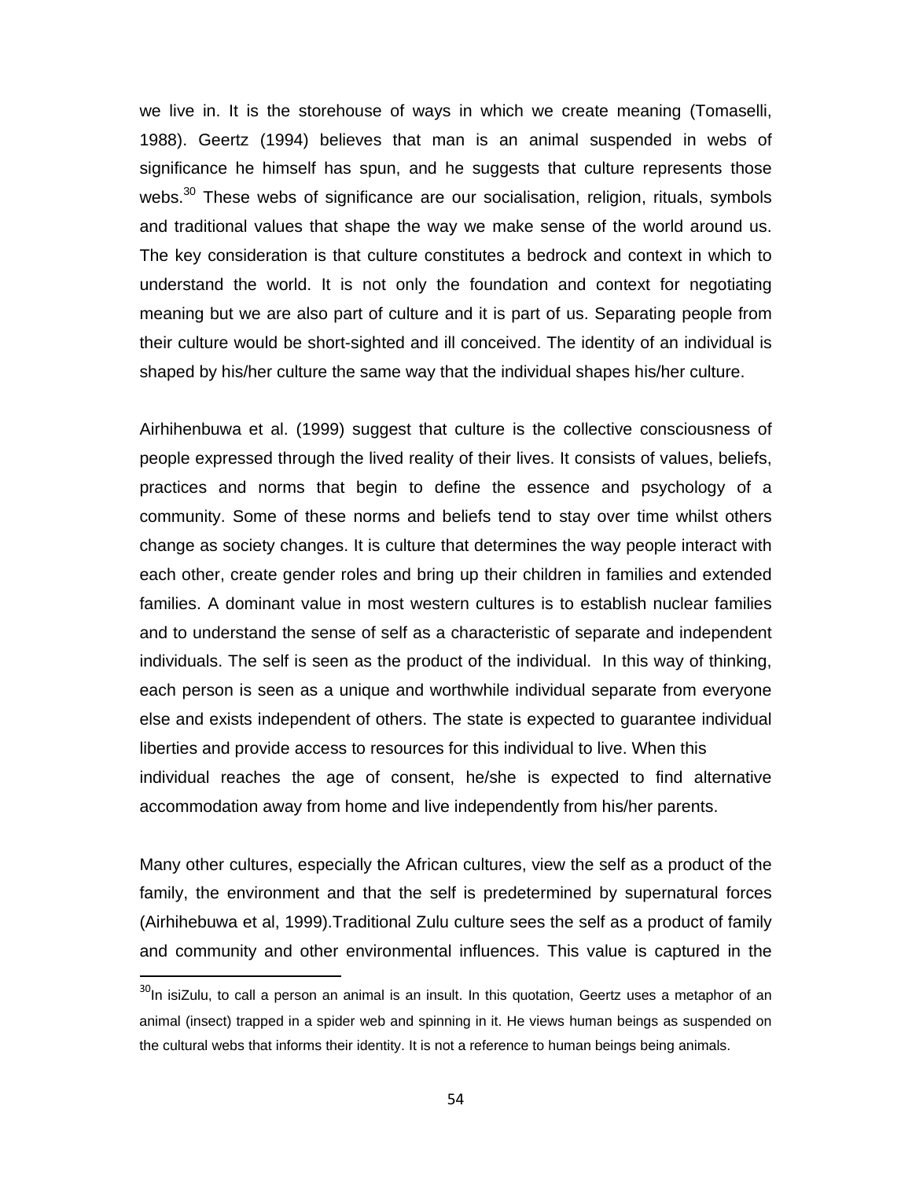we live in. It is the storehouse of ways in which we create meaning (Tomaselli, 1988). Geertz (1994) believes that man is an animal suspended in webs of significance he himself has spun, and he suggests that culture represents those webs.[30] These webs of significance are our socialisation, religion, rituals, symbols and traditional values that shape the way we make sense of the world around us. The key consideration is that culture constitutes a bedrock and context in which to understand the world. It is not only the foundation and context for negotiating meaning but we are also part of culture and it is part of us. Separating people from their culture would be short-sighted and ill conceived. The identity of an individual is shaped by his/her culture the same way that the individual shapes his/her culture.

Airhihenbuwa et al. (1999) suggest that culture is the collective consciousness of people expressed through the lived reality of their lives. It consists of values, beliefs, practices and norms that begin to define the essence and psychology of a community. Some of these norms and beliefs tend to stay over time whilst others change as society changes. It is culture that determines the way people interact with each other, create gender roles and bring up their children in families and extended families. A dominant value in most western cultures is to establish nuclear families and to understand the sense of self as a characteristic of separate and independent individuals. The self is seen as the product of the individual. In this way of thinking, each person is seen as a unique and worthwhile individual separate from everyone else and exists independent of others. The state is expected to guarantee individual liberties and provide access to resources for this individual to live. When this individual reaches the age of consent, he/she is expected to find alternative accommodation away from home and live independently from his/her parents.

Many other cultures, especially the African cultures, view the self as a product of the family, the environment and that the self is predetermined by supernatural forces (Airhihebuwa et al, 1999).Traditional Zulu culture sees the self as a product of family and community and other environmental influences. This value is captured in the

---

[30] In isiZulu, to call a person an animal is an insult. In this quotation, Geertz uses a metaphor of an animal (insect) trapped in a spider web and spinning in it. He views human beings as suspended on the cultural webs that informs their identity. It is not a reference to human beings being animals.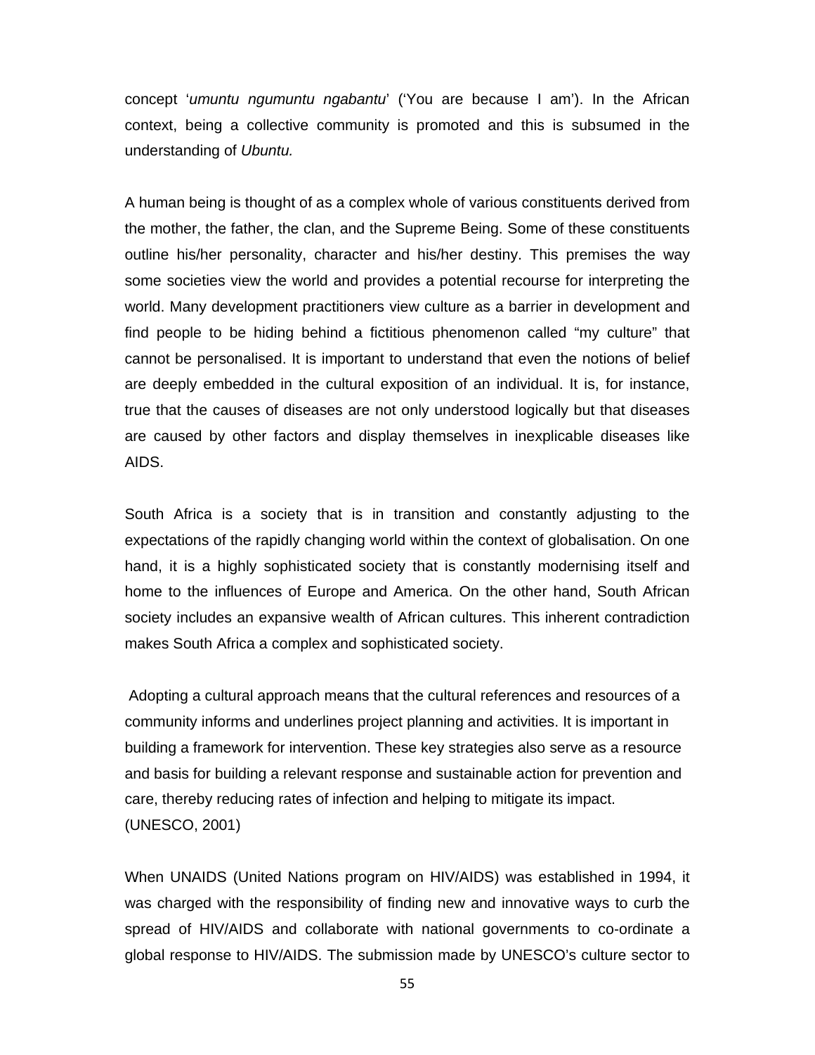concept '*umuntu ngumuntu ngabantu*' ('You are because I am'). In the African context, being a collective community is promoted and this is subsumed in the understanding of *Ubuntu.*

A human being is thought of as a complex whole of various constituents derived from the mother, the father, the clan, and the Supreme Being. Some of these constituents outline his/her personality, character and his/her destiny. This premises the way some societies view the world and provides a potential recourse for interpreting the world. Many development practitioners view culture as a barrier in development and find people to be hiding behind a fictitious phenomenon called "my culture" that cannot be personalised. It is important to understand that even the notions of belief are deeply embedded in the cultural exposition of an individual. It is, for instance, true that the causes of diseases are not only understood logically but that diseases are caused by other factors and display themselves in inexplicable diseases like AIDS.

South Africa is a society that is in transition and constantly adjusting to the expectations of the rapidly changing world within the context of globalisation. On one hand, it is a highly sophisticated society that is constantly modernising itself and home to the influences of Europe and America. On the other hand, South African society includes an expansive wealth of African cultures. This inherent contradiction makes South Africa a complex and sophisticated society.

Adopting a cultural approach means that the cultural references and resources of a community informs and underlines project planning and activities. It is important in building a framework for intervention. These key strategies also serve as a resource and basis for building a relevant response and sustainable action for prevention and care, thereby reducing rates of infection and helping to mitigate its impact. (UNESCO, 2001)

When UNAIDS (United Nations program on HIV/AIDS) was established in 1994, it was charged with the responsibility of finding new and innovative ways to curb the spread of HIV/AIDS and collaborate with national governments to co-ordinate a global response to HIV/AIDS. The submission made by UNESCO's culture sector to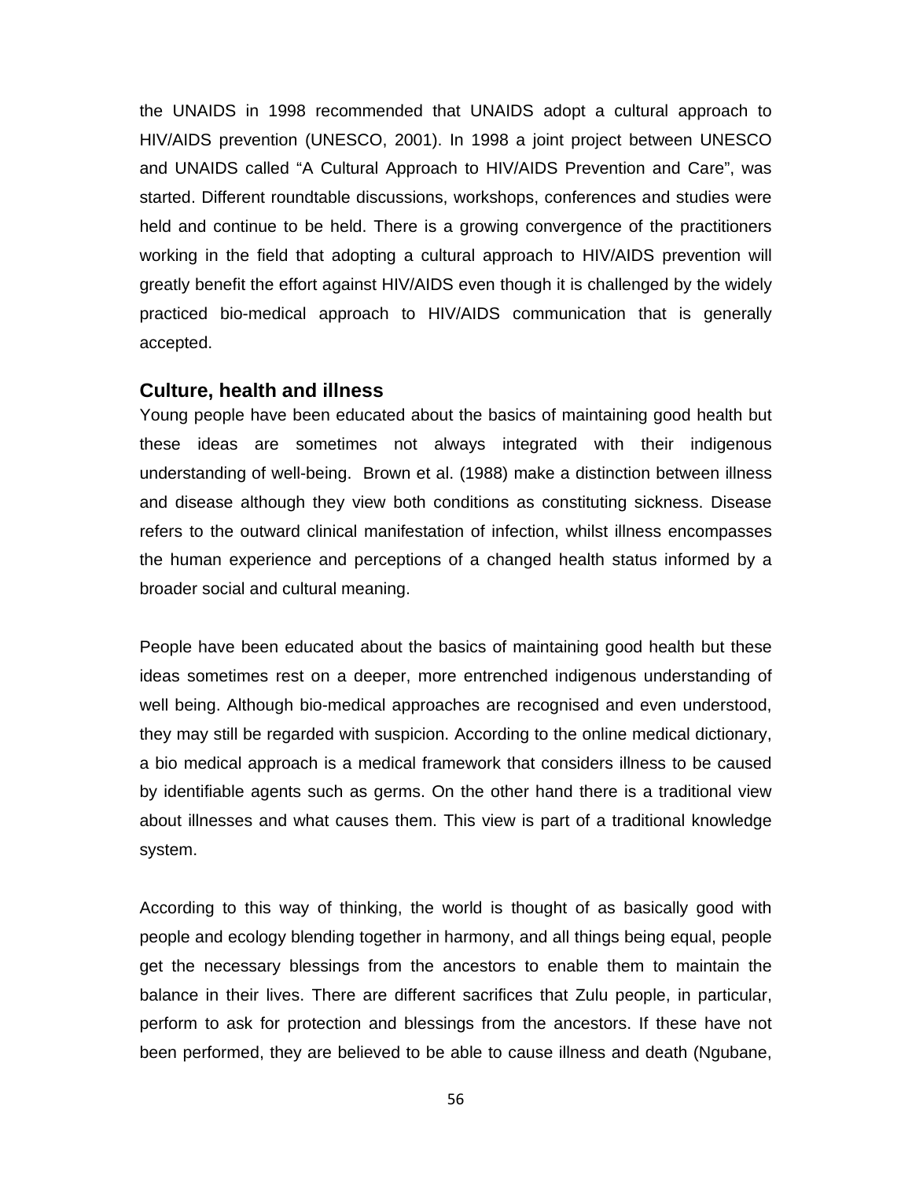the UNAIDS in 1998 recommended that UNAIDS adopt a cultural approach to HIV/AIDS prevention (UNESCO, 2001). In 1998 a joint project between UNESCO and UNAIDS called "A Cultural Approach to HIV/AIDS Prevention and Care", was started. Different roundtable discussions, workshops, conferences and studies were held and continue to be held. There is a growing convergence of the practitioners working in the field that adopting a cultural approach to HIV/AIDS prevention will greatly benefit the effort against HIV/AIDS even though it is challenged by the widely practiced bio-medical approach to HIV/AIDS communication that is generally accepted.

### Culture, health and illness

Young people have been educated about the basics of maintaining good health but these ideas are sometimes not always integrated with their indigenous understanding of well-being. Brown et al. (1988) make a distinction between illness and disease although they view both conditions as constituting sickness. Disease refers to the outward clinical manifestation of infection, whilst illness encompasses the human experience and perceptions of a changed health status informed by a broader social and cultural meaning.

People have been educated about the basics of maintaining good health but these ideas sometimes rest on a deeper, more entrenched indigenous understanding of well being. Although bio-medical approaches are recognised and even understood, they may still be regarded with suspicion. According to the online medical dictionary, a bio medical approach is a medical framework that considers illness to be caused by identifiable agents such as germs. On the other hand there is a traditional view about illnesses and what causes them. This view is part of a traditional knowledge system.

According to this way of thinking, the world is thought of as basically good with people and ecology blending together in harmony, and all things being equal, people get the necessary blessings from the ancestors to enable them to maintain the balance in their lives. There are different sacrifices that Zulu people, in particular, perform to ask for protection and blessings from the ancestors. If these have not been performed, they are believed to be able to cause illness and death (Ngubane,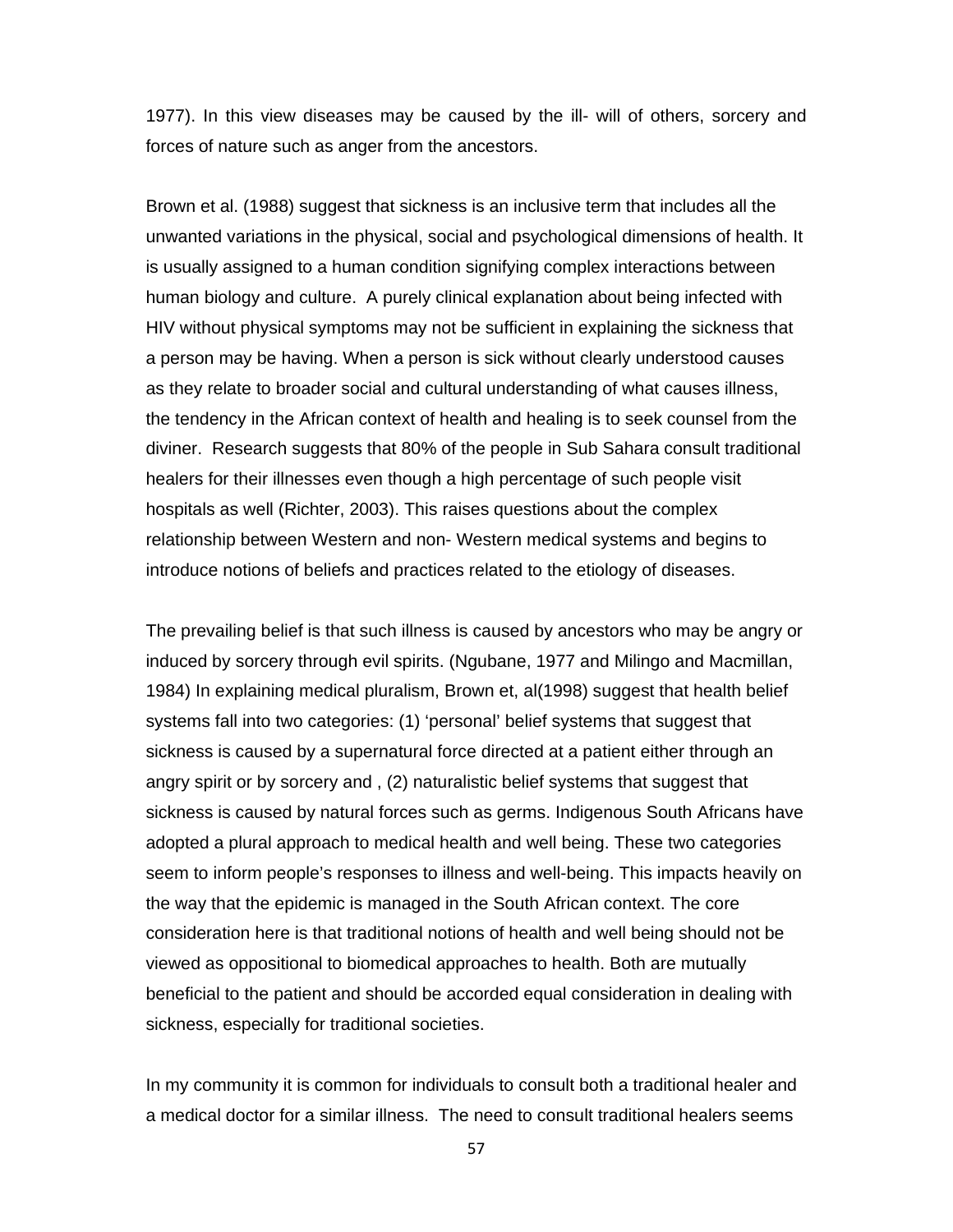1977). In this view diseases may be caused by the ill- will of others, sorcery and forces of nature such as anger from the ancestors.

Brown et al. (1988) suggest that sickness is an inclusive term that includes all the unwanted variations in the physical, social and psychological dimensions of health. It is usually assigned to a human condition signifying complex interactions between human biology and culture. A purely clinical explanation about being infected with HIV without physical symptoms may not be sufficient in explaining the sickness that a person may be having. When a person is sick without clearly understood causes as they relate to broader social and cultural understanding of what causes illness, the tendency in the African context of health and healing is to seek counsel from the diviner. Research suggests that 80% of the people in Sub Sahara consult traditional healers for their illnesses even though a high percentage of such people visit hospitals as well (Richter, 2003). This raises questions about the complex relationship between Western and non- Western medical systems and begins to introduce notions of beliefs and practices related to the etiology of diseases.

The prevailing belief is that such illness is caused by ancestors who may be angry or induced by sorcery through evil spirits. (Ngubane, 1977 and Milingo and Macmillan, 1984) In explaining medical pluralism, Brown et, al(1998) suggest that health belief systems fall into two categories: (1) 'personal' belief systems that suggest that sickness is caused by a supernatural force directed at a patient either through an angry spirit or by sorcery and , (2) naturalistic belief systems that suggest that sickness is caused by natural forces such as germs. Indigenous South Africans have adopted a plural approach to medical health and well being. These two categories seem to inform people's responses to illness and well-being. This impacts heavily on the way that the epidemic is managed in the South African context. The core consideration here is that traditional notions of health and well being should not be viewed as oppositional to biomedical approaches to health. Both are mutually beneficial to the patient and should be accorded equal consideration in dealing with sickness, especially for traditional societies.

In my community it is common for individuals to consult both a traditional healer and a medical doctor for a similar illness. The need to consult traditional healers seems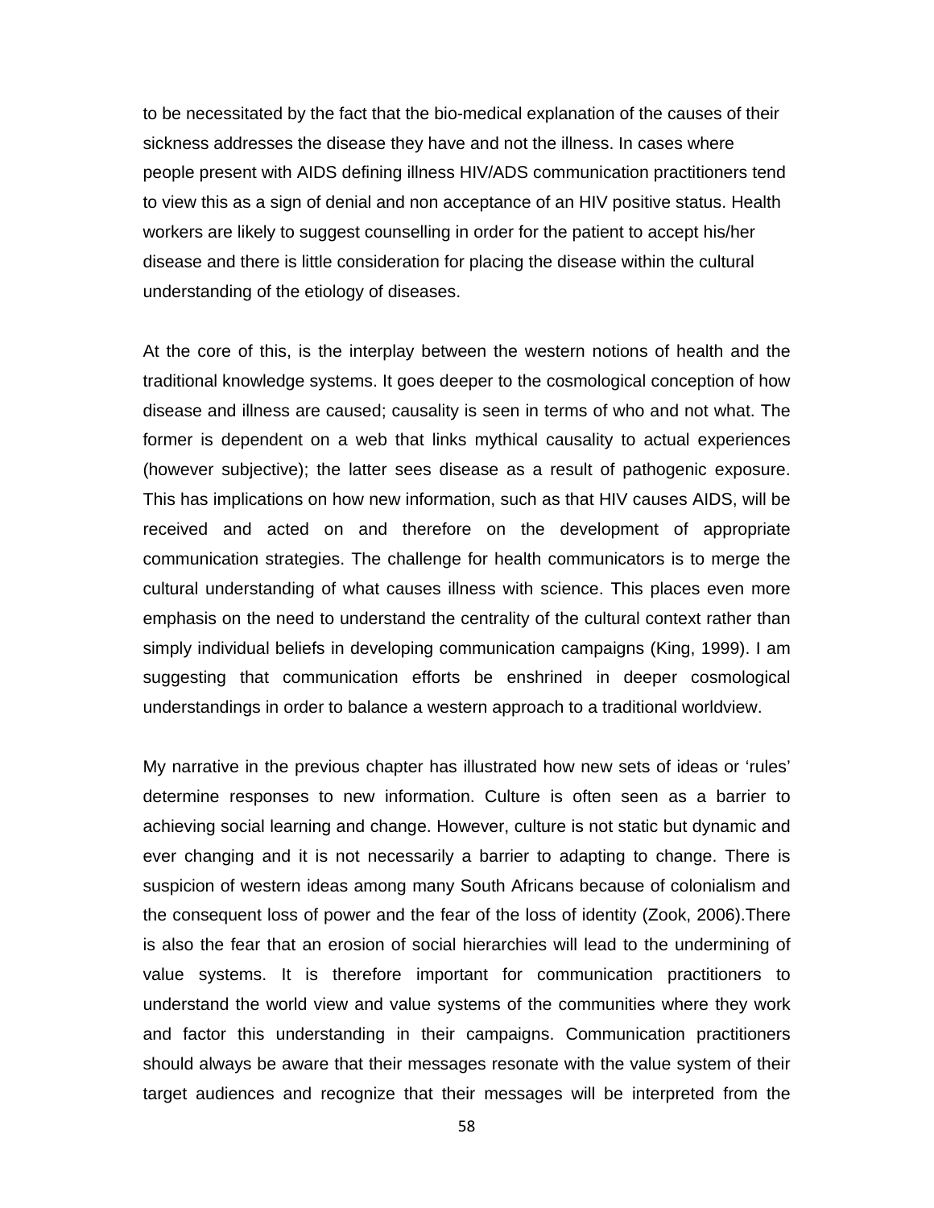to be necessitated by the fact that the bio-medical explanation of the causes of their sickness addresses the disease they have and not the illness. In cases where people present with AIDS defining illness HIV/ADS communication practitioners tend to view this as a sign of denial and non acceptance of an HIV positive status. Health workers are likely to suggest counselling in order for the patient to accept his/her disease and there is little consideration for placing the disease within the cultural understanding of the etiology of diseases.

At the core of this, is the interplay between the western notions of health and the traditional knowledge systems. It goes deeper to the cosmological conception of how disease and illness are caused; causality is seen in terms of who and not what. The former is dependent on a web that links mythical causality to actual experiences (however subjective); the latter sees disease as a result of pathogenic exposure. This has implications on how new information, such as that HIV causes AIDS, will be received and acted on and therefore on the development of appropriate communication strategies. The challenge for health communicators is to merge the cultural understanding of what causes illness with science. This places even more emphasis on the need to understand the centrality of the cultural context rather than simply individual beliefs in developing communication campaigns (King, 1999). I am suggesting that communication efforts be enshrined in deeper cosmological understandings in order to balance a western approach to a traditional worldview.

My narrative in the previous chapter has illustrated how new sets of ideas or 'rules' determine responses to new information. Culture is often seen as a barrier to achieving social learning and change. However, culture is not static but dynamic and ever changing and it is not necessarily a barrier to adapting to change. There is suspicion of western ideas among many South Africans because of colonialism and the consequent loss of power and the fear of the loss of identity (Zook, 2006).There is also the fear that an erosion of social hierarchies will lead to the undermining of value systems. It is therefore important for communication practitioners to understand the world view and value systems of the communities where they work and factor this understanding in their campaigns. Communication practitioners should always be aware that their messages resonate with the value system of their target audiences and recognize that their messages will be interpreted from the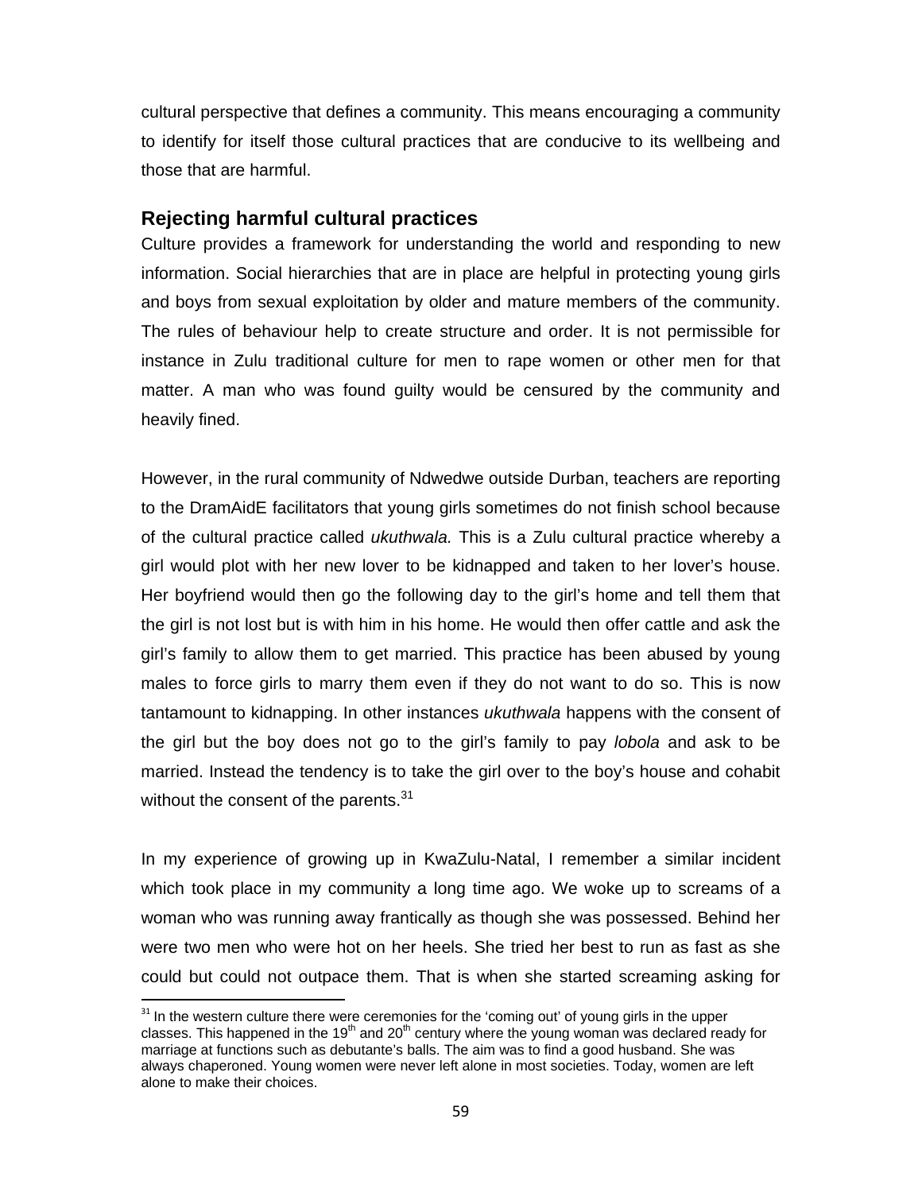cultural perspective that defines a community. This means encouraging a community to identify for itself those cultural practices that are conducive to its wellbeing and those that are harmful.

## Rejecting harmful cultural practices

Culture provides a framework for understanding the world and responding to new information. Social hierarchies that are in place are helpful in protecting young girls and boys from sexual exploitation by older and mature members of the community. The rules of behaviour help to create structure and order. It is not permissible for instance in Zulu traditional culture for men to rape women or other men for that matter. A man who was found guilty would be censured by the community and heavily fined.

However, in the rural community of Ndwedwe outside Durban, teachers are reporting to the DramAidE facilitators that young girls sometimes do not finish school because of the cultural practice called *ukuthwala.* This is a Zulu cultural practice whereby a girl would plot with her new lover to be kidnapped and taken to her lover's house. Her boyfriend would then go the following day to the girl's home and tell them that the girl is not lost but is with him in his home. He would then offer cattle and ask the girl's family to allow them to get married. This practice has been abused by young males to force girls to marry them even if they do not want to do so. This is now tantamount to kidnapping. In other instances *ukuthwala* happens with the consent of the girl but the boy does not go to the girl's family to pay *lobola* and ask to be married. Instead the tendency is to take the girl over to the boy's house and cohabit without the consent of the parents.[31]

In my experience of growing up in KwaZulu-Natal, I remember a similar incident which took place in my community a long time ago. We woke up to screams of a woman who was running away frantically as though she was possessed. Behind her were two men who were hot on her heels. She tried her best to run as fast as she could but could not outpace them. That is when she started screaming asking for

---

[31] In the western culture there were ceremonies for the 'coming out' of young girls in the upper classes. This happened in the 19th and 20th century where the young woman was declared ready for marriage at functions such as debutante's balls. The aim was to find a good husband. She was always chaperoned. Young women were never left alone in most societies. Today, women are left alone to make their choices.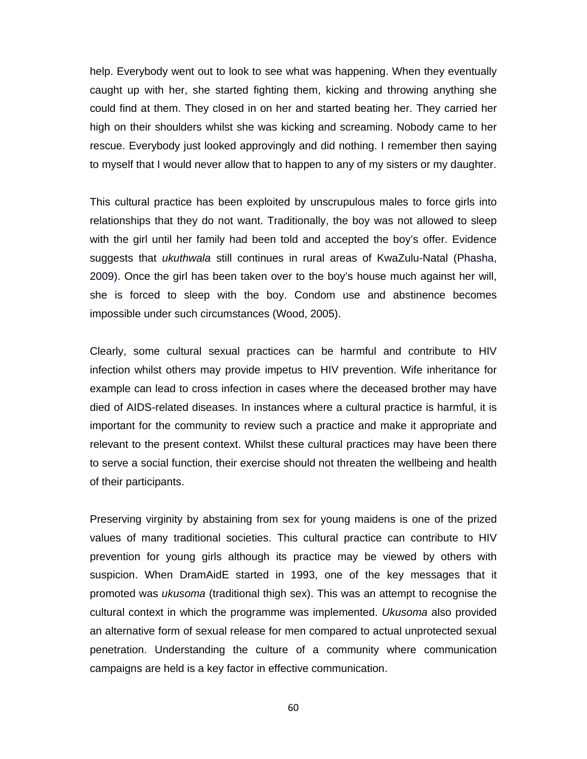help. Everybody went out to look to see what was happening. When they eventually caught up with her, she started fighting them, kicking and throwing anything she could find at them. They closed in on her and started beating her. They carried her high on their shoulders whilst she was kicking and screaming. Nobody came to her rescue. Everybody just looked approvingly and did nothing. I remember then saying to myself that I would never allow that to happen to any of my sisters or my daughter.

This cultural practice has been exploited by unscrupulous males to force girls into relationships that they do not want. Traditionally, the boy was not allowed to sleep with the girl until her family had been told and accepted the boy's offer. Evidence suggests that *ukuthwala* still continues in rural areas of KwaZulu-Natal (Phasha, 2009). Once the girl has been taken over to the boy's house much against her will, she is forced to sleep with the boy. Condom use and abstinence becomes impossible under such circumstances (Wood, 2005).

Clearly, some cultural sexual practices can be harmful and contribute to HIV infection whilst others may provide impetus to HIV prevention. Wife inheritance for example can lead to cross infection in cases where the deceased brother may have died of AIDS-related diseases. In instances where a cultural practice is harmful, it is important for the community to review such a practice and make it appropriate and relevant to the present context. Whilst these cultural practices may have been there to serve a social function, their exercise should not threaten the wellbeing and health of their participants.

Preserving virginity by abstaining from sex for young maidens is one of the prized values of many traditional societies. This cultural practice can contribute to HIV prevention for young girls although its practice may be viewed by others with suspicion. When DramAidE started in 1993, one of the key messages that it promoted was *ukusoma* (traditional thigh sex). This was an attempt to recognise the cultural context in which the programme was implemented. *Ukusoma* also provided an alternative form of sexual release for men compared to actual unprotected sexual penetration. Understanding the culture of a community where communication campaigns are held is a key factor in effective communication.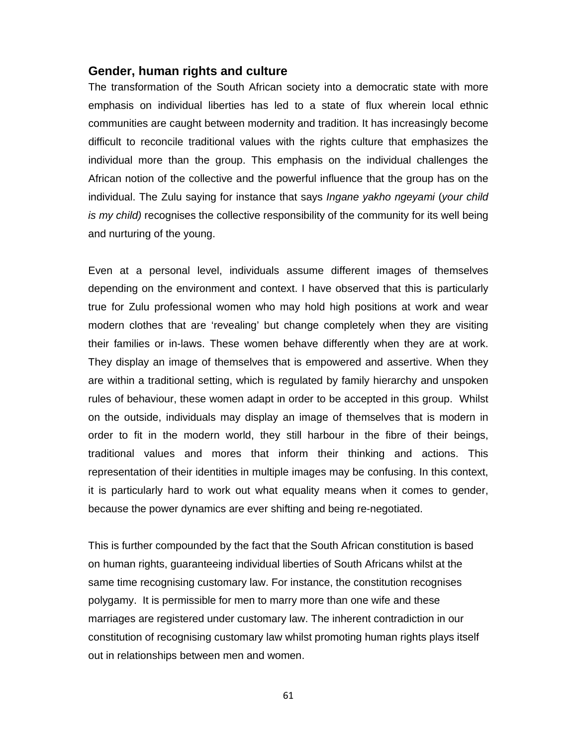## Gender, human rights and culture

The transformation of the South African society into a democratic state with more emphasis on individual liberties has led to a state of flux wherein local ethnic communities are caught between modernity and tradition. It has increasingly become difficult to reconcile traditional values with the rights culture that emphasizes the individual more than the group. This emphasis on the individual challenges the African notion of the collective and the powerful influence that the group has on the individual. The Zulu saying for instance that says *Ingane yakho ngeyami* (*your child is my child)* recognises the collective responsibility of the community for its well being and nurturing of the young.

Even at a personal level, individuals assume different images of themselves depending on the environment and context. I have observed that this is particularly true for Zulu professional women who may hold high positions at work and wear modern clothes that are 'revealing' but change completely when they are visiting their families or in-laws. These women behave differently when they are at work. They display an image of themselves that is empowered and assertive. When they are within a traditional setting, which is regulated by family hierarchy and unspoken rules of behaviour, these women adapt in order to be accepted in this group. Whilst on the outside, individuals may display an image of themselves that is modern in order to fit in the modern world, they still harbour in the fibre of their beings, traditional values and mores that inform their thinking and actions. This representation of their identities in multiple images may be confusing. In this context, it is particularly hard to work out what equality means when it comes to gender, because the power dynamics are ever shifting and being re-negotiated.

This is further compounded by the fact that the South African constitution is based on human rights, guaranteeing individual liberties of South Africans whilst at the same time recognising customary law. For instance, the constitution recognises polygamy. It is permissible for men to marry more than one wife and these marriages are registered under customary law. The inherent contradiction in our constitution of recognising customary law whilst promoting human rights plays itself out in relationships between men and women.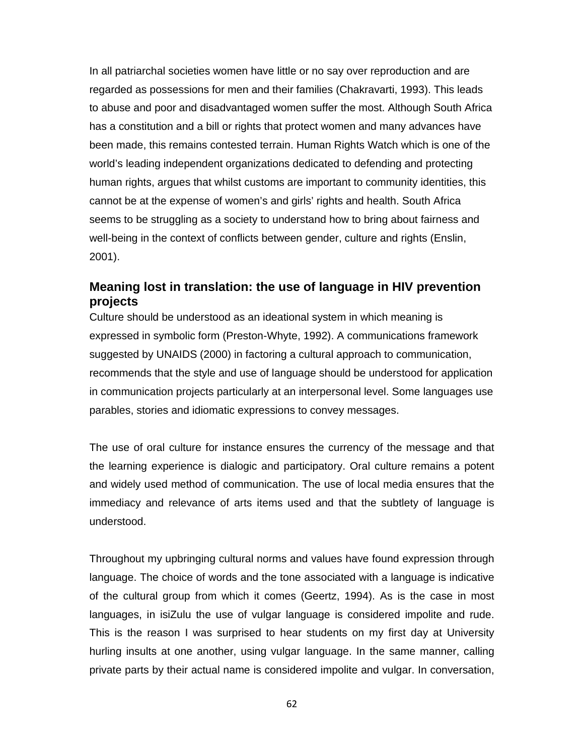In all patriarchal societies women have little or no say over reproduction and are regarded as possessions for men and their families (Chakravarti, 1993). This leads to abuse and poor and disadvantaged women suffer the most. Although South Africa has a constitution and a bill or rights that protect women and many advances have been made, this remains contested terrain. Human Rights Watch which is one of the world's leading independent organizations dedicated to defending and protecting human rights, argues that whilst customs are important to community identities, this cannot be at the expense of women's and girls' rights and health. South Africa seems to be struggling as a society to understand how to bring about fairness and well-being in the context of conflicts between gender, culture and rights (Enslin, 2001).

### Meaning lost in translation: the use of language in HIV prevention projects

Culture should be understood as an ideational system in which meaning is expressed in symbolic form (Preston-Whyte, 1992). A communications framework suggested by UNAIDS (2000) in factoring a cultural approach to communication, recommends that the style and use of language should be understood for application in communication projects particularly at an interpersonal level. Some languages use parables, stories and idiomatic expressions to convey messages.

The use of oral culture for instance ensures the currency of the message and that the learning experience is dialogic and participatory. Oral culture remains a potent and widely used method of communication. The use of local media ensures that the immediacy and relevance of arts items used and that the subtlety of language is understood.

Throughout my upbringing cultural norms and values have found expression through language. The choice of words and the tone associated with a language is indicative of the cultural group from which it comes (Geertz, 1994). As is the case in most languages, in isiZulu the use of vulgar language is considered impolite and rude. This is the reason I was surprised to hear students on my first day at University hurling insults at one another, using vulgar language. In the same manner, calling private parts by their actual name is considered impolite and vulgar. In conversation,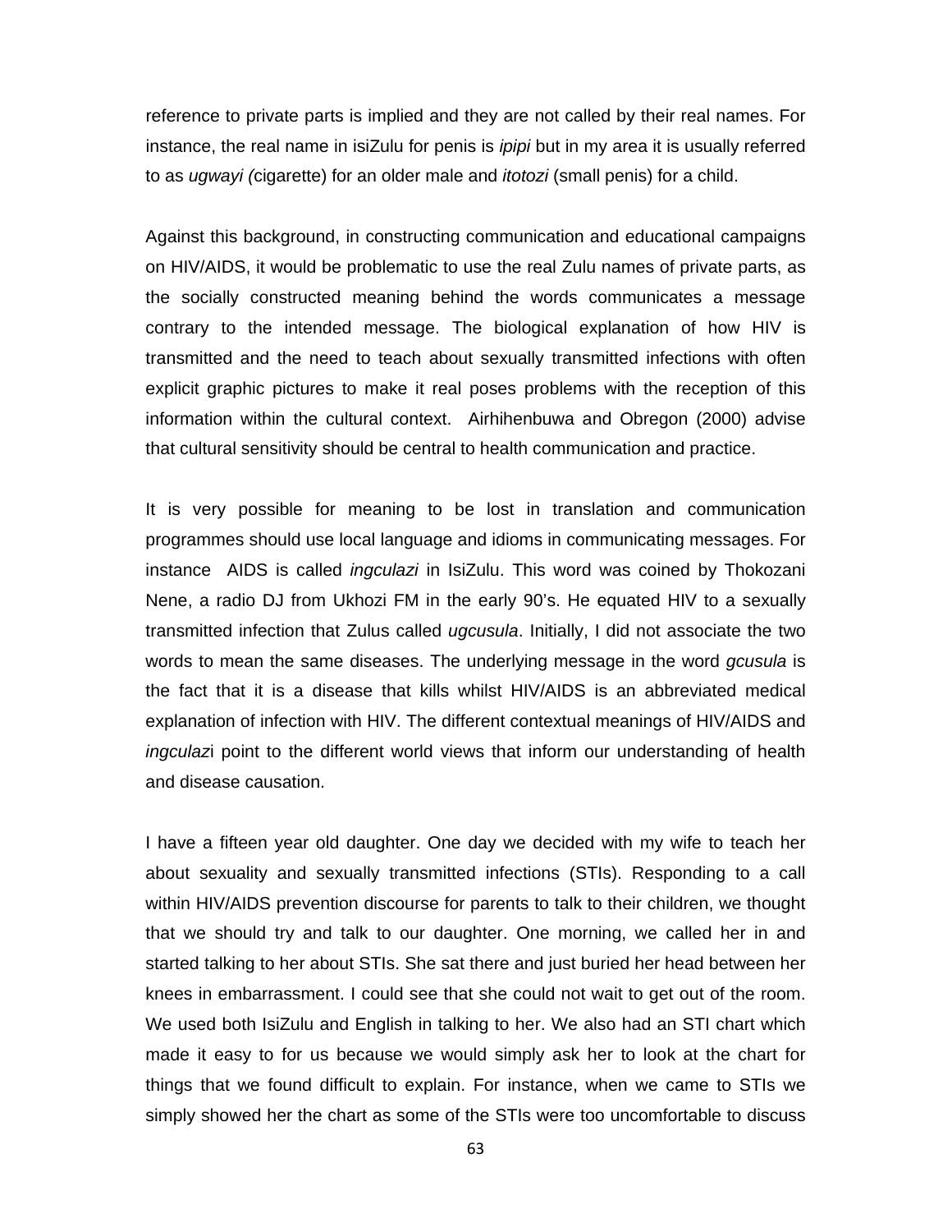reference to private parts is implied and they are not called by their real names. For instance, the real name in isiZulu for penis is *ipipi* but in my area it is usually referred to as *ugwayi (*cigarette) for an older male and *itotozi* (small penis) for a child.

Against this background, in constructing communication and educational campaigns on HIV/AIDS, it would be problematic to use the real Zulu names of private parts, as the socially constructed meaning behind the words communicates a message contrary to the intended message. The biological explanation of how HIV is transmitted and the need to teach about sexually transmitted infections with often explicit graphic pictures to make it real poses problems with the reception of this information within the cultural context. Airhihenbuwa and Obregon (2000) advise that cultural sensitivity should be central to health communication and practice.

It is very possible for meaning to be lost in translation and communication programmes should use local language and idioms in communicating messages. For instance AIDS is called *ingculazi* in IsiZulu. This word was coined by Thokozani Nene, a radio DJ from Ukhozi FM in the early 90's. He equated HIV to a sexually transmitted infection that Zulus called *ugcusula*. Initially, I did not associate the two words to mean the same diseases. The underlying message in the word *gcusula* is the fact that it is a disease that kills whilst HIV/AIDS is an abbreviated medical explanation of infection with HIV. The different contextual meanings of HIV/AIDS and *ingculaz*i point to the different world views that inform our understanding of health and disease causation.

I have a fifteen year old daughter. One day we decided with my wife to teach her about sexuality and sexually transmitted infections (STIs). Responding to a call within HIV/AIDS prevention discourse for parents to talk to their children, we thought that we should try and talk to our daughter. One morning, we called her in and started talking to her about STIs. She sat there and just buried her head between her knees in embarrassment. I could see that she could not wait to get out of the room. We used both IsiZulu and English in talking to her. We also had an STI chart which made it easy to for us because we would simply ask her to look at the chart for things that we found difficult to explain. For instance, when we came to STIs we simply showed her the chart as some of the STIs were too uncomfortable to discuss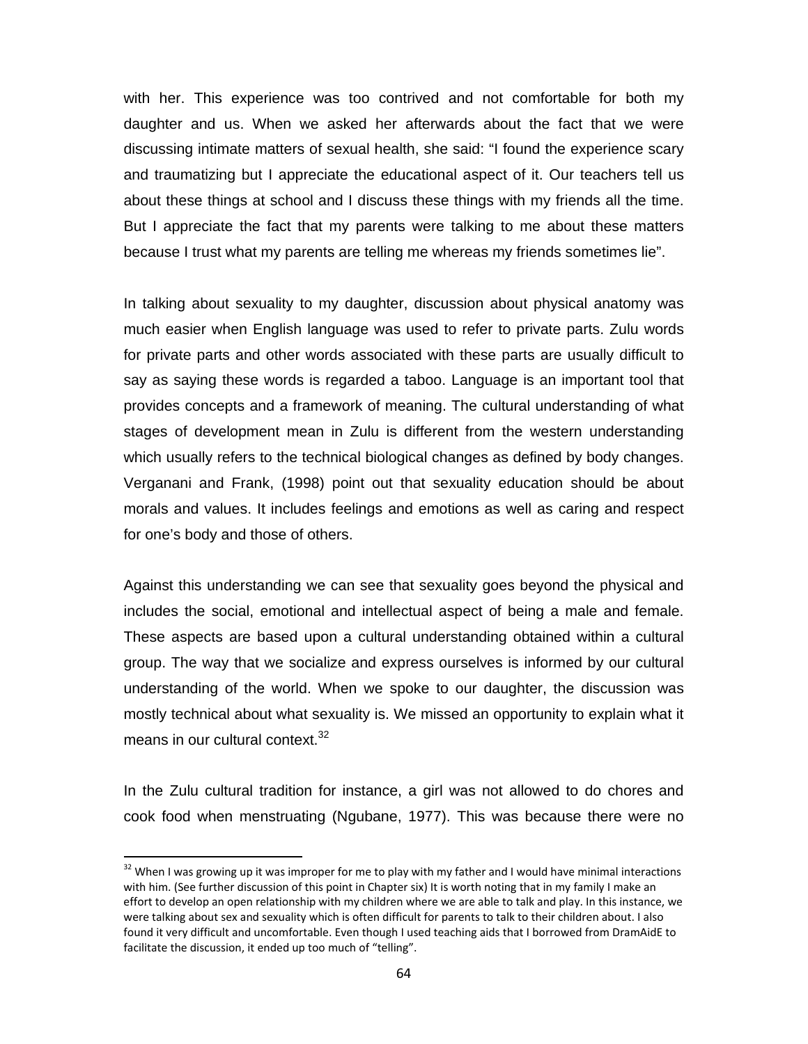with her. This experience was too contrived and not comfortable for both my daughter and us. When we asked her afterwards about the fact that we were discussing intimate matters of sexual health, she said: “I found the experience scary and traumatizing but I appreciate the educational aspect of it. Our teachers tell us about these things at school and I discuss these things with my friends all the time. But I appreciate the fact that my parents were talking to me about these matters because I trust what my parents are telling me whereas my friends sometimes lie”.

In talking about sexuality to my daughter, discussion about physical anatomy was much easier when English language was used to refer to private parts. Zulu words for private parts and other words associated with these parts are usually difficult to say as saying these words is regarded a taboo. Language is an important tool that provides concepts and a framework of meaning. The cultural understanding of what stages of development mean in Zulu is different from the western understanding which usually refers to the technical biological changes as defined by body changes. Verganani and Frank, (1998) point out that sexuality education should be about morals and values. It includes feelings and emotions as well as caring and respect for one’s body and those of others.

Against this understanding we can see that sexuality goes beyond the physical and includes the social, emotional and intellectual aspect of being a male and female. These aspects are based upon a cultural understanding obtained within a cultural group. The way that we socialize and express ourselves is informed by our cultural understanding of the world. When we spoke to our daughter, the discussion was mostly technical about what sexuality is. We missed an opportunity to explain what it means in our cultural context.[32]

In the Zulu cultural tradition for instance, a girl was not allowed to do chores and cook food when menstruating (Ngubane, 1977). This was because there were no

[32] When I was growing up it was improper for me to play with my father and I would have minimal interactions with him. (See further discussion of this point in Chapter six) It is worth noting that in my family I make an effort to develop an open relationship with my children where we are able to talk and play. In this instance, we were talking about sex and sexuality which is often difficult for parents to talk to their children about. I also found it very difficult and uncomfortable. Even though I used teaching aids that I borrowed from DramAidE to facilitate the discussion, it ended up too much of “telling”.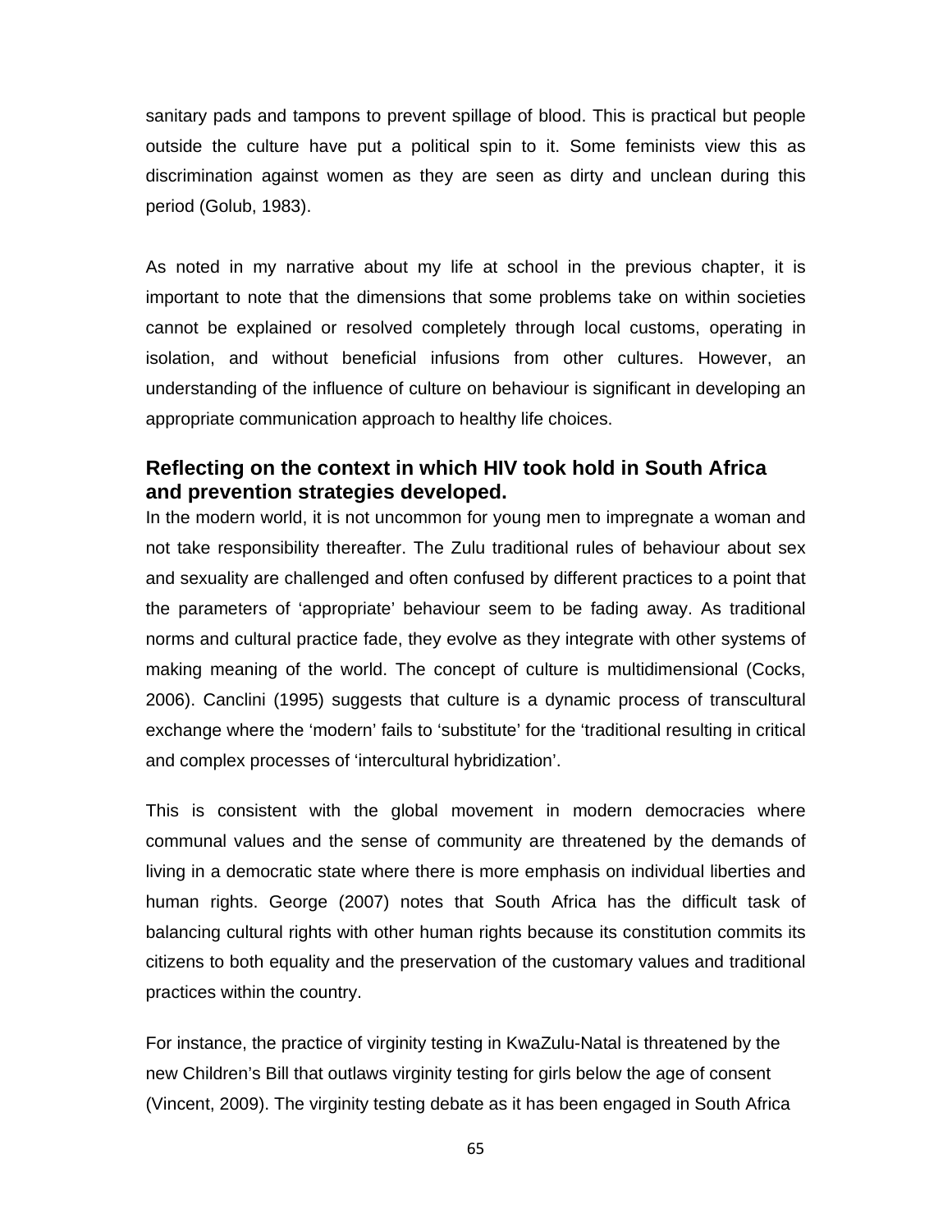sanitary pads and tampons to prevent spillage of blood. This is practical but people outside the culture have put a political spin to it. Some feminists view this as discrimination against women as they are seen as dirty and unclean during this period (Golub, 1983).

As noted in my narrative about my life at school in the previous chapter, it is important to note that the dimensions that some problems take on within societies cannot be explained or resolved completely through local customs, operating in isolation, and without beneficial infusions from other cultures. However, an understanding of the influence of culture on behaviour is significant in developing an appropriate communication approach to healthy life choices.

### Reflecting on the context in which HIV took hold in South Africa and prevention strategies developed.

In the modern world, it is not uncommon for young men to impregnate a woman and not take responsibility thereafter. The Zulu traditional rules of behaviour about sex and sexuality are challenged and often confused by different practices to a point that the parameters of 'appropriate' behaviour seem to be fading away. As traditional norms and cultural practice fade, they evolve as they integrate with other systems of making meaning of the world. The concept of culture is multidimensional (Cocks, 2006). Canclini (1995) suggests that culture is a dynamic process of transcultural exchange where the 'modern' fails to 'substitute' for the 'traditional resulting in critical and complex processes of 'intercultural hybridization'.

This is consistent with the global movement in modern democracies where communal values and the sense of community are threatened by the demands of living in a democratic state where there is more emphasis on individual liberties and human rights. George (2007) notes that South Africa has the difficult task of balancing cultural rights with other human rights because its constitution commits its citizens to both equality and the preservation of the customary values and traditional practices within the country.

For instance, the practice of virginity testing in KwaZulu-Natal is threatened by the new Children's Bill that outlaws virginity testing for girls below the age of consent (Vincent, 2009). The virginity testing debate as it has been engaged in South Africa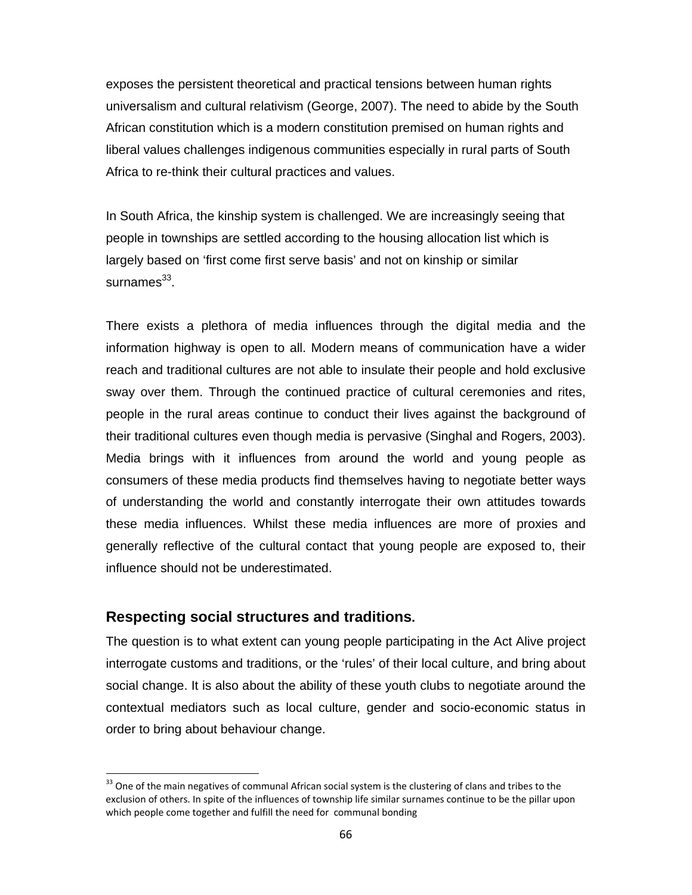exposes the persistent theoretical and practical tensions between human rights universalism and cultural relativism (George, 2007). The need to abide by the South African constitution which is a modern constitution premised on human rights and liberal values challenges indigenous communities especially in rural parts of South Africa to re-think their cultural practices and values.

In South Africa, the kinship system is challenged. We are increasingly seeing that people in townships are settled according to the housing allocation list which is largely based on 'first come first serve basis' and not on kinship or similar surnames[33].

There exists a plethora of media influences through the digital media and the information highway is open to all. Modern means of communication have a wider reach and traditional cultures are not able to insulate their people and hold exclusive sway over them. Through the continued practice of cultural ceremonies and rites, people in the rural areas continue to conduct their lives against the background of their traditional cultures even though media is pervasive (Singhal and Rogers, 2003). Media brings with it influences from around the world and young people as consumers of these media products find themselves having to negotiate better ways of understanding the world and constantly interrogate their own attitudes towards these media influences. Whilst these media influences are more of proxies and generally reflective of the cultural contact that young people are exposed to, their influence should not be underestimated.

## Respecting social structures and traditions.

The question is to what extent can young people participating in the Act Alive project interrogate customs and traditions, or the 'rules' of their local culture, and bring about social change. It is also about the ability of these youth clubs to negotiate around the contextual mediators such as local culture, gender and socio-economic status in order to bring about behaviour change.

---

[33] One of the main negatives of communal African social system is the clustering of clans and tribes to the exclusion of others. In spite of the influences of township life similar surnames continue to be the pillar upon which people come together and fulfill the need for communal bonding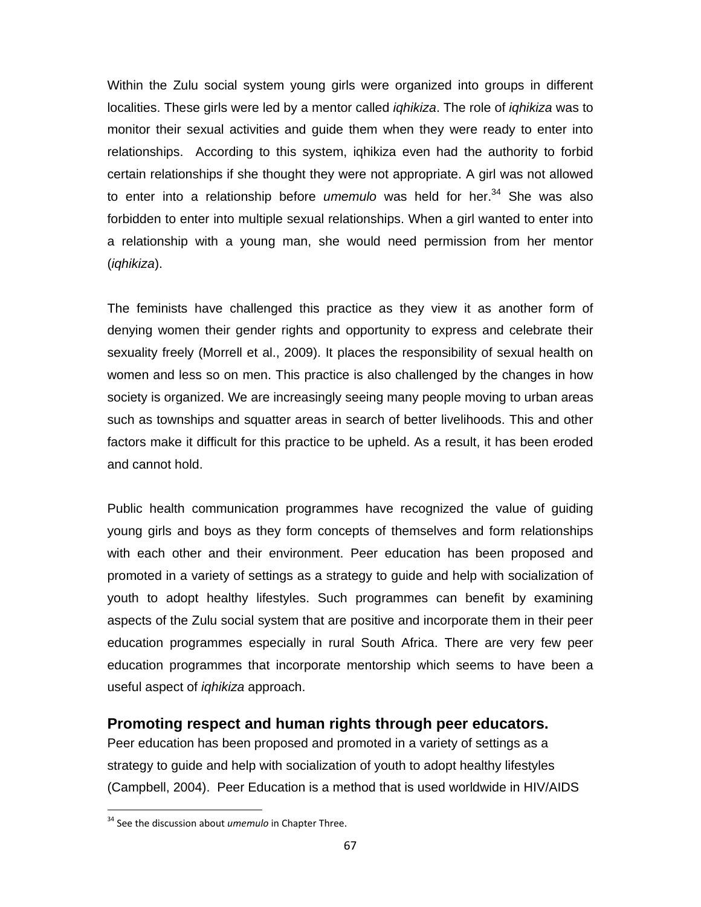Within the Zulu social system young girls were organized into groups in different localities. These girls were led by a mentor called *iqhikiza*. The role of *iqhikiza* was to monitor their sexual activities and guide them when they were ready to enter into relationships. According to this system, iqhikiza even had the authority to forbid certain relationships if she thought they were not appropriate. A girl was not allowed to enter into a relationship before *umemulo* was held for her.[34] She was also forbidden to enter into multiple sexual relationships. When a girl wanted to enter into a relationship with a young man, she would need permission from her mentor (*iqhikiza*).

The feminists have challenged this practice as they view it as another form of denying women their gender rights and opportunity to express and celebrate their sexuality freely (Morrell et al., 2009). It places the responsibility of sexual health on women and less so on men. This practice is also challenged by the changes in how society is organized. We are increasingly seeing many people moving to urban areas such as townships and squatter areas in search of better livelihoods. This and other factors make it difficult for this practice to be upheld. As a result, it has been eroded and cannot hold.

Public health communication programmes have recognized the value of guiding young girls and boys as they form concepts of themselves and form relationships with each other and their environment. Peer education has been proposed and promoted in a variety of settings as a strategy to guide and help with socialization of youth to adopt healthy lifestyles. Such programmes can benefit by examining aspects of the Zulu social system that are positive and incorporate them in their peer education programmes especially in rural South Africa. There are very few peer education programmes that incorporate mentorship which seems to have been a useful aspect of *iqhikiza* approach.

## Promoting respect and human rights through peer educators.

Peer education has been proposed and promoted in a variety of settings as a strategy to guide and help with socialization of youth to adopt healthy lifestyles (Campbell, 2004). Peer Education is a method that is used worldwide in HIV/AIDS

[34] See the discussion about *umemulo* in Chapter Three.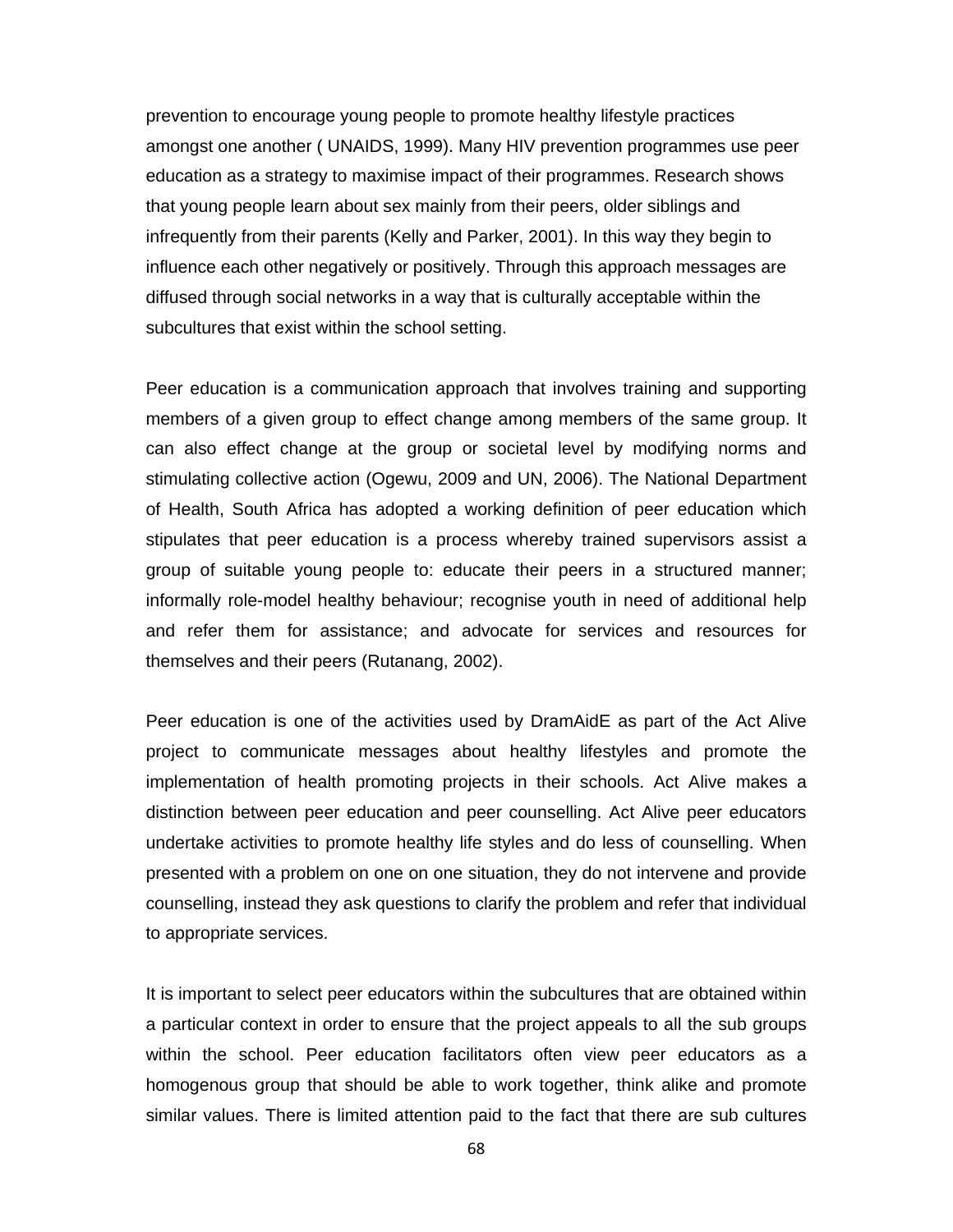prevention to encourage young people to promote healthy lifestyle practices amongst one another ( UNAIDS, 1999). Many HIV prevention programmes use peer education as a strategy to maximise impact of their programmes. Research shows that young people learn about sex mainly from their peers, older siblings and infrequently from their parents (Kelly and Parker, 2001). In this way they begin to influence each other negatively or positively. Through this approach messages are diffused through social networks in a way that is culturally acceptable within the subcultures that exist within the school setting.

Peer education is a communication approach that involves training and supporting members of a given group to effect change among members of the same group. It can also effect change at the group or societal level by modifying norms and stimulating collective action (Ogewu, 2009 and UN, 2006). The National Department of Health, South Africa has adopted a working definition of peer education which stipulates that peer education is a process whereby trained supervisors assist a group of suitable young people to: educate their peers in a structured manner; informally role-model healthy behaviour; recognise youth in need of additional help and refer them for assistance; and advocate for services and resources for themselves and their peers (Rutanang, 2002).

Peer education is one of the activities used by DramAidE as part of the Act Alive project to communicate messages about healthy lifestyles and promote the implementation of health promoting projects in their schools. Act Alive makes a distinction between peer education and peer counselling. Act Alive peer educators undertake activities to promote healthy life styles and do less of counselling. When presented with a problem on one on one situation, they do not intervene and provide counselling, instead they ask questions to clarify the problem and refer that individual to appropriate services.

It is important to select peer educators within the subcultures that are obtained within a particular context in order to ensure that the project appeals to all the sub groups within the school. Peer education facilitators often view peer educators as a homogenous group that should be able to work together, think alike and promote similar values. There is limited attention paid to the fact that there are sub cultures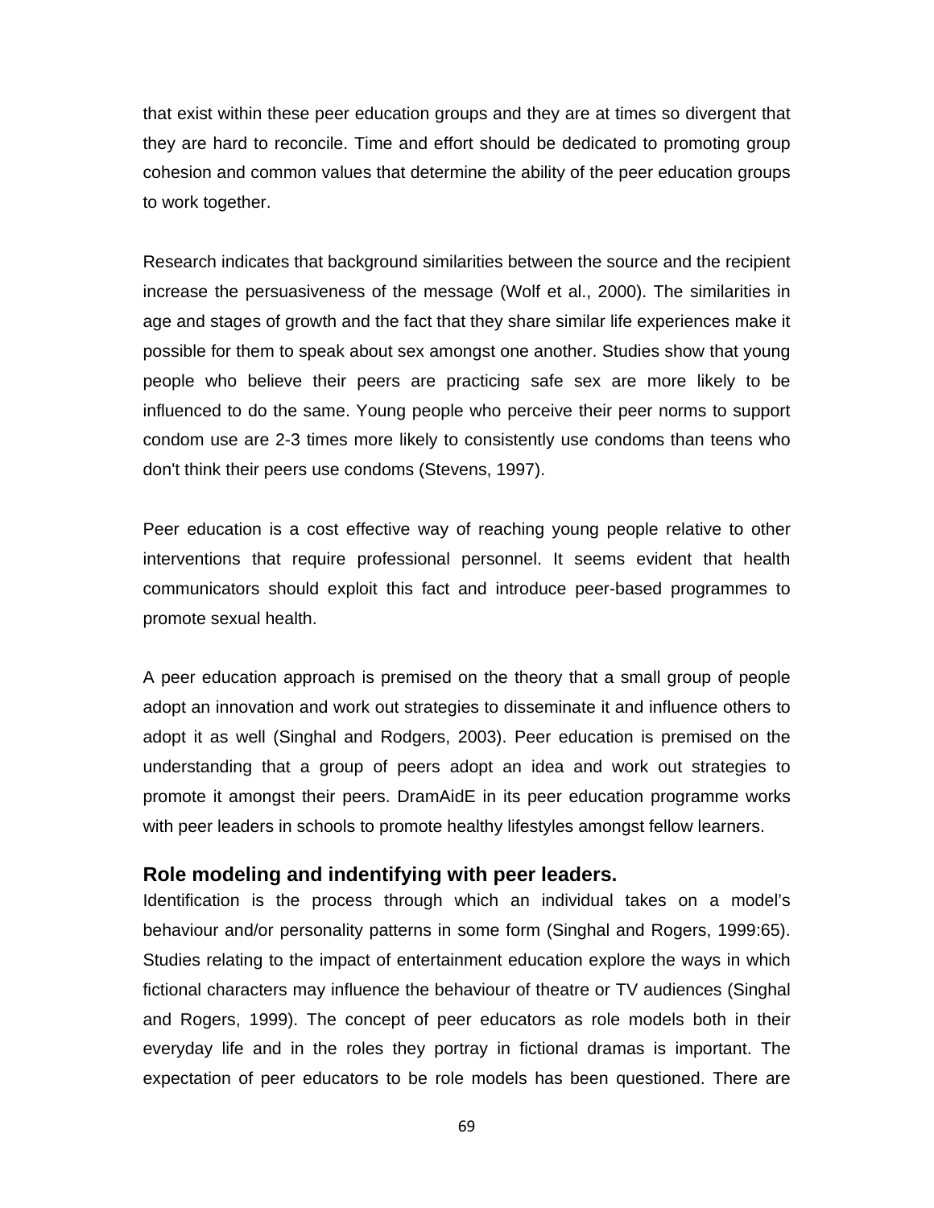that exist within these peer education groups and they are at times so divergent that they are hard to reconcile. Time and effort should be dedicated to promoting group cohesion and common values that determine the ability of the peer education groups to work together.

Research indicates that background similarities between the source and the recipient increase the persuasiveness of the message (Wolf et al., 2000). The similarities in age and stages of growth and the fact that they share similar life experiences make it possible for them to speak about sex amongst one another. Studies show that young people who believe their peers are practicing safe sex are more likely to be influenced to do the same. Young people who perceive their peer norms to support condom use are 2-3 times more likely to consistently use condoms than teens who don't think their peers use condoms (Stevens, 1997).

Peer education is a cost effective way of reaching young people relative to other interventions that require professional personnel. It seems evident that health communicators should exploit this fact and introduce peer-based programmes to promote sexual health.

A peer education approach is premised on the theory that a small group of people adopt an innovation and work out strategies to disseminate it and influence others to adopt it as well (Singhal and Rodgers, 2003). Peer education is premised on the understanding that a group of peers adopt an idea and work out strategies to promote it amongst their peers. DramAidE in its peer education programme works with peer leaders in schools to promote healthy lifestyles amongst fellow learners.

### Role modeling and indentifying with peer leaders.

Identification is the process through which an individual takes on a model's behaviour and/or personality patterns in some form (Singhal and Rogers, 1999:65). Studies relating to the impact of entertainment education explore the ways in which fictional characters may influence the behaviour of theatre or TV audiences (Singhal and Rogers, 1999). The concept of peer educators as role models both in their everyday life and in the roles they portray in fictional dramas is important. The expectation of peer educators to be role models has been questioned. There are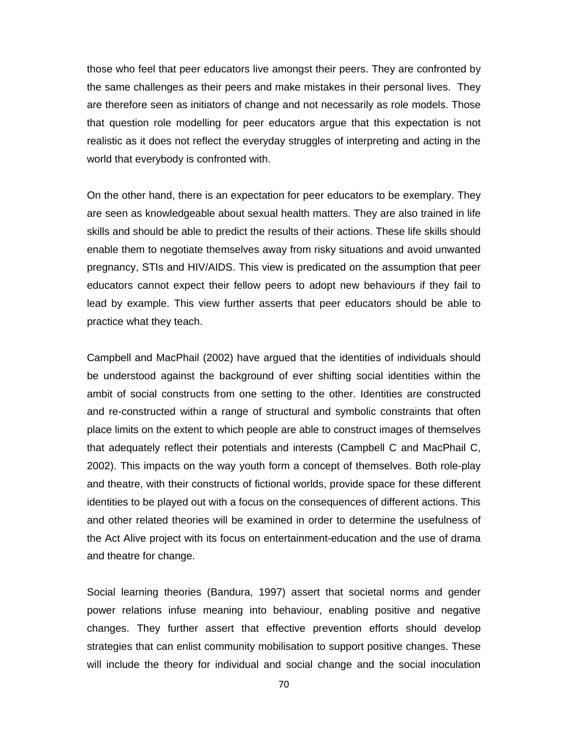those who feel that peer educators live amongst their peers. They are confronted by the same challenges as their peers and make mistakes in their personal lives.  They are therefore seen as initiators of change and not necessarily as role models. Those that question role modelling for peer educators argue that this expectation is not realistic as it does not reflect the everyday struggles of interpreting and acting in the world that everybody is confronted with.

On the other hand, there is an expectation for peer educators to be exemplary. They are seen as knowledgeable about sexual health matters. They are also trained in life skills and should be able to predict the results of their actions. These life skills should enable them to negotiate themselves away from risky situations and avoid unwanted pregnancy, STIs and HIV/AIDS. This view is predicated on the assumption that peer educators cannot expect their fellow peers to adopt new behaviours if they fail to lead by example. This view further asserts that peer educators should be able to practice what they teach.

Campbell and MacPhail (2002) have argued that the identities of individuals should be understood against the background of ever shifting social identities within the ambit of social constructs from one setting to the other. Identities are constructed and re-constructed within a range of structural and symbolic constraints that often place limits on the extent to which people are able to construct images of themselves that adequately reflect their potentials and interests (Campbell C and MacPhail C, 2002). This impacts on the way youth form a concept of themselves. Both role-play and theatre, with their constructs of fictional worlds, provide space for these different identities to be played out with a focus on the consequences of different actions. This and other related theories will be examined in order to determine the usefulness of the Act Alive project with its focus on entertainment-education and the use of drama and theatre for change.

Social learning theories (Bandura, 1997) assert that societal norms and gender power relations infuse meaning into behaviour, enabling positive and negative changes. They further assert that effective prevention efforts should develop strategies that can enlist community mobilisation to support positive changes. These will include the theory for individual and social change and the social inoculation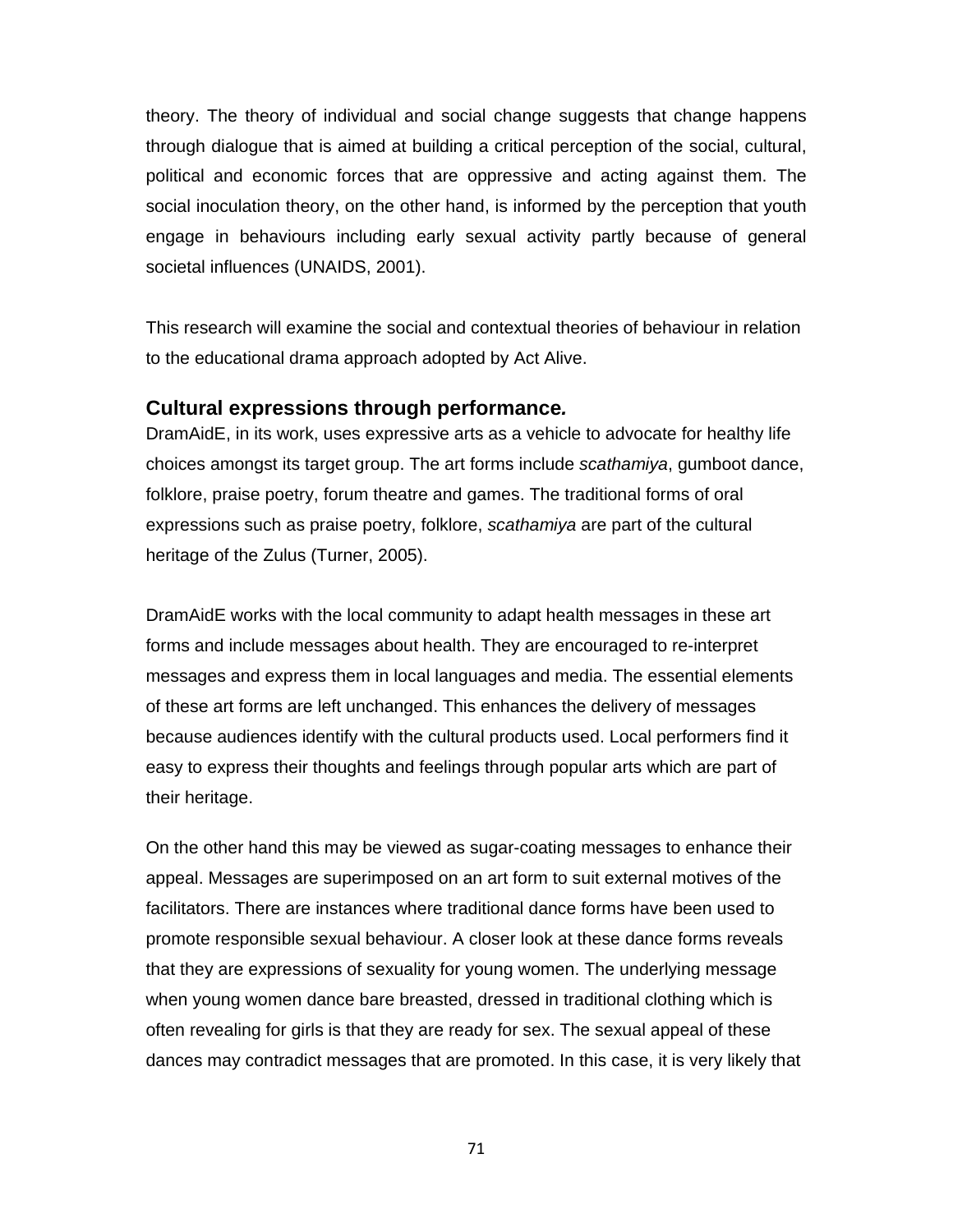theory. The theory of individual and social change suggests that change happens through dialogue that is aimed at building a critical perception of the social, cultural, political and economic forces that are oppressive and acting against them. The social inoculation theory, on the other hand, is informed by the perception that youth engage in behaviours including early sexual activity partly because of general societal influences (UNAIDS, 2001).

This research will examine the social and contextual theories of behaviour in relation to the educational drama approach adopted by Act Alive.

## Cultural expressions through performance*.*

DramAidE, in its work, uses expressive arts as a vehicle to advocate for healthy life choices amongst its target group. The art forms include *scathamiya*, gumboot dance, folklore, praise poetry, forum theatre and games. The traditional forms of oral expressions such as praise poetry, folklore, *scathamiya* are part of the cultural heritage of the Zulus (Turner, 2005).

DramAidE works with the local community to adapt health messages in these art forms and include messages about health. They are encouraged to re-interpret messages and express them in local languages and media. The essential elements of these art forms are left unchanged. This enhances the delivery of messages because audiences identify with the cultural products used. Local performers find it easy to express their thoughts and feelings through popular arts which are part of their heritage.

On the other hand this may be viewed as sugar-coating messages to enhance their appeal. Messages are superimposed on an art form to suit external motives of the facilitators. There are instances where traditional dance forms have been used to promote responsible sexual behaviour. A closer look at these dance forms reveals that they are expressions of sexuality for young women. The underlying message when young women dance bare breasted, dressed in traditional clothing which is often revealing for girls is that they are ready for sex. The sexual appeal of these dances may contradict messages that are promoted. In this case, it is very likely that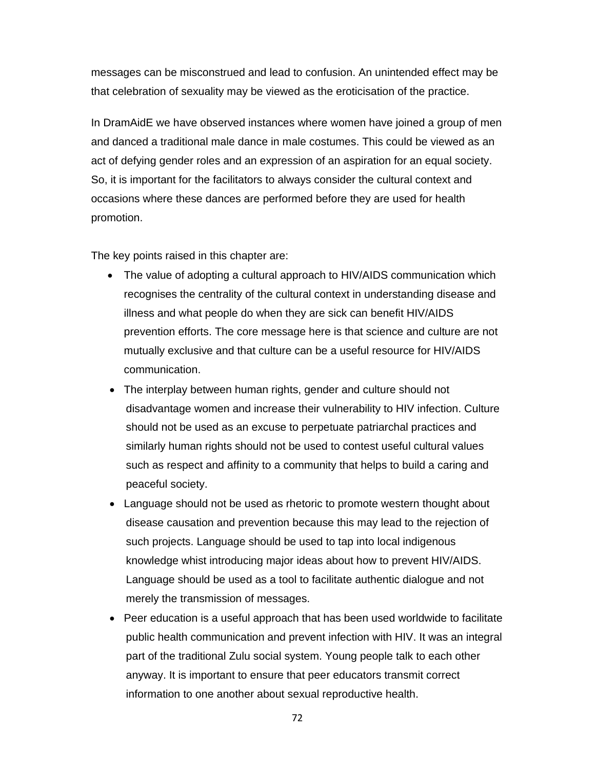messages can be misconstrued and lead to confusion. An unintended effect may be that celebration of sexuality may be viewed as the eroticisation of the practice.

In DramAidE we have observed instances where women have joined a group of men and danced a traditional male dance in male costumes. This could be viewed as an act of defying gender roles and an expression of an aspiration for an equal society. So, it is important for the facilitators to always consider the cultural context and occasions where these dances are performed before they are used for health promotion.

The key points raised in this chapter are:

- The value of adopting a cultural approach to HIV/AIDS communication which recognises the centrality of the cultural context in understanding disease and illness and what people do when they are sick can benefit HIV/AIDS prevention efforts. The core message here is that science and culture are not mutually exclusive and that culture can be a useful resource for HIV/AIDS communication.
- The interplay between human rights, gender and culture should not disadvantage women and increase their vulnerability to HIV infection. Culture should not be used as an excuse to perpetuate patriarchal practices and similarly human rights should not be used to contest useful cultural values such as respect and affinity to a community that helps to build a caring and peaceful society.
- Language should not be used as rhetoric to promote western thought about disease causation and prevention because this may lead to the rejection of such projects. Language should be used to tap into local indigenous knowledge whist introducing major ideas about how to prevent HIV/AIDS. Language should be used as a tool to facilitate authentic dialogue and not merely the transmission of messages.
- Peer education is a useful approach that has been used worldwide to facilitate public health communication and prevent infection with HIV. It was an integral part of the traditional Zulu social system. Young people talk to each other anyway. It is important to ensure that peer educators transmit correct information to one another about sexual reproductive health.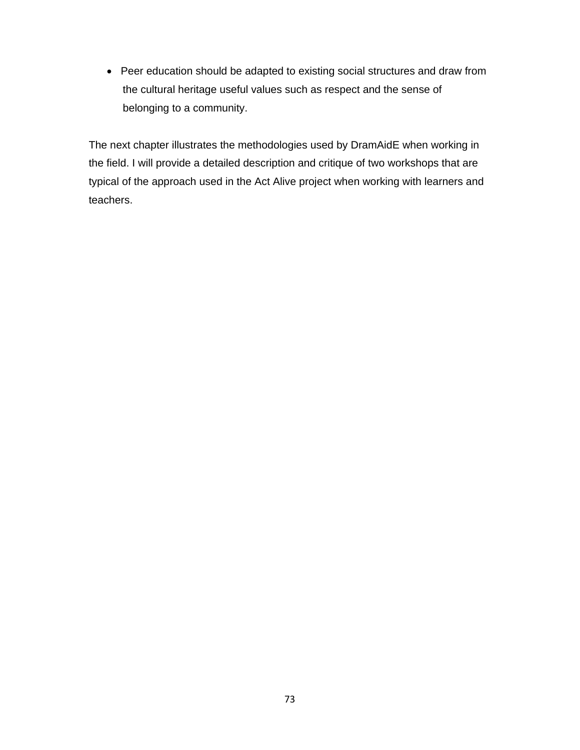- Peer education should be adapted to existing social structures and draw from the cultural heritage useful values such as respect and the sense of belonging to a community.

The next chapter illustrates the methodologies used by DramAidE when working in the field. I will provide a detailed description and critique of two workshops that are typical of the approach used in the Act Alive project when working with learners and teachers.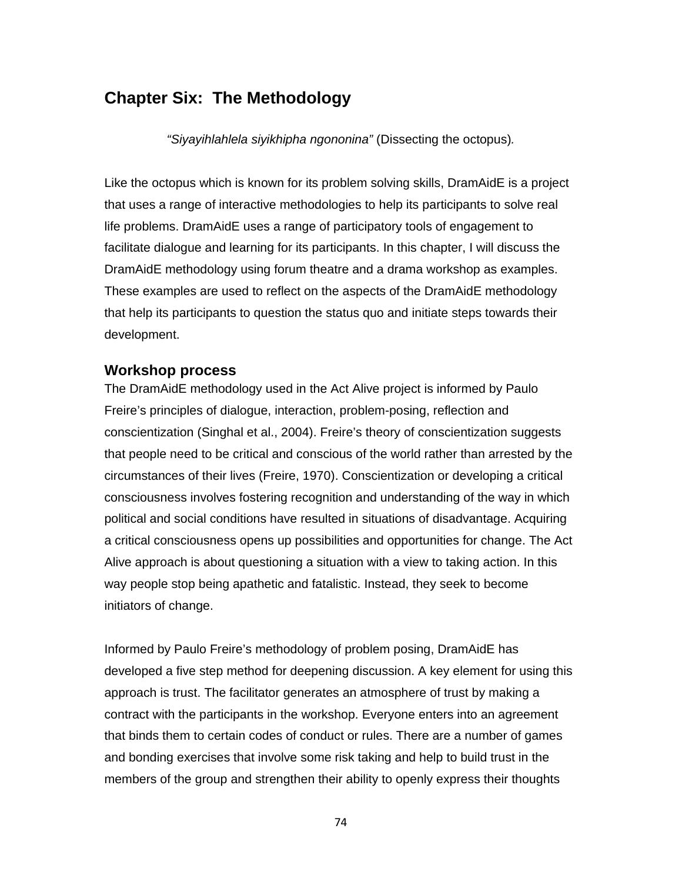# Chapter Six: The Methodology

> *"Siyayihlahlela siyikhipha ngononina"* (Dissecting the octopus).

Like the octopus which is known for its problem solving skills, DramAidE is a project that uses a range of interactive methodologies to help its participants to solve real life problems. DramAidE uses a range of participatory tools of engagement to facilitate dialogue and learning for its participants. In this chapter, I will discuss the DramAidE methodology using forum theatre and a drama workshop as examples. These examples are used to reflect on the aspects of the DramAidE methodology that help its participants to question the status quo and initiate steps towards their development.

## Workshop process

The DramAidE methodology used in the Act Alive project is informed by Paulo Freire's principles of dialogue, interaction, problem-posing, reflection and conscientization (Singhal et al., 2004). Freire's theory of conscientization suggests that people need to be critical and conscious of the world rather than arrested by the circumstances of their lives (Freire, 1970). Conscientization or developing a critical consciousness involves fostering recognition and understanding of the way in which political and social conditions have resulted in situations of disadvantage. Acquiring a critical consciousness opens up possibilities and opportunities for change. The Act Alive approach is about questioning a situation with a view to taking action. In this way people stop being apathetic and fatalistic. Instead, they seek to become initiators of change.

Informed by Paulo Freire's methodology of problem posing, DramAidE has developed a five step method for deepening discussion. A key element for using this approach is trust. The facilitator generates an atmosphere of trust by making a contract with the participants in the workshop. Everyone enters into an agreement that binds them to certain codes of conduct or rules. There are a number of games and bonding exercises that involve some risk taking and help to build trust in the members of the group and strengthen their ability to openly express their thoughts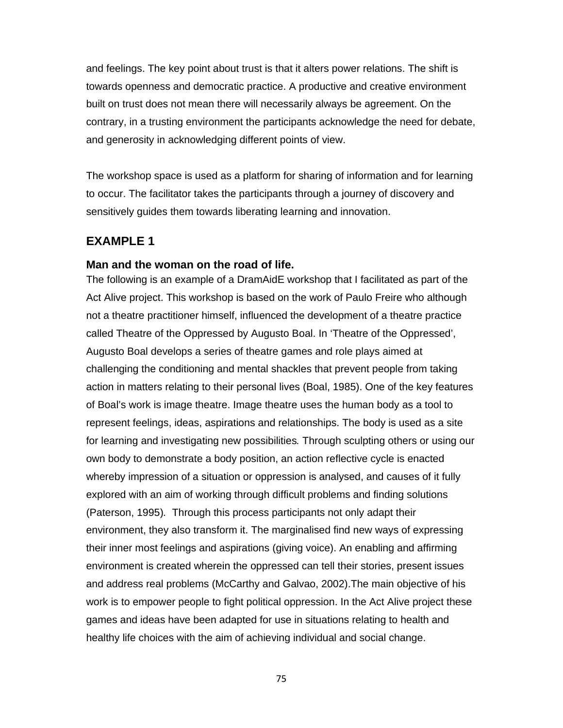and feelings. The key point about trust is that it alters power relations. The shift is towards openness and democratic practice. A productive and creative environment built on trust does not mean there will necessarily always be agreement. On the contrary, in a trusting environment the participants acknowledge the need for debate, and generosity in acknowledging different points of view.

The workshop space is used as a platform for sharing of information and for learning to occur. The facilitator takes the participants through a journey of discovery and sensitively guides them towards liberating learning and innovation.

## EXAMPLE 1

### Man and the woman on the road of life.

The following is an example of a DramAidE workshop that I facilitated as part of the Act Alive project. This workshop is based on the work of Paulo Freire who although not a theatre practitioner himself, influenced the development of a theatre practice called Theatre of the Oppressed by Augusto Boal. In 'Theatre of the Oppressed', Augusto Boal develops a series of theatre games and role plays aimed at challenging the conditioning and mental shackles that prevent people from taking action in matters relating to their personal lives (Boal, 1985). One of the key features of Boal's work is image theatre. Image theatre uses the human body as a tool to represent feelings, ideas, aspirations and relationships. The body is used as a site for learning and investigating new possibilities*.* Through sculpting others or using our own body to demonstrate a body position, an action reflective cycle is enacted whereby impression of a situation or oppression is analysed, and causes of it fully explored with an aim of working through difficult problems and finding solutions (Paterson, 1995)*.* Through this process participants not only adapt their environment, they also transform it. The marginalised find new ways of expressing their inner most feelings and aspirations (giving voice). An enabling and affirming environment is created wherein the oppressed can tell their stories, present issues and address real problems (McCarthy and Galvao, 2002).The main objective of his work is to empower people to fight political oppression. In the Act Alive project these games and ideas have been adapted for use in situations relating to health and healthy life choices with the aim of achieving individual and social change.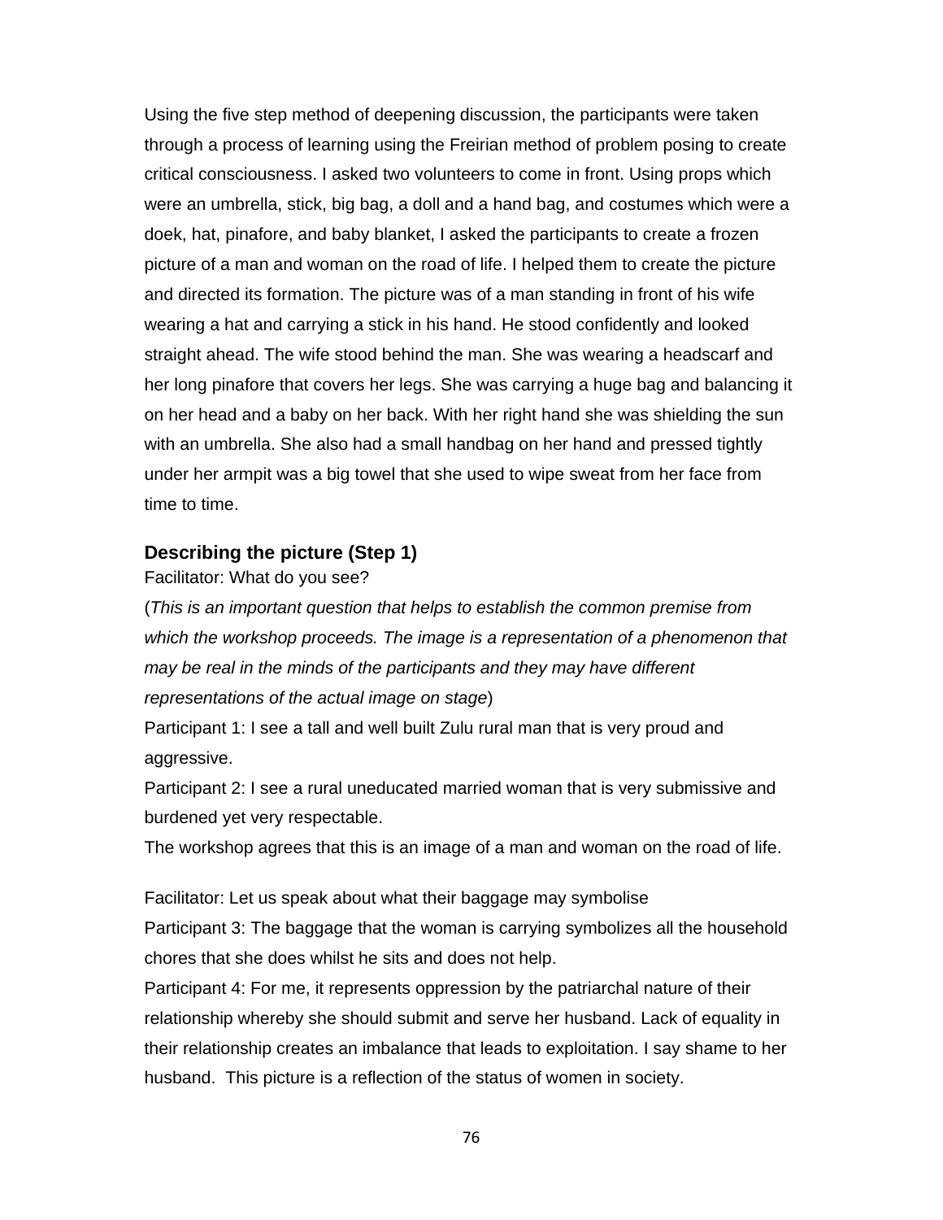Using the five step method of deepening discussion, the participants were taken through a process of learning using the Freirian method of problem posing to create critical consciousness. I asked two volunteers to come in front. Using props which were an umbrella, stick, big bag, a doll and a hand bag, and costumes which were a doek, hat, pinafore, and baby blanket, I asked the participants to create a frozen picture of a man and woman on the road of life. I helped them to create the picture and directed its formation. The picture was of a man standing in front of his wife wearing a hat and carrying a stick in his hand. He stood confidently and looked straight ahead. The wife stood behind the man. She was wearing a headscarf and her long pinafore that covers her legs. She was carrying a huge bag and balancing it on her head and a baby on her back. With her right hand she was shielding the sun with an umbrella. She also had a small handbag on her hand and pressed tightly under her armpit was a big towel that she used to wipe sweat from her face from time to time.

### Describing the picture (Step 1)

Facilitator: What do you see?

(*This is an important question that helps to establish the common premise from which the workshop proceeds. The image is a representation of a phenomenon that may be real in the minds of the participants and they may have different representations of the actual image on stage*)

Participant 1: I see a tall and well built Zulu rural man that is very proud and aggressive.

Participant 2: I see a rural uneducated married woman that is very submissive and burdened yet very respectable.

The workshop agrees that this is an image of a man and woman on the road of life.

Facilitator: Let us speak about what their baggage may symbolise

Participant 3: The baggage that the woman is carrying symbolizes all the household chores that she does whilst he sits and does not help.

Participant 4: For me, it represents oppression by the patriarchal nature of their relationship whereby she should submit and serve her husband. Lack of equality in their relationship creates an imbalance that leads to exploitation. I say shame to her husband. This picture is a reflection of the status of women in society.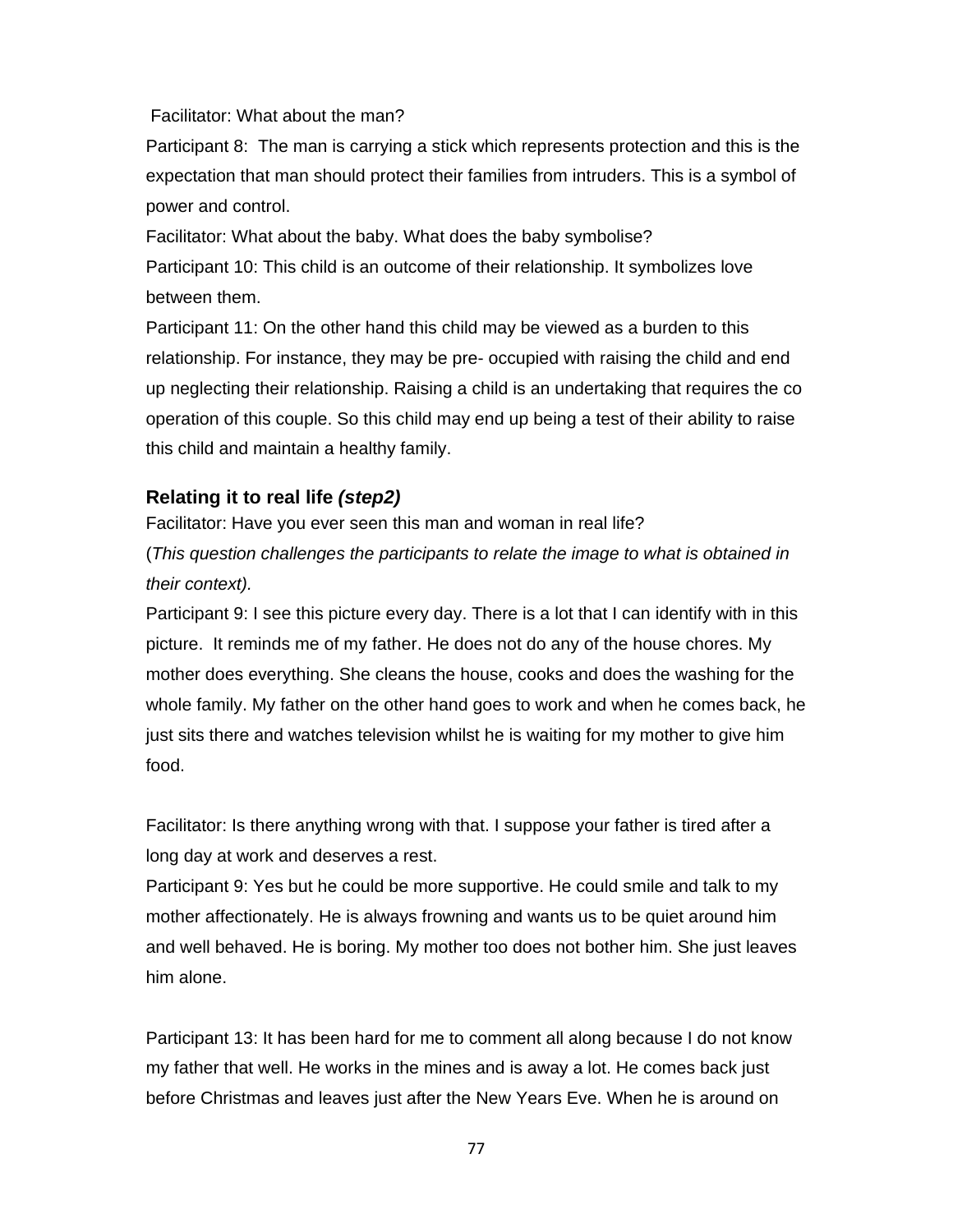Facilitator: What about the man?

Participant 8: The man is carrying a stick which represents protection and this is the expectation that man should protect their families from intruders. This is a symbol of power and control.

Facilitator: What about the baby. What does the baby symbolise?

Participant 10: This child is an outcome of their relationship. It symbolizes love between them.

Participant 11: On the other hand this child may be viewed as a burden to this relationship. For instance, they may be pre- occupied with raising the child and end up neglecting their relationship. Raising a child is an undertaking that requires the co operation of this couple. So this child may end up being a test of their ability to raise this child and maintain a healthy family.

### Relating it to real life *(step2)*

Facilitator: Have you ever seen this man and woman in real life?

(*This question challenges the participants to relate the image to what is obtained in their context).*

Participant 9: I see this picture every day. There is a lot that I can identify with in this picture. It reminds me of my father. He does not do any of the house chores. My mother does everything. She cleans the house, cooks and does the washing for the whole family. My father on the other hand goes to work and when he comes back, he just sits there and watches television whilst he is waiting for my mother to give him food.

Facilitator: Is there anything wrong with that. I suppose your father is tired after a long day at work and deserves a rest.

Participant 9: Yes but he could be more supportive. He could smile and talk to my mother affectionately. He is always frowning and wants us to be quiet around him and well behaved. He is boring. My mother too does not bother him. She just leaves him alone.

Participant 13: It has been hard for me to comment all along because I do not know my father that well. He works in the mines and is away a lot. He comes back just before Christmas and leaves just after the New Years Eve. When he is around on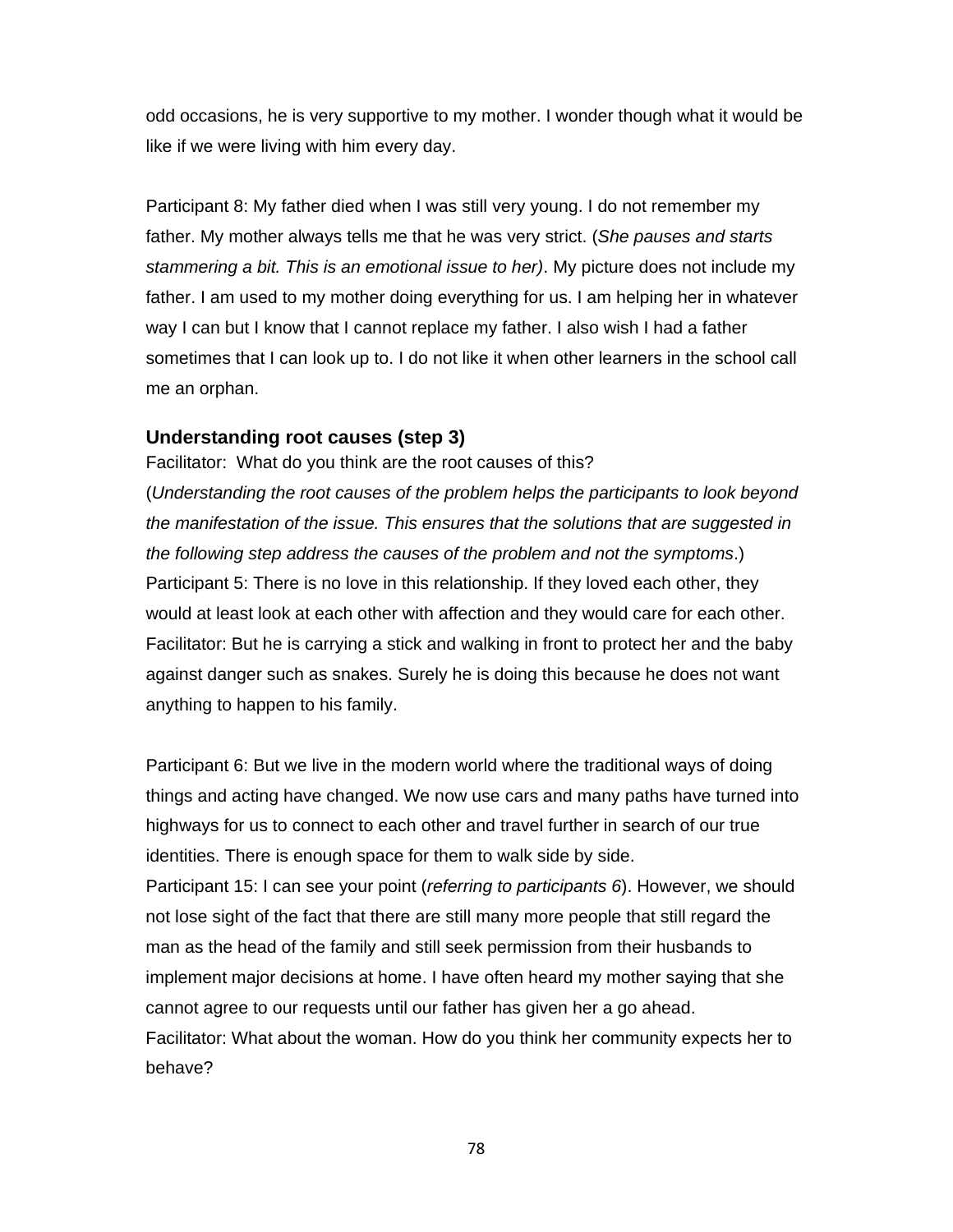odd occasions, he is very supportive to my mother. I wonder though what it would be like if we were living with him every day.

Participant 8: My father died when I was still very young. I do not remember my father. My mother always tells me that he was very strict. (*She pauses and starts stammering a bit. This is an emotional issue to her)*. My picture does not include my father. I am used to my mother doing everything for us. I am helping her in whatever way I can but I know that I cannot replace my father. I also wish I had a father sometimes that I can look up to. I do not like it when other learners in the school call me an orphan.

### Understanding root causes (step 3)

Facilitator: What do you think are the root causes of this?
(*Understanding the root causes of the problem helps the participants to look beyond the manifestation of the issue. This ensures that the solutions that are suggested in the following step address the causes of the problem and not the symptoms*.)
Participant 5: There is no love in this relationship. If they loved each other, they would at least look at each other with affection and they would care for each other.
Facilitator: But he is carrying a stick and walking in front to protect her and the baby against danger such as snakes. Surely he is doing this because he does not want anything to happen to his family.

Participant 6: But we live in the modern world where the traditional ways of doing things and acting have changed. We now use cars and many paths have turned into highways for us to connect to each other and travel further in search of our true identities. There is enough space for them to walk side by side.
Participant 15: I can see your point (*referring to participants 6*). However, we should not lose sight of the fact that there are still many more people that still regard the man as the head of the family and still seek permission from their husbands to implement major decisions at home. I have often heard my mother saying that she cannot agree to our requests until our father has given her a go ahead.
Facilitator: What about the woman. How do you think her community expects her to behave?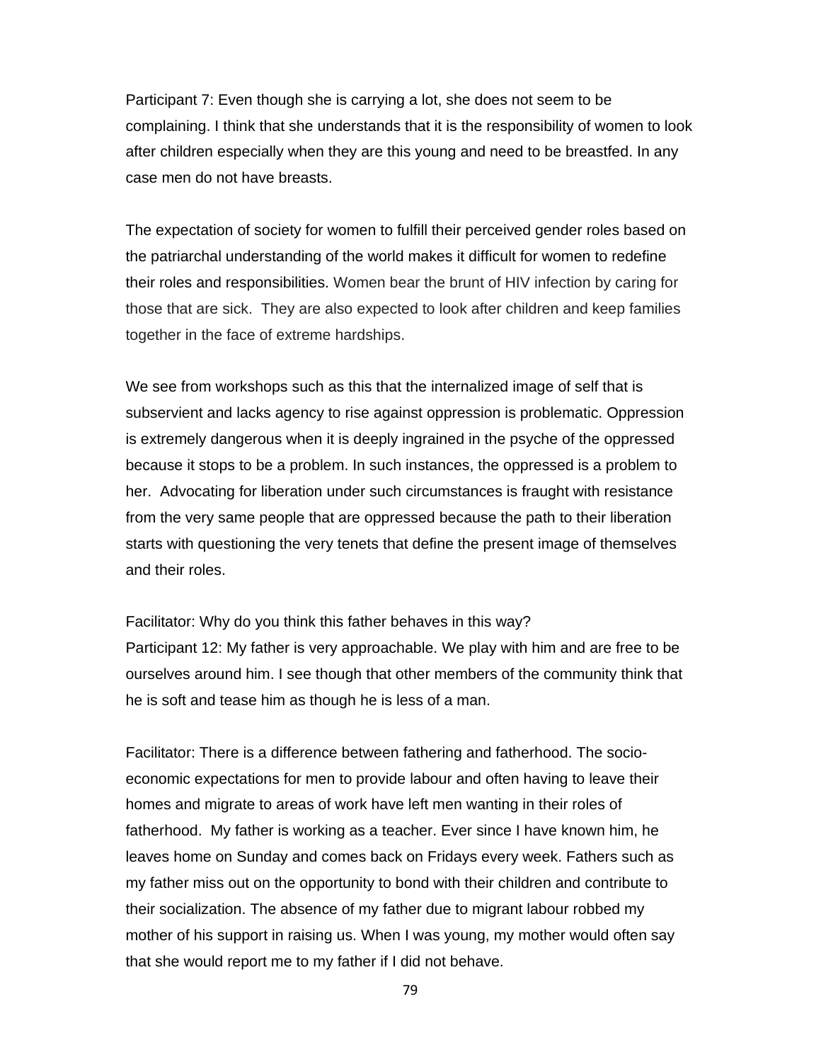Participant 7: Even though she is carrying a lot, she does not seem to be complaining. I think that she understands that it is the responsibility of women to look after children especially when they are this young and need to be breastfed. In any case men do not have breasts.

The expectation of society for women to fulfill their perceived gender roles based on the patriarchal understanding of the world makes it difficult for women to redefine their roles and responsibilities. Women bear the brunt of HIV infection by caring for those that are sick. They are also expected to look after children and keep families together in the face of extreme hardships.

We see from workshops such as this that the internalized image of self that is subservient and lacks agency to rise against oppression is problematic. Oppression is extremely dangerous when it is deeply ingrained in the psyche of the oppressed because it stops to be a problem. In such instances, the oppressed is a problem to her. Advocating for liberation under such circumstances is fraught with resistance from the very same people that are oppressed because the path to their liberation starts with questioning the very tenets that define the present image of themselves and their roles.

Facilitator: Why do you think this father behaves in this way?
Participant 12: My father is very approachable. We play with him and are free to be ourselves around him. I see though that other members of the community think that he is soft and tease him as though he is less of a man.

Facilitator: There is a difference between fathering and fatherhood. The socio-economic expectations for men to provide labour and often having to leave their homes and migrate to areas of work have left men wanting in their roles of fatherhood. My father is working as a teacher. Ever since I have known him, he leaves home on Sunday and comes back on Fridays every week. Fathers such as my father miss out on the opportunity to bond with their children and contribute to their socialization. The absence of my father due to migrant labour robbed my mother of his support in raising us. When I was young, my mother would often say that she would report me to my father if I did not behave.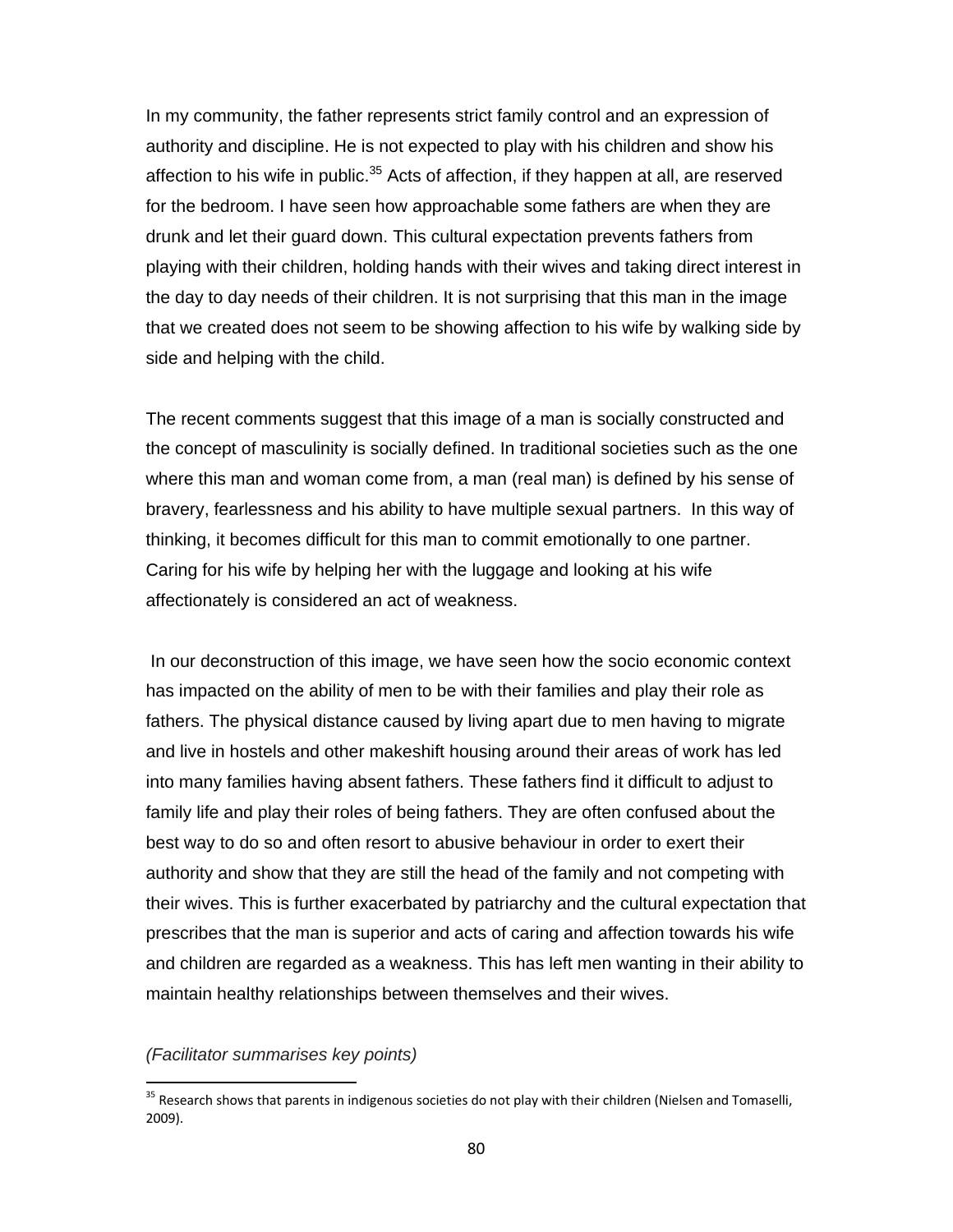In my community, the father represents strict family control and an expression of authority and discipline. He is not expected to play with his children and show his affection to his wife in public.[35] Acts of affection, if they happen at all, are reserved for the bedroom. I have seen how approachable some fathers are when they are drunk and let their guard down. This cultural expectation prevents fathers from playing with their children, holding hands with their wives and taking direct interest in the day to day needs of their children. It is not surprising that this man in the image that we created does not seem to be showing affection to his wife by walking side by side and helping with the child.

The recent comments suggest that this image of a man is socially constructed and the concept of masculinity is socially defined. In traditional societies such as the one where this man and woman come from, a man (real man) is defined by his sense of bravery, fearlessness and his ability to have multiple sexual partners. In this way of thinking, it becomes difficult for this man to commit emotionally to one partner. Caring for his wife by helping her with the luggage and looking at his wife affectionately is considered an act of weakness.

In our deconstruction of this image, we have seen how the socio economic context has impacted on the ability of men to be with their families and play their role as fathers. The physical distance caused by living apart due to men having to migrate and live in hostels and other makeshift housing around their areas of work has led into many families having absent fathers. These fathers find it difficult to adjust to family life and play their roles of being fathers. They are often confused about the best way to do so and often resort to abusive behaviour in order to exert their authority and show that they are still the head of the family and not competing with their wives. This is further exacerbated by patriarchy and the cultural expectation that prescribes that the man is superior and acts of caring and affection towards his wife and children are regarded as a weakness. This has left men wanting in their ability to maintain healthy relationships between themselves and their wives.

*(Facilitator summarises key points)*

[35] Research shows that parents in indigenous societies do not play with their children (Nielsen and Tomaselli, 2009).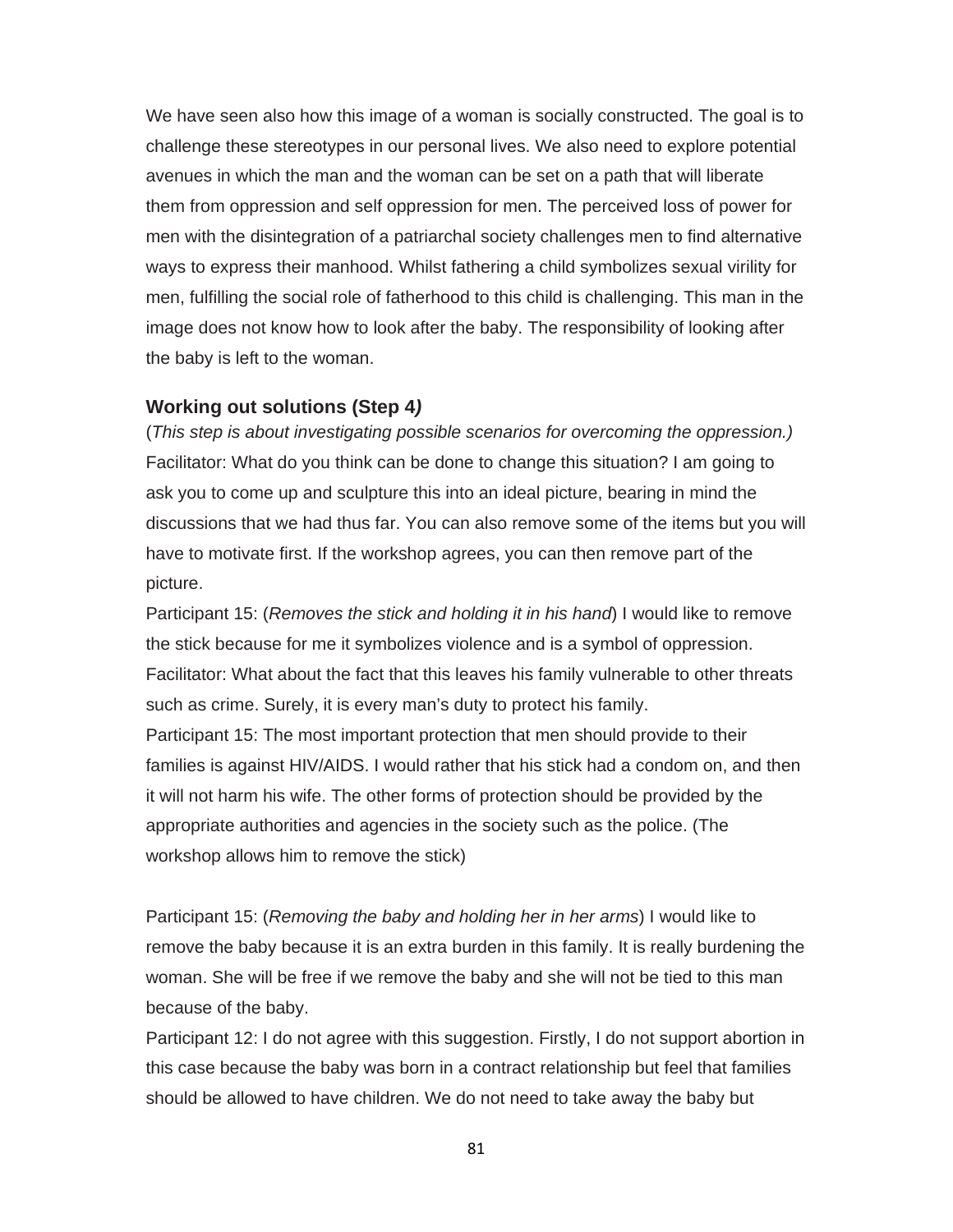We have seen also how this image of a woman is socially constructed. The goal is to challenge these stereotypes in our personal lives. We also need to explore potential avenues in which the man and the woman can be set on a path that will liberate them from oppression and self oppression for men. The perceived loss of power for men with the disintegration of a patriarchal society challenges men to find alternative ways to express their manhood. Whilst fathering a child symbolizes sexual virility for men, fulfilling the social role of fatherhood to this child is challenging. This man in the image does not know how to look after the baby. The responsibility of looking after the baby is left to the woman.

### Working out solutions (Step 4*)*

(*This step is about investigating possible scenarios for overcoming the oppression.)*
Facilitator: What do you think can be done to change this situation? I am going to ask you to come up and sculpture this into an ideal picture, bearing in mind the discussions that we had thus far. You can also remove some of the items but you will have to motivate first. If the workshop agrees, you can then remove part of the picture.
Participant 15: (*Removes the stick and holding it in his hand*) I would like to remove the stick because for me it symbolizes violence and is a symbol of oppression.
Facilitator: What about the fact that this leaves his family vulnerable to other threats such as crime. Surely, it is every man's duty to protect his family.
Participant 15: The most important protection that men should provide to their families is against HIV/AIDS. I would rather that his stick had a condom on, and then it will not harm his wife. The other forms of protection should be provided by the appropriate authorities and agencies in the society such as the police. (The workshop allows him to remove the stick)

Participant 15: (*Removing the baby and holding her in her arms*) I would like to remove the baby because it is an extra burden in this family. It is really burdening the woman. She will be free if we remove the baby and she will not be tied to this man because of the baby.
Participant 12: I do not agree with this suggestion. Firstly, I do not support abortion in this case because the baby was born in a contract relationship but feel that families should be allowed to have children. We do not need to take away the baby but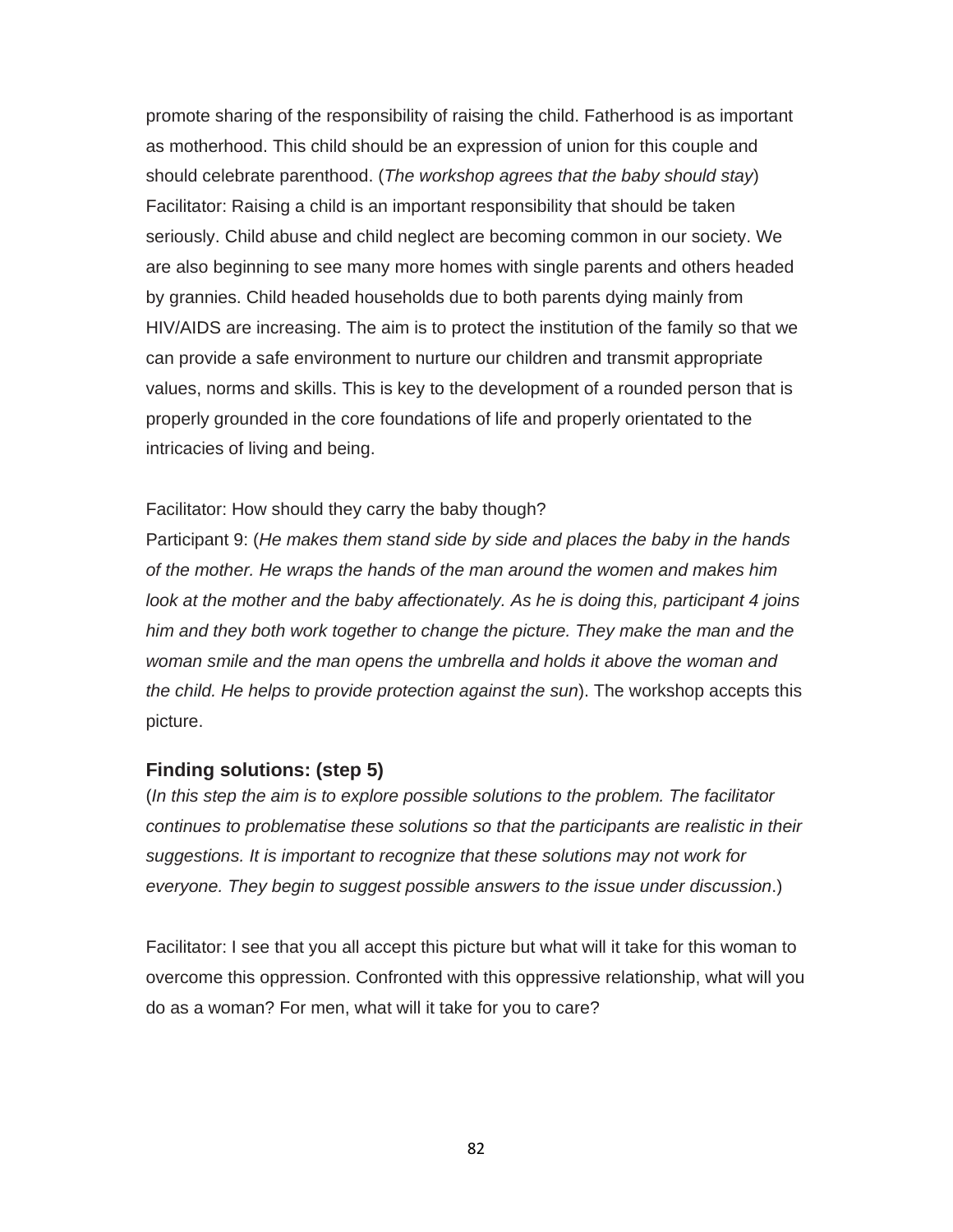promote sharing of the responsibility of raising the child. Fatherhood is as important as motherhood. This child should be an expression of union for this couple and should celebrate parenthood. (*The workshop agrees that the baby should stay*)

Facilitator: Raising a child is an important responsibility that should be taken seriously. Child abuse and child neglect are becoming common in our society. We are also beginning to see many more homes with single parents and others headed by grannies. Child headed households due to both parents dying mainly from HIV/AIDS are increasing. The aim is to protect the institution of the family so that we can provide a safe environment to nurture our children and transmit appropriate values, norms and skills. This is key to the development of a rounded person that is properly grounded in the core foundations of life and properly orientated to the intricacies of living and being.

Facilitator: How should they carry the baby though?

Participant 9: (*He makes them stand side by side and places the baby in the hands of the mother. He wraps the hands of the man around the women and makes him look at the mother and the baby affectionately. As he is doing this, participant 4 joins him and they both work together to change the picture. They make the man and the woman smile and the man opens the umbrella and holds it above the woman and the child. He helps to provide protection against the sun*). The workshop accepts this picture.

### Finding solutions: (step 5)

(*In this step the aim is to explore possible solutions to the problem. The facilitator continues to problematise these solutions so that the participants are realistic in their suggestions. It is important to recognize that these solutions may not work for everyone. They begin to suggest possible answers to the issue under discussion*.)

Facilitator: I see that you all accept this picture but what will it take for this woman to overcome this oppression. Confronted with this oppressive relationship, what will you do as a woman? For men, what will it take for you to care?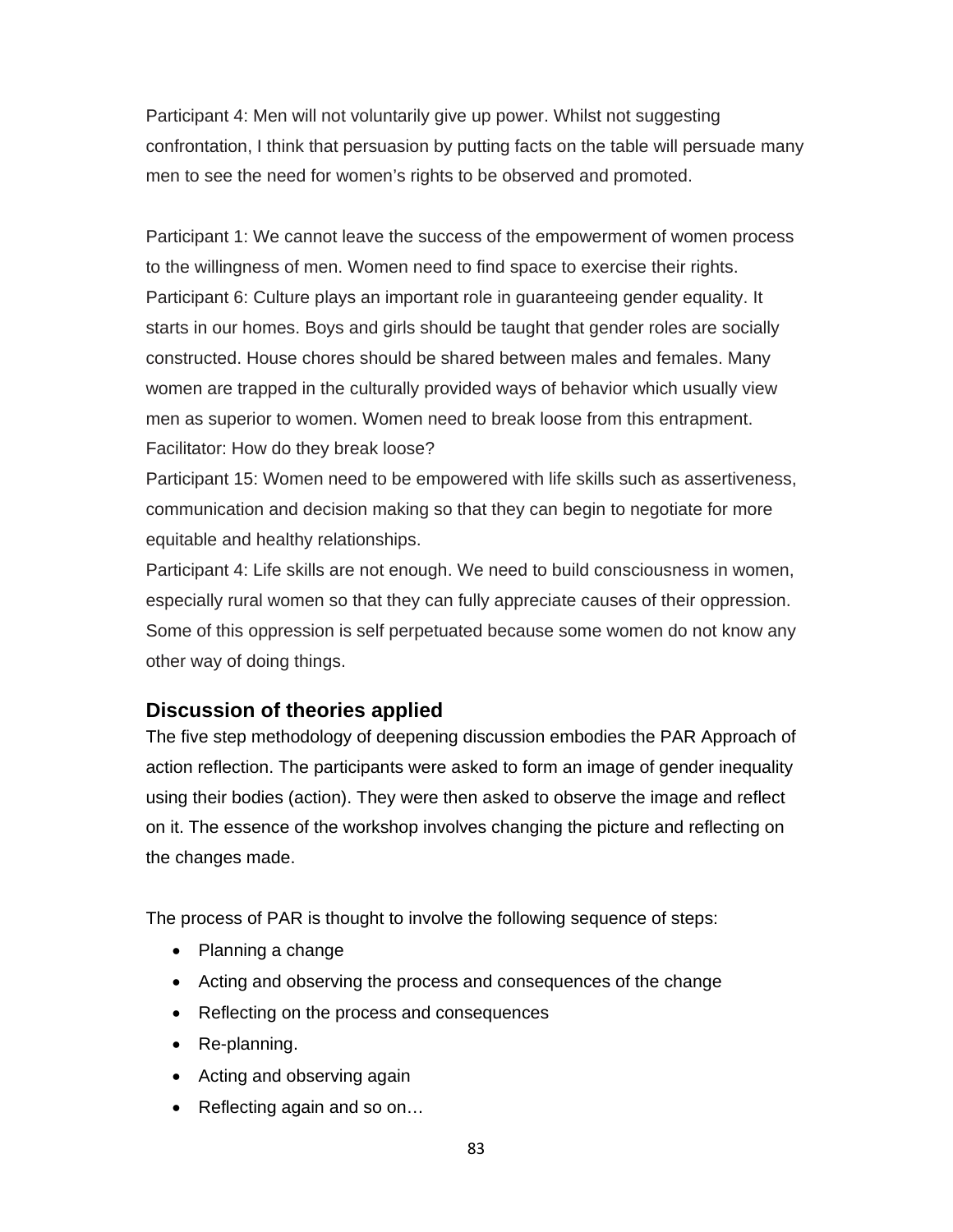Participant 4: Men will not voluntarily give up power. Whilst not suggesting confrontation, I think that persuasion by putting facts on the table will persuade many men to see the need for women's rights to be observed and promoted.

Participant 1: We cannot leave the success of the empowerment of women process to the willingness of men. Women need to find space to exercise their rights.
Participant 6: Culture plays an important role in guaranteeing gender equality. It starts in our homes. Boys and girls should be taught that gender roles are socially constructed. House chores should be shared between males and females. Many women are trapped in the culturally provided ways of behavior which usually view men as superior to women. Women need to break loose from this entrapment.
Facilitator: How do they break loose?
Participant 15: Women need to be empowered with life skills such as assertiveness, communication and decision making so that they can begin to negotiate for more equitable and healthy relationships.
Participant 4: Life skills are not enough. We need to build consciousness in women, especially rural women so that they can fully appreciate causes of their oppression. Some of this oppression is self perpetuated because some women do not know any other way of doing things.

## Discussion of theories applied

The five step methodology of deepening discussion embodies the PAR Approach of action reflection. The participants were asked to form an image of gender inequality using their bodies (action). They were then asked to observe the image and reflect on it. The essence of the workshop involves changing the picture and reflecting on the changes made.

The process of PAR is thought to involve the following sequence of steps:

- Planning a change
- Acting and observing the process and consequences of the change
- Reflecting on the process and consequences
- Re-planning.
- Acting and observing again
- Reflecting again and so on…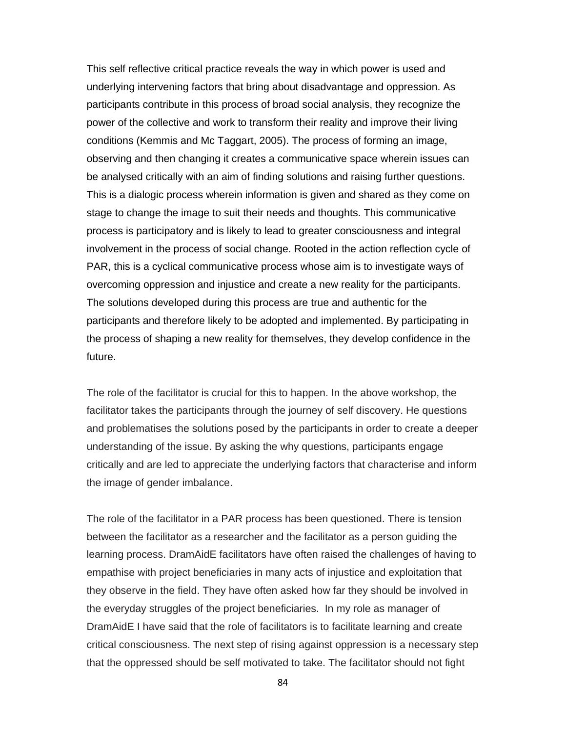This self reflective critical practice reveals the way in which power is used and underlying intervening factors that bring about disadvantage and oppression. As participants contribute in this process of broad social analysis, they recognize the power of the collective and work to transform their reality and improve their living conditions (Kemmis and Mc Taggart, 2005). The process of forming an image, observing and then changing it creates a communicative space wherein issues can be analysed critically with an aim of finding solutions and raising further questions. This is a dialogic process wherein information is given and shared as they come on stage to change the image to suit their needs and thoughts. This communicative process is participatory and is likely to lead to greater consciousness and integral involvement in the process of social change. Rooted in the action reflection cycle of PAR, this is a cyclical communicative process whose aim is to investigate ways of overcoming oppression and injustice and create a new reality for the participants. The solutions developed during this process are true and authentic for the participants and therefore likely to be adopted and implemented. By participating in the process of shaping a new reality for themselves, they develop confidence in the future.

The role of the facilitator is crucial for this to happen. In the above workshop, the facilitator takes the participants through the journey of self discovery. He questions and problematises the solutions posed by the participants in order to create a deeper understanding of the issue. By asking the why questions, participants engage critically and are led to appreciate the underlying factors that characterise and inform the image of gender imbalance.

The role of the facilitator in a PAR process has been questioned. There is tension between the facilitator as a researcher and the facilitator as a person guiding the learning process. DramAidE facilitators have often raised the challenges of having to empathise with project beneficiaries in many acts of injustice and exploitation that they observe in the field. They have often asked how far they should be involved in the everyday struggles of the project beneficiaries. In my role as manager of DramAidE I have said that the role of facilitators is to facilitate learning and create critical consciousness. The next step of rising against oppression is a necessary step that the oppressed should be self motivated to take. The facilitator should not fight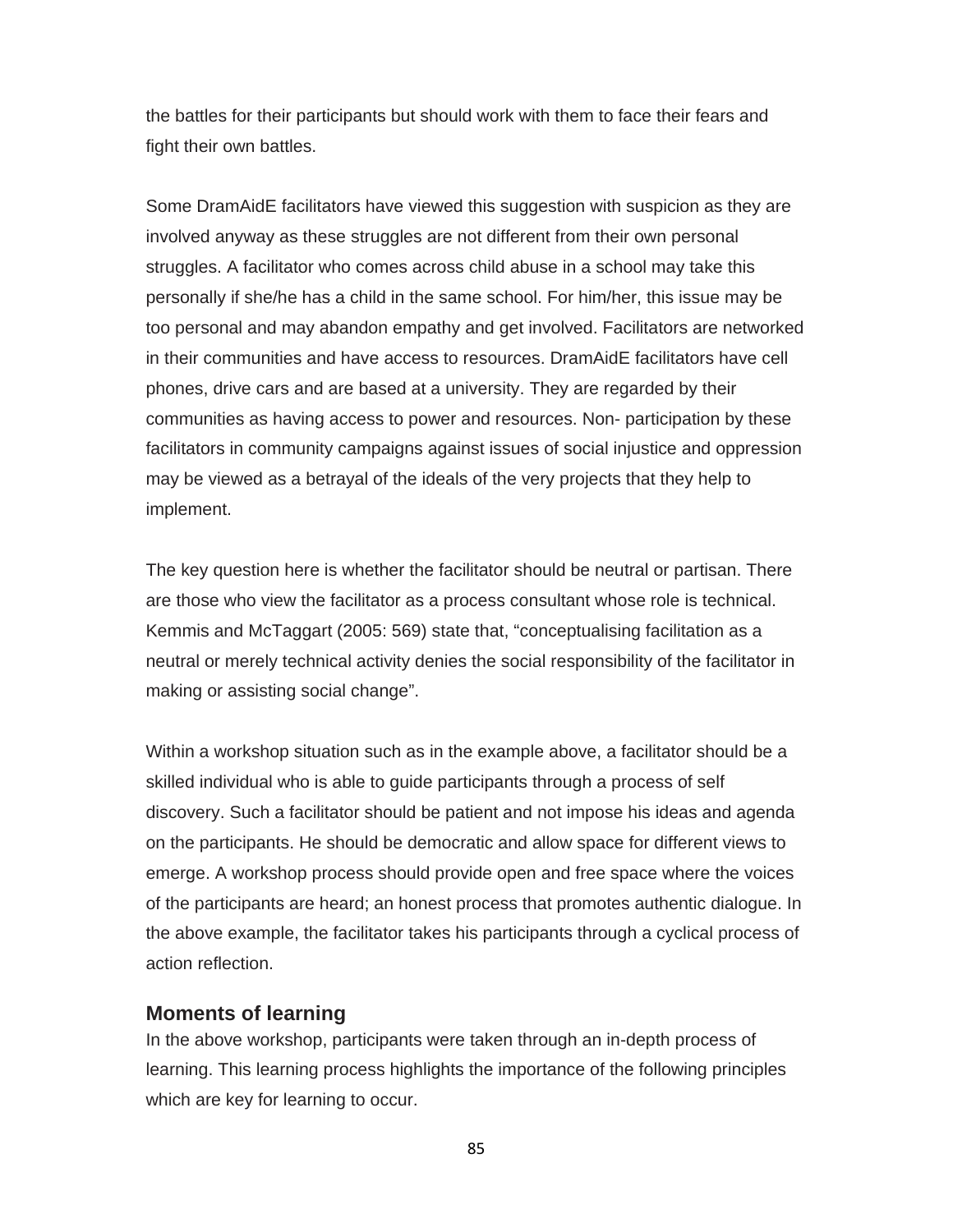the battles for their participants but should work with them to face their fears and fight their own battles.

Some DramAidE facilitators have viewed this suggestion with suspicion as they are involved anyway as these struggles are not different from their own personal struggles. A facilitator who comes across child abuse in a school may take this personally if she/he has a child in the same school. For him/her, this issue may be too personal and may abandon empathy and get involved. Facilitators are networked in their communities and have access to resources. DramAidE facilitators have cell phones, drive cars and are based at a university. They are regarded by their communities as having access to power and resources. Non- participation by these facilitators in community campaigns against issues of social injustice and oppression may be viewed as a betrayal of the ideals of the very projects that they help to implement.

The key question here is whether the facilitator should be neutral or partisan. There are those who view the facilitator as a process consultant whose role is technical. Kemmis and McTaggart (2005: 569) state that, "conceptualising facilitation as a neutral or merely technical activity denies the social responsibility of the facilitator in making or assisting social change".

Within a workshop situation such as in the example above, a facilitator should be a skilled individual who is able to guide participants through a process of self discovery. Such a facilitator should be patient and not impose his ideas and agenda on the participants. He should be democratic and allow space for different views to emerge. A workshop process should provide open and free space where the voices of the participants are heard; an honest process that promotes authentic dialogue. In the above example, the facilitator takes his participants through a cyclical process of action reflection.

## Moments of learning

In the above workshop, participants were taken through an in-depth process of learning. This learning process highlights the importance of the following principles which are key for learning to occur.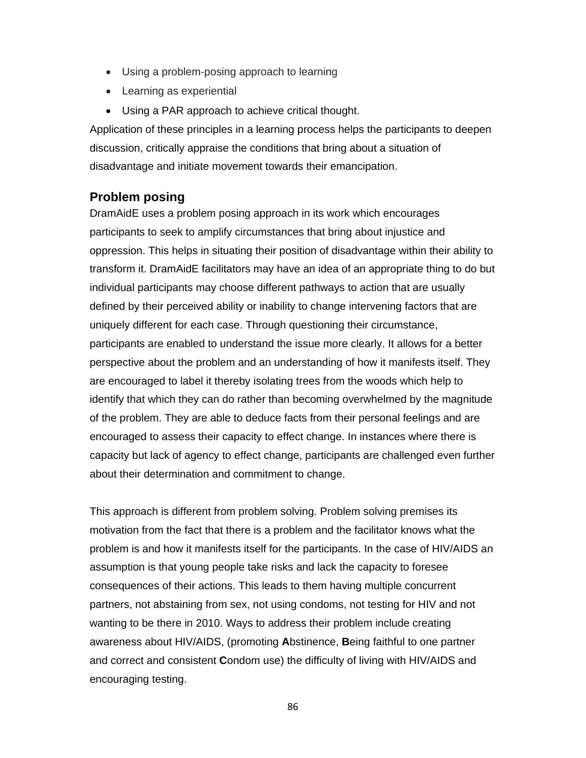- Using a problem-posing approach to learning
- Learning as experiential
- Using a PAR approach to achieve critical thought.

Application of these principles in a learning process helps the participants to deepen discussion, critically appraise the conditions that bring about a situation of disadvantage and initiate movement towards their emancipation.

### Problem posing

DramAidE uses a problem posing approach in its work which encourages participants to seek to amplify circumstances that bring about injustice and oppression. This helps in situating their position of disadvantage within their ability to transform it. DramAidE facilitators may have an idea of an appropriate thing to do but individual participants may choose different pathways to action that are usually defined by their perceived ability or inability to change intervening factors that are uniquely different for each case. Through questioning their circumstance, participants are enabled to understand the issue more clearly. It allows for a better perspective about the problem and an understanding of how it manifests itself. They are encouraged to label it thereby isolating trees from the woods which help to identify that which they can do rather than becoming overwhelmed by the magnitude of the problem. They are able to deduce facts from their personal feelings and are encouraged to assess their capacity to effect change. In instances where there is capacity but lack of agency to effect change, participants are challenged even further about their determination and commitment to change.

This approach is different from problem solving. Problem solving premises its motivation from the fact that there is a problem and the facilitator knows what the problem is and how it manifests itself for the participants. In the case of HIV/AIDS an assumption is that young people take risks and lack the capacity to foresee consequences of their actions. This leads to them having multiple concurrent partners, not abstaining from sex, not using condoms, not testing for HIV and not wanting to be there in 2010. Ways to address their problem include creating awareness about HIV/AIDS, (promoting **A**bstinence, **B**eing faithful to one partner and correct and consistent **C**ondom use) the difficulty of living with HIV/AIDS and encouraging testing.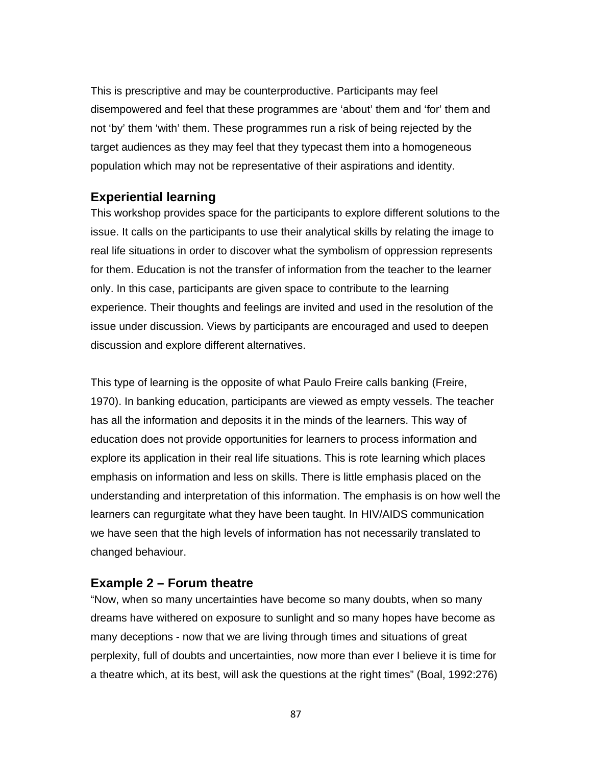This is prescriptive and may be counterproductive. Participants may feel disempowered and feel that these programmes are 'about' them and 'for' them and not 'by' them 'with' them. These programmes run a risk of being rejected by the target audiences as they may feel that they typecast them into a homogeneous population which may not be representative of their aspirations and identity.

### Experiential learning

This workshop provides space for the participants to explore different solutions to the issue. It calls on the participants to use their analytical skills by relating the image to real life situations in order to discover what the symbolism of oppression represents for them. Education is not the transfer of information from the teacher to the learner only. In this case, participants are given space to contribute to the learning experience. Their thoughts and feelings are invited and used in the resolution of the issue under discussion. Views by participants are encouraged and used to deepen discussion and explore different alternatives.

This type of learning is the opposite of what Paulo Freire calls banking (Freire, 1970). In banking education, participants are viewed as empty vessels. The teacher has all the information and deposits it in the minds of the learners. This way of education does not provide opportunities for learners to process information and explore its application in their real life situations. This is rote learning which places emphasis on information and less on skills. There is little emphasis placed on the understanding and interpretation of this information. The emphasis is on how well the learners can regurgitate what they have been taught. In HIV/AIDS communication we have seen that the high levels of information has not necessarily translated to changed behaviour.

### Example 2 – Forum theatre

"Now, when so many uncertainties have become so many doubts, when so many dreams have withered on exposure to sunlight and so many hopes have become as many deceptions - now that we are living through times and situations of great perplexity, full of doubts and uncertainties, now more than ever I believe it is time for a theatre which, at its best, will ask the questions at the right times" (Boal, 1992:276)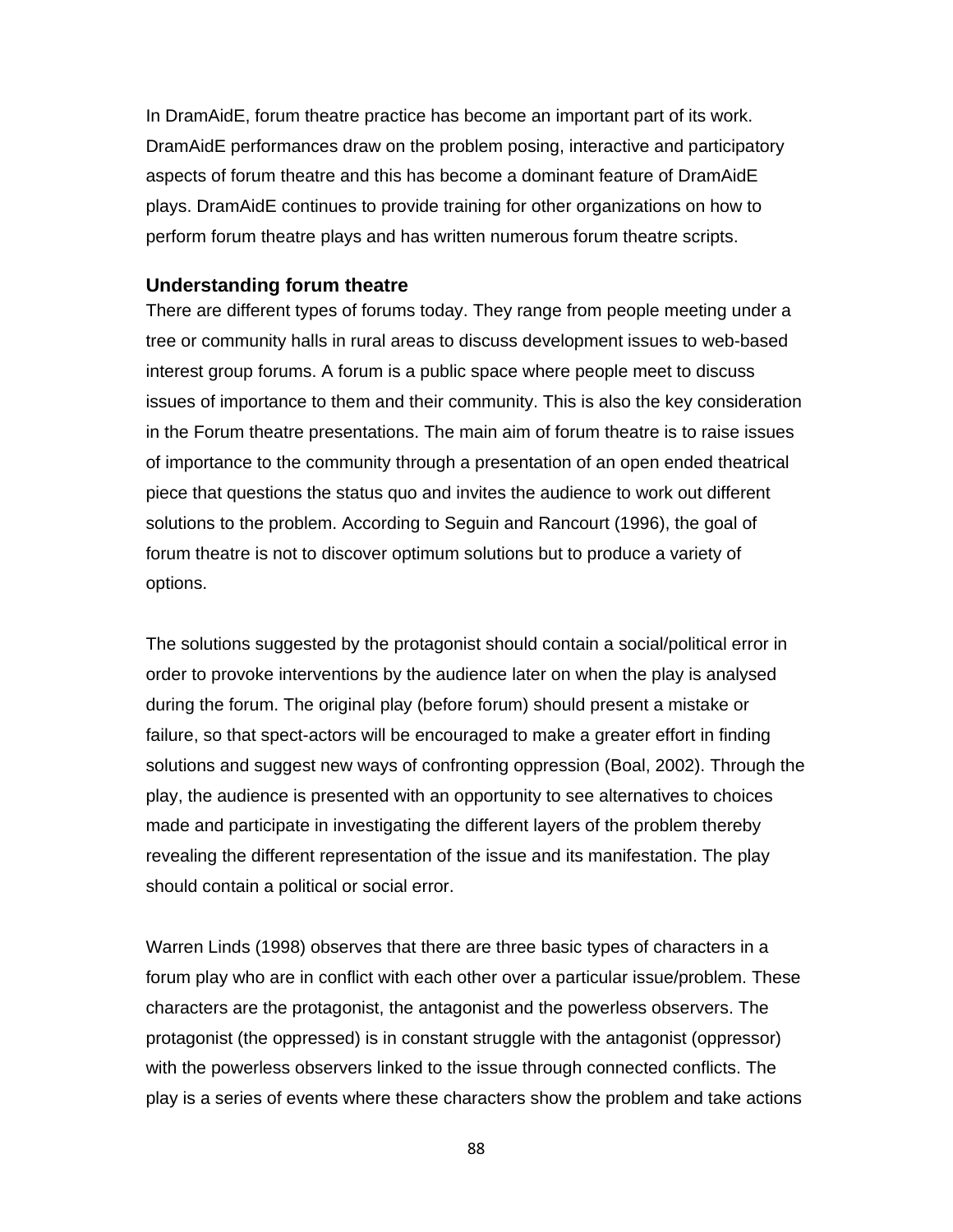In DramAidE, forum theatre practice has become an important part of its work. DramAidE performances draw on the problem posing, interactive and participatory aspects of forum theatre and this has become a dominant feature of DramAidE plays. DramAidE continues to provide training for other organizations on how to perform forum theatre plays and has written numerous forum theatre scripts.

### Understanding forum theatre

There are different types of forums today. They range from people meeting under a tree or community halls in rural areas to discuss development issues to web-based interest group forums. A forum is a public space where people meet to discuss issues of importance to them and their community. This is also the key consideration in the Forum theatre presentations. The main aim of forum theatre is to raise issues of importance to the community through a presentation of an open ended theatrical piece that questions the status quo and invites the audience to work out different solutions to the problem. According to Seguin and Rancourt (1996), the goal of forum theatre is not to discover optimum solutions but to produce a variety of options.

The solutions suggested by the protagonist should contain a social/political error in order to provoke interventions by the audience later on when the play is analysed during the forum. The original play (before forum) should present a mistake or failure, so that spect-actors will be encouraged to make a greater effort in finding solutions and suggest new ways of confronting oppression (Boal, 2002). Through the play, the audience is presented with an opportunity to see alternatives to choices made and participate in investigating the different layers of the problem thereby revealing the different representation of the issue and its manifestation. The play should contain a political or social error.

Warren Linds (1998) observes that there are three basic types of characters in a forum play who are in conflict with each other over a particular issue/problem. These characters are the protagonist, the antagonist and the powerless observers. The protagonist (the oppressed) is in constant struggle with the antagonist (oppressor) with the powerless observers linked to the issue through connected conflicts. The play is a series of events where these characters show the problem and take actions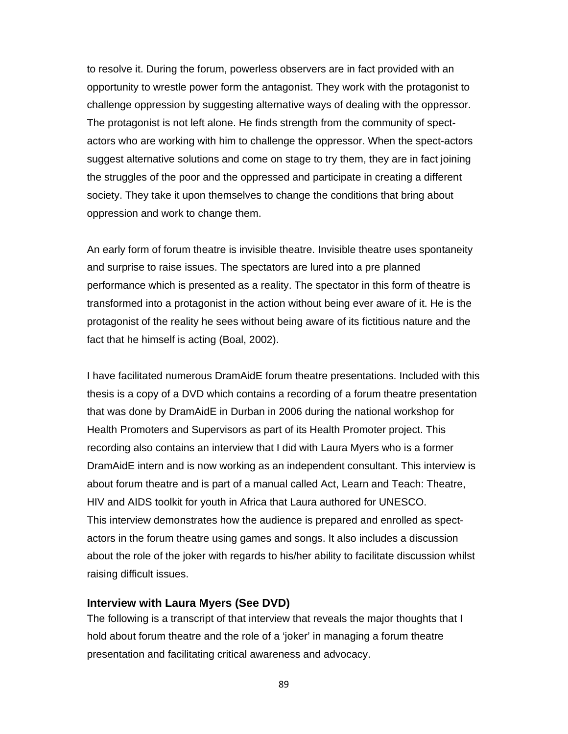to resolve it. During the forum, powerless observers are in fact provided with an opportunity to wrestle power form the antagonist. They work with the protagonist to challenge oppression by suggesting alternative ways of dealing with the oppressor. The protagonist is not left alone. He finds strength from the community of spect-actors who are working with him to challenge the oppressor. When the spect-actors suggest alternative solutions and come on stage to try them, they are in fact joining the struggles of the poor and the oppressed and participate in creating a different society. They take it upon themselves to change the conditions that bring about oppression and work to change them.

An early form of forum theatre is invisible theatre. Invisible theatre uses spontaneity and surprise to raise issues. The spectators are lured into a pre planned performance which is presented as a reality. The spectator in this form of theatre is transformed into a protagonist in the action without being ever aware of it. He is the protagonist of the reality he sees without being aware of its fictitious nature and the fact that he himself is acting (Boal, 2002).

I have facilitated numerous DramAidE forum theatre presentations. Included with this thesis is a copy of a DVD which contains a recording of a forum theatre presentation that was done by DramAidE in Durban in 2006 during the national workshop for Health Promoters and Supervisors as part of its Health Promoter project. This recording also contains an interview that I did with Laura Myers who is a former DramAidE intern and is now working as an independent consultant. This interview is about forum theatre and is part of a manual called Act, Learn and Teach: Theatre, HIV and AIDS toolkit for youth in Africa that Laura authored for UNESCO.
This interview demonstrates how the audience is prepared and enrolled as spect-actors in the forum theatre using games and songs. It also includes a discussion about the role of the joker with regards to his/her ability to facilitate discussion whilst raising difficult issues.

### Interview with Laura Myers (See DVD)

The following is a transcript of that interview that reveals the major thoughts that I hold about forum theatre and the role of a 'joker' in managing a forum theatre presentation and facilitating critical awareness and advocacy.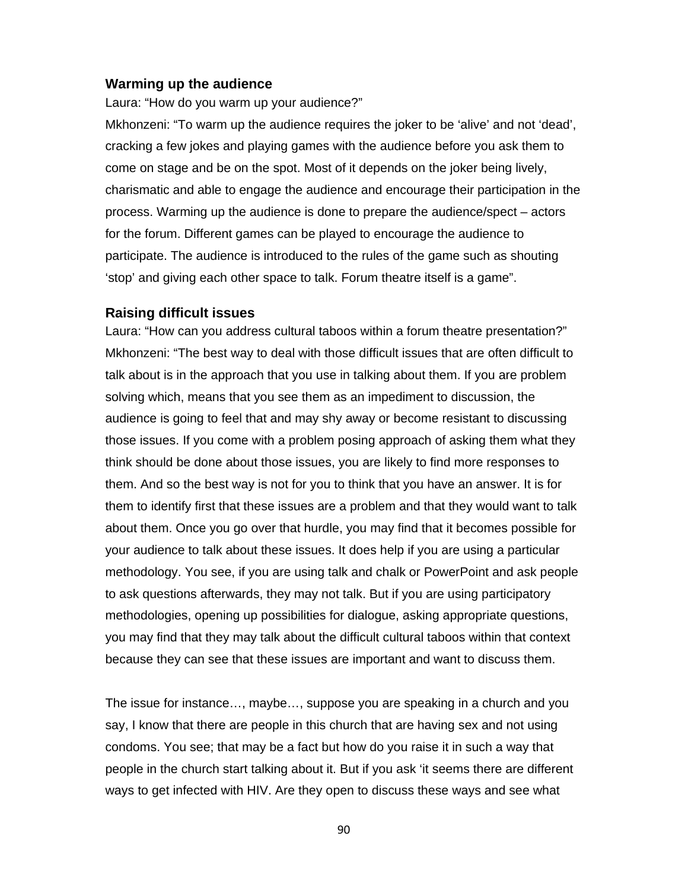### Warming up the audience

Laura: "How do you warm up your audience?"

Mkhonzeni: "To warm up the audience requires the joker to be 'alive' and not 'dead', cracking a few jokes and playing games with the audience before you ask them to come on stage and be on the spot. Most of it depends on the joker being lively, charismatic and able to engage the audience and encourage their participation in the process. Warming up the audience is done to prepare the audience/spect – actors for the forum. Different games can be played to encourage the audience to participate. The audience is introduced to the rules of the game such as shouting 'stop' and giving each other space to talk. Forum theatre itself is a game".

### Raising difficult issues

Laura: "How can you address cultural taboos within a forum theatre presentation?"

Mkhonzeni: "The best way to deal with those difficult issues that are often difficult to talk about is in the approach that you use in talking about them. If you are problem solving which, means that you see them as an impediment to discussion, the audience is going to feel that and may shy away or become resistant to discussing those issues. If you come with a problem posing approach of asking them what they think should be done about those issues, you are likely to find more responses to them. And so the best way is not for you to think that you have an answer. It is for them to identify first that these issues are a problem and that they would want to talk about them. Once you go over that hurdle, you may find that it becomes possible for your audience to talk about these issues. It does help if you are using a particular methodology. You see, if you are using talk and chalk or PowerPoint and ask people to ask questions afterwards, they may not talk. But if you are using participatory methodologies, opening up possibilities for dialogue, asking appropriate questions, you may find that they may talk about the difficult cultural taboos within that context because they can see that these issues are important and want to discuss them.

The issue for instance…, maybe…, suppose you are speaking in a church and you say, I know that there are people in this church that are having sex and not using condoms. You see; that may be a fact but how do you raise it in such a way that people in the church start talking about it. But if you ask 'it seems there are different ways to get infected with HIV. Are they open to discuss these ways and see what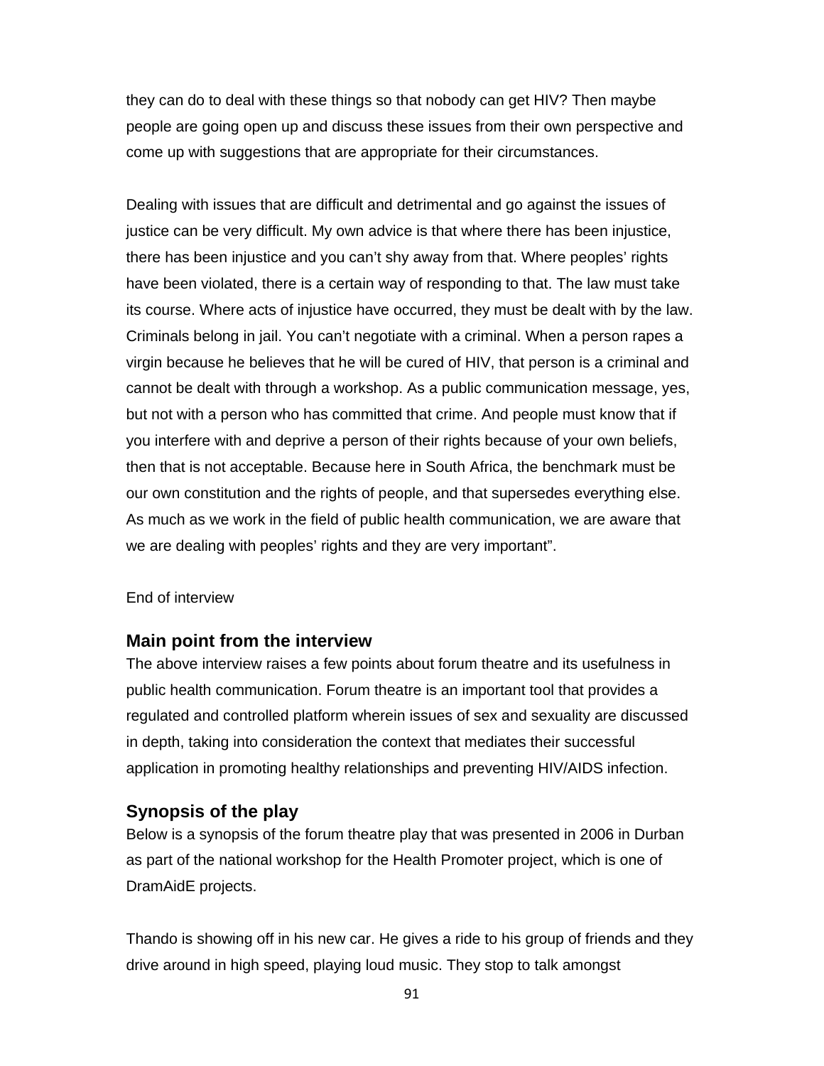they can do to deal with these things so that nobody can get HIV? Then maybe people are going open up and discuss these issues from their own perspective and come up with suggestions that are appropriate for their circumstances.

Dealing with issues that are difficult and detrimental and go against the issues of justice can be very difficult. My own advice is that where there has been injustice, there has been injustice and you can't shy away from that. Where peoples' rights have been violated, there is a certain way of responding to that. The law must take its course. Where acts of injustice have occurred, they must be dealt with by the law. Criminals belong in jail. You can't negotiate with a criminal. When a person rapes a virgin because he believes that he will be cured of HIV, that person is a criminal and cannot be dealt with through a workshop. As a public communication message, yes, but not with a person who has committed that crime. And people must know that if you interfere with and deprive a person of their rights because of your own beliefs, then that is not acceptable. Because here in South Africa, the benchmark must be our own constitution and the rights of people, and that supersedes everything else. As much as we work in the field of public health communication, we are aware that we are dealing with peoples' rights and they are very important".

End of interview

## Main point from the interview

The above interview raises a few points about forum theatre and its usefulness in public health communication. Forum theatre is an important tool that provides a regulated and controlled platform wherein issues of sex and sexuality are discussed in depth, taking into consideration the context that mediates their successful application in promoting healthy relationships and preventing HIV/AIDS infection.

## Synopsis of the play

Below is a synopsis of the forum theatre play that was presented in 2006 in Durban as part of the national workshop for the Health Promoter project, which is one of DramAidE projects.

Thando is showing off in his new car. He gives a ride to his group of friends and they drive around in high speed, playing loud music. They stop to talk amongst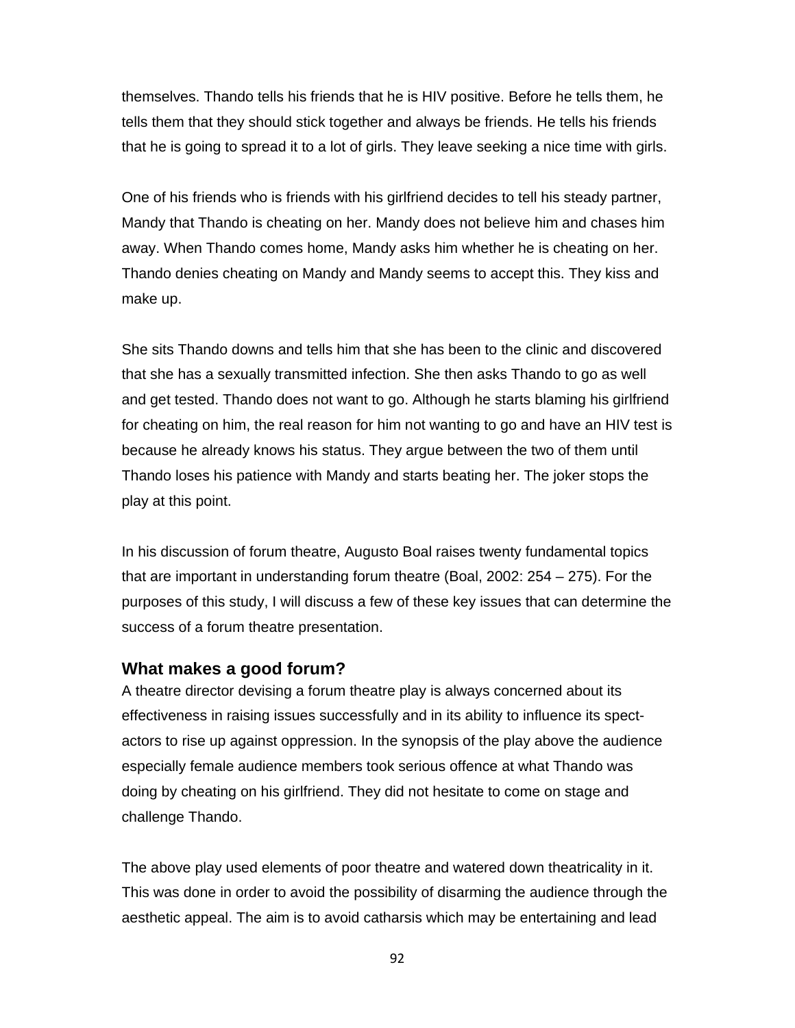themselves. Thando tells his friends that he is HIV positive. Before he tells them, he tells them that they should stick together and always be friends. He tells his friends that he is going to spread it to a lot of girls. They leave seeking a nice time with girls.

One of his friends who is friends with his girlfriend decides to tell his steady partner, Mandy that Thando is cheating on her. Mandy does not believe him and chases him away. When Thando comes home, Mandy asks him whether he is cheating on her. Thando denies cheating on Mandy and Mandy seems to accept this. They kiss and make up.

She sits Thando downs and tells him that she has been to the clinic and discovered that she has a sexually transmitted infection. She then asks Thando to go as well and get tested. Thando does not want to go. Although he starts blaming his girlfriend for cheating on him, the real reason for him not wanting to go and have an HIV test is because he already knows his status. They argue between the two of them until Thando loses his patience with Mandy and starts beating her. The joker stops the play at this point.

In his discussion of forum theatre, Augusto Boal raises twenty fundamental topics that are important in understanding forum theatre (Boal, 2002: 254 – 275). For the purposes of this study, I will discuss a few of these key issues that can determine the success of a forum theatre presentation.

### What makes a good forum?

A theatre director devising a forum theatre play is always concerned about its effectiveness in raising issues successfully and in its ability to influence its spect-actors to rise up against oppression. In the synopsis of the play above the audience especially female audience members took serious offence at what Thando was doing by cheating on his girlfriend. They did not hesitate to come on stage and challenge Thando.

The above play used elements of poor theatre and watered down theatricality in it. This was done in order to avoid the possibility of disarming the audience through the aesthetic appeal. The aim is to avoid catharsis which may be entertaining and lead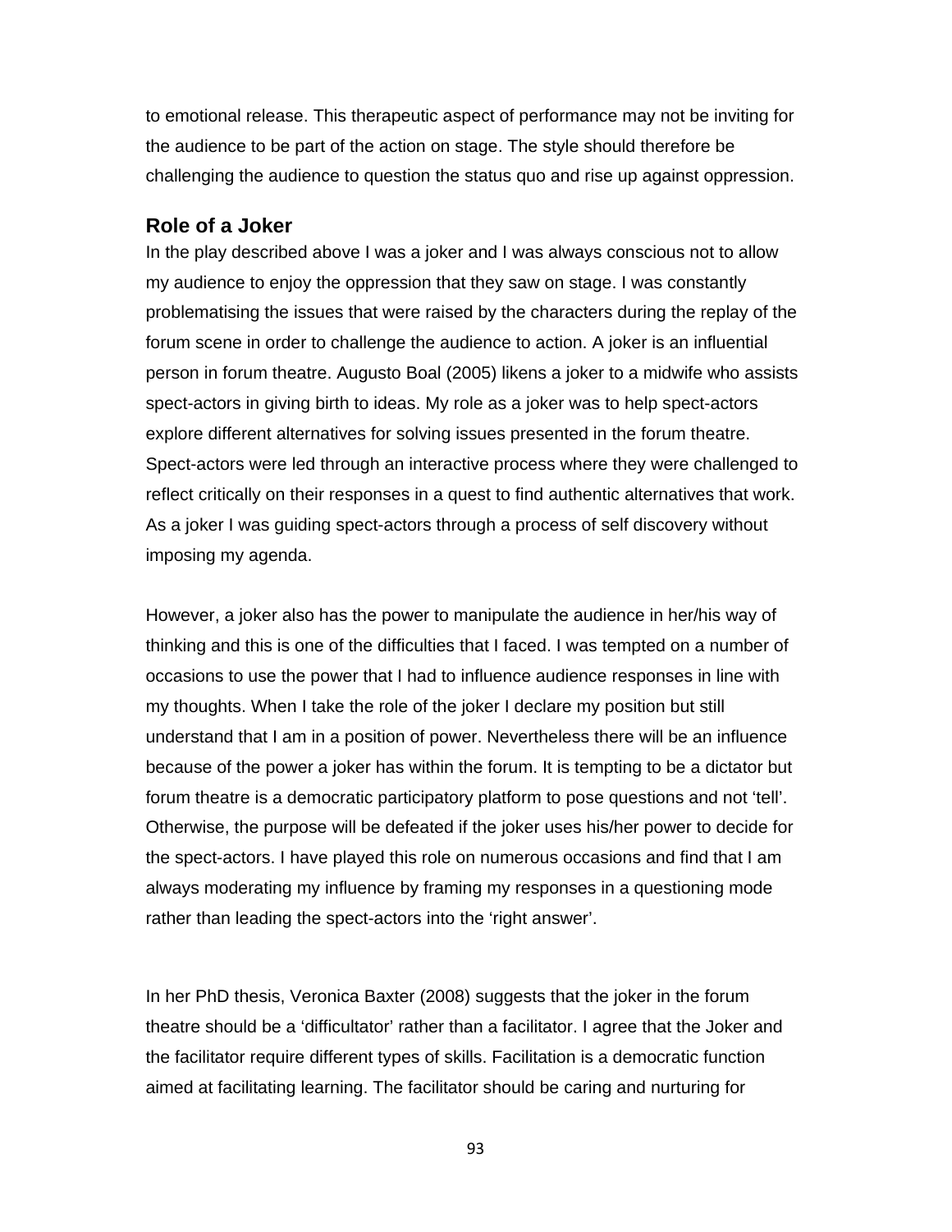to emotional release. This therapeutic aspect of performance may not be inviting for the audience to be part of the action on stage. The style should therefore be challenging the audience to question the status quo and rise up against oppression.

### Role of a Joker

In the play described above I was a joker and I was always conscious not to allow my audience to enjoy the oppression that they saw on stage. I was constantly problematising the issues that were raised by the characters during the replay of the forum scene in order to challenge the audience to action. A joker is an influential person in forum theatre. Augusto Boal (2005) likens a joker to a midwife who assists spect-actors in giving birth to ideas. My role as a joker was to help spect-actors explore different alternatives for solving issues presented in the forum theatre. Spect-actors were led through an interactive process where they were challenged to reflect critically on their responses in a quest to find authentic alternatives that work. As a joker I was guiding spect-actors through a process of self discovery without imposing my agenda.

However, a joker also has the power to manipulate the audience in her/his way of thinking and this is one of the difficulties that I faced. I was tempted on a number of occasions to use the power that I had to influence audience responses in line with my thoughts. When I take the role of the joker I declare my position but still understand that I am in a position of power. Nevertheless there will be an influence because of the power a joker has within the forum. It is tempting to be a dictator but forum theatre is a democratic participatory platform to pose questions and not 'tell'. Otherwise, the purpose will be defeated if the joker uses his/her power to decide for the spect-actors. I have played this role on numerous occasions and find that I am always moderating my influence by framing my responses in a questioning mode rather than leading the spect-actors into the 'right answer'.

In her PhD thesis, Veronica Baxter (2008) suggests that the joker in the forum theatre should be a 'difficultator' rather than a facilitator. I agree that the Joker and the facilitator require different types of skills. Facilitation is a democratic function aimed at facilitating learning. The facilitator should be caring and nurturing for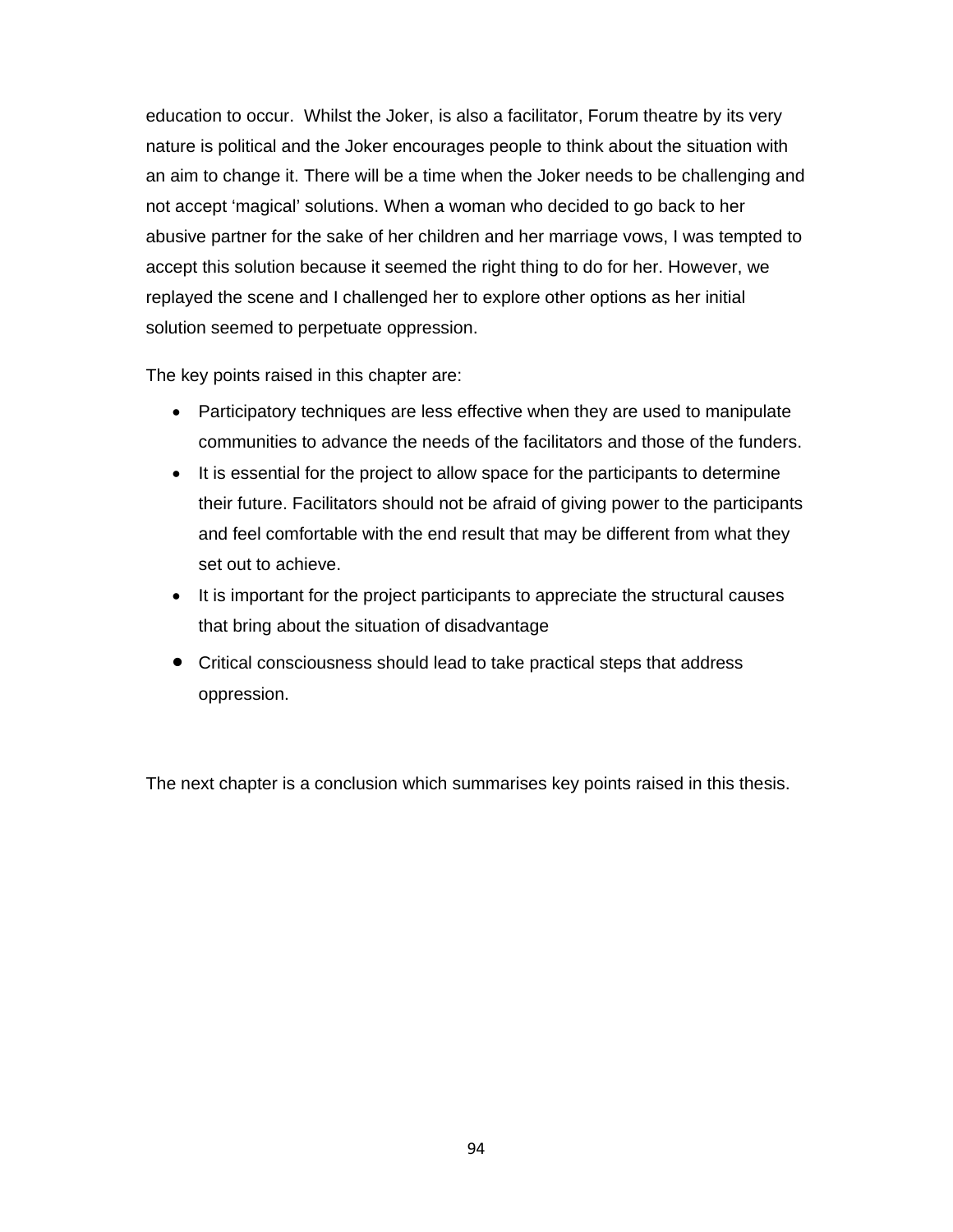education to occur.  Whilst the Joker, is also a facilitator, Forum theatre by its very nature is political and the Joker encourages people to think about the situation with an aim to change it. There will be a time when the Joker needs to be challenging and not accept 'magical' solutions. When a woman who decided to go back to her abusive partner for the sake of her children and her marriage vows, I was tempted to accept this solution because it seemed the right thing to do for her. However, we replayed the scene and I challenged her to explore other options as her initial solution seemed to perpetuate oppression.

The key points raised in this chapter are:

- Participatory techniques are less effective when they are used to manipulate communities to advance the needs of the facilitators and those of the funders.
- It is essential for the project to allow space for the participants to determine their future. Facilitators should not be afraid of giving power to the participants and feel comfortable with the end result that may be different from what they set out to achieve.
- It is important for the project participants to appreciate the structural causes that bring about the situation of disadvantage
- Critical consciousness should lead to take practical steps that address oppression.

The next chapter is a conclusion which summarises key points raised in this thesis.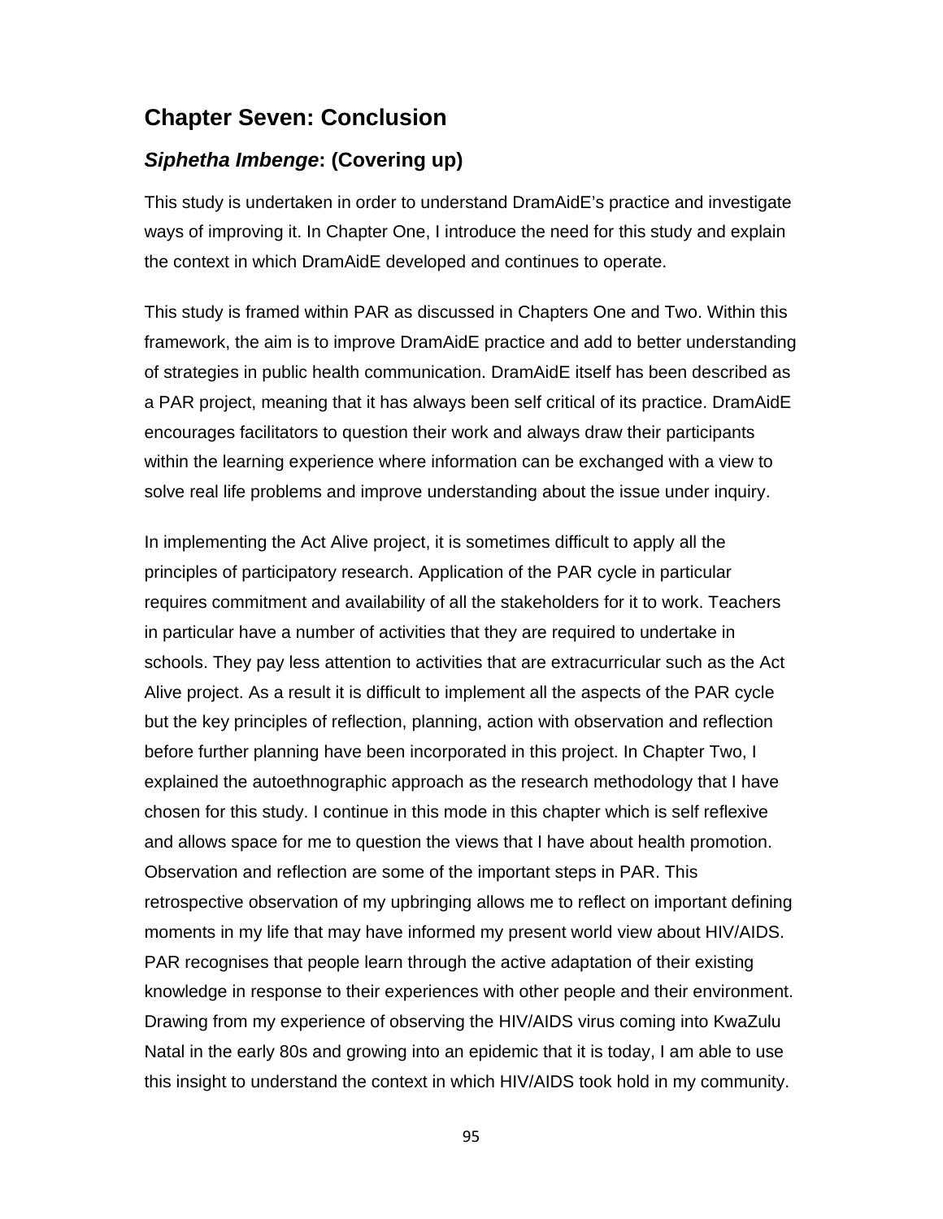## Chapter Seven: Conclusion

### *Siphetha Imbenge*: (Covering up)

This study is undertaken in order to understand DramAidE's practice and investigate ways of improving it. In Chapter One, I introduce the need for this study and explain the context in which DramAidE developed and continues to operate.

This study is framed within PAR as discussed in Chapters One and Two. Within this framework, the aim is to improve DramAidE practice and add to better understanding of strategies in public health communication. DramAidE itself has been described as a PAR project, meaning that it has always been self critical of its practice. DramAidE encourages facilitators to question their work and always draw their participants within the learning experience where information can be exchanged with a view to solve real life problems and improve understanding about the issue under inquiry.

In implementing the Act Alive project, it is sometimes difficult to apply all the principles of participatory research. Application of the PAR cycle in particular requires commitment and availability of all the stakeholders for it to work. Teachers in particular have a number of activities that they are required to undertake in schools. They pay less attention to activities that are extracurricular such as the Act Alive project. As a result it is difficult to implement all the aspects of the PAR cycle but the key principles of reflection, planning, action with observation and reflection before further planning have been incorporated in this project. In Chapter Two, I explained the autoethnographic approach as the research methodology that I have chosen for this study. I continue in this mode in this chapter which is self reflexive and allows space for me to question the views that I have about health promotion. Observation and reflection are some of the important steps in PAR. This retrospective observation of my upbringing allows me to reflect on important defining moments in my life that may have informed my present world view about HIV/AIDS. PAR recognises that people learn through the active adaptation of their existing knowledge in response to their experiences with other people and their environment. Drawing from my experience of observing the HIV/AIDS virus coming into KwaZulu Natal in the early 80s and growing into an epidemic that it is today, I am able to use this insight to understand the context in which HIV/AIDS took hold in my community.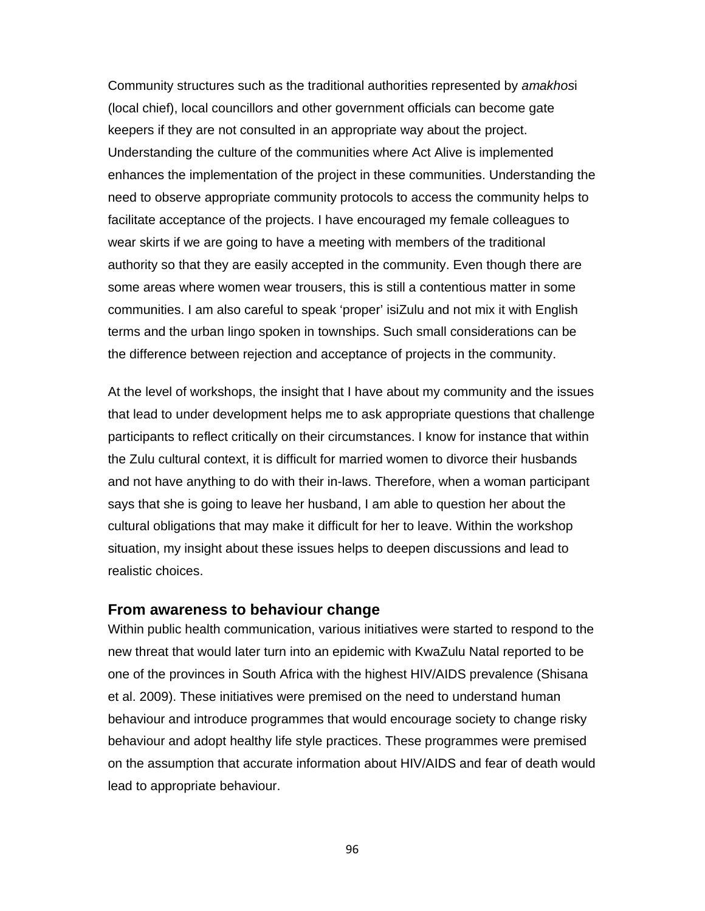Community structures such as the traditional authorities represented by *amakhos*i (local chief), local councillors and other government officials can become gate keepers if they are not consulted in an appropriate way about the project. Understanding the culture of the communities where Act Alive is implemented enhances the implementation of the project in these communities. Understanding the need to observe appropriate community protocols to access the community helps to facilitate acceptance of the projects. I have encouraged my female colleagues to wear skirts if we are going to have a meeting with members of the traditional authority so that they are easily accepted in the community. Even though there are some areas where women wear trousers, this is still a contentious matter in some communities. I am also careful to speak 'proper' isiZulu and not mix it with English terms and the urban lingo spoken in townships. Such small considerations can be the difference between rejection and acceptance of projects in the community.

At the level of workshops, the insight that I have about my community and the issues that lead to under development helps me to ask appropriate questions that challenge participants to reflect critically on their circumstances. I know for instance that within the Zulu cultural context, it is difficult for married women to divorce their husbands and not have anything to do with their in-laws. Therefore, when a woman participant says that she is going to leave her husband, I am able to question her about the cultural obligations that may make it difficult for her to leave. Within the workshop situation, my insight about these issues helps to deepen discussions and lead to realistic choices.

## From awareness to behaviour change

Within public health communication, various initiatives were started to respond to the new threat that would later turn into an epidemic with KwaZulu Natal reported to be one of the provinces in South Africa with the highest HIV/AIDS prevalence (Shisana et al. 2009). These initiatives were premised on the need to understand human behaviour and introduce programmes that would encourage society to change risky behaviour and adopt healthy life style practices. These programmes were premised on the assumption that accurate information about HIV/AIDS and fear of death would lead to appropriate behaviour.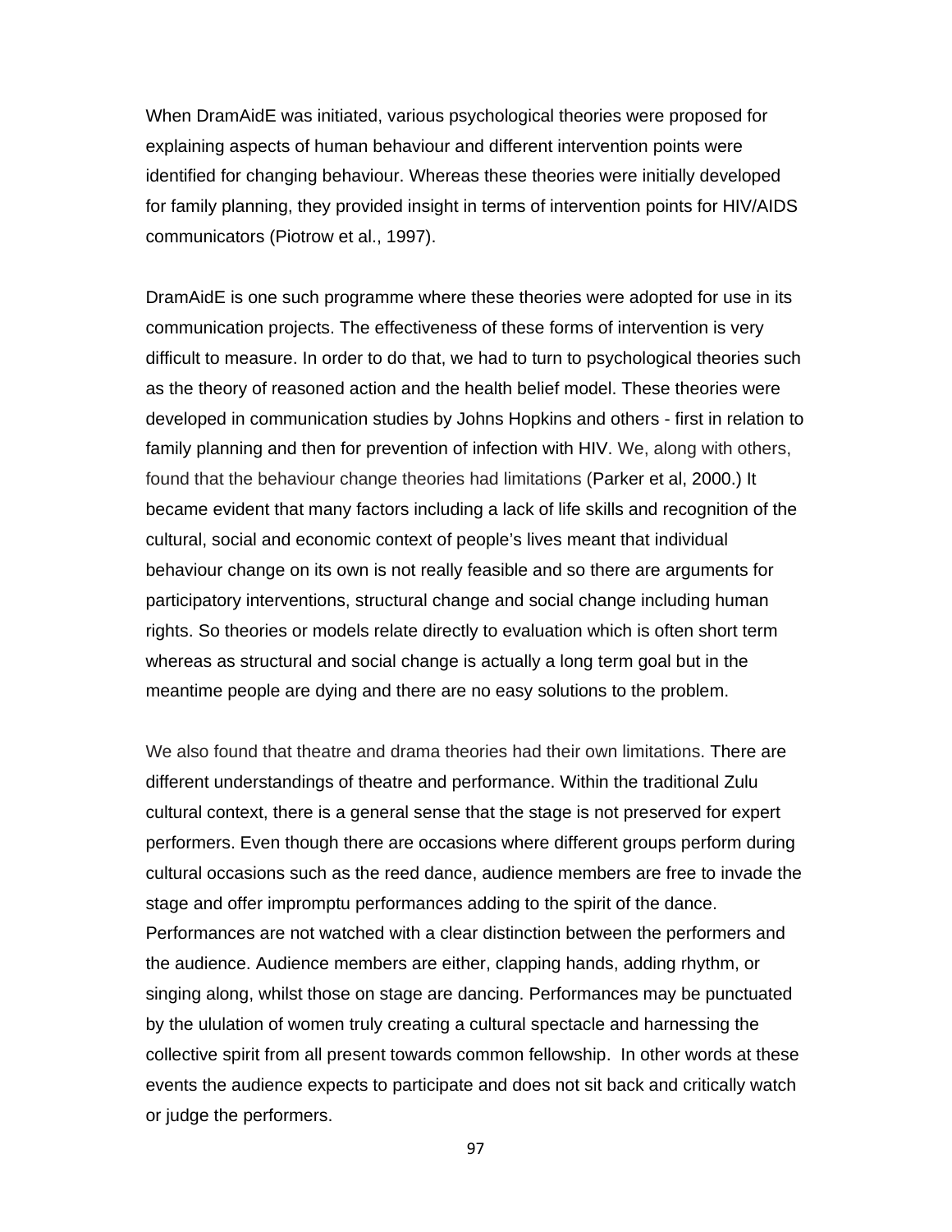When DramAidE was initiated, various psychological theories were proposed for explaining aspects of human behaviour and different intervention points were identified for changing behaviour. Whereas these theories were initially developed for family planning, they provided insight in terms of intervention points for HIV/AIDS communicators (Piotrow et al., 1997).

DramAidE is one such programme where these theories were adopted for use in its communication projects. The effectiveness of these forms of intervention is very difficult to measure. In order to do that, we had to turn to psychological theories such as the theory of reasoned action and the health belief model. These theories were developed in communication studies by Johns Hopkins and others - first in relation to family planning and then for prevention of infection with HIV. We, along with others, found that the behaviour change theories had limitations (Parker et al, 2000.) It became evident that many factors including a lack of life skills and recognition of the cultural, social and economic context of people's lives meant that individual behaviour change on its own is not really feasible and so there are arguments for participatory interventions, structural change and social change including human rights. So theories or models relate directly to evaluation which is often short term whereas as structural and social change is actually a long term goal but in the meantime people are dying and there are no easy solutions to the problem.

We also found that theatre and drama theories had their own limitations. There are different understandings of theatre and performance. Within the traditional Zulu cultural context, there is a general sense that the stage is not preserved for expert performers. Even though there are occasions where different groups perform during cultural occasions such as the reed dance, audience members are free to invade the stage and offer impromptu performances adding to the spirit of the dance. Performances are not watched with a clear distinction between the performers and the audience. Audience members are either, clapping hands, adding rhythm, or singing along, whilst those on stage are dancing. Performances may be punctuated by the ululation of women truly creating a cultural spectacle and harnessing the collective spirit from all present towards common fellowship. In other words at these events the audience expects to participate and does not sit back and critically watch or judge the performers.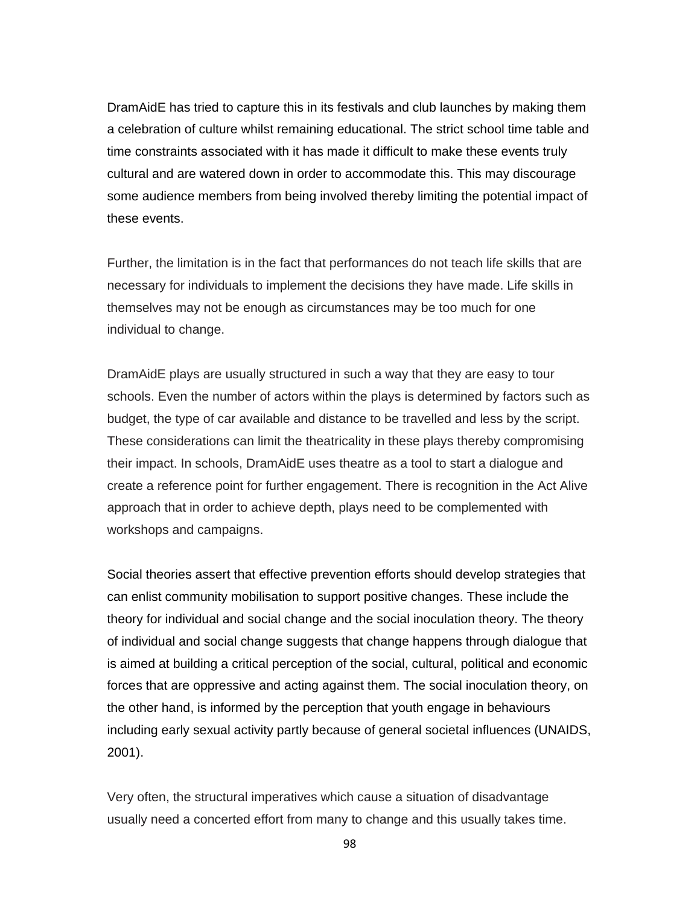DramAidE has tried to capture this in its festivals and club launches by making them a celebration of culture whilst remaining educational. The strict school time table and time constraints associated with it has made it difficult to make these events truly cultural and are watered down in order to accommodate this. This may discourage some audience members from being involved thereby limiting the potential impact of these events.

Further, the limitation is in the fact that performances do not teach life skills that are necessary for individuals to implement the decisions they have made. Life skills in themselves may not be enough as circumstances may be too much for one individual to change.

DramAidE plays are usually structured in such a way that they are easy to tour schools. Even the number of actors within the plays is determined by factors such as budget, the type of car available and distance to be travelled and less by the script. These considerations can limit the theatricality in these plays thereby compromising their impact. In schools, DramAidE uses theatre as a tool to start a dialogue and create a reference point for further engagement. There is recognition in the Act Alive approach that in order to achieve depth, plays need to be complemented with workshops and campaigns.

Social theories assert that effective prevention efforts should develop strategies that can enlist community mobilisation to support positive changes. These include the theory for individual and social change and the social inoculation theory. The theory of individual and social change suggests that change happens through dialogue that is aimed at building a critical perception of the social, cultural, political and economic forces that are oppressive and acting against them. The social inoculation theory, on the other hand, is informed by the perception that youth engage in behaviours including early sexual activity partly because of general societal influences (UNAIDS, 2001).

Very often, the structural imperatives which cause a situation of disadvantage usually need a concerted effort from many to change and this usually takes time.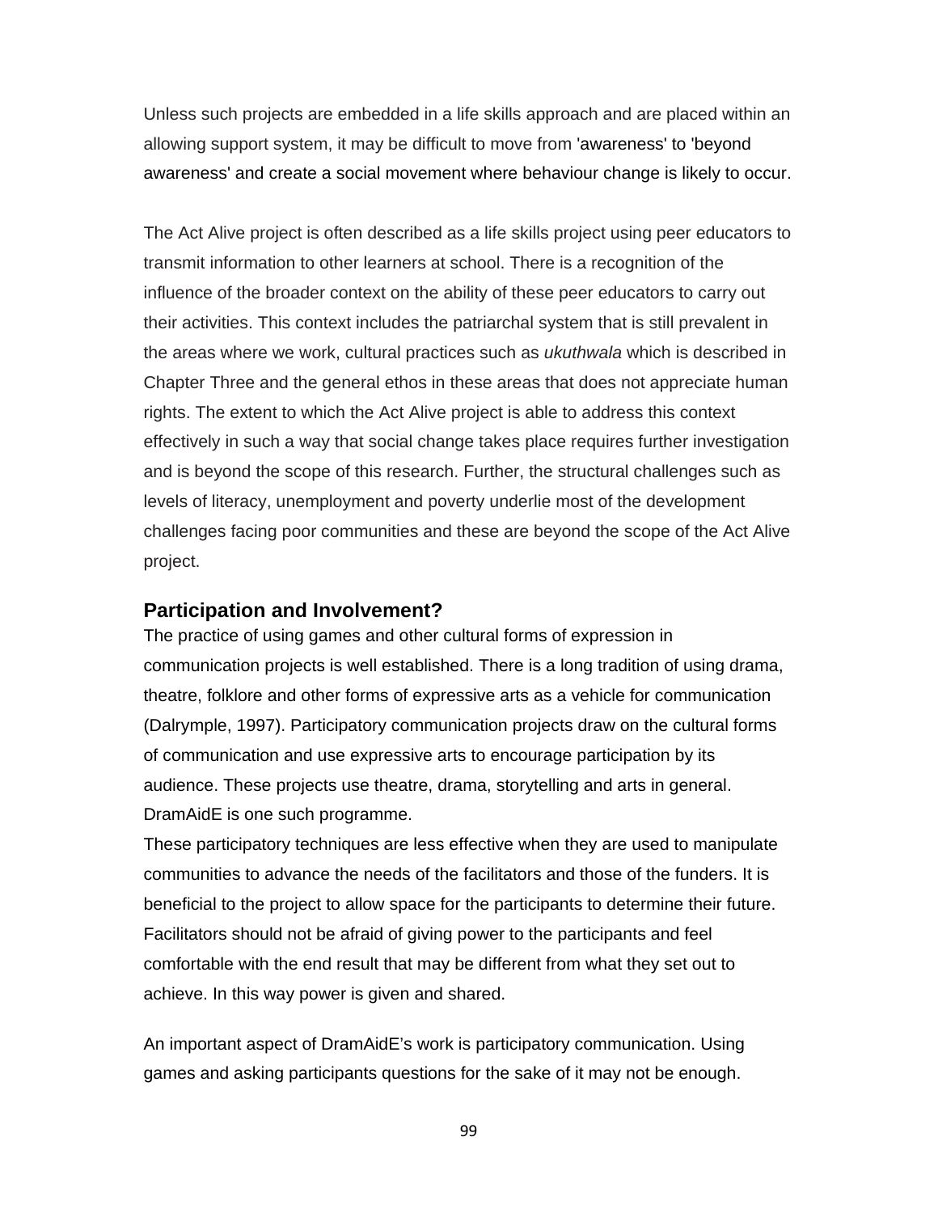Unless such projects are embedded in a life skills approach and are placed within an allowing support system, it may be difficult to move from 'awareness' to 'beyond awareness' and create a social movement where behaviour change is likely to occur.

The Act Alive project is often described as a life skills project using peer educators to transmit information to other learners at school. There is a recognition of the influence of the broader context on the ability of these peer educators to carry out their activities. This context includes the patriarchal system that is still prevalent in the areas where we work, cultural practices such as *ukuthwala* which is described in Chapter Three and the general ethos in these areas that does not appreciate human rights. The extent to which the Act Alive project is able to address this context effectively in such a way that social change takes place requires further investigation and is beyond the scope of this research. Further, the structural challenges such as levels of literacy, unemployment and poverty underlie most of the development challenges facing poor communities and these are beyond the scope of the Act Alive project.

## Participation and Involvement?

The practice of using games and other cultural forms of expression in communication projects is well established. There is a long tradition of using drama, theatre, folklore and other forms of expressive arts as a vehicle for communication (Dalrymple, 1997). Participatory communication projects draw on the cultural forms of communication and use expressive arts to encourage participation by its audience. These projects use theatre, drama, storytelling and arts in general. DramAidE is one such programme.

These participatory techniques are less effective when they are used to manipulate communities to advance the needs of the facilitators and those of the funders. It is beneficial to the project to allow space for the participants to determine their future. Facilitators should not be afraid of giving power to the participants and feel comfortable with the end result that may be different from what they set out to achieve. In this way power is given and shared.

An important aspect of DramAidE's work is participatory communication. Using games and asking participants questions for the sake of it may not be enough.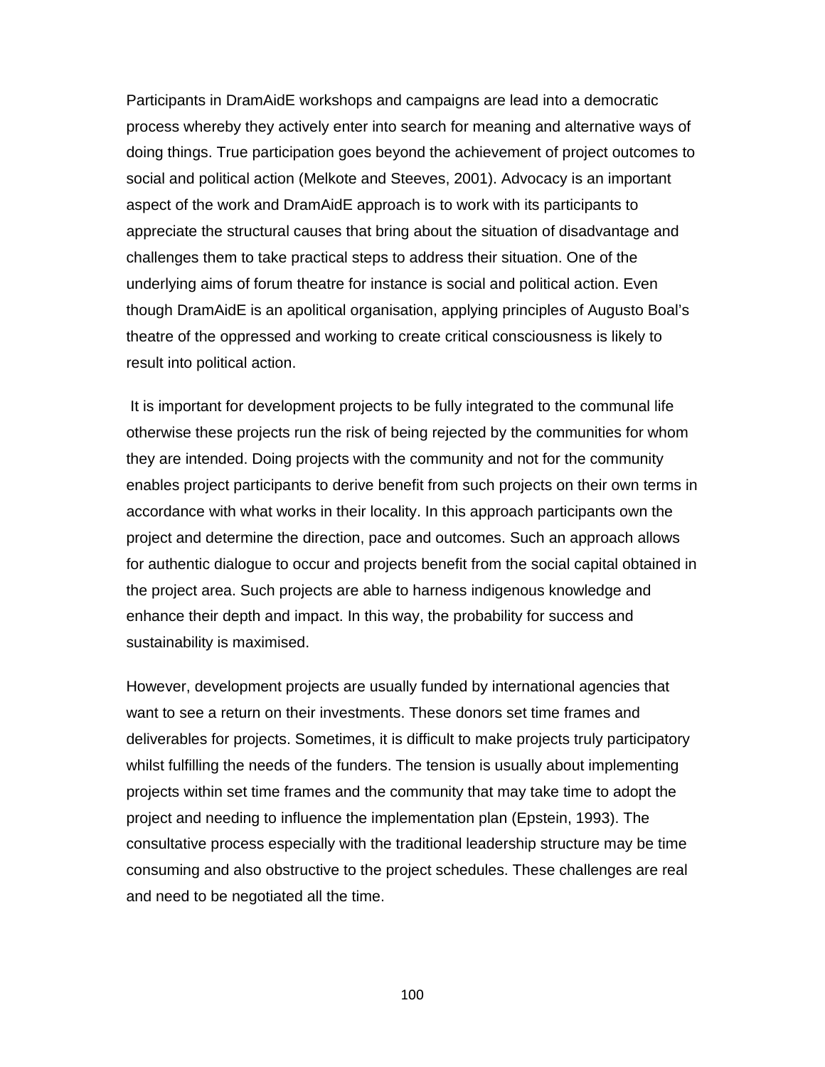Participants in DramAidE workshops and campaigns are lead into a democratic process whereby they actively enter into search for meaning and alternative ways of doing things. True participation goes beyond the achievement of project outcomes to social and political action (Melkote and Steeves, 2001). Advocacy is an important aspect of the work and DramAidE approach is to work with its participants to appreciate the structural causes that bring about the situation of disadvantage and challenges them to take practical steps to address their situation. One of the underlying aims of forum theatre for instance is social and political action. Even though DramAidE is an apolitical organisation, applying principles of Augusto Boal's theatre of the oppressed and working to create critical consciousness is likely to result into political action.

It is important for development projects to be fully integrated to the communal life otherwise these projects run the risk of being rejected by the communities for whom they are intended. Doing projects with the community and not for the community enables project participants to derive benefit from such projects on their own terms in accordance with what works in their locality. In this approach participants own the project and determine the direction, pace and outcomes. Such an approach allows for authentic dialogue to occur and projects benefit from the social capital obtained in the project area. Such projects are able to harness indigenous knowledge and enhance their depth and impact. In this way, the probability for success and sustainability is maximised.

However, development projects are usually funded by international agencies that want to see a return on their investments. These donors set time frames and deliverables for projects. Sometimes, it is difficult to make projects truly participatory whilst fulfilling the needs of the funders. The tension is usually about implementing projects within set time frames and the community that may take time to adopt the project and needing to influence the implementation plan (Epstein, 1993). The consultative process especially with the traditional leadership structure may be time consuming and also obstructive to the project schedules. These challenges are real and need to be negotiated all the time.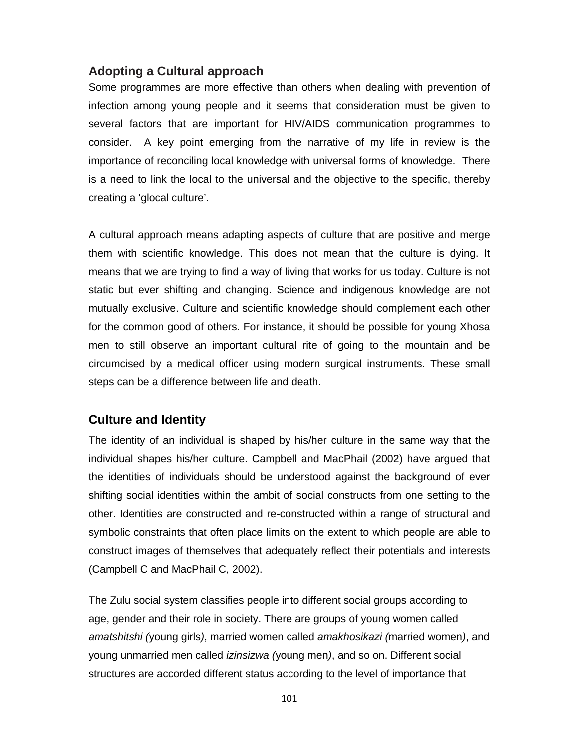## Adopting a Cultural approach

Some programmes are more effective than others when dealing with prevention of infection among young people and it seems that consideration must be given to several factors that are important for HIV/AIDS communication programmes to consider. A key point emerging from the narrative of my life in review is the importance of reconciling local knowledge with universal forms of knowledge. There is a need to link the local to the universal and the objective to the specific, thereby creating a 'glocal culture'.

A cultural approach means adapting aspects of culture that are positive and merge them with scientific knowledge. This does not mean that the culture is dying. It means that we are trying to find a way of living that works for us today. Culture is not static but ever shifting and changing. Science and indigenous knowledge are not mutually exclusive. Culture and scientific knowledge should complement each other for the common good of others. For instance, it should be possible for young Xhosa men to still observe an important cultural rite of going to the mountain and be circumcised by a medical officer using modern surgical instruments. These small steps can be a difference between life and death.

## Culture and Identity

The identity of an individual is shaped by his/her culture in the same way that the individual shapes his/her culture. Campbell and MacPhail (2002) have argued that the identities of individuals should be understood against the background of ever shifting social identities within the ambit of social constructs from one setting to the other. Identities are constructed and re-constructed within a range of structural and symbolic constraints that often place limits on the extent to which people are able to construct images of themselves that adequately reflect their potentials and interests (Campbell C and MacPhail C, 2002).

The Zulu social system classifies people into different social groups according to age, gender and their role in society. There are groups of young women called *amatshitshi (*young girls*)*, married women called *amakhosikazi (*married women*)*, and young unmarried men called *izinsizwa (*young men*)*, and so on. Different social structures are accorded different status according to the level of importance that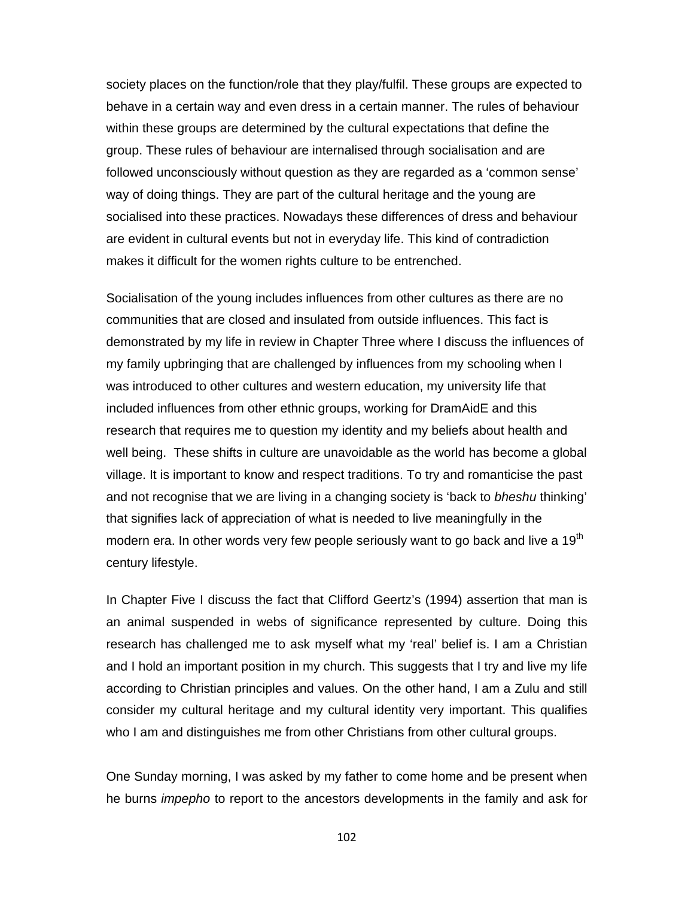society places on the function/role that they play/fulfil. These groups are expected to behave in a certain way and even dress in a certain manner. The rules of behaviour within these groups are determined by the cultural expectations that define the group. These rules of behaviour are internalised through socialisation and are followed unconsciously without question as they are regarded as a 'common sense' way of doing things. They are part of the cultural heritage and the young are socialised into these practices. Nowadays these differences of dress and behaviour are evident in cultural events but not in everyday life. This kind of contradiction makes it difficult for the women rights culture to be entrenched.

Socialisation of the young includes influences from other cultures as there are no communities that are closed and insulated from outside influences. This fact is demonstrated by my life in review in Chapter Three where I discuss the influences of my family upbringing that are challenged by influences from my schooling when I was introduced to other cultures and western education, my university life that included influences from other ethnic groups, working for DramAidE and this research that requires me to question my identity and my beliefs about health and well being. These shifts in culture are unavoidable as the world has become a global village. It is important to know and respect traditions. To try and romanticise the past and not recognise that we are living in a changing society is 'back to *bheshu* thinking' that signifies lack of appreciation of what is needed to live meaningfully in the modern era. In other words very few people seriously want to go back and live a 19th century lifestyle.

In Chapter Five I discuss the fact that Clifford Geertz's (1994) assertion that man is an animal suspended in webs of significance represented by culture. Doing this research has challenged me to ask myself what my 'real' belief is. I am a Christian and I hold an important position in my church. This suggests that I try and live my life according to Christian principles and values. On the other hand, I am a Zulu and still consider my cultural heritage and my cultural identity very important. This qualifies who I am and distinguishes me from other Christians from other cultural groups.

One Sunday morning, I was asked by my father to come home and be present when he burns *impepho* to report to the ancestors developments in the family and ask for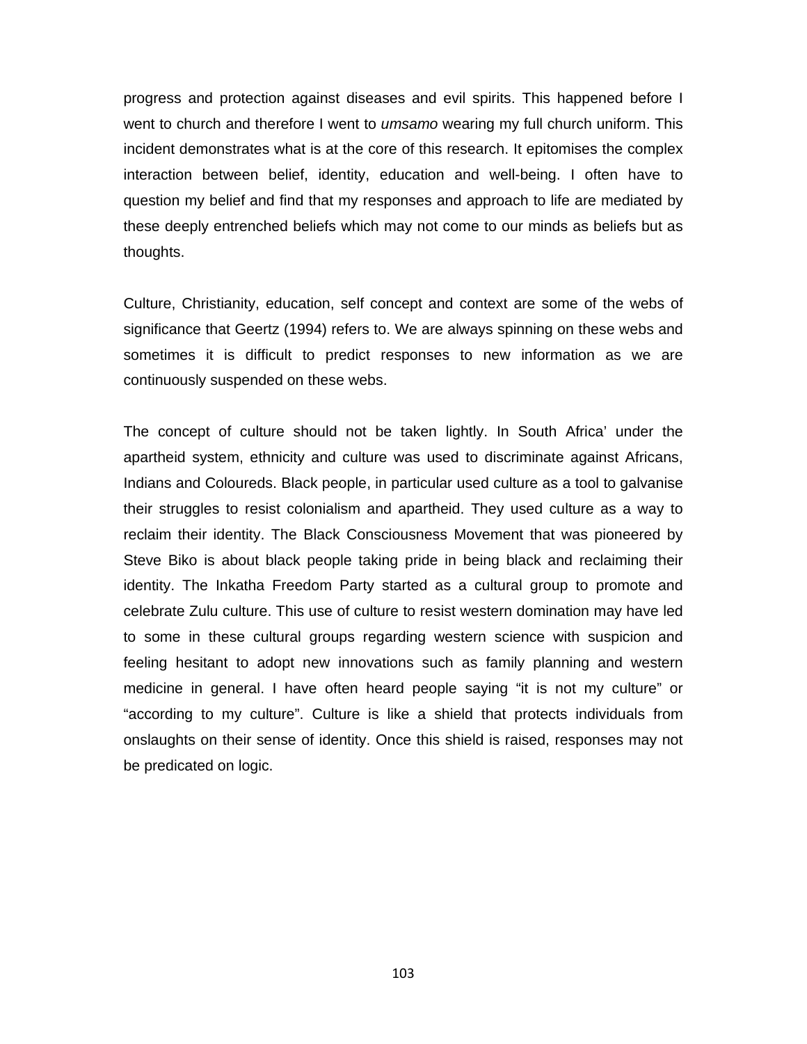progress and protection against diseases and evil spirits. This happened before I went to church and therefore I went to *umsamo* wearing my full church uniform. This incident demonstrates what is at the core of this research. It epitomises the complex interaction between belief, identity, education and well-being. I often have to question my belief and find that my responses and approach to life are mediated by these deeply entrenched beliefs which may not come to our minds as beliefs but as thoughts.

Culture, Christianity, education, self concept and context are some of the webs of significance that Geertz (1994) refers to. We are always spinning on these webs and sometimes it is difficult to predict responses to new information as we are continuously suspended on these webs.

The concept of culture should not be taken lightly. In South Africa' under the apartheid system, ethnicity and culture was used to discriminate against Africans, Indians and Coloureds. Black people, in particular used culture as a tool to galvanise their struggles to resist colonialism and apartheid. They used culture as a way to reclaim their identity. The Black Consciousness Movement that was pioneered by Steve Biko is about black people taking pride in being black and reclaiming their identity. The Inkatha Freedom Party started as a cultural group to promote and celebrate Zulu culture. This use of culture to resist western domination may have led to some in these cultural groups regarding western science with suspicion and feeling hesitant to adopt new innovations such as family planning and western medicine in general. I have often heard people saying "it is not my culture" or "according to my culture". Culture is like a shield that protects individuals from onslaughts on their sense of identity. Once this shield is raised, responses may not be predicated on logic.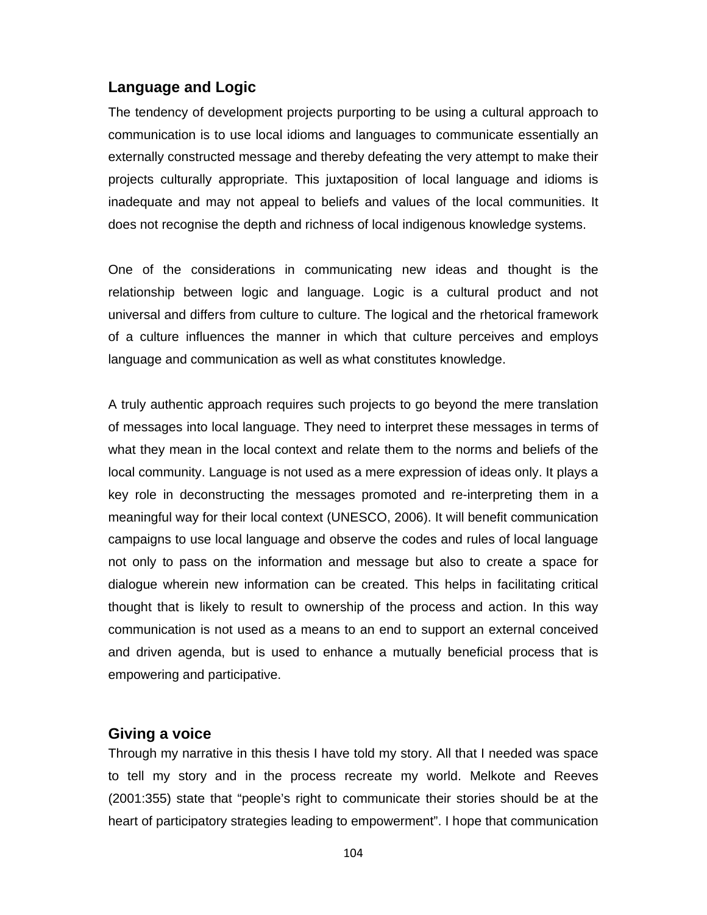## Language and Logic

The tendency of development projects purporting to be using a cultural approach to communication is to use local idioms and languages to communicate essentially an externally constructed message and thereby defeating the very attempt to make their projects culturally appropriate. This juxtaposition of local language and idioms is inadequate and may not appeal to beliefs and values of the local communities. It does not recognise the depth and richness of local indigenous knowledge systems.

One of the considerations in communicating new ideas and thought is the relationship between logic and language. Logic is a cultural product and not universal and differs from culture to culture. The logical and the rhetorical framework of a culture influences the manner in which that culture perceives and employs language and communication as well as what constitutes knowledge.

A truly authentic approach requires such projects to go beyond the mere translation of messages into local language. They need to interpret these messages in terms of what they mean in the local context and relate them to the norms and beliefs of the local community. Language is not used as a mere expression of ideas only. It plays a key role in deconstructing the messages promoted and re-interpreting them in a meaningful way for their local context (UNESCO, 2006). It will benefit communication campaigns to use local language and observe the codes and rules of local language not only to pass on the information and message but also to create a space for dialogue wherein new information can be created. This helps in facilitating critical thought that is likely to result to ownership of the process and action. In this way communication is not used as a means to an end to support an external conceived and driven agenda, but is used to enhance a mutually beneficial process that is empowering and participative.

## Giving a voice

Through my narrative in this thesis I have told my story. All that I needed was space to tell my story and in the process recreate my world. Melkote and Reeves (2001:355) state that "people's right to communicate their stories should be at the heart of participatory strategies leading to empowerment". I hope that communication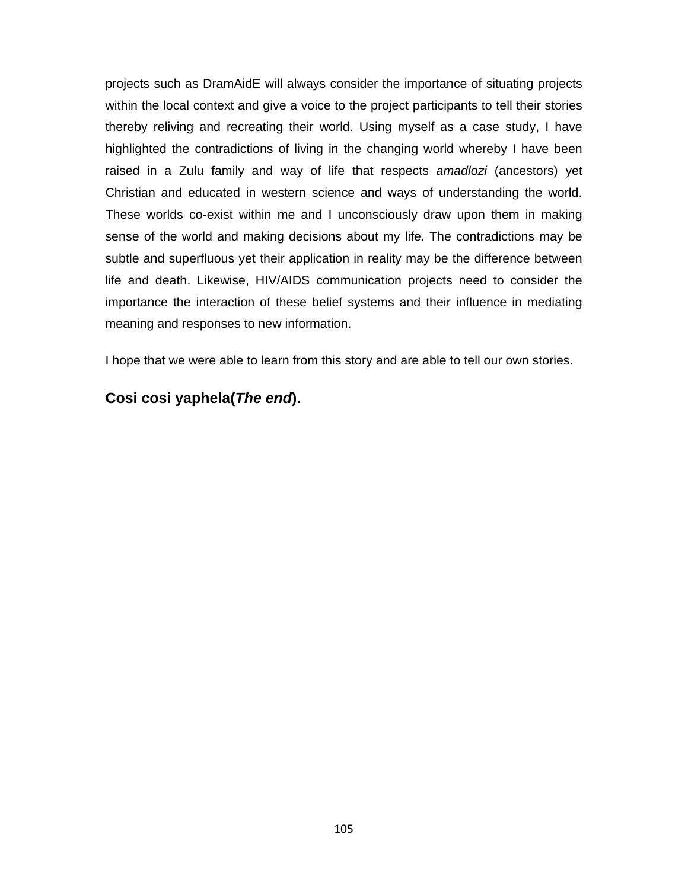projects such as DramAidE will always consider the importance of situating projects within the local context and give a voice to the project participants to tell their stories thereby reliving and recreating their world. Using myself as a case study, I have highlighted the contradictions of living in the changing world whereby I have been raised in a Zulu family and way of life that respects *amadlozi* (ancestors) yet Christian and educated in western science and ways of understanding the world. These worlds co-exist within me and I unconsciously draw upon them in making sense of the world and making decisions about my life. The contradictions may be subtle and superfluous yet their application in reality may be the difference between life and death. Likewise, HIV/AIDS communication projects need to consider the importance the interaction of these belief systems and their influence in mediating meaning and responses to new information.

I hope that we were able to learn from this story and are able to tell our own stories.

**Cosi cosi yaphela(*The end*).**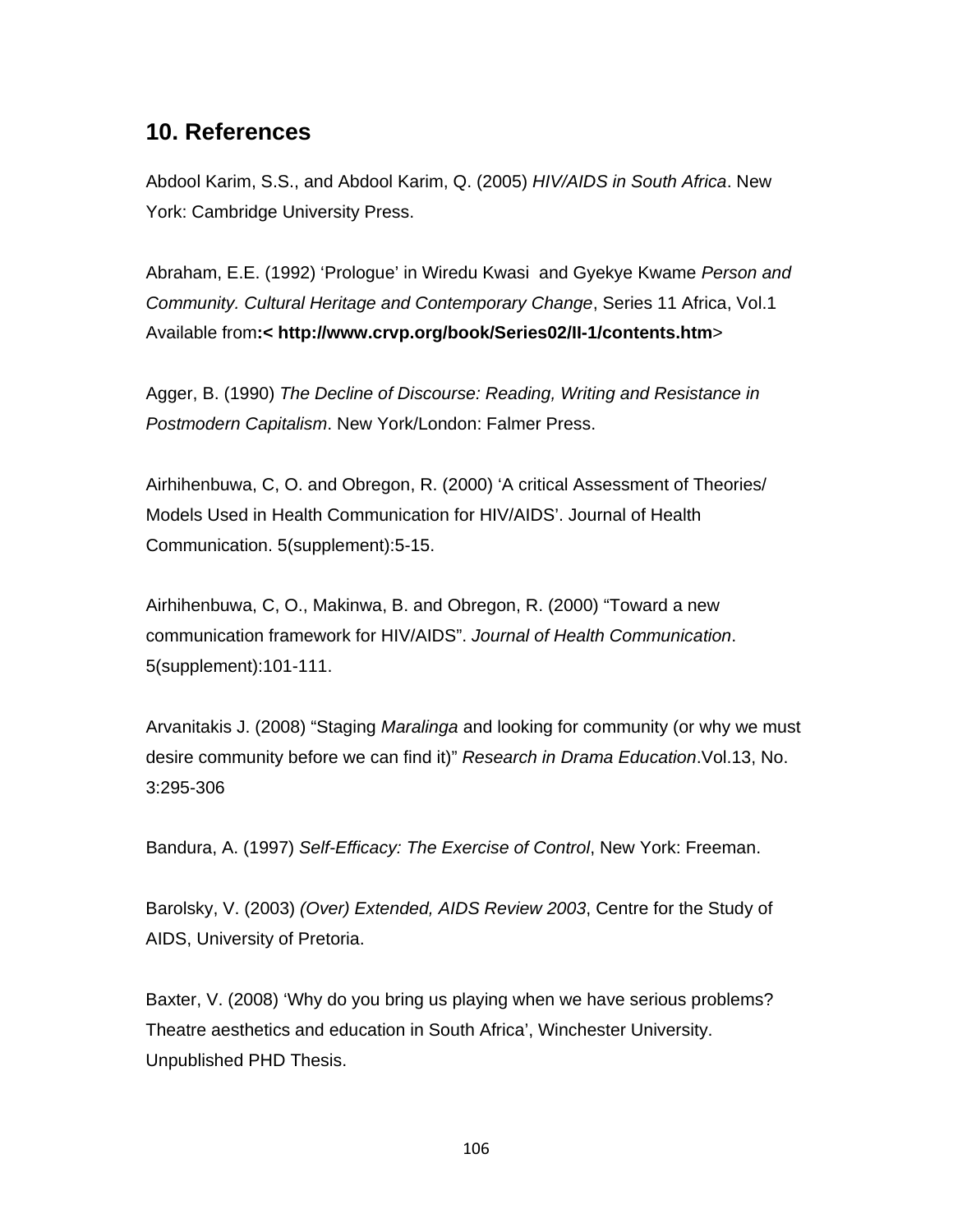## 10. References

Abdool Karim, S.S., and Abdool Karim, Q. (2005) *HIV/AIDS in South Africa*. New York: Cambridge University Press.

Abraham, E.E. (1992) 'Prologue' in Wiredu Kwasi and Gyekye Kwame *Person and Community. Cultural Heritage and Contemporary Change*, Series 11 Africa, Vol.1 Available from**:< http://www.crvp.org/book/Series02/II-1/contents.htm**>

Agger, B. (1990) *The Decline of Discourse: Reading, Writing and Resistance in Postmodern Capitalism*. New York/London: Falmer Press.

Airhihenbuwa, C, O. and Obregon, R. (2000) 'A critical Assessment of Theories/ Models Used in Health Communication for HIV/AIDS'. Journal of Health Communication. 5(supplement):5-15.

Airhihenbuwa, C, O., Makinwa, B. and Obregon, R. (2000) "Toward a new communication framework for HIV/AIDS". *Journal of Health Communication*. 5(supplement):101-111.

Arvanitakis J. (2008) "Staging *Maralinga* and looking for community (or why we must desire community before we can find it)" *Research in Drama Education*.Vol.13, No. 3:295-306

Bandura, A. (1997) *Self-Efficacy: The Exercise of Control*, New York: Freeman.

Barolsky, V. (2003) *(Over) Extended, AIDS Review 2003*, Centre for the Study of AIDS, University of Pretoria.

Baxter, V. (2008) 'Why do you bring us playing when we have serious problems? Theatre aesthetics and education in South Africa', Winchester University. Unpublished PHD Thesis.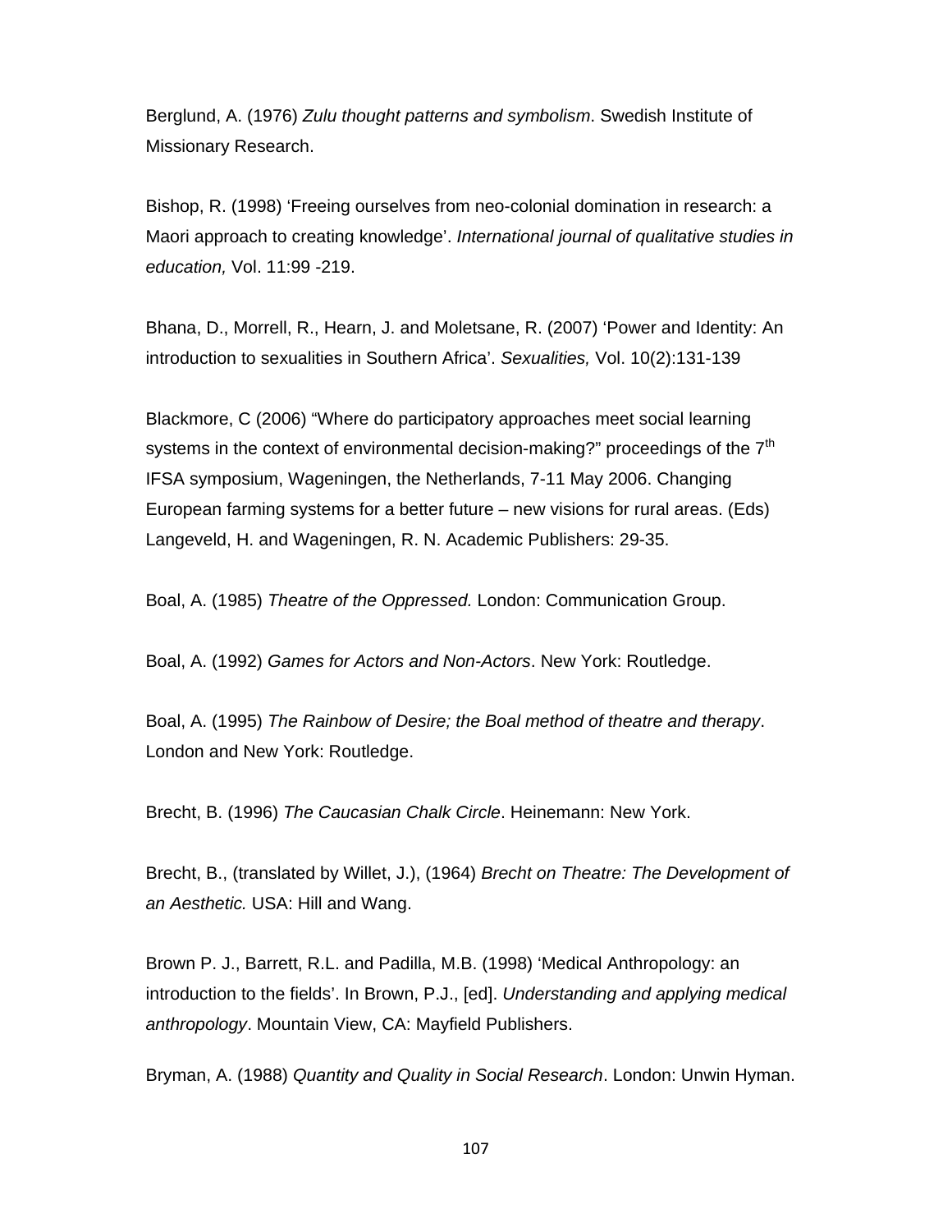Berglund, A. (1976) *Zulu thought patterns and symbolism*. Swedish Institute of Missionary Research.

Bishop, R. (1998) 'Freeing ourselves from neo-colonial domination in research: a Maori approach to creating knowledge'. *International journal of qualitative studies in education,* Vol. 11:99 -219.

Bhana, D., Morrell, R., Hearn, J. and Moletsane, R. (2007) 'Power and Identity: An introduction to sexualities in Southern Africa'. *Sexualities,* Vol. 10(2):131-139

Blackmore, C (2006) "Where do participatory approaches meet social learning systems in the context of environmental decision-making?" proceedings of the 7th IFSA symposium, Wageningen, the Netherlands, 7-11 May 2006. Changing European farming systems for a better future – new visions for rural areas. (Eds) Langeveld, H. and Wageningen, R. N. Academic Publishers: 29-35.

Boal, A. (1985) *Theatre of the Oppressed.* London: Communication Group.

Boal, A. (1992) *Games for Actors and Non-Actors*. New York: Routledge.

Boal, A. (1995) *The Rainbow of Desire; the Boal method of theatre and therapy*. London and New York: Routledge.

Brecht, B. (1996) *The Caucasian Chalk Circle*. Heinemann: New York.

Brecht, B., (translated by Willet, J.), (1964) *Brecht on Theatre: The Development of an Aesthetic.* USA: Hill and Wang.

Brown P. J., Barrett, R.L. and Padilla, M.B. (1998) 'Medical Anthropology: an introduction to the fields'. In Brown, P.J., [ed]. *Understanding and applying medical anthropology*. Mountain View, CA: Mayfield Publishers.

Bryman, A. (1988) *Quantity and Quality in Social Research*. London: Unwin Hyman.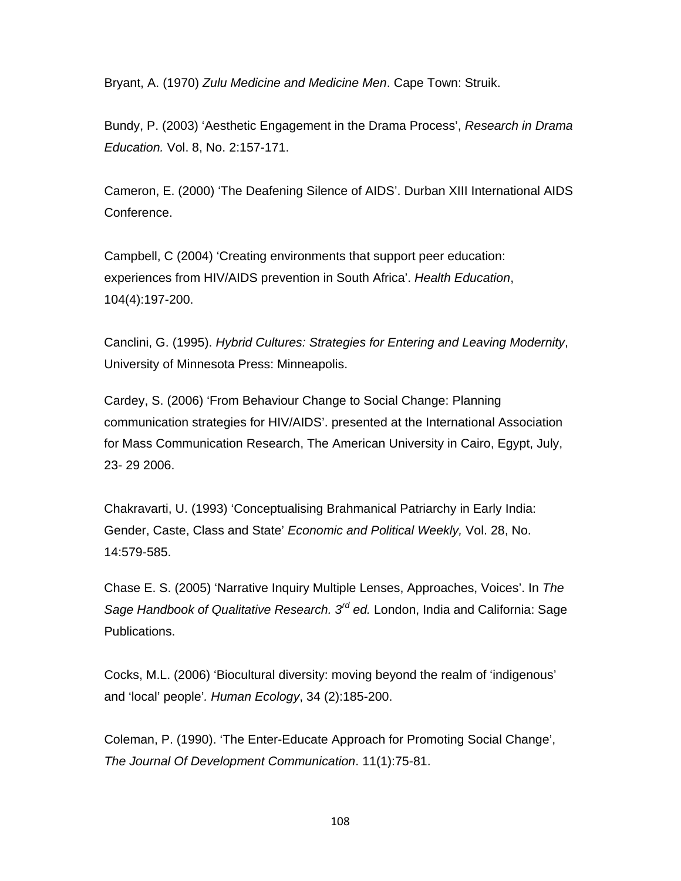Bryant, A. (1970) *Zulu Medicine and Medicine Men*. Cape Town: Struik.

Bundy, P. (2003) 'Aesthetic Engagement in the Drama Process', *Research in Drama Education.* Vol. 8, No. 2:157-171.

Cameron, E. (2000) 'The Deafening Silence of AIDS'. Durban XIII International AIDS Conference.

Campbell, C (2004) 'Creating environments that support peer education: experiences from HIV/AIDS prevention in South Africa'. *Health Education*, 104(4):197-200.

Canclini, G. (1995). *Hybrid Cultures: Strategies for Entering and Leaving Modernity*, University of Minnesota Press: Minneapolis.

Cardey, S. (2006) 'From Behaviour Change to Social Change: Planning communication strategies for HIV/AIDS'. presented at the International Association for Mass Communication Research, The American University in Cairo, Egypt, July, 23- 29 2006.

Chakravarti, U. (1993) 'Conceptualising Brahmanical Patriarchy in Early India: Gender, Caste, Class and State' *Economic and Political Weekly,* Vol. 28, No. 14:579-585.

Chase E. S. (2005) 'Narrative Inquiry Multiple Lenses, Approaches, Voices'. In *The Sage Handbook of Qualitative Research. 3rd ed.* London, India and California: Sage Publications.

Cocks, M.L. (2006) 'Biocultural diversity: moving beyond the realm of 'indigenous' and 'local' people'. *Human Ecology*, 34 (2):185-200.

Coleman, P. (1990). 'The Enter-Educate Approach for Promoting Social Change', *The Journal Of Development Communication*. 11(1):75-81.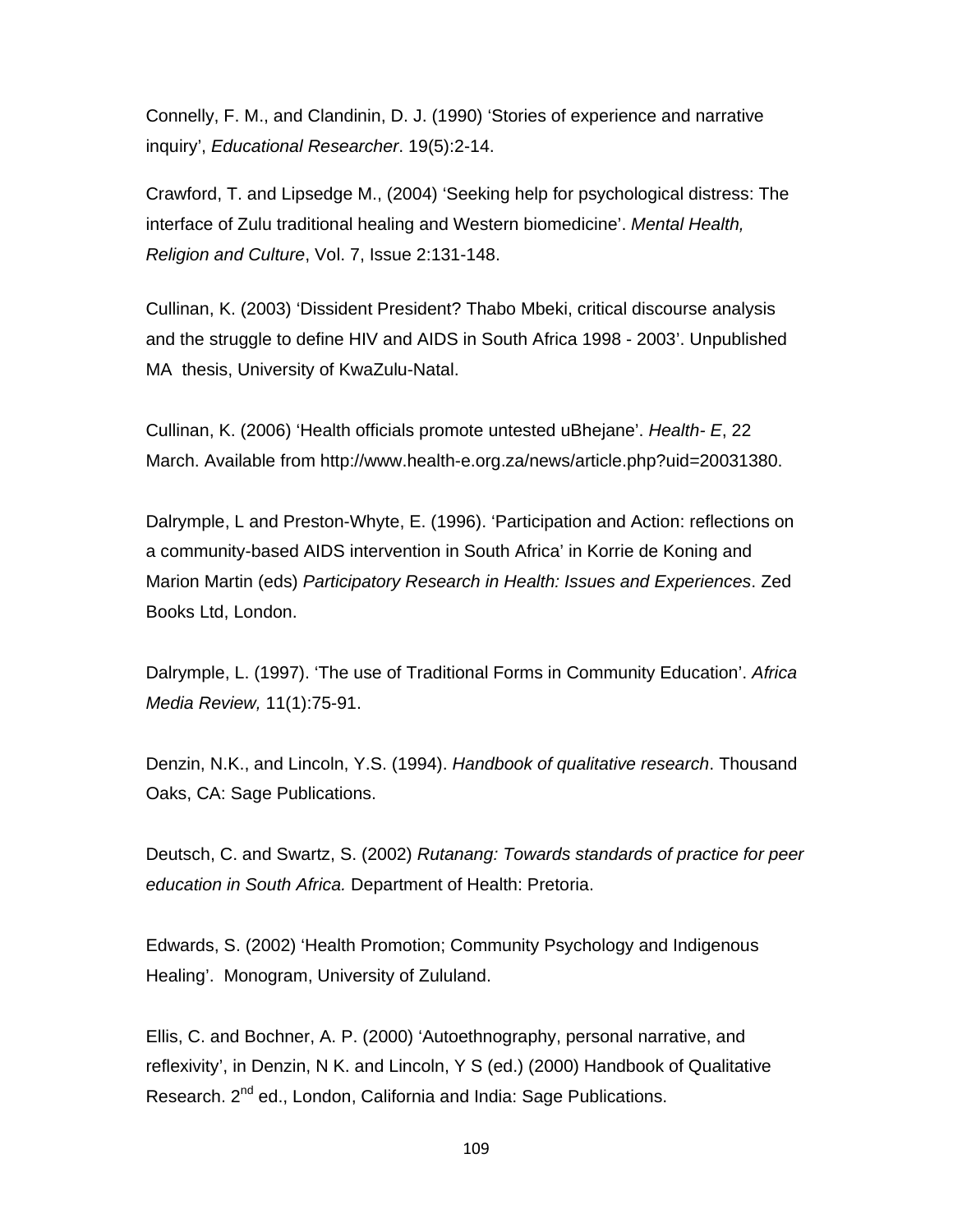Connelly, F. M., and Clandinin, D. J. (1990) 'Stories of experience and narrative inquiry', *Educational Researcher*. 19(5):2-14.

Crawford, T. and Lipsedge M., (2004) 'Seeking help for psychological distress: The interface of Zulu traditional healing and Western biomedicine'. *Mental Health, Religion and Culture*, Vol. 7, Issue 2:131-148.

Cullinan, K. (2003) 'Dissident President? Thabo Mbeki, critical discourse analysis and the struggle to define HIV and AIDS in South Africa 1998 - 2003'. Unpublished MA thesis, University of KwaZulu-Natal.

Cullinan, K. (2006) 'Health officials promote untested uBhejane'. *Health- E*, 22 March. Available from http://www.health-e.org.za/news/article.php?uid=20031380.

Dalrymple, L and Preston-Whyte, E. (1996). 'Participation and Action: reflections on a community-based AIDS intervention in South Africa' in Korrie de Koning and Marion Martin (eds) *Participatory Research in Health: Issues and Experiences*. Zed Books Ltd, London.

Dalrymple, L. (1997). 'The use of Traditional Forms in Community Education'. *Africa Media Review,* 11(1):75-91.

Denzin, N.K., and Lincoln, Y.S. (1994). *Handbook of qualitative research*. Thousand Oaks, CA: Sage Publications.

Deutsch, C. and Swartz, S. (2002) *Rutanang: Towards standards of practice for peer education in South Africa.* Department of Health: Pretoria.

Edwards, S. (2002) 'Health Promotion; Community Psychology and Indigenous Healing'. Monogram, University of Zululand.

Ellis, C. and Bochner, A. P. (2000) 'Autoethnography, personal narrative, and reflexivity', in Denzin, N K. and Lincoln, Y S (ed.) (2000) Handbook of Qualitative Research. 2nd ed., London, California and India: Sage Publications.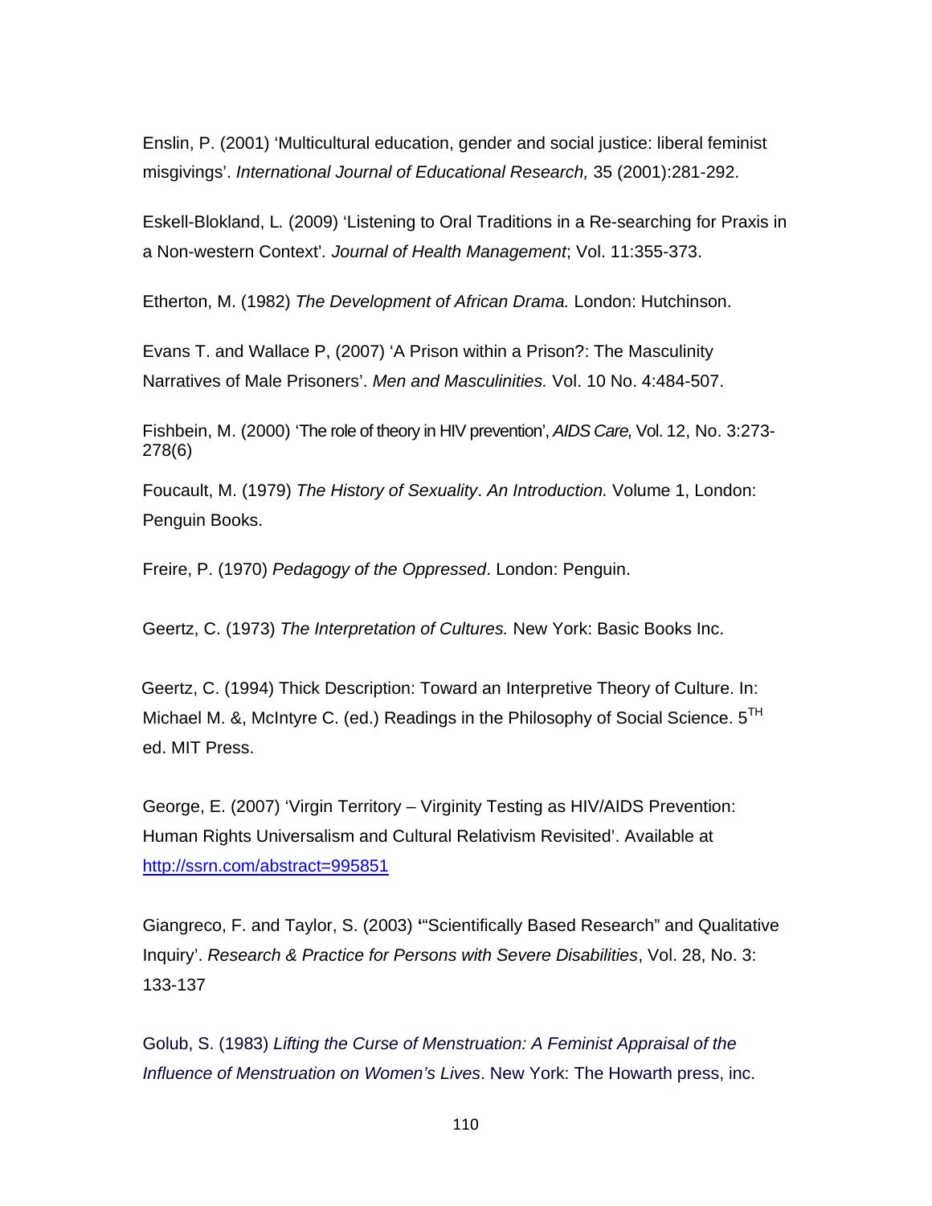Enslin, P. (2001) ‘Multicultural education, gender and social justice: liberal feminist misgivings’. *International Journal of Educational Research,* 35 (2001):281-292.

Eskell-Blokland, L. (2009) ‘Listening to Oral Traditions in a Re-searching for Praxis in a Non-western Context’. *Journal of Health Management*; Vol. 11:355-373.

Etherton, M. (1982) *The Development of African Drama.* London: Hutchinson.

Evans T. and Wallace P, (2007) ‘A Prison within a Prison?: The Masculinity Narratives of Male Prisoners’. *Men and Masculinities.* Vol. 10 No. 4:484-507.

Fishbein, M. (2000) ‘The role of theory in HIV prevention’, *AIDS Care,* Vol. 12, No. 3:273-278(6)

Foucault, M. (1979) *The History of Sexuality*. *An Introduction.* Volume 1, London: Penguin Books.

Freire, P. (1970) *Pedagogy of the Oppressed*. London: Penguin.

Geertz, C. (1973) *The Interpretation of Cultures.* New York: Basic Books Inc.

Geertz, C. (1994) Thick Description: Toward an Interpretive Theory of Culture. In: Michael M. &, McIntyre C. (ed.) Readings in the Philosophy of Social Science. 5TH ed. MIT Press.

George, E. (2007) ‘Virgin Territory – Virginity Testing as HIV/AIDS Prevention: Human Rights Universalism and Cultural Relativism Revisited’. Available at http://ssrn.com/abstract=995851

Giangreco, F. and Taylor, S. (2003) ‘“Scientifically Based Research” and Qualitative Inquiry’. *Research & Practice for Persons with Severe Disabilities*, Vol. 28, No. 3: 133-137

Golub, S. (1983) *Lifting the Curse of Menstruation: A Feminist Appraisal of the Influence of Menstruation on Women’s Lives*. New York: The Howarth press, inc.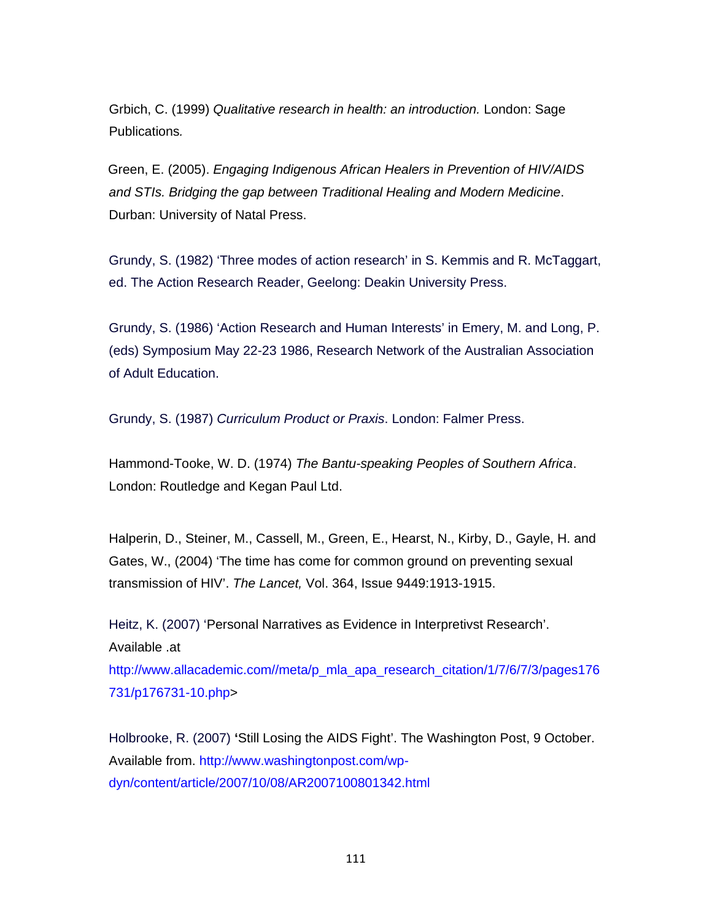Grbich, C. (1999) *Qualitative research in health: an introduction.* London: Sage Publications*.*

Green, E. (2005). *Engaging Indigenous African Healers in Prevention of HIV/AIDS and STIs. Bridging the gap between Traditional Healing and Modern Medicine*. Durban: University of Natal Press.

Grundy, S. (1982) 'Three modes of action research' in S. Kemmis and R. McTaggart, ed. The Action Research Reader, Geelong: Deakin University Press.

Grundy, S. (1986) 'Action Research and Human Interests' in Emery, M. and Long, P. (eds) Symposium May 22-23 1986, Research Network of the Australian Association of Adult Education.

Grundy, S. (1987) *Curriculum Product or Praxis*. London: Falmer Press.

Hammond-Tooke, W. D. (1974) *The Bantu-speaking Peoples of Southern Africa*. London: Routledge and Kegan Paul Ltd.

Halperin, D., Steiner, M., Cassell, M., Green, E., Hearst, N., Kirby, D., Gayle, H. and Gates, W., (2004) 'The time has come for common ground on preventing sexual transmission of HIV'. *The Lancet,* Vol. 364, Issue 9449:1913-1915.

Heitz, K. (2007) 'Personal Narratives as Evidence in Interpretivst Research'. Available .at http://www.allacademic.com//meta/p_mla_apa_research_citation/1/7/6/7/3/pages176731/p176731-10.php>

Holbrooke, R. (2007) **'**Still Losing the AIDS Fight'. The Washington Post, 9 October. Available from. http://www.washingtonpost.com/wp-dyn/content/article/2007/10/08/AR2007100801342.html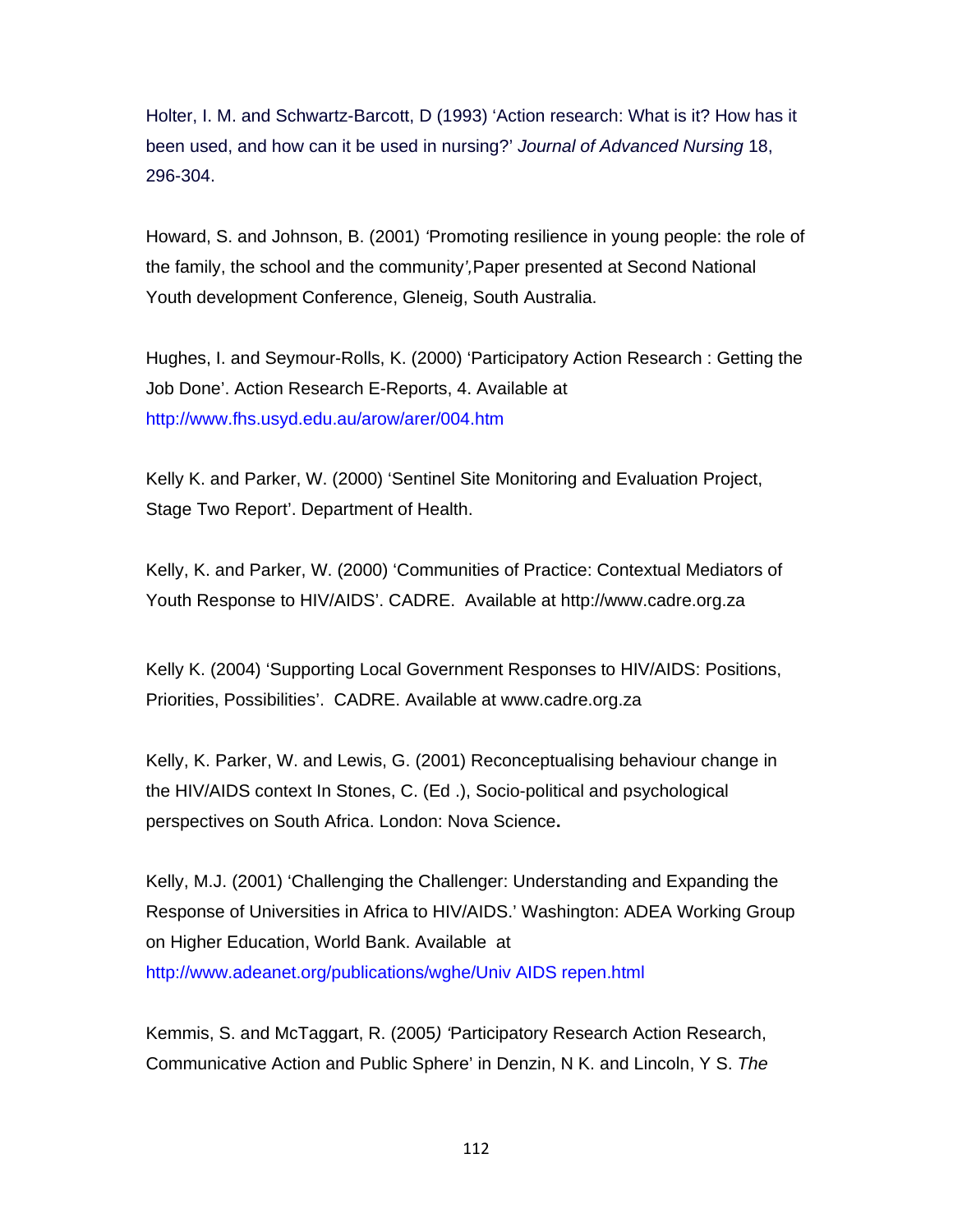Holter, I. M. and Schwartz-Barcott, D (1993) 'Action research: What is it? How has it been used, and how can it be used in nursing?' *Journal of Advanced Nursing* 18, 296-304.

Howard, S. and Johnson, B. (2001) 'Promoting resilience in young people: the role of the family, the school and the community',Paper presented at Second National Youth development Conference, Gleneig, South Australia.

Hughes, I. and Seymour-Rolls, K. (2000) 'Participatory Action Research : Getting the Job Done'. Action Research E-Reports, 4. Available at http://www.fhs.usyd.edu.au/arow/arer/004.htm

Kelly K. and Parker, W. (2000) 'Sentinel Site Monitoring and Evaluation Project, Stage Two Report'. Department of Health.

Kelly, K. and Parker, W. (2000) 'Communities of Practice: Contextual Mediators of Youth Response to HIV/AIDS'. CADRE. Available at http://www.cadre.org.za

Kelly K. (2004) 'Supporting Local Government Responses to HIV/AIDS: Positions, Priorities, Possibilities'. CADRE. Available at www.cadre.org.za

Kelly, K. Parker, W. and Lewis, G. (2001) Reconceptualising behaviour change in the HIV/AIDS context In Stones, C. (Ed .), Socio-political and psychological perspectives on South Africa. London: Nova Science**.**

Kelly, M.J. (2001) 'Challenging the Challenger: Understanding and Expanding the Response of Universities in Africa to HIV/AIDS.' Washington: ADEA Working Group on Higher Education, World Bank. Available at http://www.adeanet.org/publications/wghe/Univ AIDS repen.html

Kemmis, S. and McTaggart, R. (2005) 'Participatory Research Action Research, Communicative Action and Public Sphere' in Denzin, N K. and Lincoln, Y S. *The*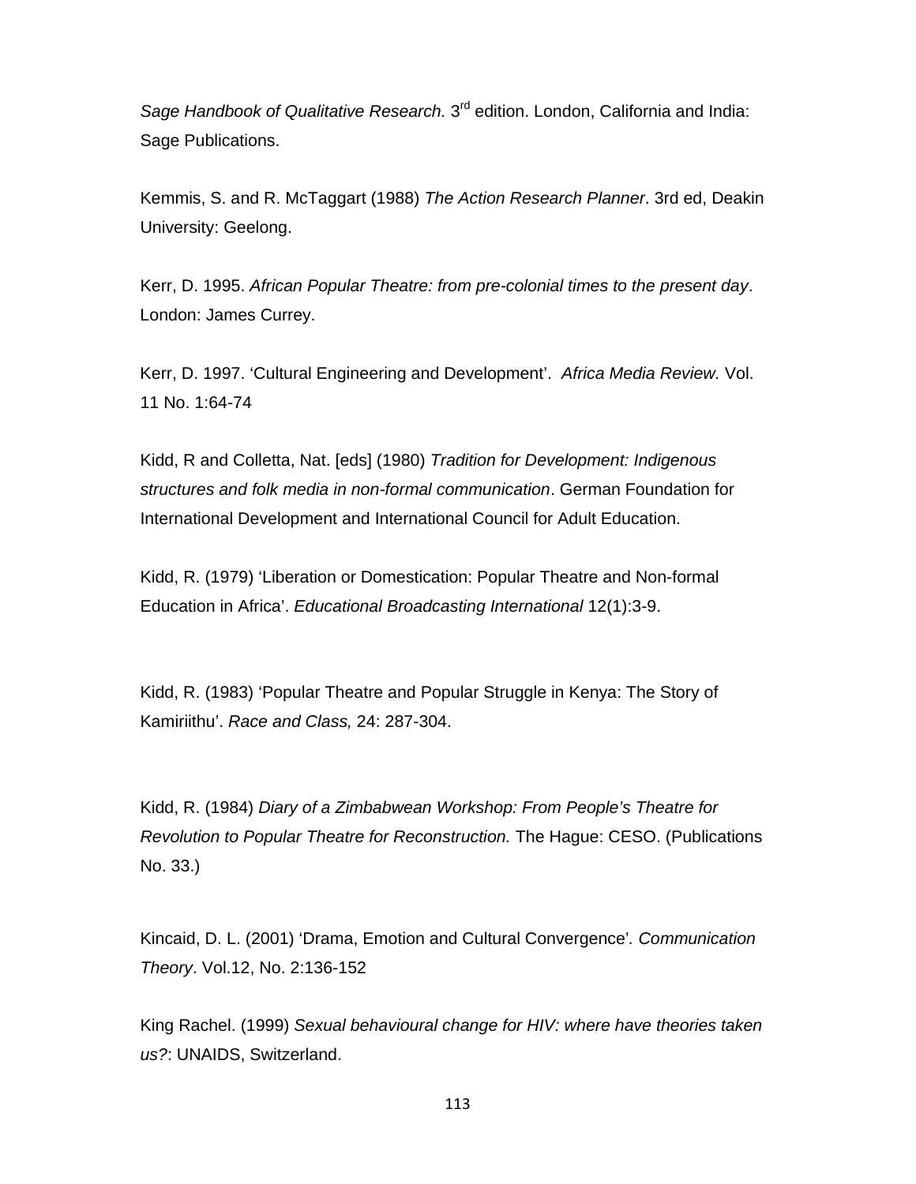*Sage Handbook of Qualitative Research.* 3rd edition. London, California and India: Sage Publications.

Kemmis, S. and R. McTaggart (1988) *The Action Research Planner*. 3rd ed, Deakin University: Geelong.

Kerr, D. 1995. *African Popular Theatre: from pre-colonial times to the present day*. London: James Currey.

Kerr, D. 1997. 'Cultural Engineering and Development'. *Africa Media Review.* Vol. 11 No. 1:64-74

Kidd, R and Colletta, Nat. [eds] (1980) *Tradition for Development: Indigenous structures and folk media in non-formal communication*. German Foundation for International Development and International Council for Adult Education.

Kidd, R. (1979) 'Liberation or Domestication: Popular Theatre and Non-formal Education in Africa'. *Educational Broadcasting International* 12(1):3-9.

Kidd, R. (1983) 'Popular Theatre and Popular Struggle in Kenya: The Story of Kamiriithu'. *Race and Class,* 24: 287-304.

Kidd, R. (1984) *Diary of a Zimbabwean Workshop: From People's Theatre for Revolution to Popular Theatre for Reconstruction.* The Hague: CESO. (Publications No. 33.)

Kincaid, D. L. (2001) 'Drama, Emotion and Cultural Convergence'*. Communication Theory*. Vol.12, No. 2:136-152

King Rachel. (1999) *Sexual behavioural change for HIV: where have theories taken us?*: UNAIDS, Switzerland.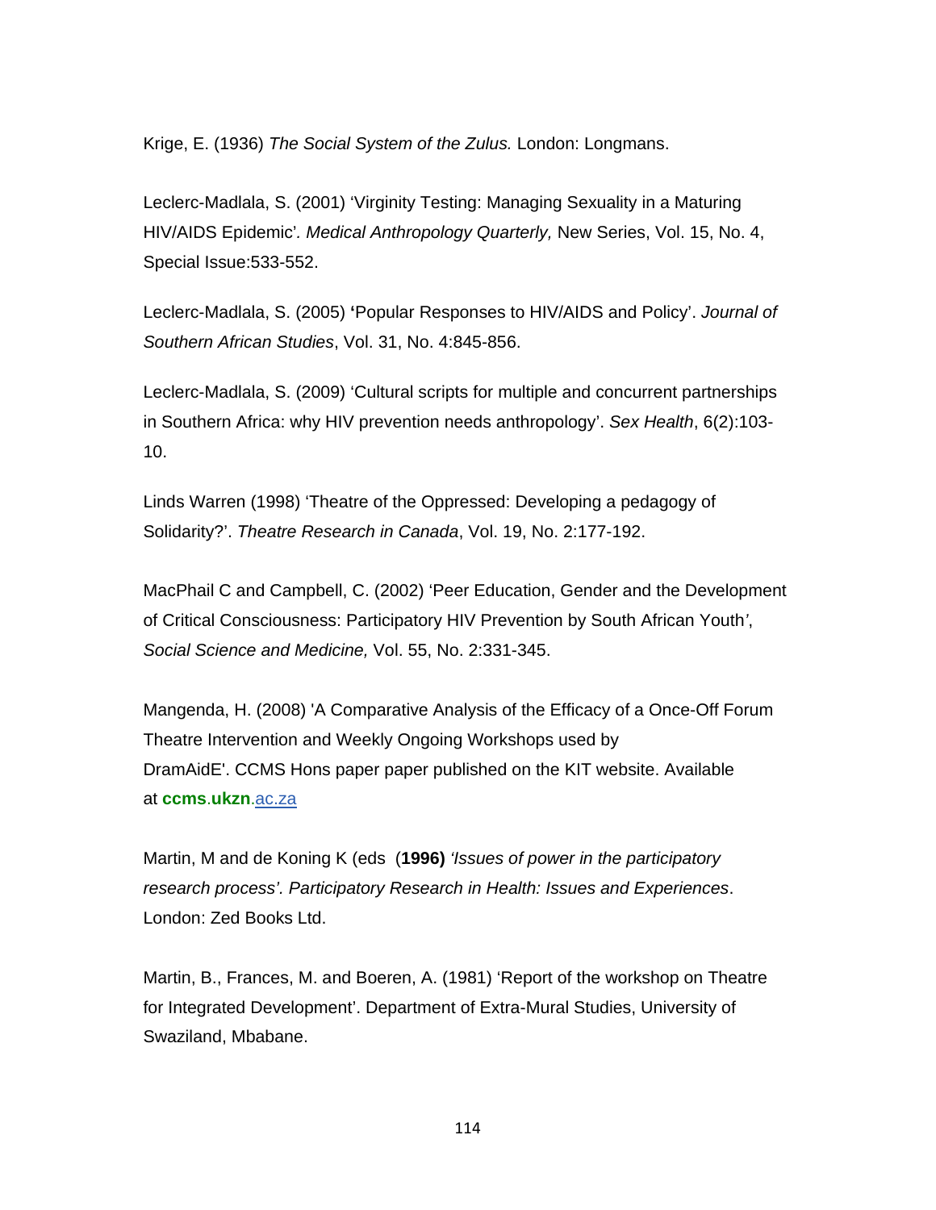Krige, E. (1936) *The Social System of the Zulus.* London: Longmans.

Leclerc-Madlala, S. (2001) 'Virginity Testing: Managing Sexuality in a Maturing HIV/AIDS Epidemic'*. Medical Anthropology Quarterly,* New Series, Vol. 15, No. 4, Special Issue:533-552.

Leclerc-Madlala, S. (2005) **'**Popular Responses to HIV/AIDS and Policy'. *Journal of Southern African Studies*, Vol. 31, No. 4:845-856.

Leclerc-Madlala, S. (2009) 'Cultural scripts for multiple and concurrent partnerships in Southern Africa: why HIV prevention needs anthropology'. *Sex Health*, 6(2):103-10.

Linds Warren (1998) 'Theatre of the Oppressed: Developing a pedagogy of Solidarity?'. *Theatre Research in Canada*, Vol. 19, No. 2:177-192.

MacPhail C and Campbell, C. (2002) 'Peer Education, Gender and the Development of Critical Consciousness: Participatory HIV Prevention by South African Youth', *Social Science and Medicine,* Vol. 55, No. 2:331-345.

Mangenda, H. (2008) 'A Comparative Analysis of the Efficacy of a Once-Off Forum Theatre Intervention and Weekly Ongoing Workshops used by DramAidE'. CCMS Hons paper paper published on the KIT website. Available at **ccms**.**ukzn**.ac.za

Martin, M and de Koning K (eds (**1996)** *'Issues of power in the participatory research process'. Participatory Research in Health: Issues and Experiences*. London: Zed Books Ltd.

Martin, B., Frances, M. and Boeren, A. (1981) 'Report of the workshop on Theatre for Integrated Development'. Department of Extra-Mural Studies, University of Swaziland, Mbabane.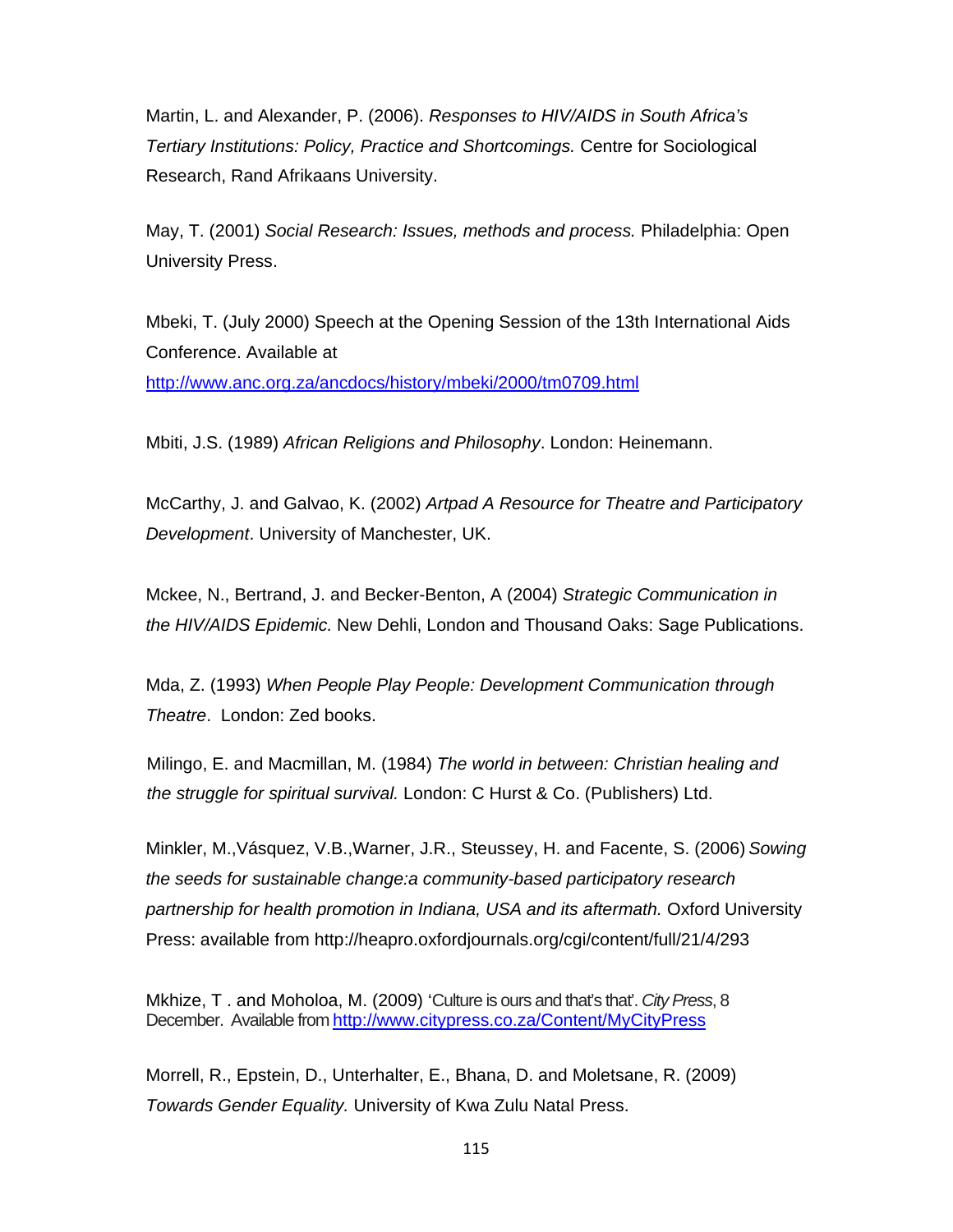Martin, L. and Alexander, P. (2006). *Responses to HIV/AIDS in South Africa's Tertiary Institutions: Policy, Practice and Shortcomings.* Centre for Sociological Research, Rand Afrikaans University.

May, T. (2001) *Social Research: Issues, methods and process.* Philadelphia: Open University Press.

Mbeki, T. (July 2000) Speech at the Opening Session of the 13th International Aids Conference. Available at http://www.anc.org.za/ancdocs/history/mbeki/2000/tm0709.html

Mbiti, J.S. (1989) *African Religions and Philosophy*. London: Heinemann.

McCarthy, J. and Galvao, K. (2002) *Artpad A Resource for Theatre and Participatory Development*. University of Manchester, UK.

Mckee, N., Bertrand, J. and Becker-Benton, A (2004) *Strategic Communication in the HIV/AIDS Epidemic.* New Dehli, London and Thousand Oaks: Sage Publications.

Mda, Z. (1993) *When People Play People: Development Communication through Theatre*. London: Zed books.

Milingo, E. and Macmillan, M. (1984) *The world in between: Christian healing and the struggle for spiritual survival.* London: C Hurst & Co. (Publishers) Ltd.

Minkler, M.,Vásquez, V.B.,Warner, J.R., Steussey, H. and Facente, S. (2006) *Sowing the seeds for sustainable change:a community-based participatory research partnership for health promotion in Indiana, USA and its aftermath.* Oxford University Press: available from http://heapro.oxfordjournals.org/cgi/content/full/21/4/293

Mkhize, T . and Moholoa, M. (2009) 'Culture is ours and that's that'. *City Press*, 8 December. Available from http://www.citypress.co.za/Content/MyCityPress

Morrell, R., Epstein, D., Unterhalter, E., Bhana, D. and Moletsane, R. (2009) *Towards Gender Equality.* University of Kwa Zulu Natal Press.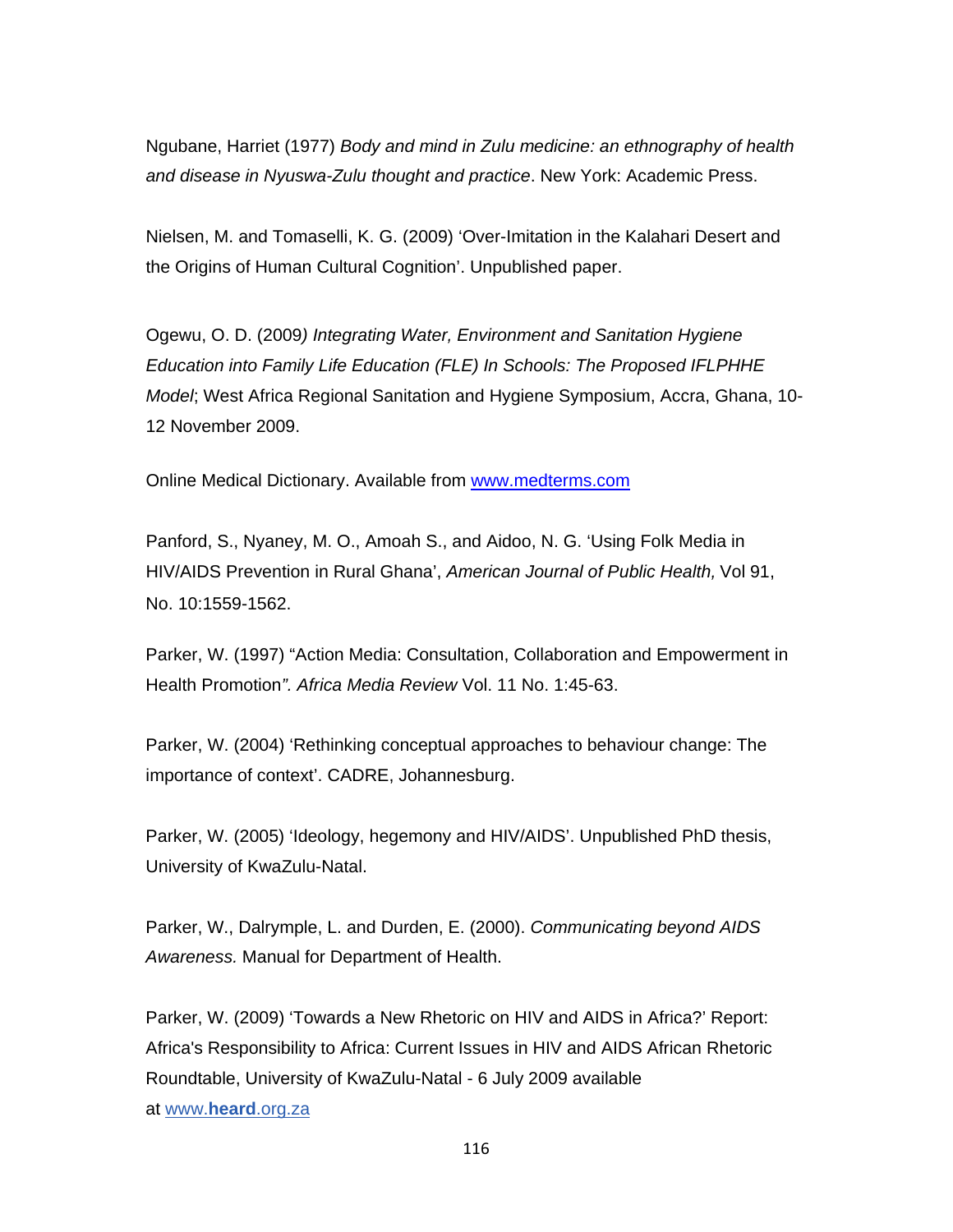Ngubane, Harriet (1977) *Body and mind in Zulu medicine: an ethnography of health and disease in Nyuswa-Zulu thought and practice*. New York: Academic Press.

Nielsen, M. and Tomaselli, K. G. (2009) 'Over-Imitation in the Kalahari Desert and the Origins of Human Cultural Cognition'. Unpublished paper.

Ogewu, O. D. (2009*) Integrating Water, Environment and Sanitation Hygiene Education into Family Life Education (FLE) In Schools: The Proposed IFLPHHE Model*; West Africa Regional Sanitation and Hygiene Symposium, Accra, Ghana, 10-12 November 2009.

Online Medical Dictionary. Available from [www.medterms.com](http://www.medterms.com)

Panford, S., Nyaney, M. O., Amoah S., and Aidoo, N. G. 'Using Folk Media in HIV/AIDS Prevention in Rural Ghana', *American Journal of Public Health,* Vol 91, No. 10:1559-1562.

Parker, W. (1997) "Action Media: Consultation, Collaboration and Empowerment in Health Promotion*". Africa Media Review* Vol. 11 No. 1:45-63.

Parker, W. (2004) 'Rethinking conceptual approaches to behaviour change: The importance of context'. CADRE, Johannesburg.

Parker, W. (2005) 'Ideology, hegemony and HIV/AIDS'. Unpublished PhD thesis, University of KwaZulu-Natal.

Parker, W., Dalrymple, L. and Durden, E. (2000). *Communicating beyond AIDS Awareness.* Manual for Department of Health.

Parker, W. (2009) 'Towards a New Rhetoric on HIV and AIDS in Africa?' Report: Africa's Responsibility to Africa: Current Issues in HIV and AIDS African Rhetoric Roundtable, University of KwaZulu-Natal - 6 July 2009 available at [www.**heard**.org.za](http://www.heard.org.za)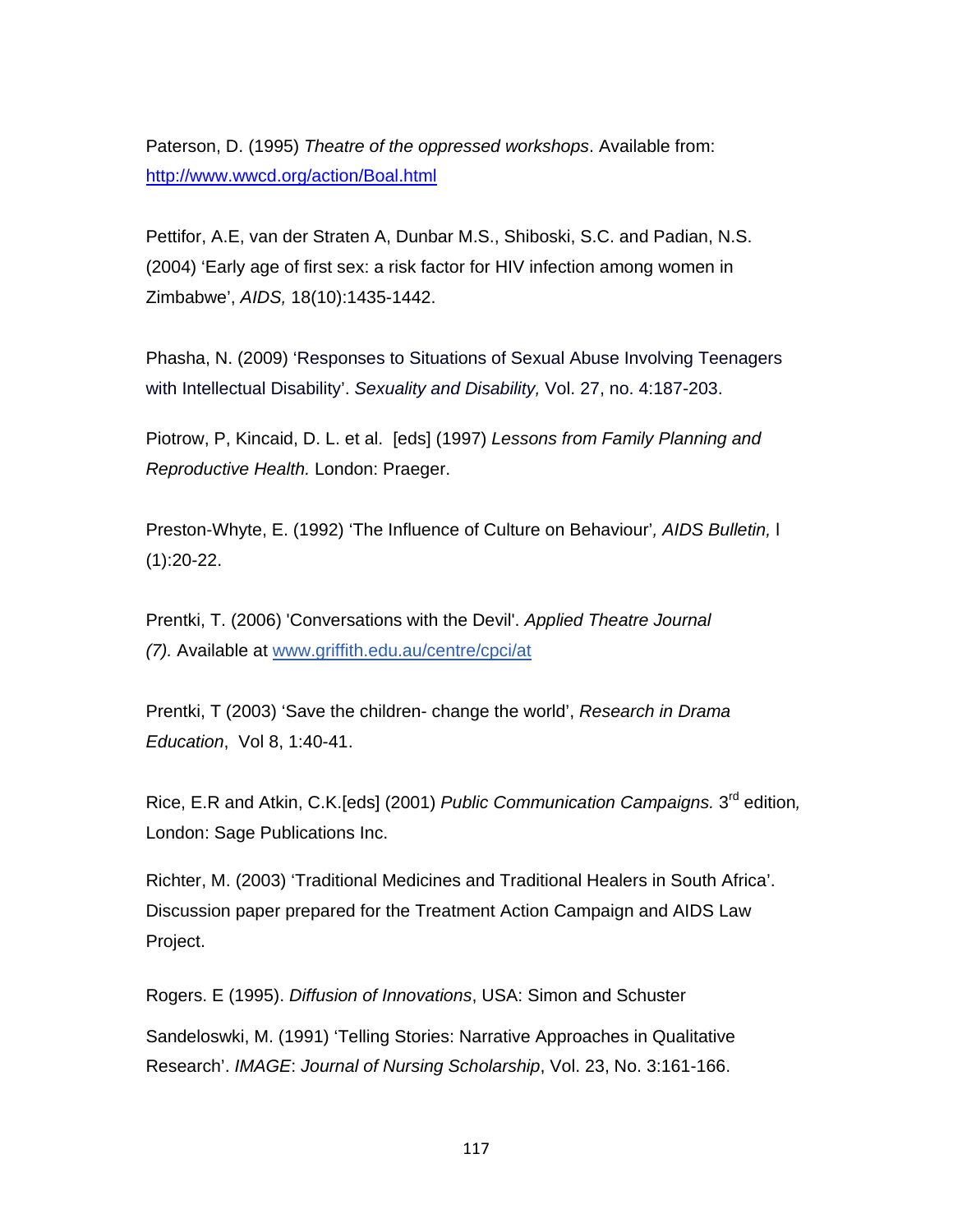Paterson, D. (1995) *Theatre of the oppressed workshops*. Available from: http://www.wwcd.org/action/Boal.html

Pettifor, A.E, van der Straten A, Dunbar M.S., Shiboski, S.C. and Padian, N.S. (2004) 'Early age of first sex: a risk factor for HIV infection among women in Zimbabwe', *AIDS,* 18(10):1435-1442.

Phasha, N. (2009) 'Responses to Situations of Sexual Abuse Involving Teenagers with Intellectual Disability'. *Sexuality and Disability,* Vol. 27, no. 4:187-203.

Piotrow, P, Kincaid, D. L. et al. [eds] (1997) *Lessons from Family Planning and Reproductive Health.* London: Praeger.

Preston-Whyte, E. (1992) 'The Influence of Culture on Behaviour'*, AIDS Bulletin,* l (1):20-22.

Prentki, T. (2006) 'Conversations with the Devil'. *Applied Theatre Journal (7).* Available at www.griffith.edu.au/centre/cpci/at

Prentki, T (2003) 'Save the children- change the world', *Research in Drama Education*, Vol 8, 1:40-41.

Rice, E.R and Atkin, C.K.[eds] (2001) *Public Communication Campaigns.* 3rd edition*,* London: Sage Publications Inc.

Richter, M. (2003) 'Traditional Medicines and Traditional Healers in South Africa'. Discussion paper prepared for the Treatment Action Campaign and AIDS Law Project.

Rogers. E (1995). *Diffusion of Innovations*, USA: Simon and Schuster

Sandeloswki, M. (1991) 'Telling Stories: Narrative Approaches in Qualitative Research'. *IMAGE*: *Journal of Nursing Scholarship*, Vol. 23, No. 3:161-166.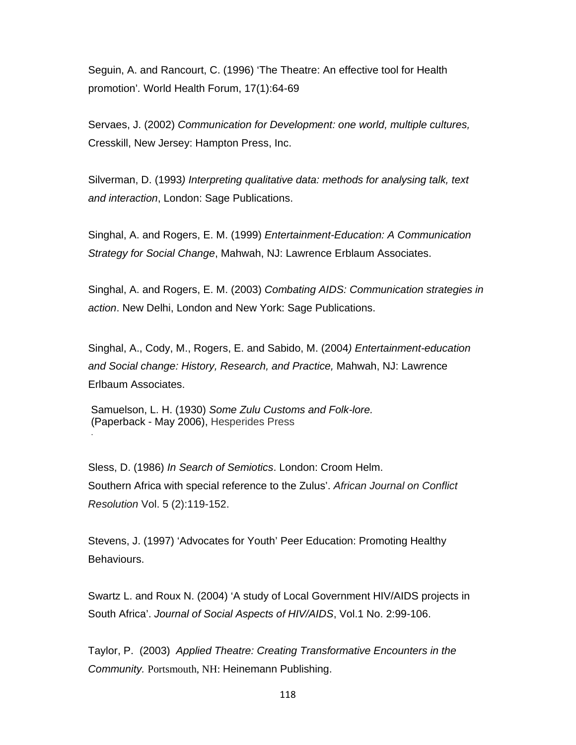Seguin, A. and Rancourt, C. (1996) 'The Theatre: An effective tool for Health promotion'. World Health Forum, 17(1):64-69

Servaes, J. (2002) *Communication for Development: one world, multiple cultures,* Cresskill, New Jersey: Hampton Press, Inc.

Silverman, D. (1993*) Interpreting qualitative data: methods for analysing talk, text and interaction*, London: Sage Publications.

Singhal, A. and Rogers, E. M. (1999) *Entertainment-Education: A Communication Strategy for Social Change*, Mahwah, NJ: Lawrence Erblaum Associates.

Singhal, A. and Rogers, E. M. (2003) *Combating AIDS: Communication strategies in action*. New Delhi, London and New York: Sage Publications.

Singhal, A., Cody, M., Rogers, E. and Sabido, M. (2004*) Entertainment-education and Social change: History, Research, and Practice,* Mahwah, NJ: Lawrence Erlbaum Associates.

Samuelson, L. H. (1930) *Some Zulu Customs and Folk-lore.* (Paperback - May 2006), Hesperides Press

.

Sless, D. (1986) *In Search of Semiotics*. London: Croom Helm.
Southern Africa with special reference to the Zulus'. *African Journal on Conflict Resolution* Vol. 5 (2):119-152.

Stevens, J. (1997) 'Advocates for Youth' Peer Education: Promoting Healthy Behaviours.

Swartz L. and Roux N. (2004) 'A study of Local Government HIV/AIDS projects in South Africa'. *Journal of Social Aspects of HIV/AIDS*, Vol.1 No. 2:99-106.

Taylor, P. (2003) *Applied Theatre: Creating Transformative Encounters in the Community.* Portsmouth, NH: Heinemann Publishing.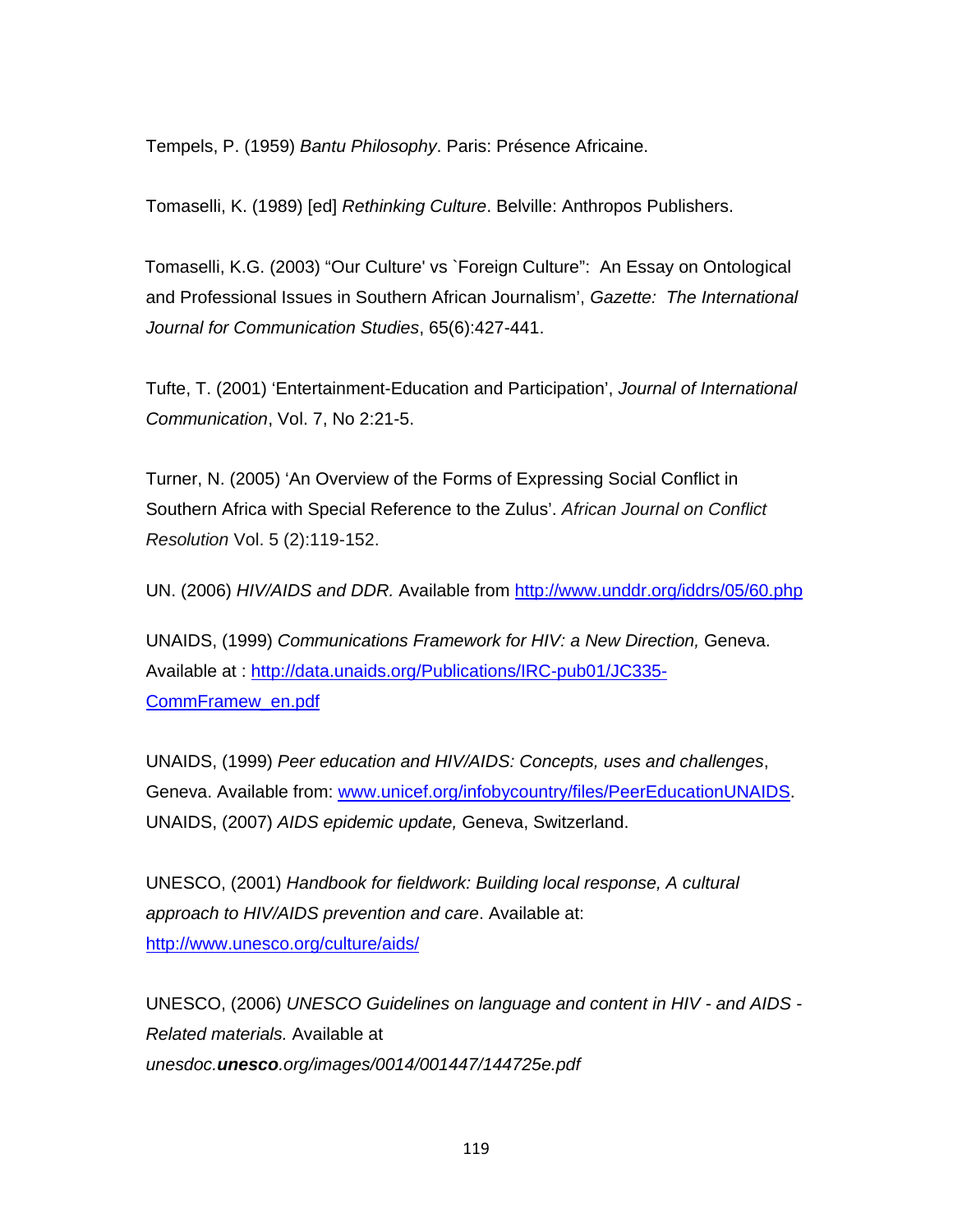Tempels, P. (1959) *Bantu Philosophy*. Paris: Présence Africaine.

Tomaselli, K. (1989) [ed] *Rethinking Culture*. Belville: Anthropos Publishers.

Tomaselli, K.G. (2003) "Our Culture' vs `Foreign Culture": An Essay on Ontological and Professional Issues in Southern African Journalism', *Gazette: The International Journal for Communication Studies*, 65(6):427-441.

Tufte, T. (2001) 'Entertainment-Education and Participation', *Journal of International Communication*, Vol. 7, No 2:21-5.

Turner, N. (2005) 'An Overview of the Forms of Expressing Social Conflict in Southern Africa with Special Reference to the Zulus'. *African Journal on Conflict Resolution* Vol. 5 (2):119-152.

UN. (2006) *HIV/AIDS and DDR.* Available from http://www.unddr.org/iddrs/05/60.php

UNAIDS, (1999) *Communications Framework for HIV: a New Direction,* Geneva. Available at : http://data.unaids.org/Publications/IRC-pub01/JC335-CommFramew_en.pdf

UNAIDS, (1999) *Peer education and HIV/AIDS: Concepts, uses and challenges*, Geneva. Available from: www.unicef.org/infobycountry/files/PeerEducationUNAIDS.
UNAIDS, (2007) *AIDS epidemic update,* Geneva, Switzerland.

UNESCO, (2001) *Handbook for fieldwork: Building local response, A cultural approach to HIV/AIDS prevention and care*. Available at: http://www.unesco.org/culture/aids/

UNESCO, (2006) *UNESCO Guidelines on language and content in HIV - and AIDS - Related materials.* Available at *unesdoc.**unesco**.org/images/0014/001447/144725e.pdf*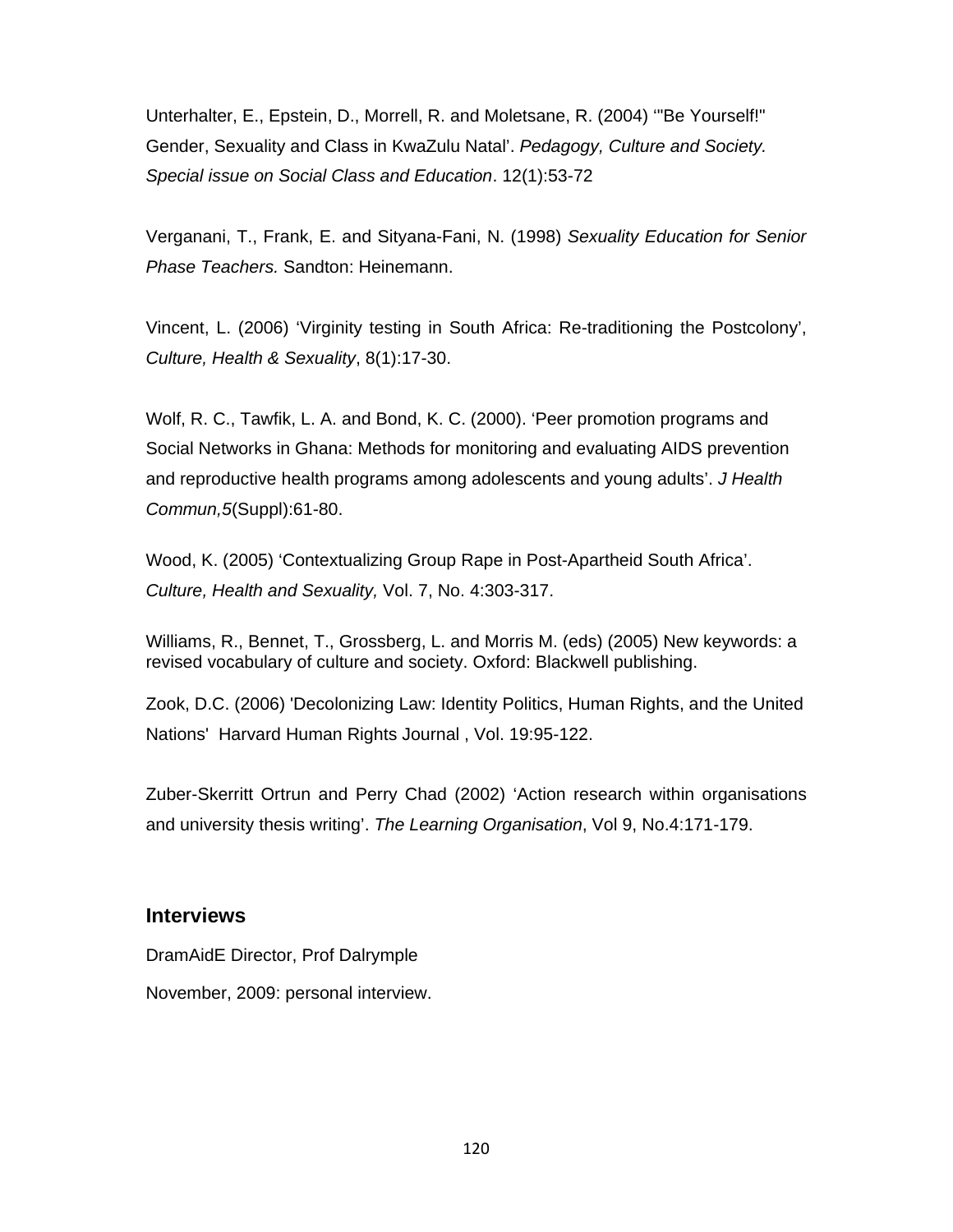Unterhalter, E., Epstein, D., Morrell, R. and Moletsane, R. (2004) '"Be Yourself!" Gender, Sexuality and Class in KwaZulu Natal'. *Pedagogy, Culture and Society. Special issue on Social Class and Education*. 12(1):53-72

Verganani, T., Frank, E. and Sityana-Fani, N. (1998) *Sexuality Education for Senior Phase Teachers.* Sandton: Heinemann.

Vincent, L. (2006) 'Virginity testing in South Africa: Re-traditioning the Postcolony', *Culture, Health & Sexuality*, 8(1):17-30.

Wolf, R. C., Tawfik, L. A. and Bond, K. C. (2000). 'Peer promotion programs and Social Networks in Ghana: Methods for monitoring and evaluating AIDS prevention and reproductive health programs among adolescents and young adults'. *J Health Commun,5*(Suppl):61-80.

Wood, K. (2005) 'Contextualizing Group Rape in Post-Apartheid South Africa'. *Culture, Health and Sexuality,* Vol. 7, No. 4:303-317.

Williams, R., Bennet, T., Grossberg, L. and Morris M. (eds) (2005) New keywords: a revised vocabulary of culture and society. Oxford: Blackwell publishing.

Zook, D.C. (2006) 'Decolonizing Law: Identity Politics, Human Rights, and the United Nations' Harvard Human Rights Journal , Vol. 19:95-122.

Zuber-Skerritt Ortrun and Perry Chad (2002) 'Action research within organisations and university thesis writing'. *The Learning Organisation*, Vol 9, No.4:171-179.

## Interviews

DramAidE Director, Prof Dalrymple

November, 2009: personal interview.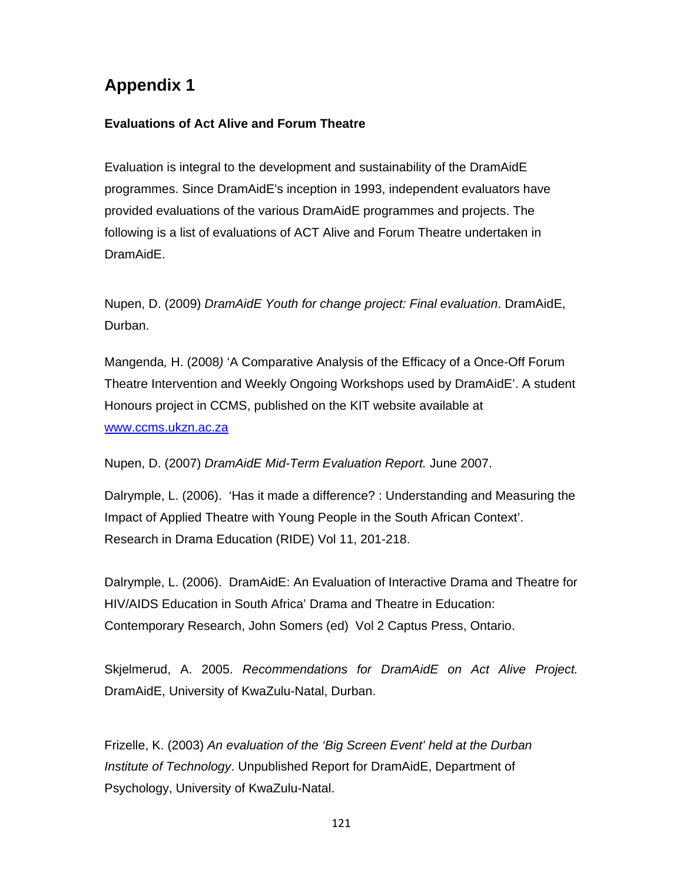# Appendix 1

**Evaluations of Act Alive and Forum Theatre**

Evaluation is integral to the development and sustainability of the DramAidE programmes. Since DramAidE's inception in 1993, independent evaluators have provided evaluations of the various DramAidE programmes and projects. The following is a list of evaluations of ACT Alive and Forum Theatre undertaken in DramAidE.

Nupen, D. (2009) *DramAidE Youth for change project: Final evaluation*. DramAidE, Durban.

Mangenda*,* H. (2008*)* 'A Comparative Analysis of the Efficacy of a Once-Off Forum Theatre Intervention and Weekly Ongoing Workshops used by DramAidE'. A student Honours project in CCMS, published on the KIT website available at [www.ccms.ukzn.ac.za](http://www.ccms.ukzn.ac.za)

Nupen, D. (2007) *DramAidE Mid-Term Evaluation Report.* June 2007.

Dalrymple, L. (2006). 'Has it made a difference? : Understanding and Measuring the Impact of Applied Theatre with Young People in the South African Context'. Research in Drama Education (RIDE) Vol 11, 201-218.

Dalrymple, L. (2006). DramAidE: An Evaluation of Interactive Drama and Theatre for HIV/AIDS Education in South Africa' Drama and Theatre in Education: Contemporary Research, John Somers (ed) Vol 2 Captus Press, Ontario.

Skjelmerud, A. 2005. *Recommendations for DramAidE on Act Alive Project.* DramAidE, University of KwaZulu-Natal, Durban.

Frizelle, K. (2003) *An evaluation of the 'Big Screen Event' held at the Durban Institute of Technology*. Unpublished Report for DramAidE, Department of Psychology, University of KwaZulu-Natal.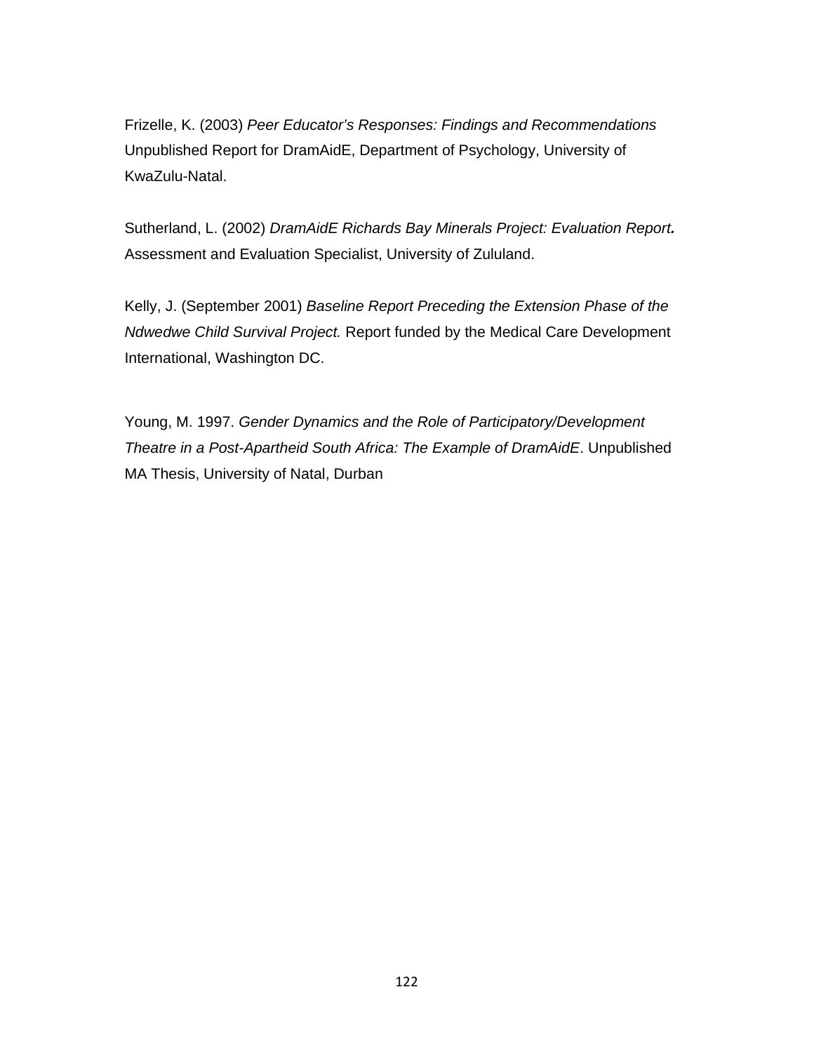Frizelle, K. (2003) *Peer Educator's Responses: Findings and Recommendations* Unpublished Report for DramAidE, Department of Psychology, University of KwaZulu-Natal.

Sutherland, L. (2002) *DramAidE Richards Bay Minerals Project: Evaluation Report.* Assessment and Evaluation Specialist, University of Zululand.

Kelly, J. (September 2001) *Baseline Report Preceding the Extension Phase of the Ndwedwe Child Survival Project.* Report funded by the Medical Care Development International, Washington DC.

Young, M. 1997. *Gender Dynamics and the Role of Participatory/Development Theatre in a Post-Apartheid South Africa: The Example of DramAidE*. Unpublished MA Thesis, University of Natal, Durban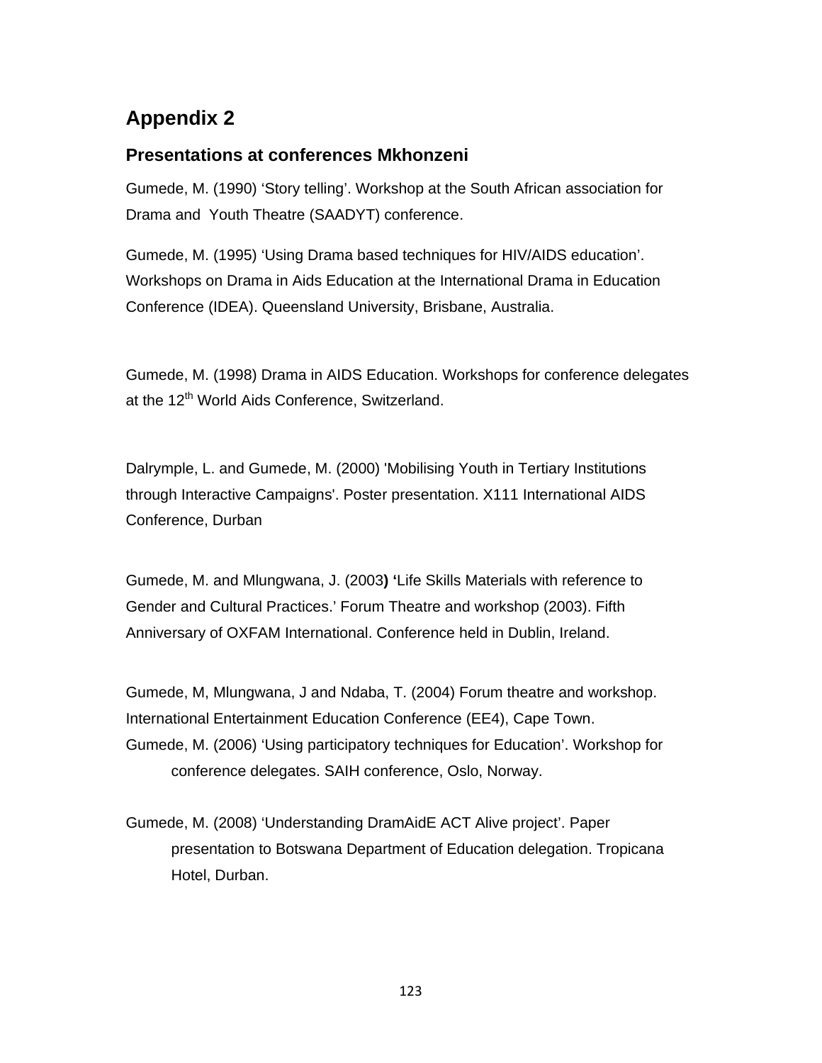# Appendix 2

## Presentations at conferences Mkhonzeni

Gumede, M. (1990) 'Story telling'. Workshop at the South African association for Drama and Youth Theatre (SAADYT) conference.

Gumede, M. (1995) 'Using Drama based techniques for HIV/AIDS education'. Workshops on Drama in Aids Education at the International Drama in Education Conference (IDEA). Queensland University, Brisbane, Australia.

Gumede, M. (1998) Drama in AIDS Education. Workshops for conference delegates at the 12th World Aids Conference, Switzerland.

Dalrymple, L. and Gumede, M. (2000) 'Mobilising Youth in Tertiary Institutions through Interactive Campaigns'. Poster presentation. X111 International AIDS Conference, Durban

Gumede, M. and Mlungwana, J. (2003**) '**Life Skills Materials with reference to Gender and Cultural Practices.' Forum Theatre and workshop (2003). Fifth Anniversary of OXFAM International. Conference held in Dublin, Ireland.

Gumede, M, Mlungwana, J and Ndaba, T. (2004) Forum theatre and workshop. International Entertainment Education Conference (EE4), Cape Town.

Gumede, M. (2006) 'Using participatory techniques for Education'. Workshop for conference delegates. SAIH conference, Oslo, Norway.

Gumede, M. (2008) 'Understanding DramAidE ACT Alive project'. Paper presentation to Botswana Department of Education delegation. Tropicana Hotel, Durban.